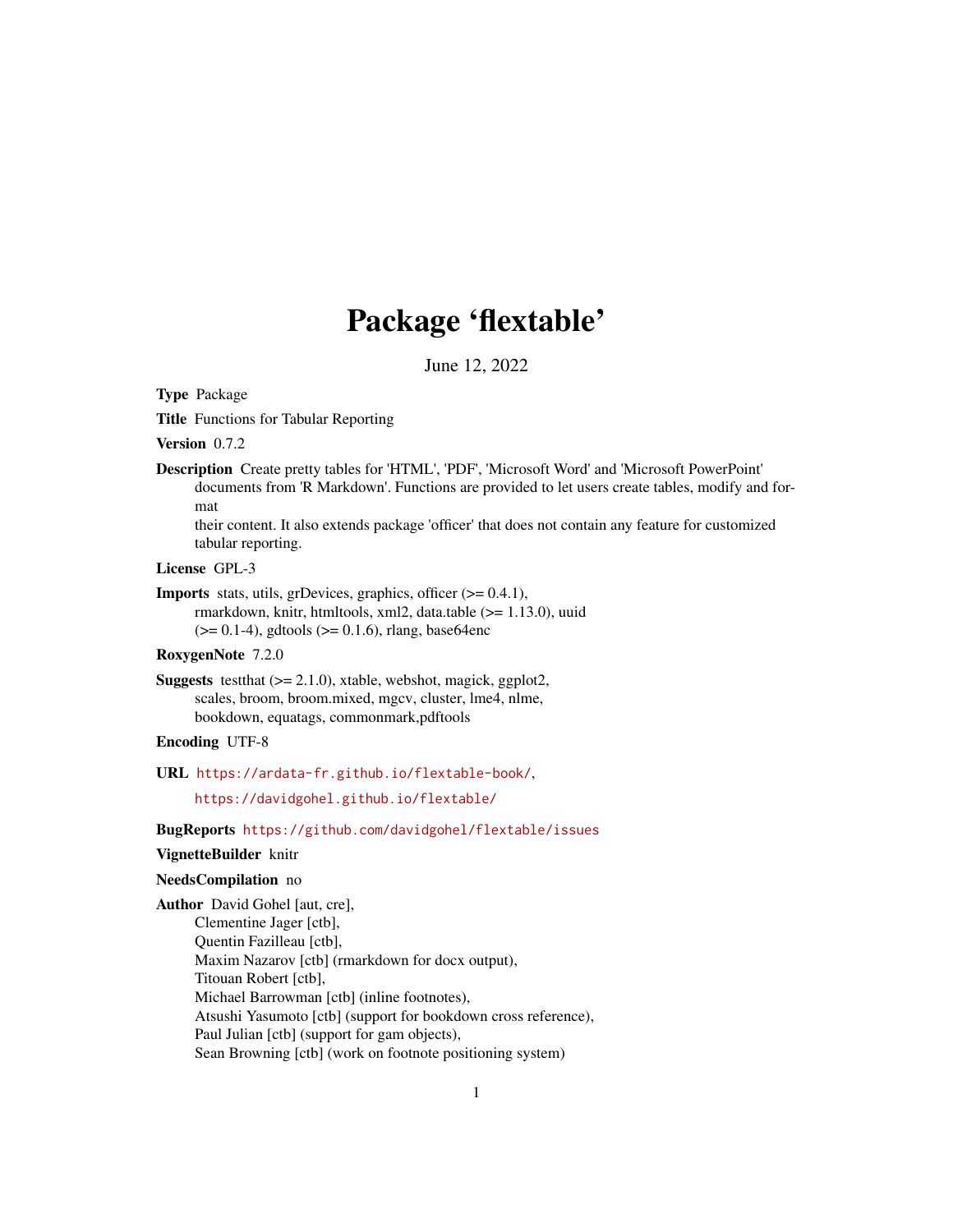# Package 'flextable'

June 12, 2022

**Type** Package

**Title** Functions for Tabular Reporting

**Version** 0.7.2

**Description** Create pretty tables for 'HTML', 'PDF', 'Microsoft Word' and 'Microsoft PowerPoint' documents from 'R Markdown'. Functions are provided to let users create tables, modify and format their content. It also extends package 'officer' that does not contain any feature for customized tabular reporting.

**License** GPL-3

**Imports** stats, utils, grDevices, graphics, officer (>= 0.4.1), rmarkdown, knitr, htmltools, xml2, data.table (>= 1.13.0), uuid (>= 0.1-4), gdtools (>= 0.1.6), rlang, base64enc

**RoxygenNote** 7.2.0

**Suggests** testthat (>= 2.1.0), xtable, webshot, magick, ggplot2, scales, broom, broom.mixed, mgcv, cluster, lme4, nlme, bookdown, equatags, commonmark,pdftools

**Encoding** UTF-8

**URL** https://ardata-fr.github.io/flextable-book/,
https://davidgohel.github.io/flextable/

**BugReports** https://github.com/davidgohel/flextable/issues

**VignetteBuilder** knitr

**NeedsCompilation** no

**Author** David Gohel [aut, cre],
Clementine Jager [ctb],
Quentin Fazilleau [ctb],
Maxim Nazarov [ctb] (rmarkdown for docx output),
Titouan Robert [ctb],
Michael Barrowman [ctb] (inline footnotes),
Atsushi Yasumoto [ctb] (support for bookdown cross reference),
Paul Julian [ctb] (support for gam objects),
Sean Browning [ctb] (work on footnote positioning system)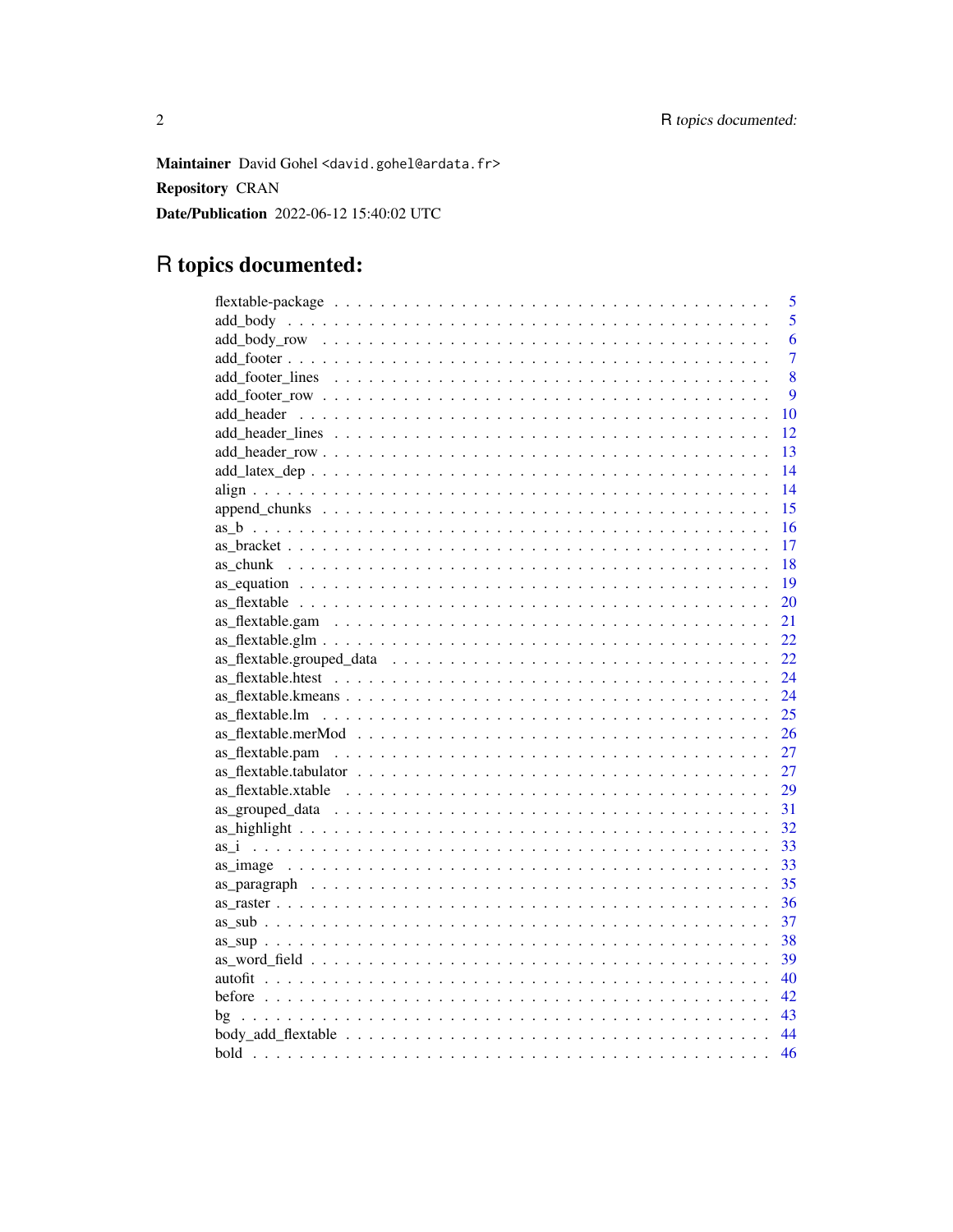**Maintainer** David Gohel <david.gohel@ardata.fr>

**Repository** CRAN

**Date/Publication** 2022-06-12 15:40:02 UTC

# R topics documented:

| | |
|---|---|
| flextable-package | 5 |
| add_body | 5 |
| add_body_row | 6 |
| add_footer | 7 |
| add_footer_lines | 8 |
| add_footer_row | 9 |
| add_header | 10 |
| add_header_lines | 12 |
| add_header_row | 13 |
| add_latex_dep | 14 |
| align | 14 |
| append_chunks | 15 |
| as_b | 16 |
| as_bracket | 17 |
| as_chunk | 18 |
| as_equation | 19 |
| as_flextable | 20 |
| as_flextable.gam | 21 |
| as_flextable.glm | 22 |
| as_flextable.grouped_data | 22 |
| as_flextable.htest | 24 |
| as_flextable.kmeans | 24 |
| as_flextable.lm | 25 |
| as_flextable.merMod | 26 |
| as_flextable.pam | 27 |
| as_flextable.tabulator | 27 |
| as_flextable.xtable | 29 |
| as_grouped_data | 31 |
| as_highlight | 32 |
| as_i | 33 |
| as_image | 33 |
| as_paragraph | 35 |
| as_raster | 36 |
| as_sub | 37 |
| as_sup | 38 |
| as_word_field | 39 |
| autofit | 40 |
| before | 42 |
| bg | 43 |
| body_add_flextable | 44 |
| bold | 46 |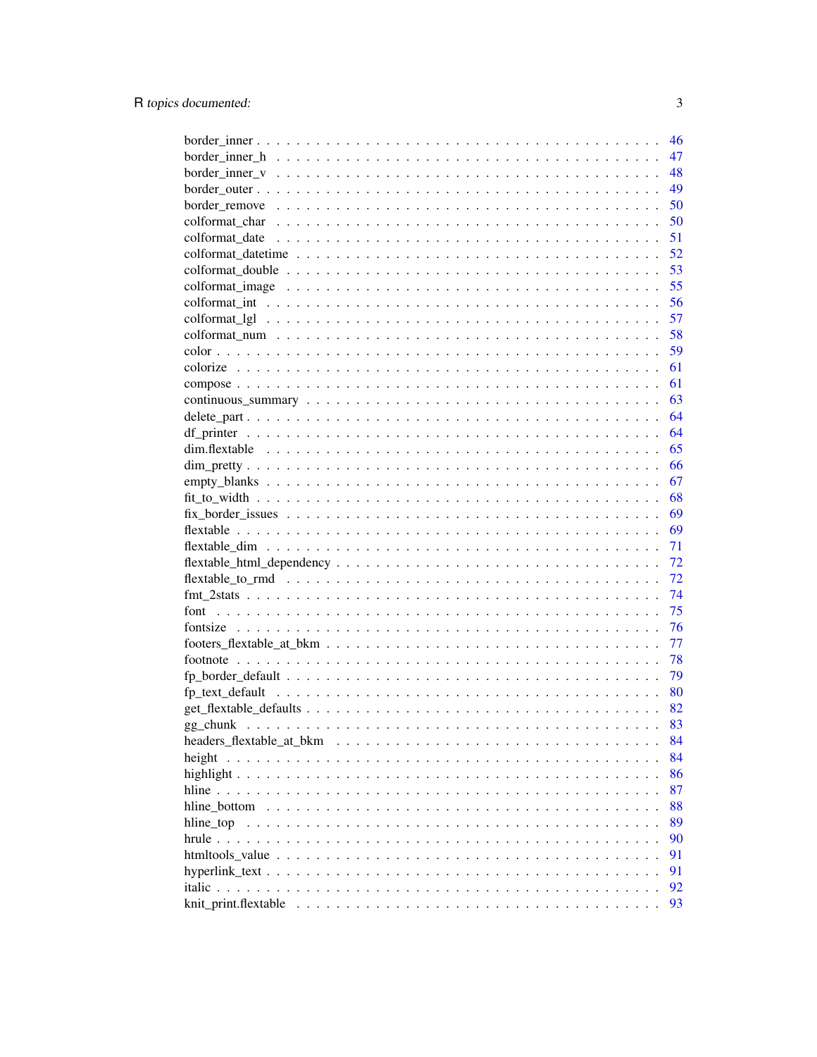border_inner . . . . . . . . . . . . . . . . . . . . . . . . . . . . . . . . . . . . . . . . 46
border_inner_h . . . . . . . . . . . . . . . . . . . . . . . . . . . . . . . . . . . . . . . 47
border_inner_v . . . . . . . . . . . . . . . . . . . . . . . . . . . . . . . . . . . . . . . 48
border_outer . . . . . . . . . . . . . . . . . . . . . . . . . . . . . . . . . . . . . . . . 49
border_remove . . . . . . . . . . . . . . . . . . . . . . . . . . . . . . . . . . . . . . . 50
colformat_char . . . . . . . . . . . . . . . . . . . . . . . . . . . . . . . . . . . . . . . 50
colformat_date . . . . . . . . . . . . . . . . . . . . . . . . . . . . . . . . . . . . . . . 51
colformat_datetime . . . . . . . . . . . . . . . . . . . . . . . . . . . . . . . . . . . . . 52
colformat_double . . . . . . . . . . . . . . . . . . . . . . . . . . . . . . . . . . . . . . 53
colformat_image . . . . . . . . . . . . . . . . . . . . . . . . . . . . . . . . . . . . . . 55
colformat_int . . . . . . . . . . . . . . . . . . . . . . . . . . . . . . . . . . . . . . . . 56
colformat_lgl . . . . . . . . . . . . . . . . . . . . . . . . . . . . . . . . . . . . . . . . 57
colformat_num . . . . . . . . . . . . . . . . . . . . . . . . . . . . . . . . . . . . . . . 58
color . . . . . . . . . . . . . . . . . . . . . . . . . . . . . . . . . . . . . . . . . . . . 59
colorize . . . . . . . . . . . . . . . . . . . . . . . . . . . . . . . . . . . . . . . . . . 61
compose . . . . . . . . . . . . . . . . . . . . . . . . . . . . . . . . . . . . . . . . . . 61
continuous_summary . . . . . . . . . . . . . . . . . . . . . . . . . . . . . . . . . . . . 63
delete_part . . . . . . . . . . . . . . . . . . . . . . . . . . . . . . . . . . . . . . . . . 64
df_printer . . . . . . . . . . . . . . . . . . . . . . . . . . . . . . . . . . . . . . . . . 64
dim.flextable . . . . . . . . . . . . . . . . . . . . . . . . . . . . . . . . . . . . . . . . 65
dim_pretty . . . . . . . . . . . . . . . . . . . . . . . . . . . . . . . . . . . . . . . . . 66
empty_blanks . . . . . . . . . . . . . . . . . . . . . . . . . . . . . . . . . . . . . . . . 67
fit_to_width . . . . . . . . . . . . . . . . . . . . . . . . . . . . . . . . . . . . . . . . 68
fix_border_issues . . . . . . . . . . . . . . . . . . . . . . . . . . . . . . . . . . . . . . 69
flextable . . . . . . . . . . . . . . . . . . . . . . . . . . . . . . . . . . . . . . . . . . 69
flextable_dim . . . . . . . . . . . . . . . . . . . . . . . . . . . . . . . . . . . . . . . . 71
flextable_html_dependency . . . . . . . . . . . . . . . . . . . . . . . . . . . . . . . . . 72
flextable_to_rmd . . . . . . . . . . . . . . . . . . . . . . . . . . . . . . . . . . . . . . 72
fmt_2stats . . . . . . . . . . . . . . . . . . . . . . . . . . . . . . . . . . . . . . . . . 74
font . . . . . . . . . . . . . . . . . . . . . . . . . . . . . . . . . . . . . . . . . . . . 75
fontsize . . . . . . . . . . . . . . . . . . . . . . . . . . . . . . . . . . . . . . . . . . 76
footers_flextable_at_bkm . . . . . . . . . . . . . . . . . . . . . . . . . . . . . . . . . . 77
footnote . . . . . . . . . . . . . . . . . . . . . . . . . . . . . . . . . . . . . . . . . . 78
fp_border_default . . . . . . . . . . . . . . . . . . . . . . . . . . . . . . . . . . . . . . 79
fp_text_default . . . . . . . . . . . . . . . . . . . . . . . . . . . . . . . . . . . . . . . 80
get_flextable_defaults . . . . . . . . . . . . . . . . . . . . . . . . . . . . . . . . . . . . 82
gg_chunk . . . . . . . . . . . . . . . . . . . . . . . . . . . . . . . . . . . . . . . . . . 83
headers_flextable_at_bkm . . . . . . . . . . . . . . . . . . . . . . . . . . . . . . . . . . 84
height . . . . . . . . . . . . . . . . . . . . . . . . . . . . . . . . . . . . . . . . . . . 84
highlight . . . . . . . . . . . . . . . . . . . . . . . . . . . . . . . . . . . . . . . . . . 86
hline . . . . . . . . . . . . . . . . . . . . . . . . . . . . . . . . . . . . . . . . . . . . 87
hline_bottom . . . . . . . . . . . . . . . . . . . . . . . . . . . . . . . . . . . . . . . . 88
hline_top . . . . . . . . . . . . . . . . . . . . . . . . . . . . . . . . . . . . . . . . . . 89
hrule . . . . . . . . . . . . . . . . . . . . . . . . . . . . . . . . . . . . . . . . . . . . 90
htmltools_value . . . . . . . . . . . . . . . . . . . . . . . . . . . . . . . . . . . . . . . 91
hyperlink_text . . . . . . . . . . . . . . . . . . . . . . . . . . . . . . . . . . . . . . . . 91
italic . . . . . . . . . . . . . . . . . . . . . . . . . . . . . . . . . . . . . . . . . . . . 92
knit_print.flextable . . . . . . . . . . . . . . . . . . . . . . . . . . . . . . . . . . . . . 93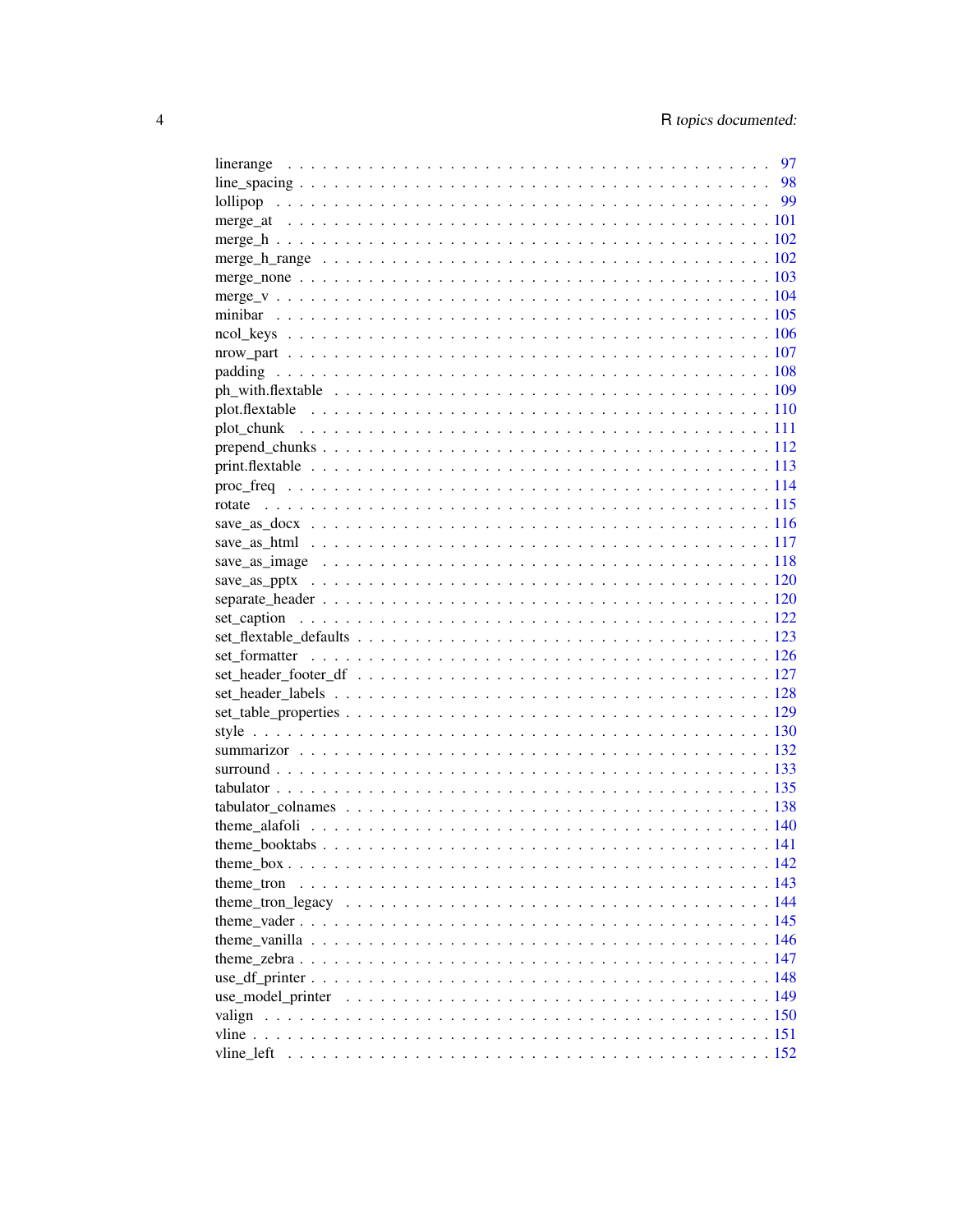linerange . . . . . . . . . . . . . . . . . . . . . . . . . . . . . . . . . . . . . . . . . 97
line_spacing . . . . . . . . . . . . . . . . . . . . . . . . . . . . . . . . . . . . . . . . 98
lollipop . . . . . . . . . . . . . . . . . . . . . . . . . . . . . . . . . . . . . . . . . . 99
merge_at . . . . . . . . . . . . . . . . . . . . . . . . . . . . . . . . . . . . . . . . . 101
merge_h . . . . . . . . . . . . . . . . . . . . . . . . . . . . . . . . . . . . . . . . . . 102
merge_h_range . . . . . . . . . . . . . . . . . . . . . . . . . . . . . . . . . . . . . . 102
merge_none . . . . . . . . . . . . . . . . . . . . . . . . . . . . . . . . . . . . . . . . 103
merge_v . . . . . . . . . . . . . . . . . . . . . . . . . . . . . . . . . . . . . . . . . . 104
minibar . . . . . . . . . . . . . . . . . . . . . . . . . . . . . . . . . . . . . . . . . . 105
ncol_keys . . . . . . . . . . . . . . . . . . . . . . . . . . . . . . . . . . . . . . . . . 106
nrow_part . . . . . . . . . . . . . . . . . . . . . . . . . . . . . . . . . . . . . . . . . 107
padding . . . . . . . . . . . . . . . . . . . . . . . . . . . . . . . . . . . . . . . . . . 108
ph_with.flextable . . . . . . . . . . . . . . . . . . . . . . . . . . . . . . . . . . . . . 109
plot.flextable . . . . . . . . . . . . . . . . . . . . . . . . . . . . . . . . . . . . . . . 110
plot_chunk . . . . . . . . . . . . . . . . . . . . . . . . . . . . . . . . . . . . . . . . . 111
prepend_chunks . . . . . . . . . . . . . . . . . . . . . . . . . . . . . . . . . . . . . . 112
print.flextable . . . . . . . . . . . . . . . . . . . . . . . . . . . . . . . . . . . . . . 113
proc_freq . . . . . . . . . . . . . . . . . . . . . . . . . . . . . . . . . . . . . . . . . 114
rotate . . . . . . . . . . . . . . . . . . . . . . . . . . . . . . . . . . . . . . . . . . . 115
save_as_docx . . . . . . . . . . . . . . . . . . . . . . . . . . . . . . . . . . . . . . . 116
save_as_html . . . . . . . . . . . . . . . . . . . . . . . . . . . . . . . . . . . . . . . 117
save_as_image . . . . . . . . . . . . . . . . . . . . . . . . . . . . . . . . . . . . . . 118
save_as_pptx . . . . . . . . . . . . . . . . . . . . . . . . . . . . . . . . . . . . . . . 120
separate_header . . . . . . . . . . . . . . . . . . . . . . . . . . . . . . . . . . . . . 120
set_caption . . . . . . . . . . . . . . . . . . . . . . . . . . . . . . . . . . . . . . . . 122
set_flextable_defaults . . . . . . . . . . . . . . . . . . . . . . . . . . . . . . . . . . 123
set_formatter . . . . . . . . . . . . . . . . . . . . . . . . . . . . . . . . . . . . . . . 126
set_header_footer_df . . . . . . . . . . . . . . . . . . . . . . . . . . . . . . . . . . . 127
set_header_labels . . . . . . . . . . . . . . . . . . . . . . . . . . . . . . . . . . . . . 128
set_table_properties . . . . . . . . . . . . . . . . . . . . . . . . . . . . . . . . . . . 129
style . . . . . . . . . . . . . . . . . . . . . . . . . . . . . . . . . . . . . . . . . . . . 130
summarizor . . . . . . . . . . . . . . . . . . . . . . . . . . . . . . . . . . . . . . . . 132
surround . . . . . . . . . . . . . . . . . . . . . . . . . . . . . . . . . . . . . . . . . . 133
tabulator . . . . . . . . . . . . . . . . . . . . . . . . . . . . . . . . . . . . . . . . . . 135
tabulator_colnames . . . . . . . . . . . . . . . . . . . . . . . . . . . . . . . . . . . . 138
theme_alafoli . . . . . . . . . . . . . . . . . . . . . . . . . . . . . . . . . . . . . . . 140
theme_booktabs . . . . . . . . . . . . . . . . . . . . . . . . . . . . . . . . . . . . . . 141
theme_box . . . . . . . . . . . . . . . . . . . . . . . . . . . . . . . . . . . . . . . . . 142
theme_tron . . . . . . . . . . . . . . . . . . . . . . . . . . . . . . . . . . . . . . . . . 143
theme_tron_legacy . . . . . . . . . . . . . . . . . . . . . . . . . . . . . . . . . . . . 144
theme_vader . . . . . . . . . . . . . . . . . . . . . . . . . . . . . . . . . . . . . . . . 145
theme_vanilla . . . . . . . . . . . . . . . . . . . . . . . . . . . . . . . . . . . . . . . 146
theme_zebra . . . . . . . . . . . . . . . . . . . . . . . . . . . . . . . . . . . . . . . . 147
use_df_printer . . . . . . . . . . . . . . . . . . . . . . . . . . . . . . . . . . . . . . 148
use_model_printer . . . . . . . . . . . . . . . . . . . . . . . . . . . . . . . . . . . . 149
valign . . . . . . . . . . . . . . . . . . . . . . . . . . . . . . . . . . . . . . . . . . . 150
vline . . . . . . . . . . . . . . . . . . . . . . . . . . . . . . . . . . . . . . . . . . . . 151
vline_left . . . . . . . . . . . . . . . . . . . . . . . . . . . . . . . . . . . . . . . . . 152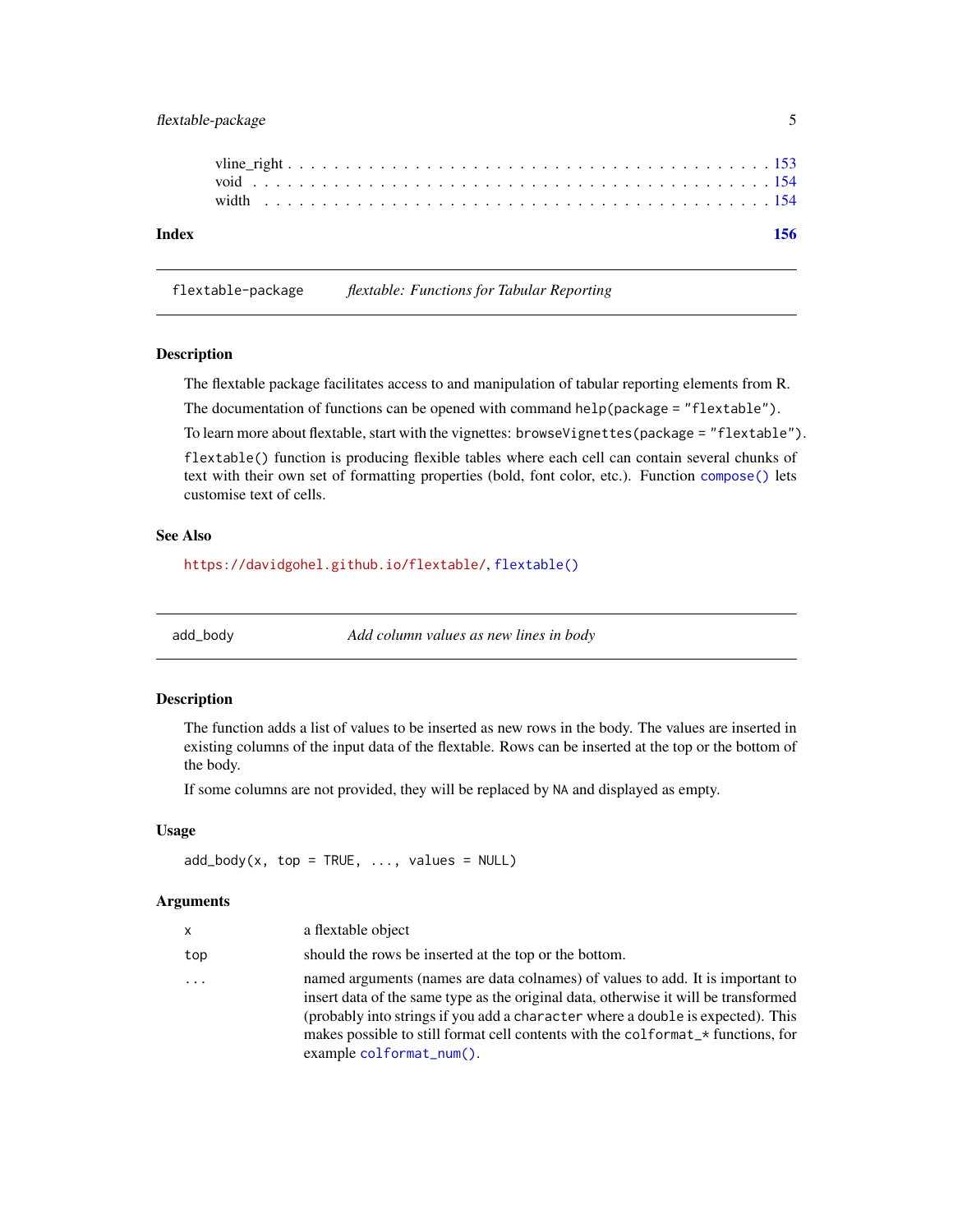vline_right . . . . . . . . . . . . . . . . . . . . . . . . . . . . . . . . . . . . . . . . 153
void . . . . . . . . . . . . . . . . . . . . . . . . . . . . . . . . . . . . . . . . . . . 154
width . . . . . . . . . . . . . . . . . . . . . . . . . . . . . . . . . . . . . . . . . . 154

**Index** **156**

---

## flextable-package — *flextable: Functions for Tabular Reporting*

### Description

The flextable package facilitates access to and manipulation of tabular reporting elements from R.

The documentation of functions can be opened with command `help(package = "flextable")`.

To learn more about flextable, start with the vignettes: `browseVignettes(package = "flextable")`.

`flextable()` function is producing flexible tables where each cell can contain several chunks of text with their own set of formatting properties (bold, font color, etc.). Function `compose()` lets customise text of cells.

### See Also

https://davidgohel.github.io/flextable/, `flextable()`

---

## add_body — *Add column values as new lines in body*

### Description

The function adds a list of values to be inserted as new rows in the body. The values are inserted in existing columns of the input data of the flextable. Rows can be inserted at the top or the bottom of the body.

If some columns are not provided, they will be replaced by `NA` and displayed as empty.

### Usage

```
add_body(x, top = TRUE, ..., values = NULL)
```

### Arguments

| | |
|---|---|
| `x` | a flextable object |
| `top` | should the rows be inserted at the top or the bottom. |
| `...` | named arguments (names are data colnames) of values to add. It is important to insert data of the same type as the original data, otherwise it will be transformed (probably into strings if you add a `character` where a `double` is expected). This makes possible to still format cell contents with the `colformat_*` functions, for example `colformat_num()`. |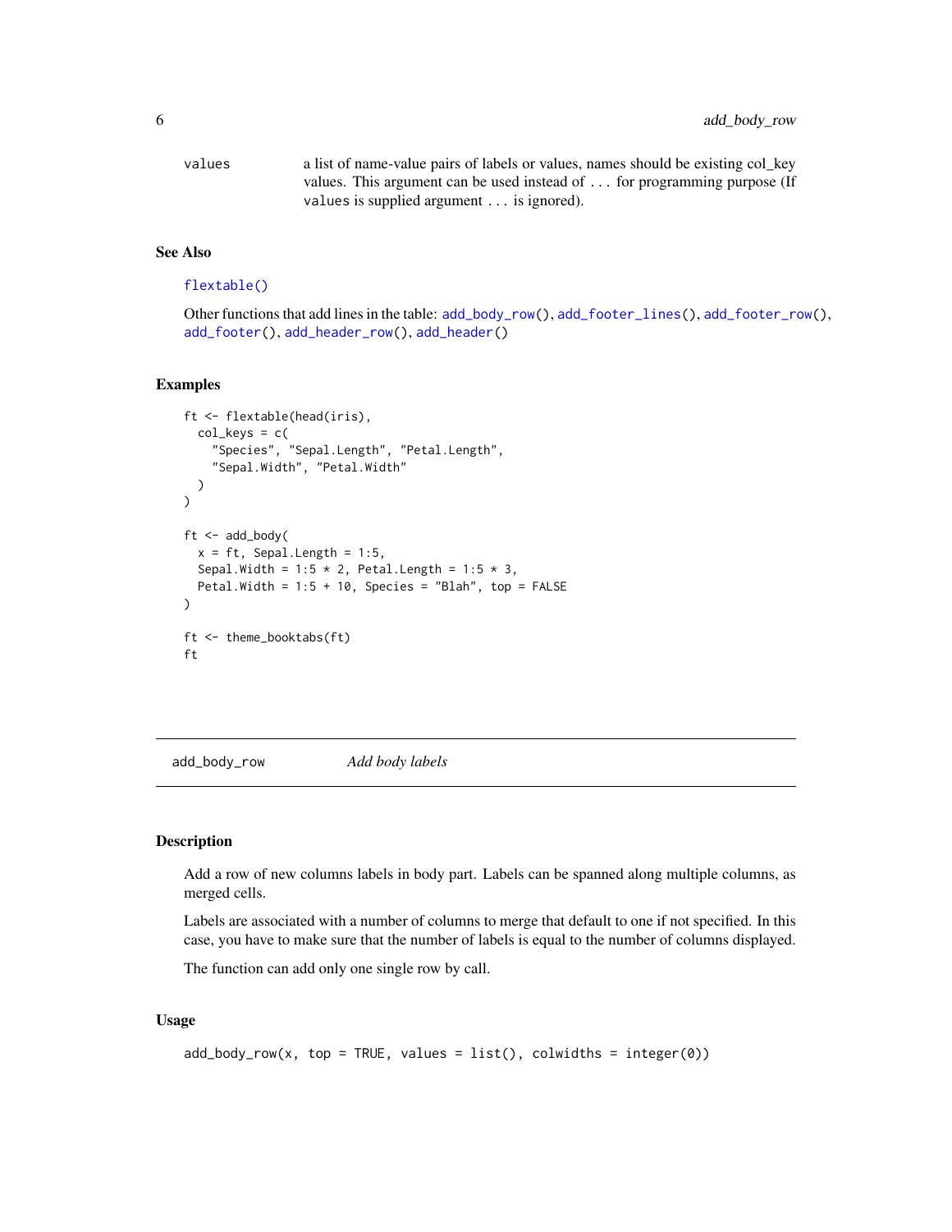| | |
|---|---|
| values | a list of name-value pairs of labels or values, names should be existing col_key values. This argument can be used instead of `...` for programming purpose (If `values` is supplied argument `...` is ignored). |

### See Also

`flextable()`

Other functions that add lines in the table: `add_body_row()`, `add_footer_lines()`, `add_footer_row()`, `add_footer()`, `add_header_row()`, `add_header()`

### Examples

```
ft <- flextable(head(iris),
  col_keys = c(
    "Species", "Sepal.Length", "Petal.Length",
    "Sepal.Width", "Petal.Width"
  )
)

ft <- add_body(
  x = ft, Sepal.Length = 1:5,
  Sepal.Width = 1:5 * 2, Petal.Length = 1:5 * 3,
  Petal.Width = 1:5 + 10, Species = "Blah", top = FALSE
)

ft <- theme_booktabs(ft)
ft
```

---

## add_body_row *Add body labels*

---

### Description

Add a row of new columns labels in body part. Labels can be spanned along multiple columns, as merged cells.

Labels are associated with a number of columns to merge that default to one if not specified. In this case, you have to make sure that the number of labels is equal to the number of columns displayed.

The function can add only one single row by call.

### Usage

```
add_body_row(x, top = TRUE, values = list(), colwidths = integer(0))
```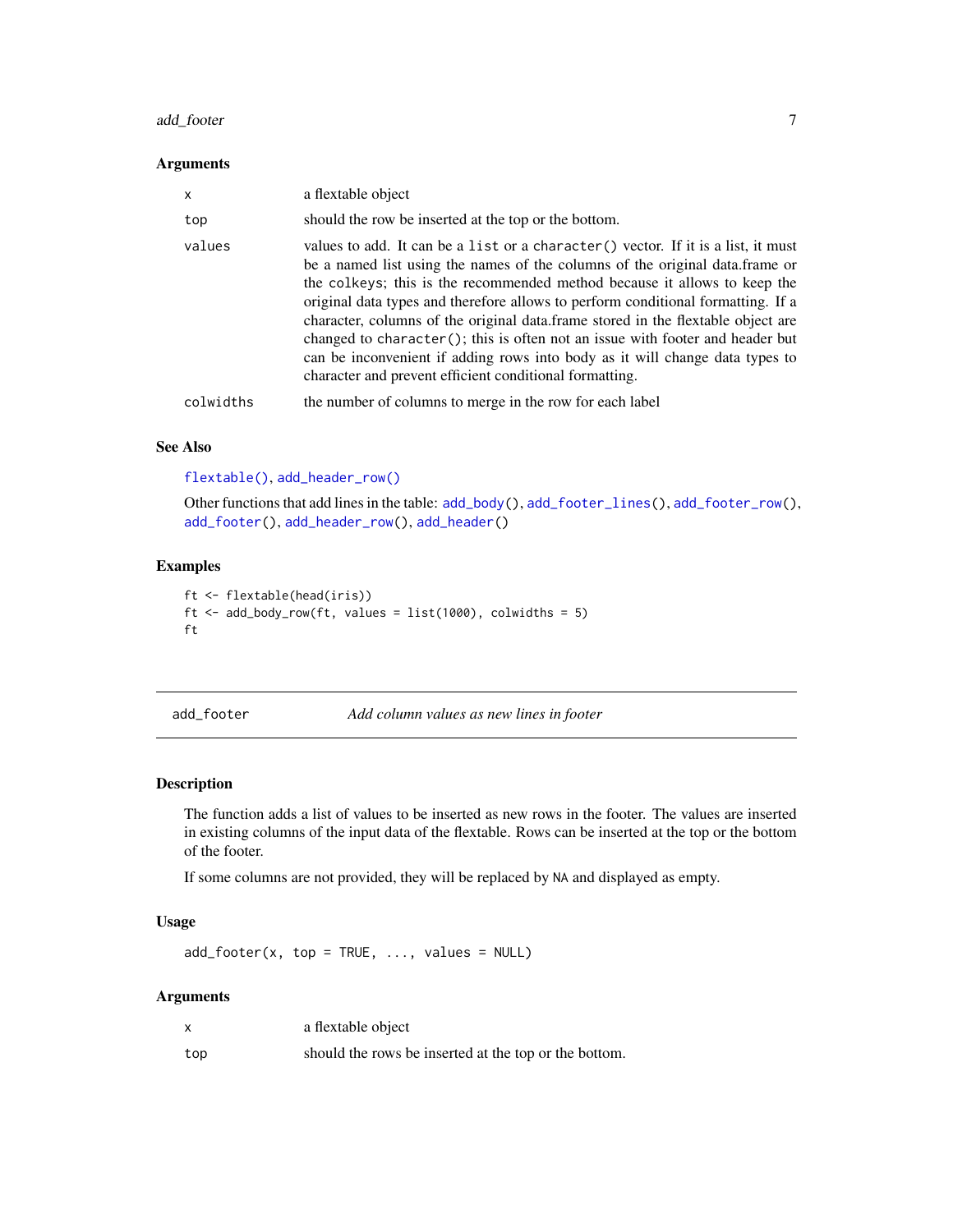### Arguments

| | |
|---|---|
| x | a flextable object |
| top | should the row be inserted at the top or the bottom. |
| values | values to add. It can be a `list` or a `character()` vector. If it is a list, it must be a named list using the names of the columns of the original data.frame or the `colkeys`; this is the recommended method because it allows to keep the original data types and therefore allows to perform conditional formatting. If a character, columns of the original data.frame stored in the flextable object are changed to `character()`; this is often not an issue with footer and header but can be inconvenient if adding rows into body as it will change data types to character and prevent efficient conditional formatting. |
| colwidths | the number of columns to merge in the row for each label |

### See Also

`flextable()`, `add_header_row()`

Other functions that add lines in the table: `add_body()`, `add_footer_lines()`, `add_footer_row()`, `add_footer()`, `add_header_row()`, `add_header()`

### Examples

```
ft <- flextable(head(iris))
ft <- add_body_row(ft, values = list(1000), colwidths = 5)
ft
```

---

## add_footer &nbsp;&nbsp;&nbsp; *Add column values as new lines in footer*

### Description

The function adds a list of values to be inserted as new rows in the footer. The values are inserted in existing columns of the input data of the flextable. Rows can be inserted at the top or the bottom of the footer.

If some columns are not provided, they will be replaced by `NA` and displayed as empty.

### Usage

```
add_footer(x, top = TRUE, ..., values = NULL)
```

### Arguments

| | |
|---|---|
| x | a flextable object |
| top | should the rows be inserted at the top or the bottom. |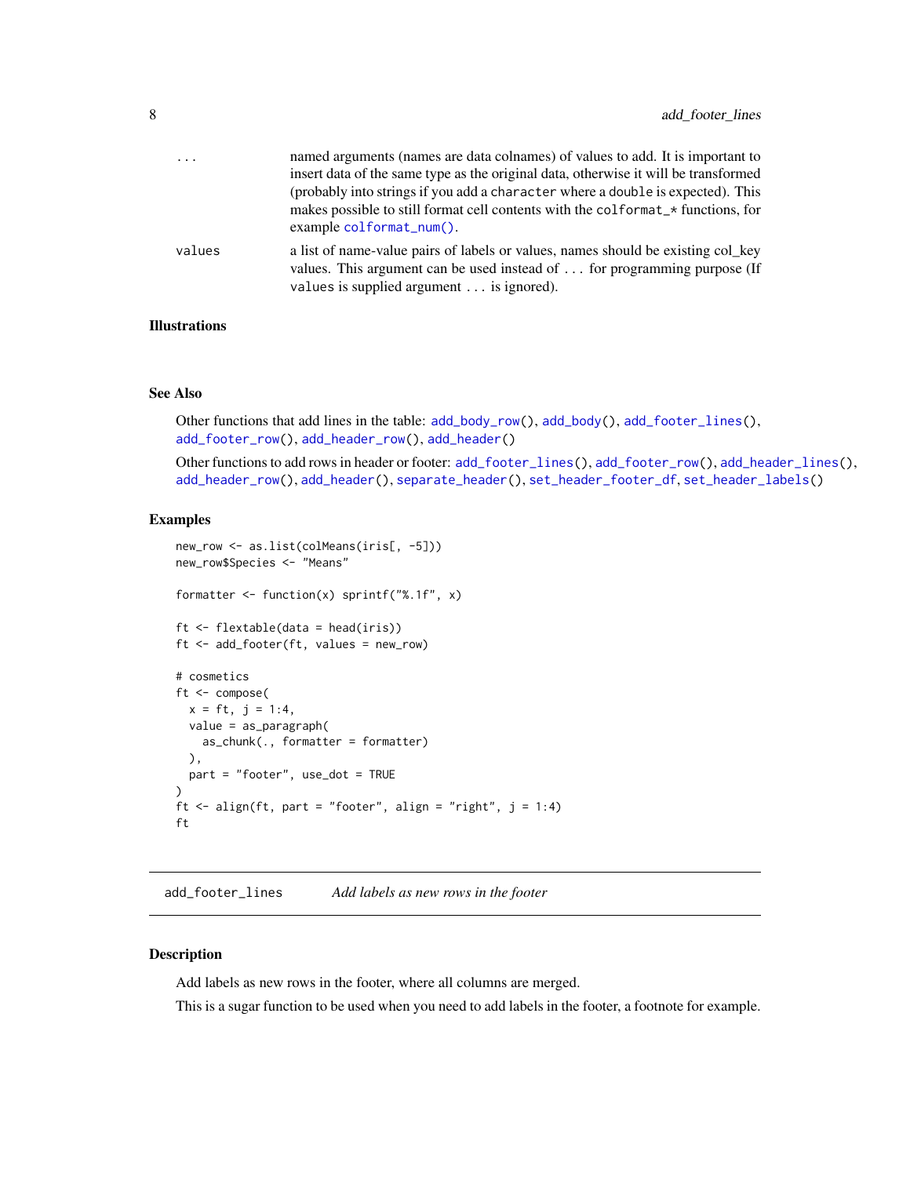| | |
|---|---|
| ... | named arguments (names are data colnames) of values to add. It is important to insert data of the same type as the original data, otherwise it will be transformed (probably into strings if you add a `character` where a `double` is expected). This makes possible to still format cell contents with the `colformat_*` functions, for example `colformat_num()`. |
| values | a list of name-value pairs of labels or values, names should be existing col_key values. This argument can be used instead of ... for programming purpose (If `values` is supplied argument ... is ignored). |

### Illustrations

### See Also

Other functions that add lines in the table: `add_body_row()`, `add_body()`, `add_footer_lines()`, `add_footer_row()`, `add_header_row()`, `add_header()`

Other functions to add rows in header or footer: `add_footer_lines()`, `add_footer_row()`, `add_header_lines()`, `add_header_row()`, `add_header()`, `separate_header()`, `set_header_footer_df`, `set_header_labels()`

### Examples

```
new_row <- as.list(colMeans(iris[, -5]))
new_row$Species <- "Means"

formatter <- function(x) sprintf("%.1f", x)

ft <- flextable(data = head(iris))
ft <- add_footer(ft, values = new_row)

# cosmetics
ft <- compose(
  x = ft, j = 1:4,
  value = as_paragraph(
    as_chunk(., formatter = formatter)
  ),
  part = "footer", use_dot = TRUE
)
ft <- align(ft, part = "footer", align = "right", j = 1:4)
ft
```

---

## add_footer_lines — *Add labels as new rows in the footer*

### Description

Add labels as new rows in the footer, where all columns are merged.

This is a sugar function to be used when you need to add labels in the footer, a footnote for example.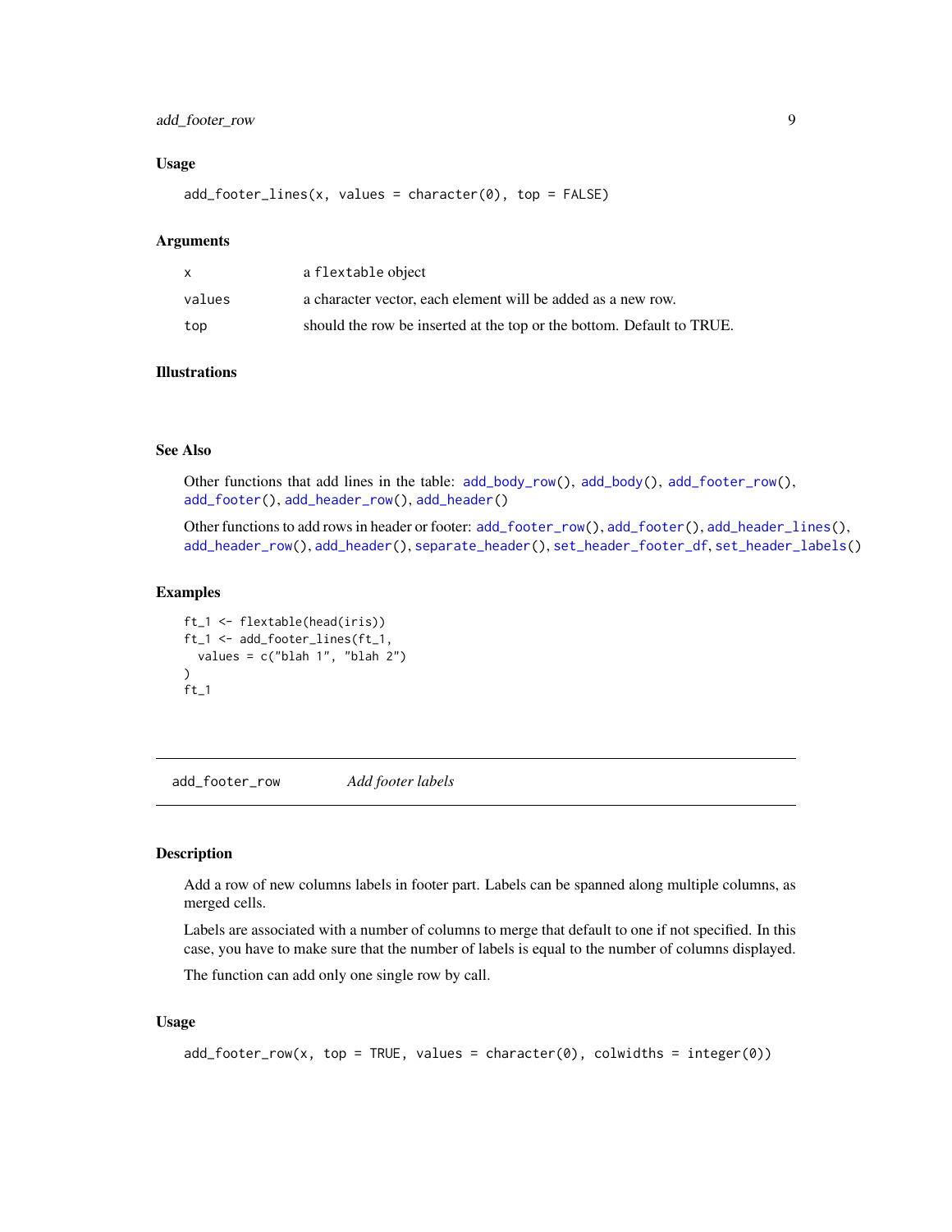### Usage

```
add_footer_lines(x, values = character(0), top = FALSE)
```

### Arguments

| | |
|---|---|
| x | a flextable object |
| values | a character vector, each element will be added as a new row. |
| top | should the row be inserted at the top or the bottom. Default to TRUE. |

### Illustrations

### See Also

Other functions that add lines in the table: add_body_row(), add_body(), add_footer_row(), add_footer(), add_header_row(), add_header()

Other functions to add rows in header or footer: add_footer_row(), add_footer(), add_header_lines(), add_header_row(), add_header(), separate_header(), set_header_footer_df, set_header_labels()

### Examples

```
ft_1 <- flextable(head(iris))
ft_1 <- add_footer_lines(ft_1,
  values = c("blah 1", "blah 2")
)
ft_1
```

---

## add_footer_row — *Add footer labels*

### Description

Add a row of new columns labels in footer part. Labels can be spanned along multiple columns, as merged cells.

Labels are associated with a number of columns to merge that default to one if not specified. In this case, you have to make sure that the number of labels is equal to the number of columns displayed.

The function can add only one single row by call.

### Usage

```
add_footer_row(x, top = TRUE, values = character(0), colwidths = integer(0))
```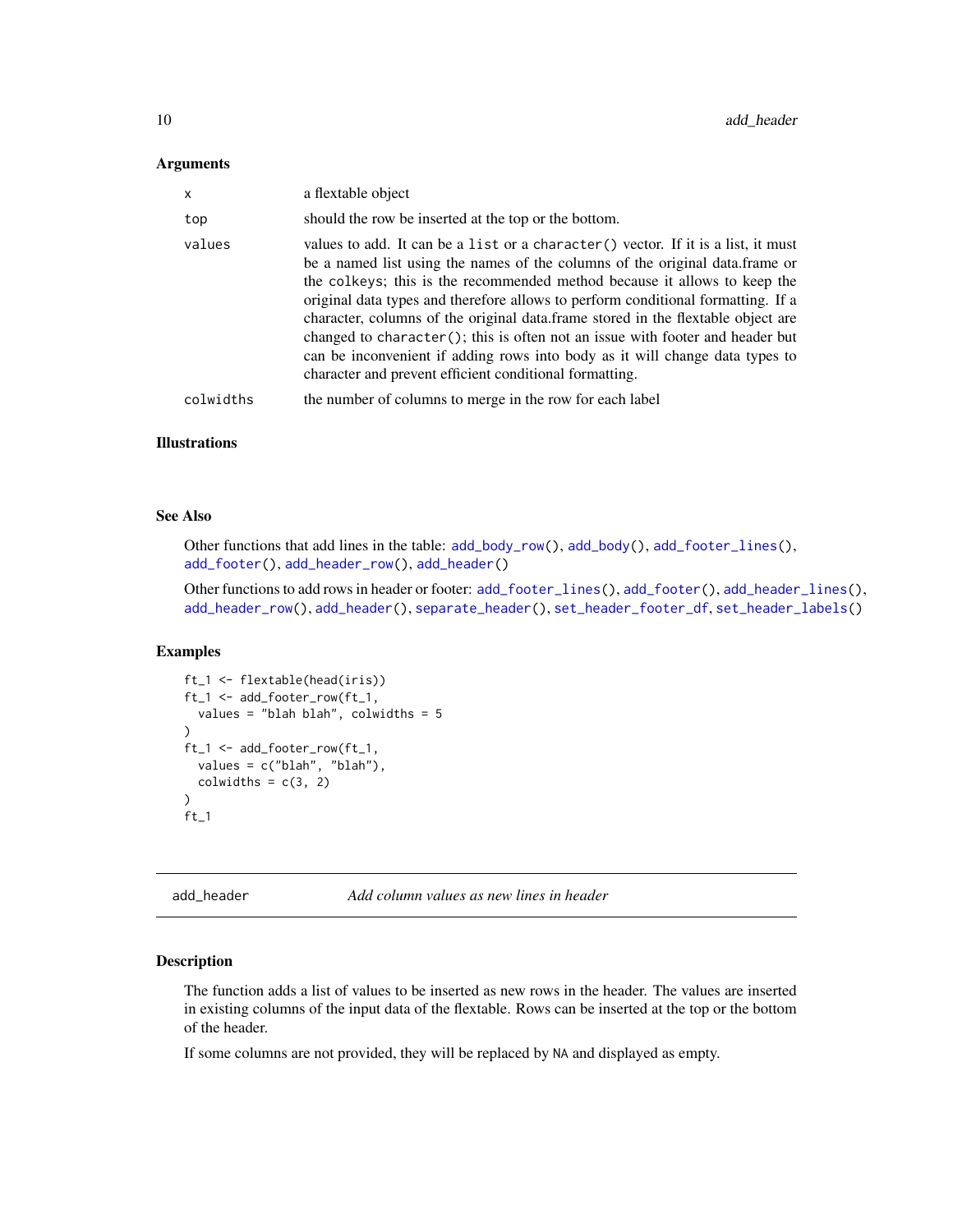### Arguments

| | |
|---|---|
| `x` | a flextable object |
| `top` | should the row be inserted at the top or the bottom. |
| `values` | values to add. It can be a `list` or a `character()` vector. If it is a list, it must be a named list using the names of the columns of the original data.frame or the `colkeys`; this is the recommended method because it allows to keep the original data types and therefore allows to perform conditional formatting. If a character, columns of the original data.frame stored in the flextable object are changed to `character()`; this is often not an issue with footer and header but can be inconvenient if adding rows into body as it will change data types to character and prevent efficient conditional formatting. |
| `colwidths` | the number of columns to merge in the row for each label |

### Illustrations

### See Also

Other functions that add lines in the table: `add_body_row()`, `add_body()`, `add_footer_lines()`, `add_footer()`, `add_header_row()`, `add_header()`

Other functions to add rows in header or footer: `add_footer_lines()`, `add_footer()`, `add_header_lines()`, `add_header_row()`, `add_header()`, `separate_header()`, `set_header_footer_df`, `set_header_labels()`

### Examples

```
ft_1 <- flextable(head(iris))
ft_1 <- add_footer_row(ft_1,
  values = "blah blah", colwidths = 5
)
ft_1 <- add_footer_row(ft_1,
  values = c("blah", "blah"),
  colwidths = c(3, 2)
)
ft_1
```

---

## add_header — *Add column values as new lines in header*

### Description

The function adds a list of values to be inserted as new rows in the header. The values are inserted in existing columns of the input data of the flextable. Rows can be inserted at the top or the bottom of the header.

If some columns are not provided, they will be replaced by `NA` and displayed as empty.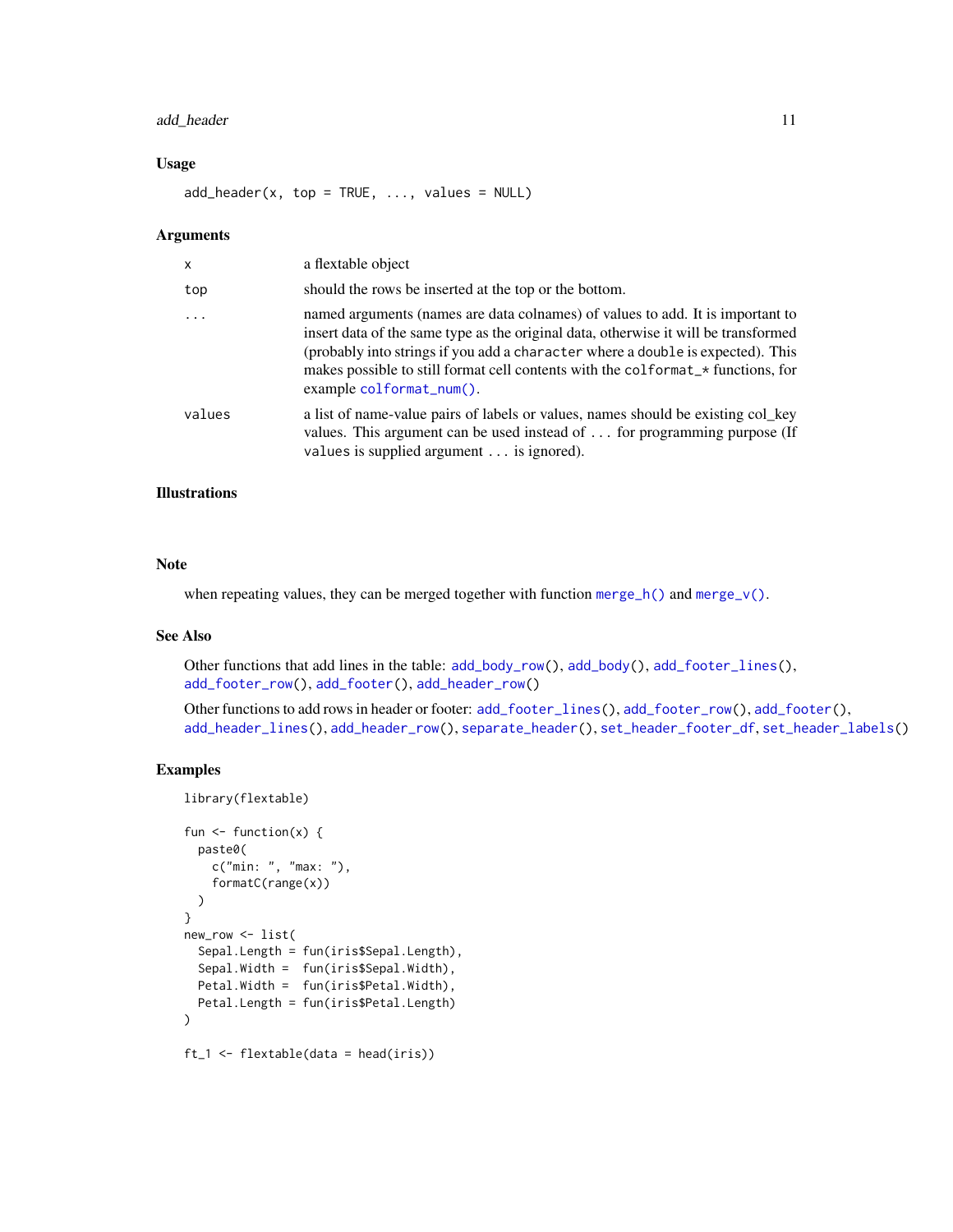### Usage

```
add_header(x, top = TRUE, ..., values = NULL)
```

### Arguments

| | |
|---|---|
| x | a flextable object |
| top | should the rows be inserted at the top or the bottom. |
| ... | named arguments (names are data colnames) of values to add. It is important to insert data of the same type as the original data, otherwise it will be transformed (probably into strings if you add a `character` where a `double` is expected). This makes possible to still format cell contents with the `colformat_*` functions, for example `colformat_num()`. |
| values | a list of name-value pairs of labels or values, names should be existing col_key values. This argument can be used instead of ... for programming purpose (If `values` is supplied argument ... is ignored). |

### Illustrations

### Note

when repeating values, they can be merged together with function `merge_h()` and `merge_v()`.

### See Also

Other functions that add lines in the table: `add_body_row()`, `add_body()`, `add_footer_lines()`, `add_footer_row()`, `add_footer()`, `add_header_row()`

Other functions to add rows in header or footer: `add_footer_lines()`, `add_footer_row()`, `add_footer()`, `add_header_lines()`, `add_header_row()`, `separate_header()`, `set_header_footer_df`, `set_header_labels()`

### Examples

```
library(flextable)

fun <- function(x) {
  paste0(
    c("min: ", "max: "),
    formatC(range(x))
  )
}
new_row <- list(
  Sepal.Length = fun(iris$Sepal.Length),
  Sepal.Width =  fun(iris$Sepal.Width),
  Petal.Width =  fun(iris$Petal.Width),
  Petal.Length = fun(iris$Petal.Length)
)

ft_1 <- flextable(data = head(iris))
```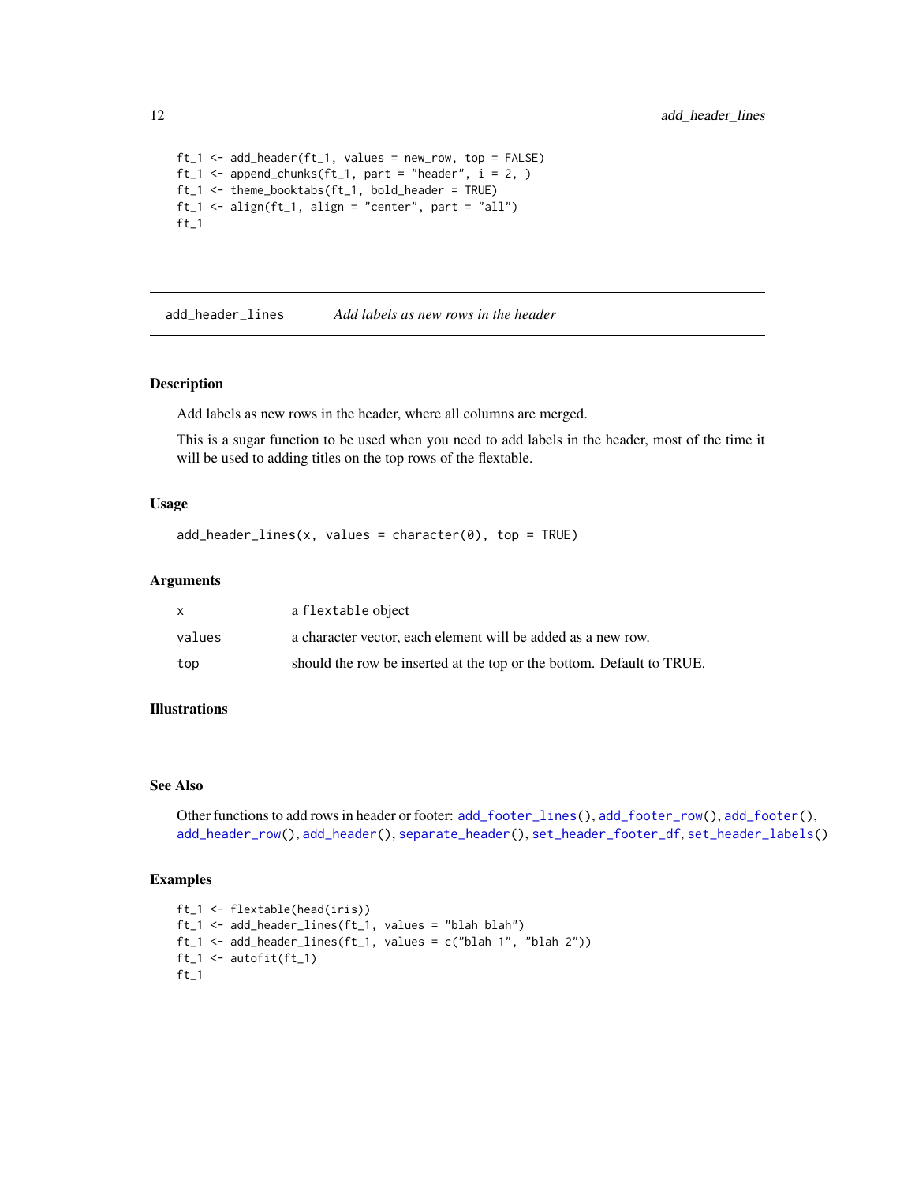```
ft_1 <- add_header(ft_1, values = new_row, top = FALSE)
ft_1 <- append_chunks(ft_1, part = "header", i = 2, )
ft_1 <- theme_booktabs(ft_1, bold_header = TRUE)
ft_1 <- align(ft_1, align = "center", part = "all")
ft_1
```

## add_header_lines — *Add labels as new rows in the header*

### Description

Add labels as new rows in the header, where all columns are merged.

This is a sugar function to be used when you need to add labels in the header, most of the time it will be used to adding titles on the top rows of the flextable.

### Usage

```
add_header_lines(x, values = character(0), top = TRUE)
```

### Arguments

| | |
|---|---|
| x | a flextable object |
| values | a character vector, each element will be added as a new row. |
| top | should the row be inserted at the top or the bottom. Default to TRUE. |

### Illustrations

### See Also

Other functions to add rows in header or footer: add_footer_lines(), add_footer_row(), add_footer(), add_header_row(), add_header(), separate_header(), set_header_footer_df, set_header_labels()

### Examples

```
ft_1 <- flextable(head(iris))
ft_1 <- add_header_lines(ft_1, values = "blah blah")
ft_1 <- add_header_lines(ft_1, values = c("blah 1", "blah 2"))
ft_1 <- autofit(ft_1)
ft_1
```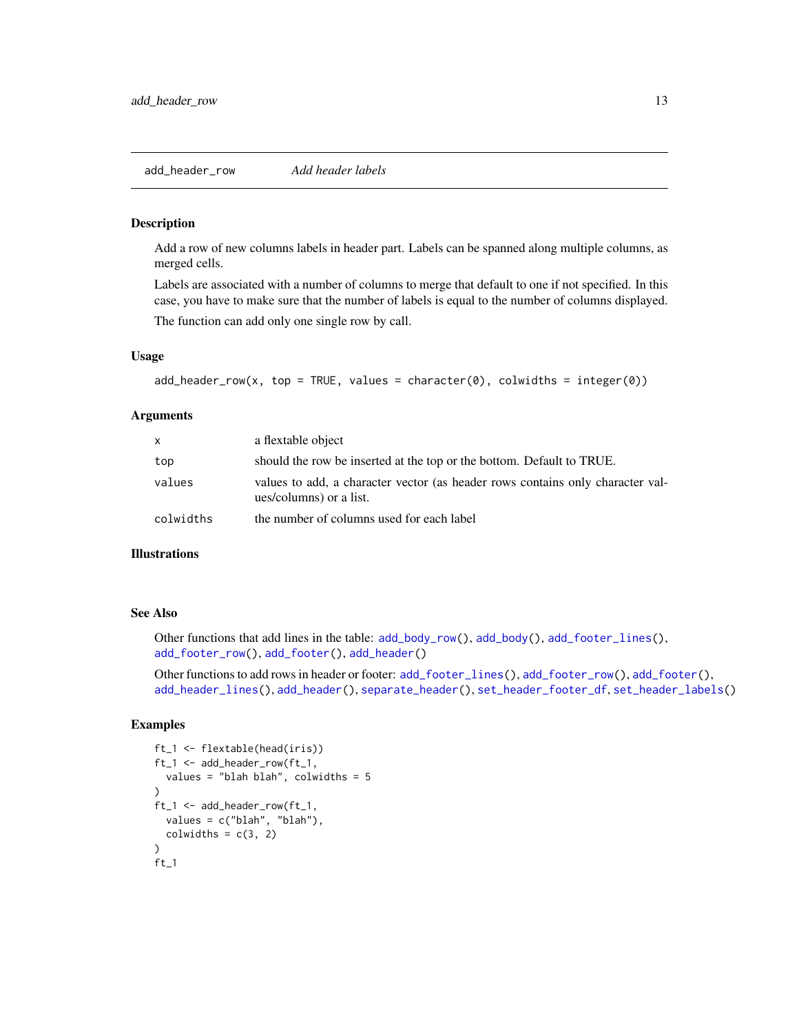## add_header_row — *Add header labels*

### Description

Add a row of new columns labels in header part. Labels can be spanned along multiple columns, as merged cells.

Labels are associated with a number of columns to merge that default to one if not specified. In this case, you have to make sure that the number of labels is equal to the number of columns displayed.

The function can add only one single row by call.

### Usage

```
add_header_row(x, top = TRUE, values = character(0), colwidths = integer(0))
```

### Arguments

| | |
|---|---|
| x | a flextable object |
| top | should the row be inserted at the top or the bottom. Default to TRUE. |
| values | values to add, a character vector (as header rows contains only character values/columns) or a list. |
| colwidths | the number of columns used for each label |

### Illustrations

### See Also

Other functions that add lines in the table: add_body_row(), add_body(), add_footer_lines(), add_footer_row(), add_footer(), add_header()

Other functions to add rows in header or footer: add_footer_lines(), add_footer_row(), add_footer(), add_header_lines(), add_header(), separate_header(), set_header_footer_df, set_header_labels()

### Examples

```
ft_1 <- flextable(head(iris))
ft_1 <- add_header_row(ft_1,
  values = "blah blah", colwidths = 5
)
ft_1 <- add_header_row(ft_1,
  values = c("blah", "blah"),
  colwidths = c(3, 2)
)
ft_1
```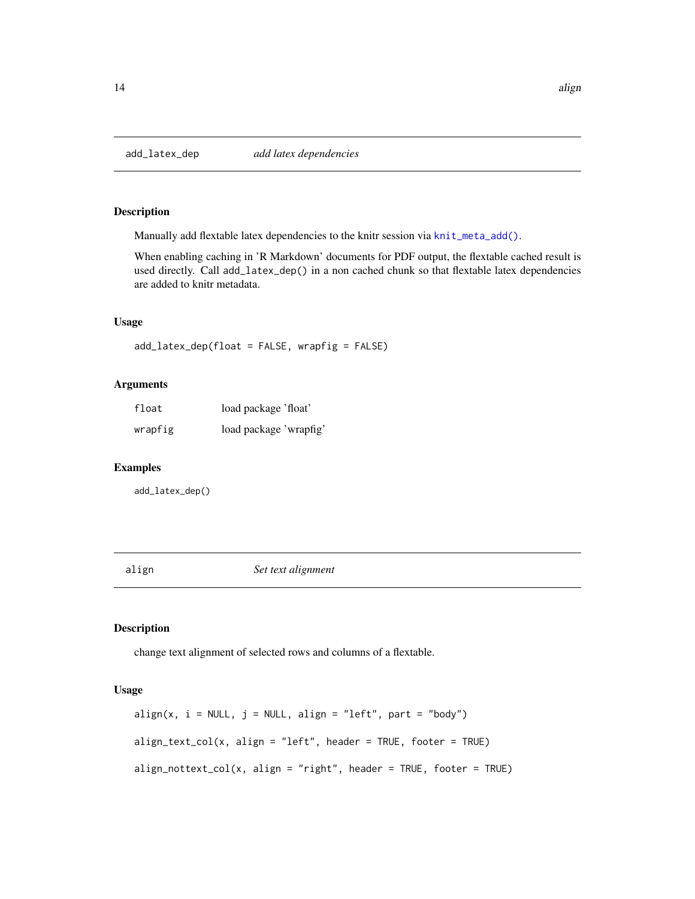## add_latex_dep — *add latex dependencies*

### Description

Manually add flextable latex dependencies to the knitr session via `knit_meta_add()`.

When enabling caching in 'R Markdown' documents for PDF output, the flextable cached result is used directly. Call `add_latex_dep()` in a non cached chunk so that flextable latex dependencies are added to knitr metadata.

### Usage

```
add_latex_dep(float = FALSE, wrapfig = FALSE)
```

### Arguments

| | |
|---|---|
| `float` | load package 'float' |
| `wrapfig` | load package 'wrapfig' |

### Examples

```
add_latex_dep()
```

## align — *Set text alignment*

### Description

change text alignment of selected rows and columns of a flextable.

### Usage

```
align(x, i = NULL, j = NULL, align = "left", part = "body")

align_text_col(x, align = "left", header = TRUE, footer = TRUE)

align_nottext_col(x, align = "right", header = TRUE, footer = TRUE)
```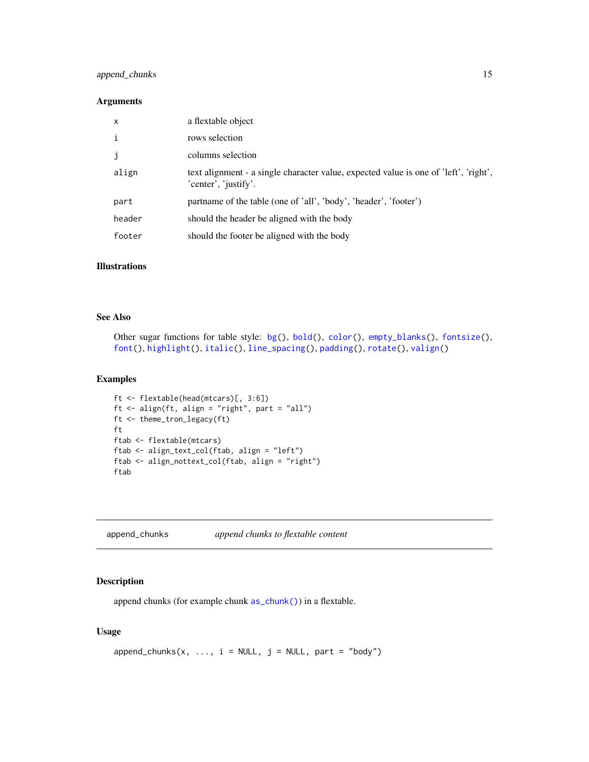### Arguments

| | |
|---|---|
| x | a flextable object |
| i | rows selection |
| j | columns selection |
| align | text alignment - a single character value, expected value is one of 'left', 'right', 'center', 'justify'. |
| part | partname of the table (one of 'all', 'body', 'header', 'footer') |
| header | should the header be aligned with the body |
| footer | should the footer be aligned with the body |

### Illustrations

### See Also

Other sugar functions for table style: bg(), bold(), color(), empty_blanks(), fontsize(), font(), highlight(), italic(), line_spacing(), padding(), rotate(), valign()

### Examples

```
ft <- flextable(head(mtcars)[, 3:6])
ft <- align(ft, align = "right", part = "all")
ft <- theme_tron_legacy(ft)
ft
ftab <- flextable(mtcars)
ftab <- align_text_col(ftab, align = "left")
ftab <- align_nottext_col(ftab, align = "right")
ftab
```

---

## append_chunks *append chunks to flextable content*

---

### Description

append chunks (for example chunk as_chunk()) in a flextable.

### Usage

```
append_chunks(x, ..., i = NULL, j = NULL, part = "body")
```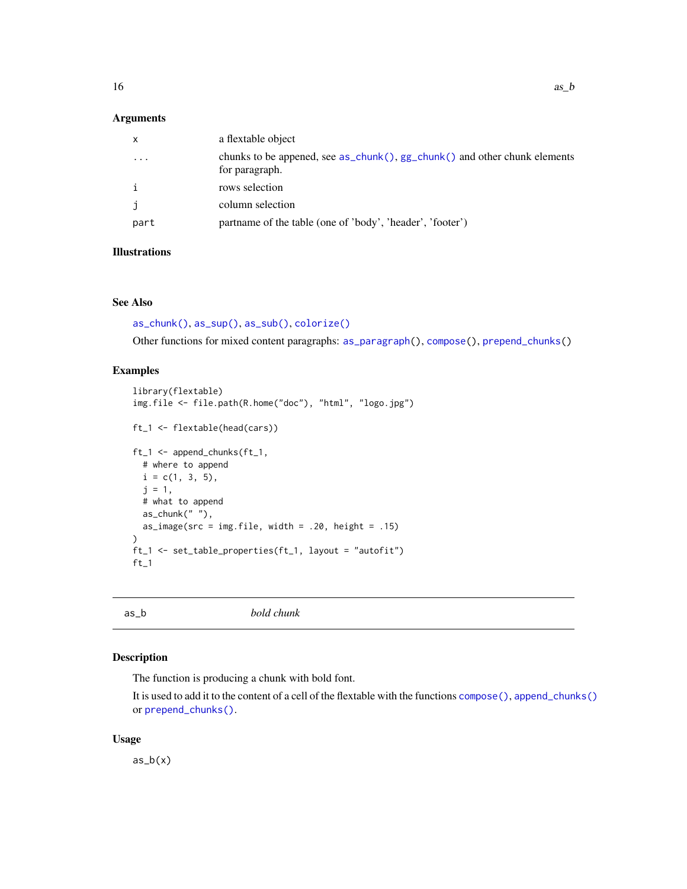### Arguments

| | |
|---|---|
| x | a flextable object |
| ... | chunks to be appended, see as_chunk(), gg_chunk() and other chunk elements for paragraph. |
| i | rows selection |
| j | column selection |
| part | partname of the table (one of 'body', 'header', 'footer') |

### Illustrations

### See Also

as_chunk(), as_sup(), as_sub(), colorize()

Other functions for mixed content paragraphs: as_paragraph(), compose(), prepend_chunks()

### Examples

```
library(flextable)
img.file <- file.path(R.home("doc"), "html", "logo.jpg")

ft_1 <- flextable(head(cars))

ft_1 <- append_chunks(ft_1,
  # where to append
  i = c(1, 3, 5),
  j = 1,
  # what to append
  as_chunk(" "),
  as_image(src = img.file, width = .20, height = .15)
)
ft_1 <- set_table_properties(ft_1, layout = "autofit")
ft_1
```

---

## as_b *bold chunk*

---

### Description

The function is producing a chunk with bold font.

It is used to add it to the content of a cell of the flextable with the functions compose(), append_chunks() or prepend_chunks().

### Usage

```
as_b(x)
```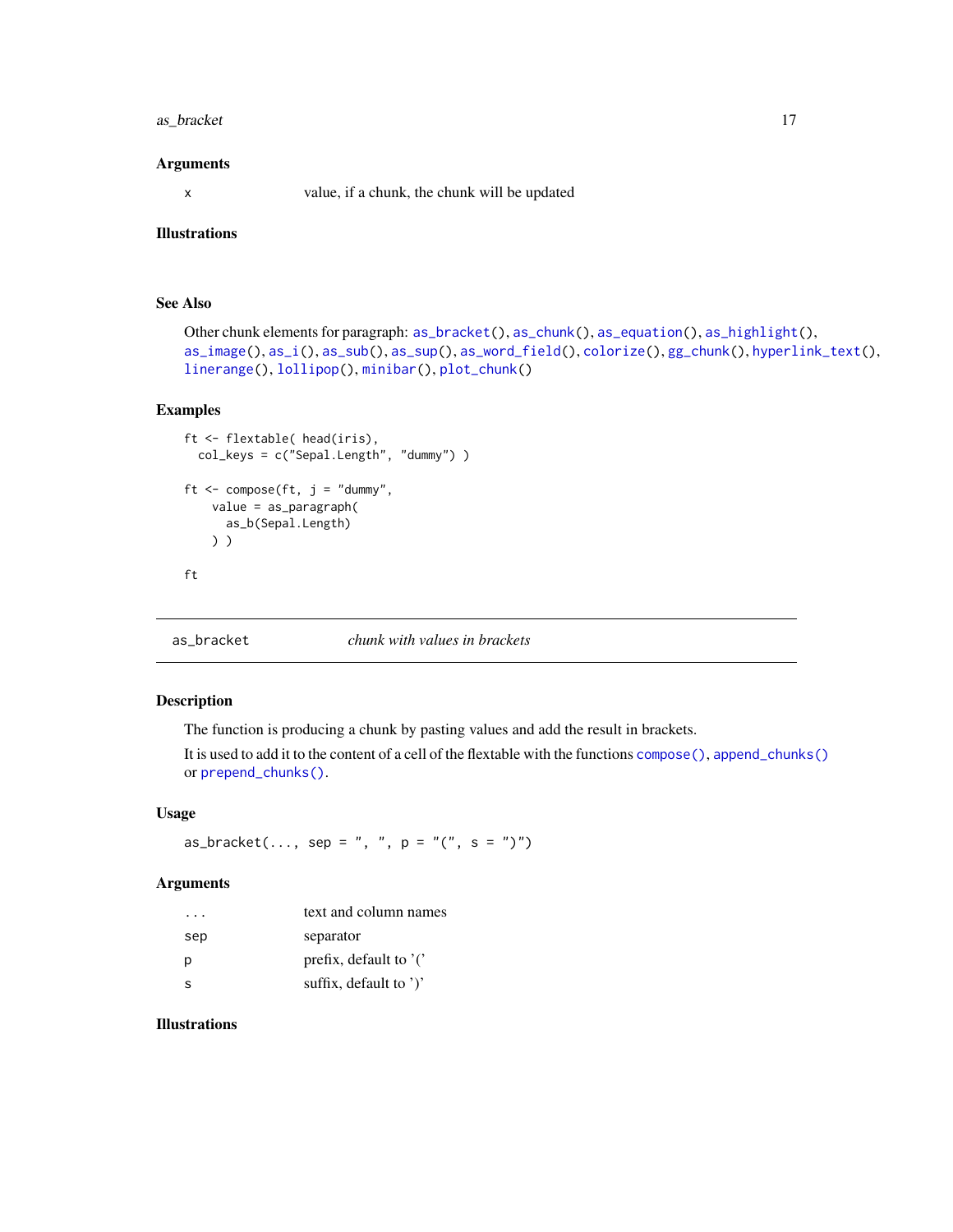### Arguments

| | |
|---|---|
| x | value, if a chunk, the chunk will be updated |

### Illustrations

### See Also

Other chunk elements for paragraph: `as_bracket()`, `as_chunk()`, `as_equation()`, `as_highlight()`, `as_image()`, `as_i()`, `as_sub()`, `as_sup()`, `as_word_field()`, `colorize()`, `gg_chunk()`, `hyperlink_text()`, `linerange()`, `lollipop()`, `minibar()`, `plot_chunk()`

### Examples

```
ft <- flextable( head(iris),
  col_keys = c("Sepal.Length", "dummy") )

ft <- compose(ft, j = "dummy",
    value = as_paragraph(
      as_b(Sepal.Length)
    ) )

ft
```

---

## as_bracket *chunk with values in brackets*

### Description

The function is producing a chunk by pasting values and add the result in brackets.

It is used to add it to the content of a cell of the flextable with the functions `compose()`, `append_chunks()` or `prepend_chunks()`.

### Usage

```
as_bracket(..., sep = ", ", p = "(", s = ")")
```

### Arguments

| | |
|---|---|
| ... | text and column names |
| sep | separator |
| p | prefix, default to '(' |
| s | suffix, default to ')' |

### Illustrations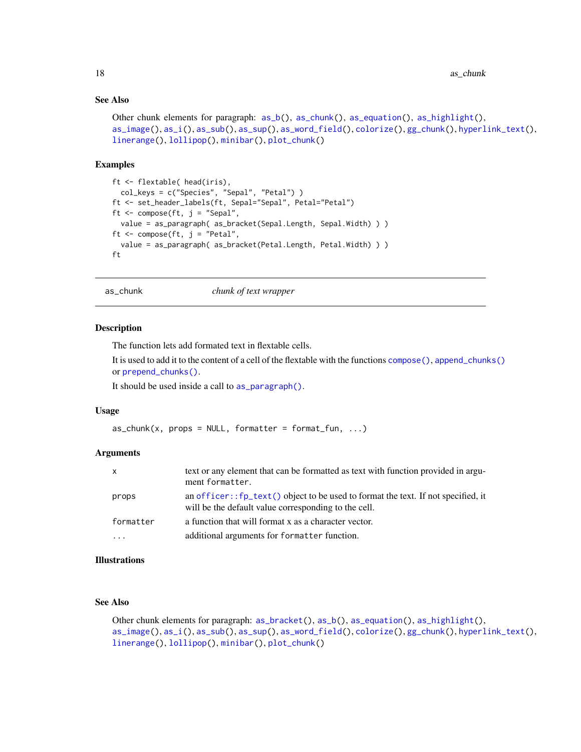## See Also

Other chunk elements for paragraph: as_b(), as_chunk(), as_equation(), as_highlight(), as_image(), as_i(), as_sub(), as_sup(), as_word_field(), colorize(), gg_chunk(), hyperlink_text(), linerange(), lollipop(), minibar(), plot_chunk()

## Examples

```
ft <- flextable( head(iris),
  col_keys = c("Species", "Sepal", "Petal") )
ft <- set_header_labels(ft, Sepal="Sepal", Petal="Petal")
ft <- compose(ft, j = "Sepal",
  value = as_paragraph( as_bracket(Sepal.Length, Sepal.Width) ) )
ft <- compose(ft, j = "Petal",
  value = as_paragraph( as_bracket(Petal.Length, Petal.Width) ) )
ft
```

---

# as_chunk — *chunk of text wrapper*

## Description

The function lets add formated text in flextable cells.

It is used to add it to the content of a cell of the flextable with the functions compose(), append_chunks() or prepend_chunks().

It should be used inside a call to as_paragraph().

## Usage

```
as_chunk(x, props = NULL, formatter = format_fun, ...)
```

## Arguments

| | |
|---|---|
| x | text or any element that can be formatted as text with function provided in argument formatter. |
| props | an officer::fp_text() object to be used to format the text. If not specified, it will be the default value corresponding to the cell. |
| formatter | a function that will format x as a character vector. |
| ... | additional arguments for formatter function. |

## Illustrations

## See Also

Other chunk elements for paragraph: as_bracket(), as_b(), as_equation(), as_highlight(), as_image(), as_i(), as_sub(), as_sup(), as_word_field(), colorize(), gg_chunk(), hyperlink_text(), linerange(), lollipop(), minibar(), plot_chunk()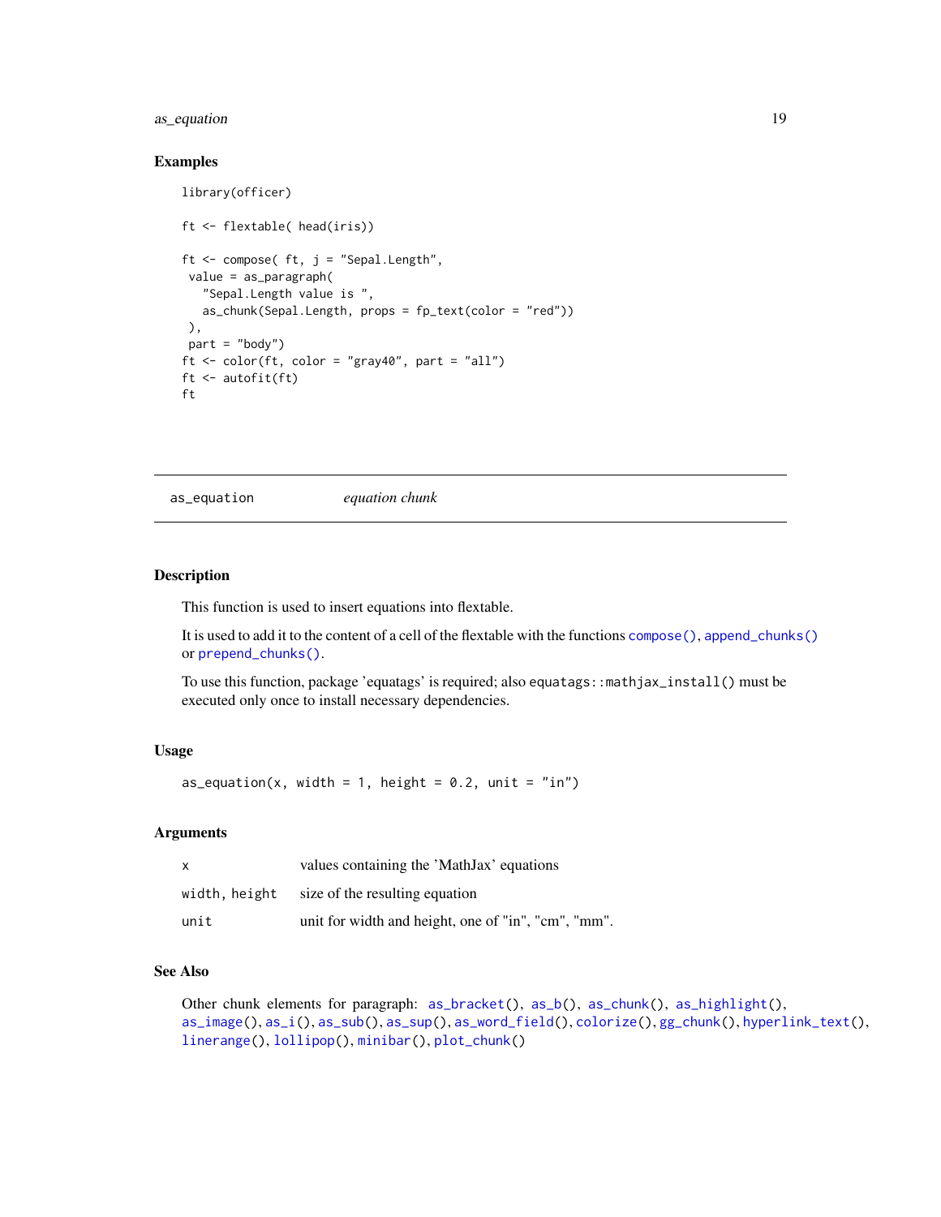## Examples

```
library(officer)

ft <- flextable( head(iris))

ft <- compose( ft, j = "Sepal.Length",
 value = as_paragraph(
   "Sepal.Length value is ",
   as_chunk(Sepal.Length, props = fp_text(color = "red"))
 ),
 part = "body")
ft <- color(ft, color = "gray40", part = "all")
ft <- autofit(ft)
ft
```

---

# as_equation    *equation chunk*

---

## Description

This function is used to insert equations into flextable.

It is used to add it to the content of a cell of the flextable with the functions `compose()`, `append_chunks()` or `prepend_chunks()`.

To use this function, package 'equatags' is required; also `equatags::mathjax_install()` must be executed only once to install necessary dependencies.

## Usage

```
as_equation(x, width = 1, height = 0.2, unit = "in")
```

## Arguments

| | |
|---|---|
| `x` | values containing the 'MathJax' equations |
| `width, height` | size of the resulting equation |
| `unit` | unit for width and height, one of "in", "cm", "mm". |

## See Also

Other chunk elements for paragraph: `as_bracket()`, `as_b()`, `as_chunk()`, `as_highlight()`, `as_image()`, `as_i()`, `as_sub()`, `as_sup()`, `as_word_field()`, `colorize()`, `gg_chunk()`, `hyperlink_text()`, `linerange()`, `lollipop()`, `minibar()`, `plot_chunk()`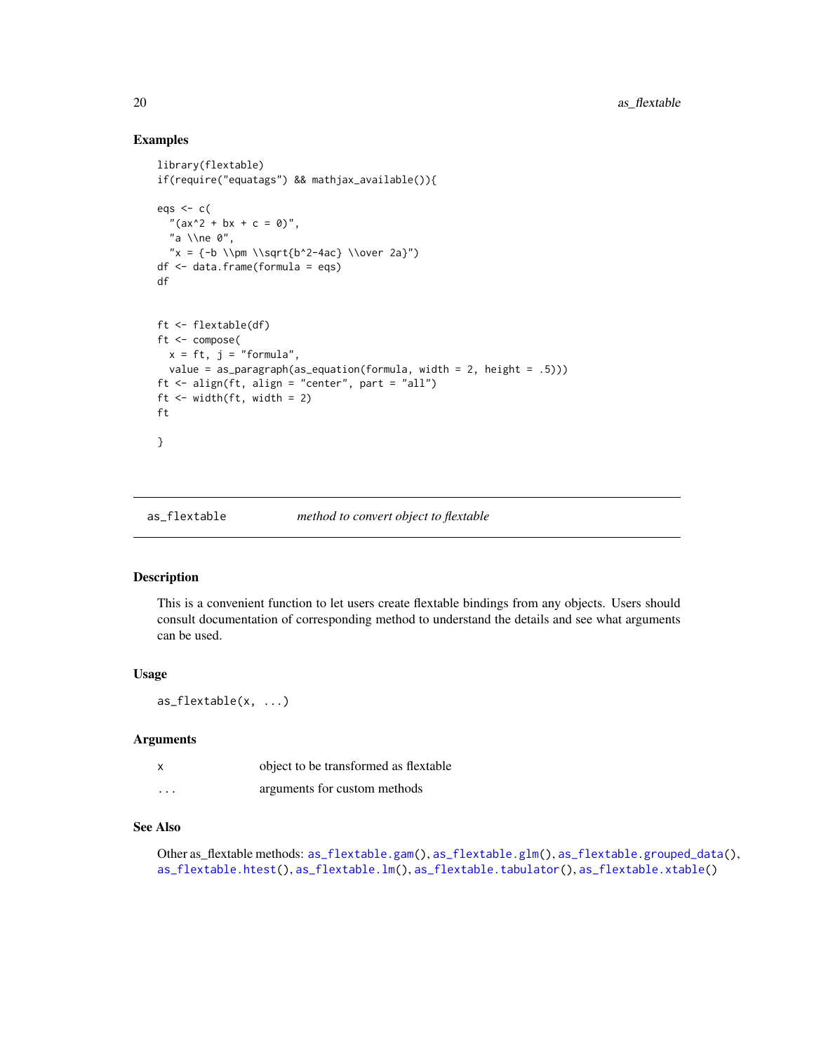## Examples

```
library(flextable)
if(require("equatags") && mathjax_available()){

eqs <- c(
  "(ax^2 + bx + c = 0)",
  "a \\ne 0",
  "x = {-b \\pm \\sqrt{b^2-4ac} \\over 2a}")
df <- data.frame(formula = eqs)
df


ft <- flextable(df)
ft <- compose(
  x = ft, j = "formula",
  value = as_paragraph(as_equation(formula, width = 2, height = .5)))
ft <- align(ft, align = "center", part = "all")
ft <- width(ft, width = 2)
ft

}
```

---

# as_flextable — *method to convert object to flextable*

## Description

This is a convenient function to let users create flextable bindings from any objects. Users should consult documentation of corresponding method to understand the details and see what arguments can be used.

## Usage

```
as_flextable(x, ...)
```

## Arguments

| | |
|---|---|
| x | object to be transformed as flextable |
| ... | arguments for custom methods |

## See Also

Other as_flextable methods: `as_flextable.gam()`, `as_flextable.glm()`, `as_flextable.grouped_data()`, `as_flextable.htest()`, `as_flextable.lm()`, `as_flextable.tabulator()`, `as_flextable.xtable()`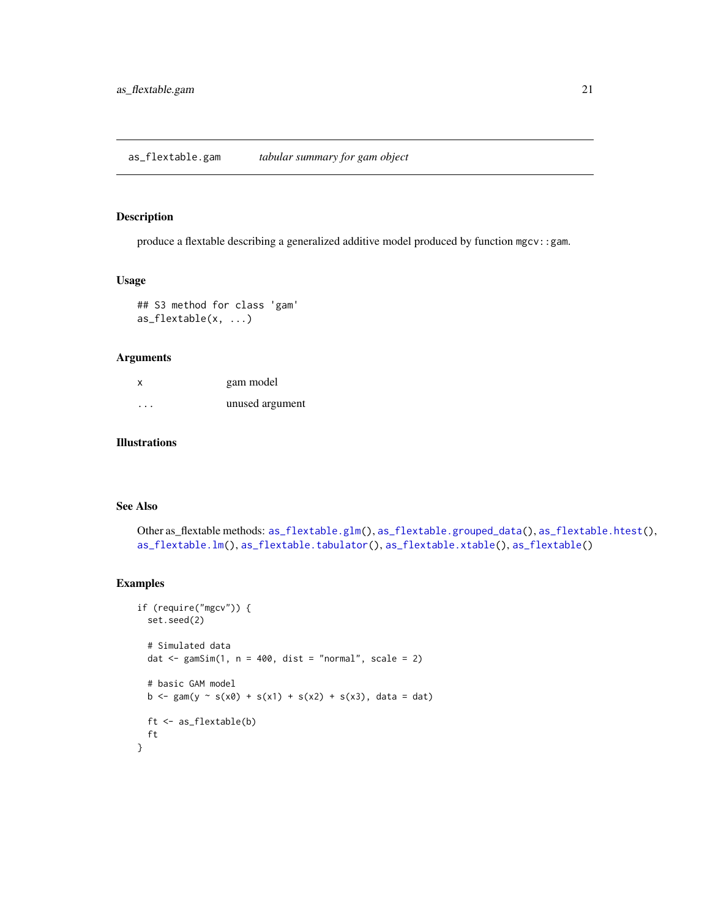# as_flextable.gam *tabular summary for gam object*

## Description

produce a flextable describing a generalized additive model produced by function `mgcv::gam`.

## Usage

```
## S3 method for class 'gam'
as_flextable(x, ...)
```

## Arguments

| | |
|---|---|
| x | gam model |
| ... | unused argument |

## Illustrations

## See Also

Other as_flextable methods: `as_flextable.glm()`, `as_flextable.grouped_data()`, `as_flextable.htest()`, `as_flextable.lm()`, `as_flextable.tabulator()`, `as_flextable.xtable()`, `as_flextable()`

## Examples

```
if (require("mgcv")) {
  set.seed(2)

  # Simulated data
  dat <- gamSim(1, n = 400, dist = "normal", scale = 2)

  # basic GAM model
  b <- gam(y ~ s(x0) + s(x1) + s(x2) + s(x3), data = dat)

  ft <- as_flextable(b)
  ft
}
```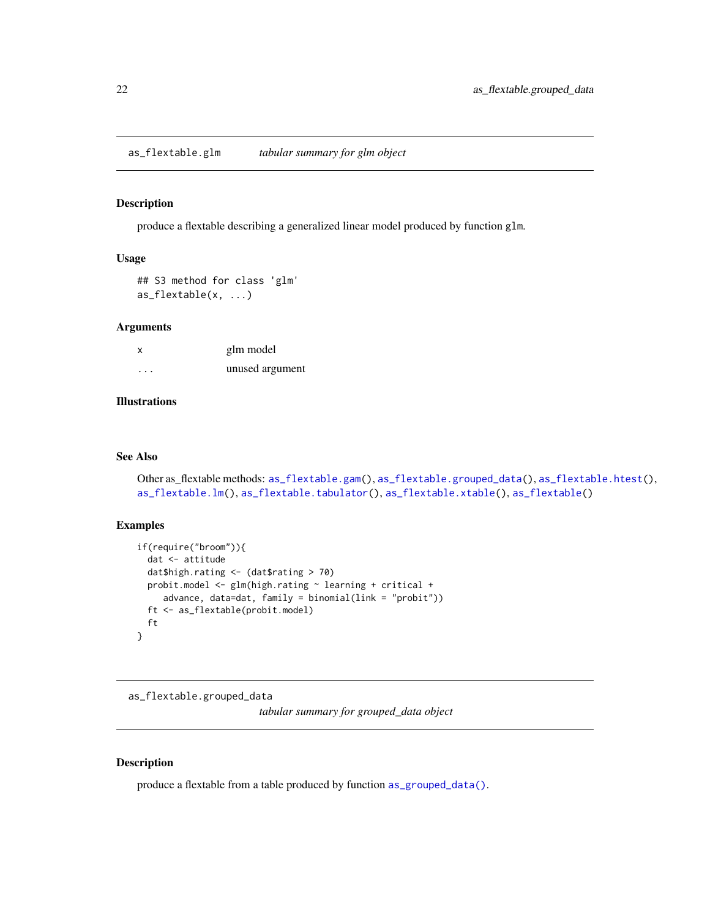## as_flextable.glm *tabular summary for glm object*

### Description

produce a flextable describing a generalized linear model produced by function glm.

### Usage

```
## S3 method for class 'glm'
as_flextable(x, ...)
```

### Arguments

| | |
|---|---|
| x | glm model |
| ... | unused argument |

### Illustrations

### See Also

Other as_flextable methods: as_flextable.gam(), as_flextable.grouped_data(), as_flextable.htest(), as_flextable.lm(), as_flextable.tabulator(), as_flextable.xtable(), as_flextable()

### Examples

```
if(require("broom")){
  dat <- attitude
  dat$high.rating <- (dat$rating > 70)
  probit.model <- glm(high.rating ~ learning + critical +
     advance, data=dat, family = binomial(link = "probit"))
  ft <- as_flextable(probit.model)
  ft
}
```

## as_flextable.grouped_data *tabular summary for grouped_data object*

### Description

produce a flextable from a table produced by function as_grouped_data().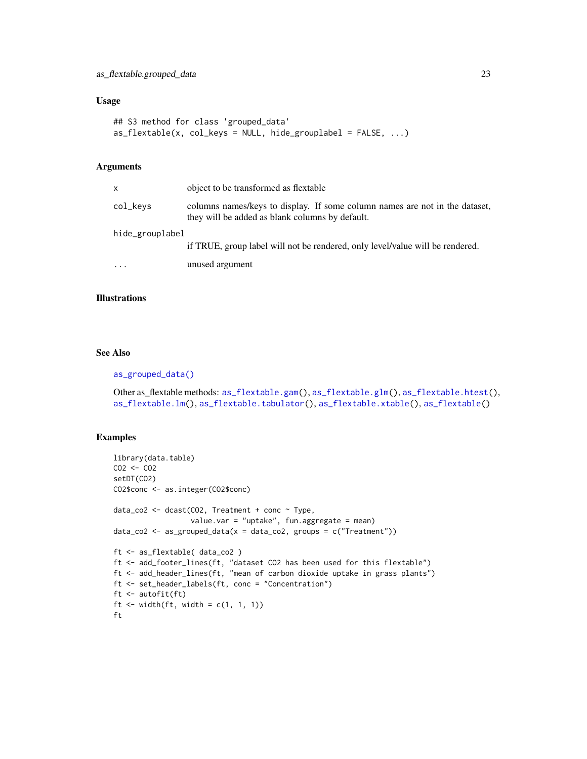## Usage

```
## S3 method for class 'grouped_data'
as_flextable(x, col_keys = NULL, hide_grouplabel = FALSE, ...)
```

## Arguments

| | |
|---|---|
| x | object to be transformed as flextable |
| col_keys | columns names/keys to display. If some column names are not in the dataset, they will be added as blank columns by default. |
| hide_grouplabel | if TRUE, group label will not be rendered, only level/value will be rendered. |
| ... | unused argument |

## Illustrations

## See Also

as_grouped_data()

Other as_flextable methods: as_flextable.gam(), as_flextable.glm(), as_flextable.htest(), as_flextable.lm(), as_flextable.tabulator(), as_flextable.xtable(), as_flextable()

## Examples

```
library(data.table)
CO2 <- CO2
setDT(CO2)
CO2$conc <- as.integer(CO2$conc)

data_co2 <- dcast(CO2, Treatment + conc ~ Type,
                  value.var = "uptake", fun.aggregate = mean)
data_co2 <- as_grouped_data(x = data_co2, groups = c("Treatment"))

ft <- as_flextable( data_co2 )
ft <- add_footer_lines(ft, "dataset CO2 has been used for this flextable")
ft <- add_header_lines(ft, "mean of carbon dioxide uptake in grass plants")
ft <- set_header_labels(ft, conc = "Concentration")
ft <- autofit(ft)
ft <- width(ft, width = c(1, 1, 1))
ft
```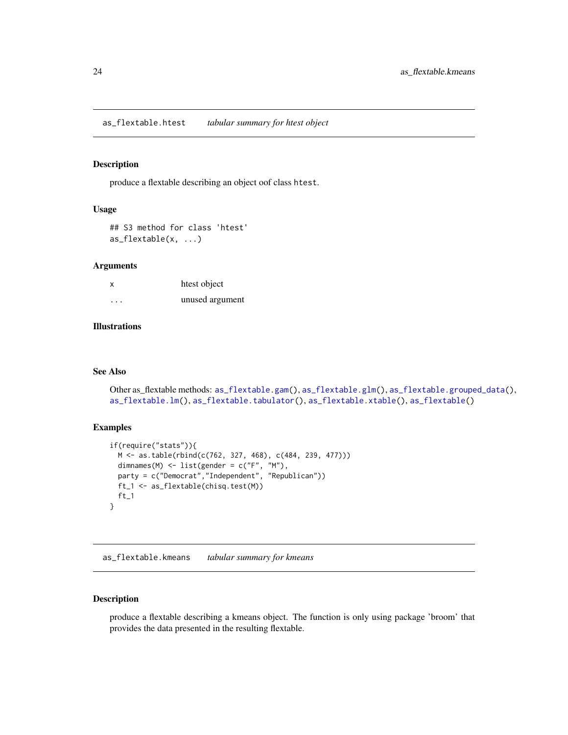## as_flextable.htest    *tabular summary for htest object*

### Description

produce a flextable describing an object oof class `htest`.

### Usage

```
## S3 method for class 'htest'
as_flextable(x, ...)
```

### Arguments

| | |
|---|---|
| x | htest object |
| ... | unused argument |

### Illustrations

### See Also

Other as_flextable methods: `as_flextable.gam()`, `as_flextable.glm()`, `as_flextable.grouped_data()`, `as_flextable.lm()`, `as_flextable.tabulator()`, `as_flextable.xtable()`, `as_flextable()`

### Examples

```
if(require("stats")){
  M <- as.table(rbind(c(762, 327, 468), c(484, 239, 477)))
  dimnames(M) <- list(gender = c("F", "M"),
  party = c("Democrat","Independent", "Republican"))
  ft_1 <- as_flextable(chisq.test(M))
  ft_1
}
```

## as_flextable.kmeans    *tabular summary for kmeans*

### Description

produce a flextable describing a kmeans object. The function is only using package 'broom' that provides the data presented in the resulting flextable.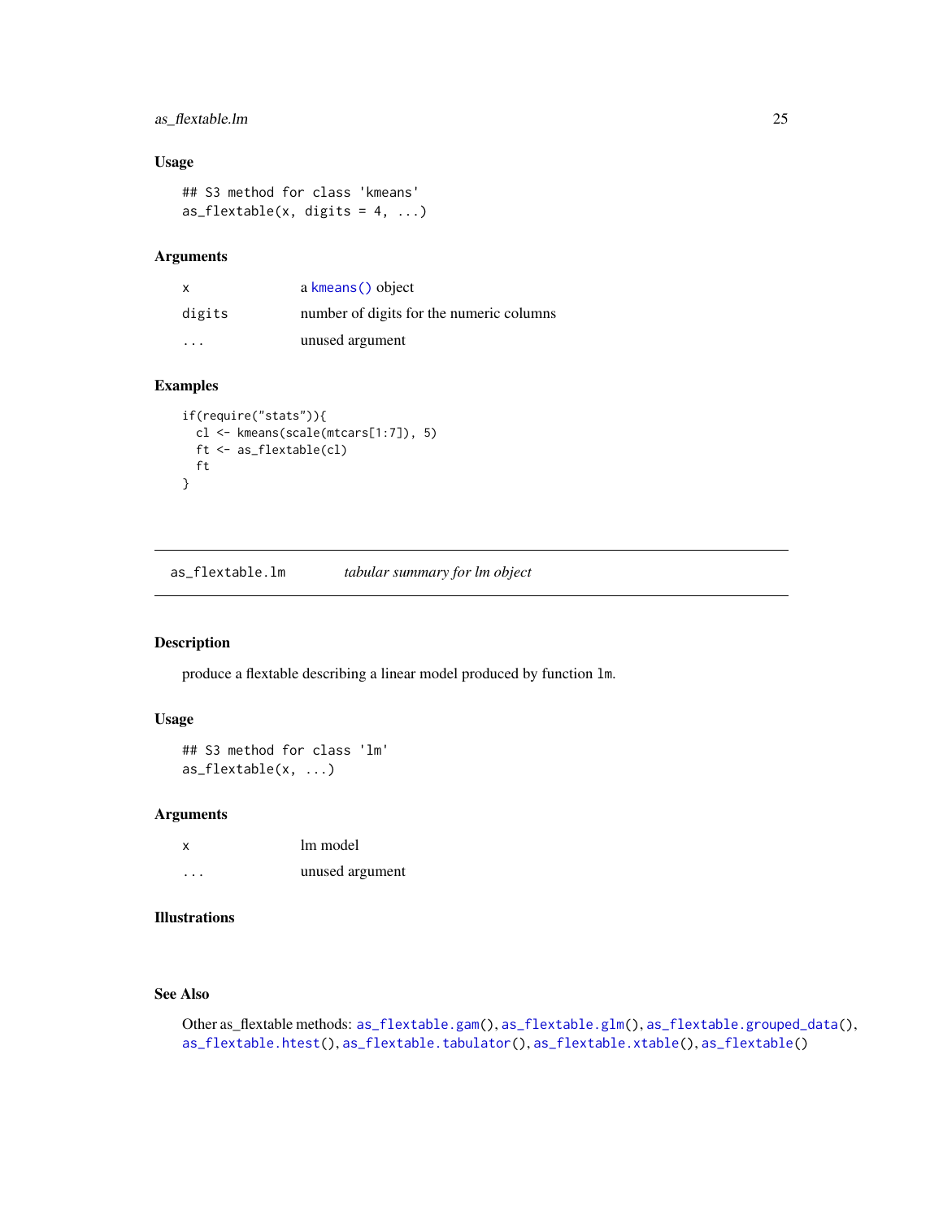### Usage

```
## S3 method for class 'kmeans'
as_flextable(x, digits = 4, ...)
```

### Arguments

| | |
|---|---|
| x | a kmeans() object |
| digits | number of digits for the numeric columns |
| ... | unused argument |

### Examples

```
if(require("stats")){
  cl <- kmeans(scale(mtcars[1:7]), 5)
  ft <- as_flextable(cl)
  ft
}
```

---

## as_flextable.lm *tabular summary for lm object*

---

### Description

produce a flextable describing a linear model produced by function lm.

### Usage

```
## S3 method for class 'lm'
as_flextable(x, ...)
```

### Arguments

| | |
|---|---|
| x | lm model |
| ... | unused argument |

### Illustrations

### See Also

Other as_flextable methods: as_flextable.gam(), as_flextable.glm(), as_flextable.grouped_data(), as_flextable.htest(), as_flextable.tabulator(), as_flextable.xtable(), as_flextable()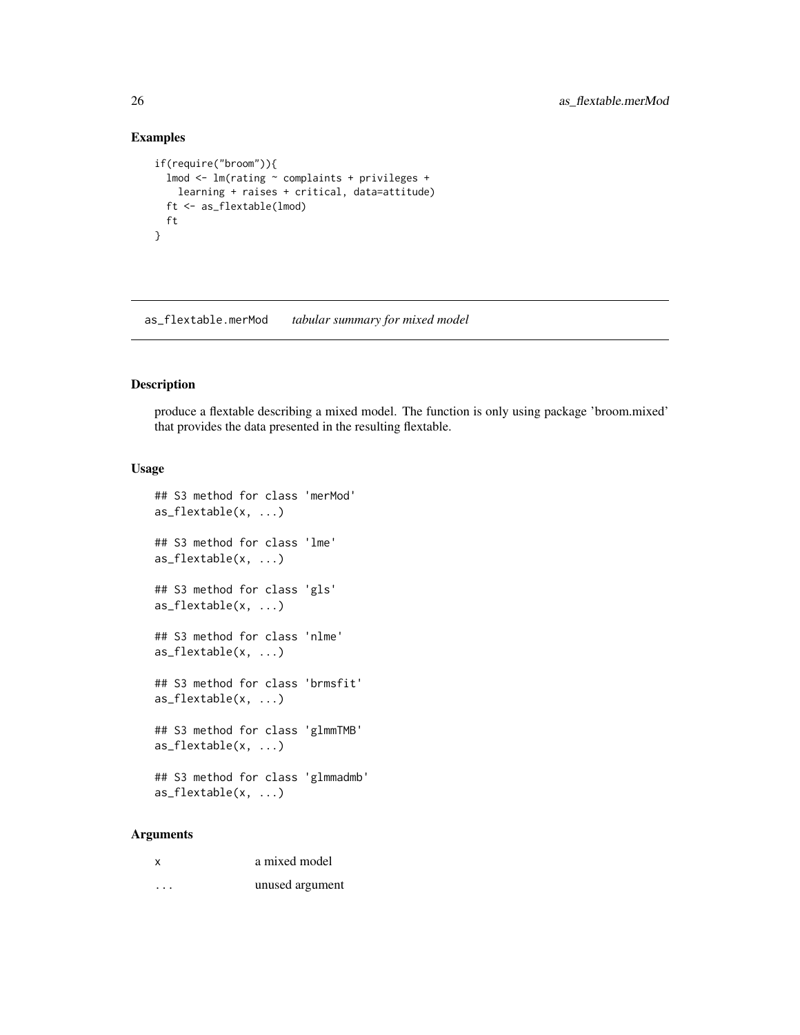## Examples

```
if(require("broom")){
  lmod <- lm(rating ~ complaints + privileges +
    learning + raises + critical, data=attitude)
  ft <- as_flextable(lmod)
  ft
}
```

---

# as_flextable.merMod *tabular summary for mixed model*

---

## Description

produce a flextable describing a mixed model. The function is only using package 'broom.mixed' that provides the data presented in the resulting flextable.

## Usage

```
## S3 method for class 'merMod'
as_flextable(x, ...)

## S3 method for class 'lme'
as_flextable(x, ...)

## S3 method for class 'gls'
as_flextable(x, ...)

## S3 method for class 'nlme'
as_flextable(x, ...)

## S3 method for class 'brmsfit'
as_flextable(x, ...)

## S3 method for class 'glmmTMB'
as_flextable(x, ...)

## S3 method for class 'glmmadmb'
as_flextable(x, ...)
```

## Arguments

| | |
|---|---|
| x | a mixed model |
| ... | unused argument |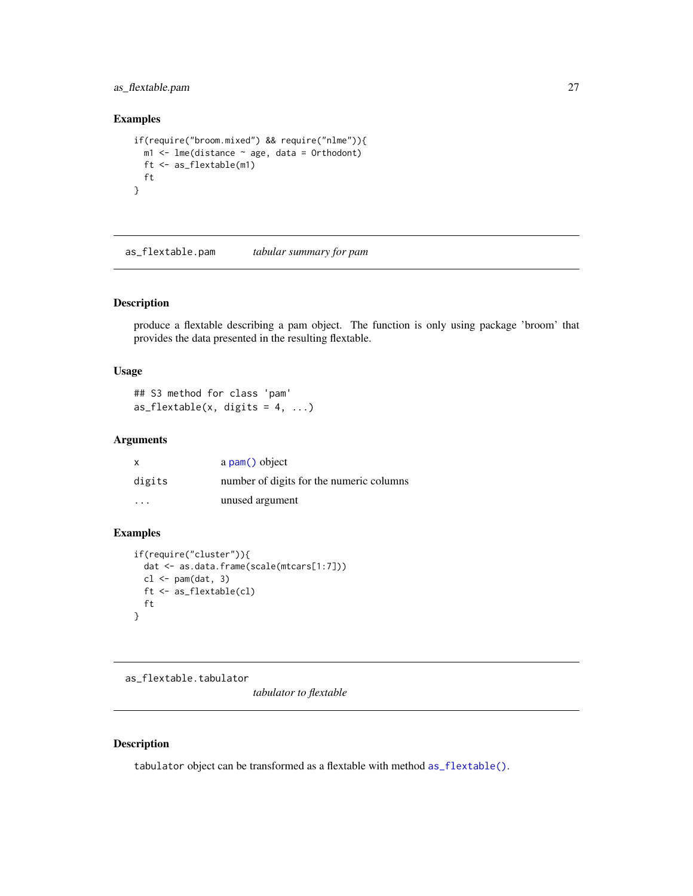## Examples

```
if(require("broom.mixed") && require("nlme")){
  m1 <- lme(distance ~ age, data = Orthodont)
  ft <- as_flextable(m1)
  ft
}
```

---

# as_flextable.pam *tabular summary for pam*

## Description

produce a flextable describing a pam object. The function is only using package 'broom' that provides the data presented in the resulting flextable.

## Usage

```
## S3 method for class 'pam'
as_flextable(x, digits = 4, ...)
```

## Arguments

| | |
|---|---|
| x | a `pam()` object |
| digits | number of digits for the numeric columns |
| ... | unused argument |

## Examples

```
if(require("cluster")){
  dat <- as.data.frame(scale(mtcars[1:7]))
  cl <- pam(dat, 3)
  ft <- as_flextable(cl)
  ft
}
```

---

# as_flextable.tabulator *tabulator to flextable*

## Description

`tabulator` object can be transformed as a flextable with method `as_flextable()`.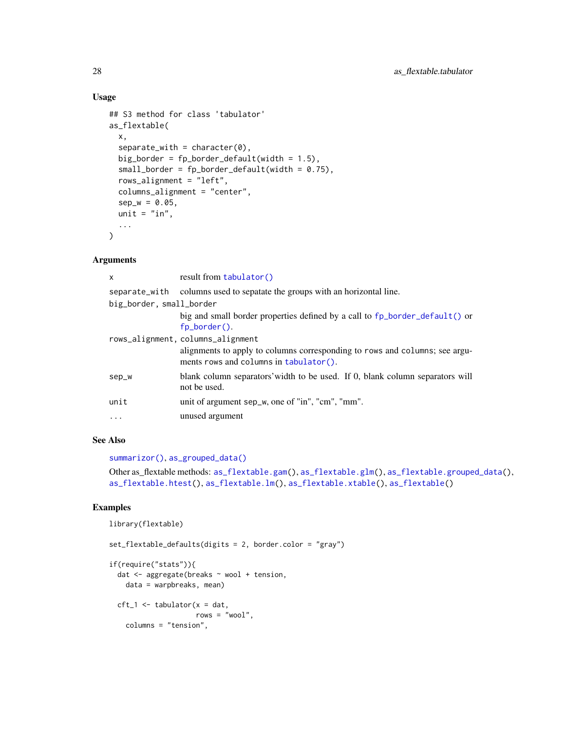### Usage

```
## S3 method for class 'tabulator'
as_flextable(
  x,
  separate_with = character(0),
  big_border = fp_border_default(width = 1.5),
  small_border = fp_border_default(width = 0.75),
  rows_alignment = "left",
  columns_alignment = "center",
  sep_w = 0.05,
  unit = "in",
  ...
)
```

### Arguments

| | |
|---|---|
| `x` | result from `tabulator()` |
| `separate_with` | columns used to sepatate the groups with an horizontal line. |
| `big_border, small_border` | big and small border properties defined by a call to `fp_border_default()` or `fp_border()`. |
| `rows_alignment, columns_alignment` | alignments to apply to columns corresponding to `rows` and `columns`; see arguments `rows` and `columns` in `tabulator()`. |
| `sep_w` | blank column separators'width to be used. If 0, blank column separators will not be used. |
| `unit` | unit of argument `sep_w`, one of "in", "cm", "mm". |
| `...` | unused argument |

### See Also

`summarizor()`, `as_grouped_data()`

Other as_flextable methods: `as_flextable.gam()`, `as_flextable.glm()`, `as_flextable.grouped_data()`, `as_flextable.htest()`, `as_flextable.lm()`, `as_flextable.xtable()`, `as_flextable()`

### Examples

```
library(flextable)

set_flextable_defaults(digits = 2, border.color = "gray")

if(require("stats")){
  dat <- aggregate(breaks ~ wool + tension,
    data = warpbreaks, mean)

  cft_1 <- tabulator(x = dat,
                     rows = "wool",
    columns = "tension",
```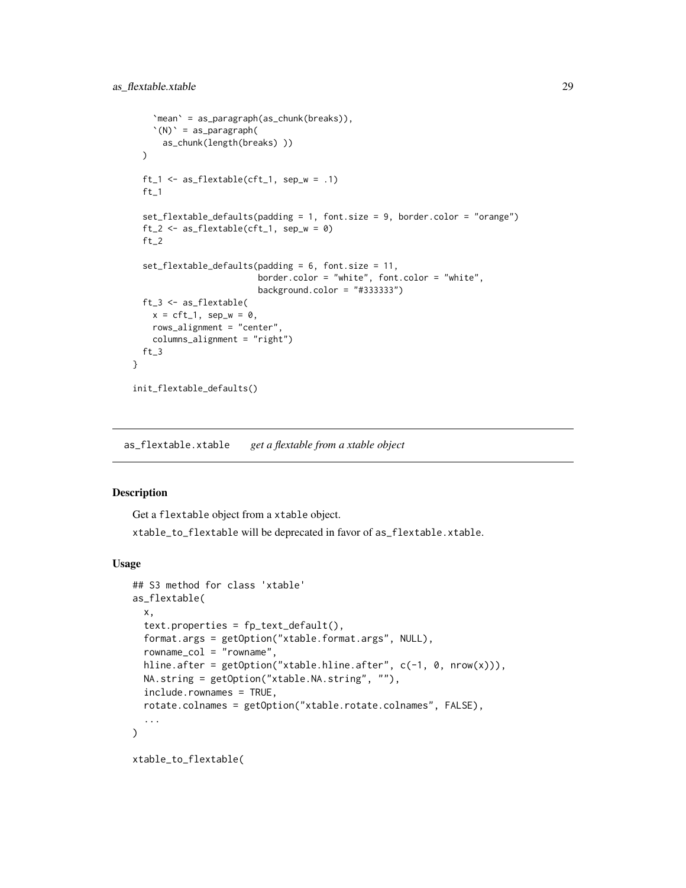```
    `mean` = as_paragraph(as_chunk(breaks)),
    `(N)` = as_paragraph(
      as_chunk(length(breaks) ))
  )

  ft_1 <- as_flextable(cft_1, sep_w = .1)
  ft_1

  set_flextable_defaults(padding = 1, font.size = 9, border.color = "orange")
  ft_2 <- as_flextable(cft_1, sep_w = 0)
  ft_2

  set_flextable_defaults(padding = 6, font.size = 11,
                         border.color = "white", font.color = "white",
                         background.color = "#333333")
  ft_3 <- as_flextable(
    x = cft_1, sep_w = 0,
    rows_alignment = "center",
    columns_alignment = "right")
  ft_3
}

init_flextable_defaults()
```

## as_flextable.xtable *get a flextable from a xtable object*

### Description

Get a flextable object from a xtable object.

xtable_to_flextable will be deprecated in favor of as_flextable.xtable.

### Usage

```
## S3 method for class 'xtable'
as_flextable(
  x,
  text.properties = fp_text_default(),
  format.args = getOption("xtable.format.args", NULL),
  rowname_col = "rowname",
  hline.after = getOption("xtable.hline.after", c(-1, 0, nrow(x))),
  NA.string = getOption("xtable.NA.string", ""),
  include.rownames = TRUE,
  rotate.colnames = getOption("xtable.rotate.colnames", FALSE),
  ...
)

xtable_to_flextable(
```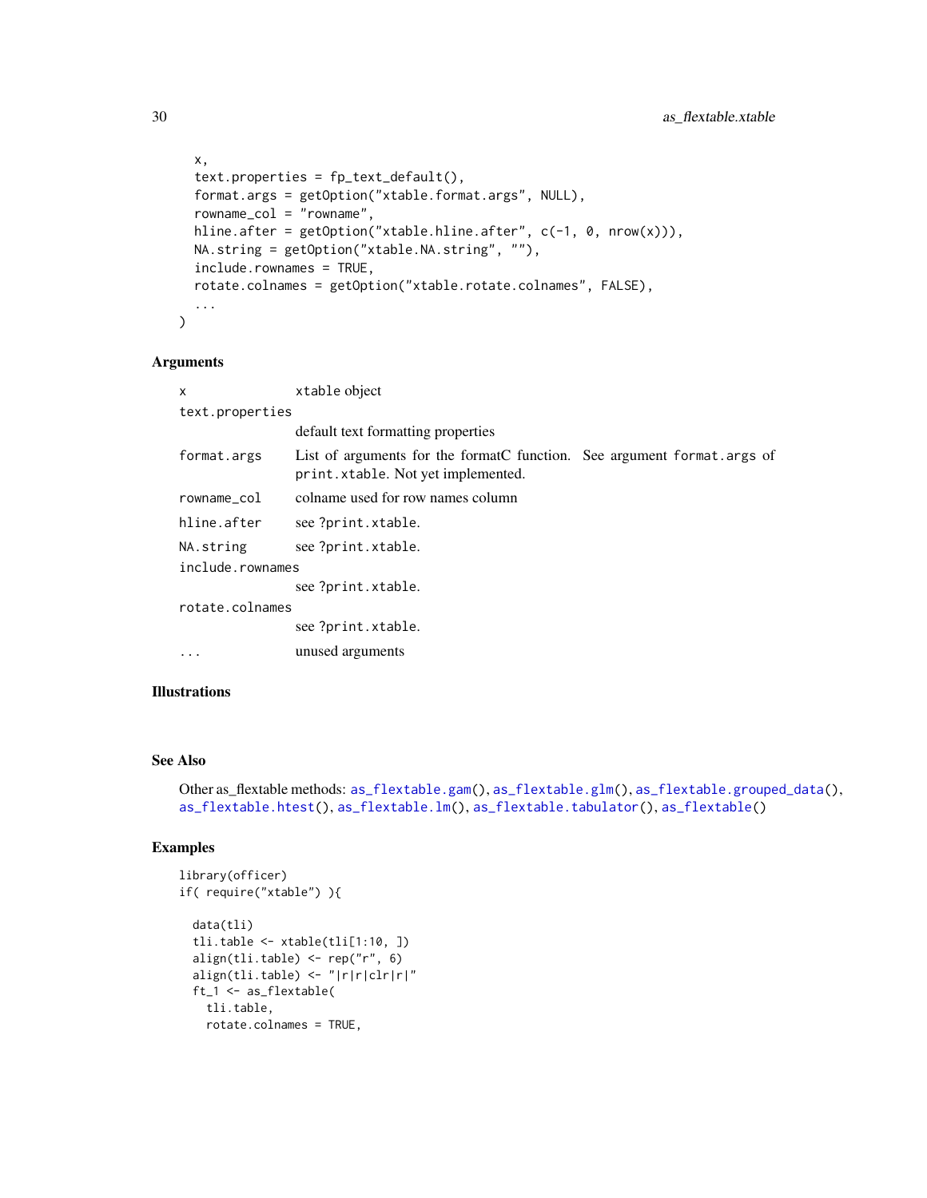```
  x,
  text.properties = fp_text_default(),
  format.args = getOption("xtable.format.args", NULL),
  rowname_col = "rowname",
  hline.after = getOption("xtable.hline.after", c(-1, 0, nrow(x))),
  NA.string = getOption("xtable.NA.string", ""),
  include.rownames = TRUE,
  rotate.colnames = getOption("xtable.rotate.colnames", FALSE),
  ...
)
```

## Arguments

| | |
|---|---|
| `x` | xtable object |
| `text.properties` | default text formatting properties |
| `format.args` | List of arguments for the formatC function. See argument `format.args` of `print.xtable`. Not yet implemented. |
| `rowname_col` | colname used for row names column |
| `hline.after` | see `?print.xtable`. |
| `NA.string` | see `?print.xtable`. |
| `include.rownames` | see `?print.xtable`. |
| `rotate.colnames` | see `?print.xtable`. |
| `...` | unused arguments |

## Illustrations

## See Also

Other as_flextable methods: `as_flextable.gam()`, `as_flextable.glm()`, `as_flextable.grouped_data()`, `as_flextable.htest()`, `as_flextable.lm()`, `as_flextable.tabulator()`, `as_flextable()`

## Examples

```
library(officer)
if( require("xtable") ){

  data(tli)
  tli.table <- xtable(tli[1:10, ])
  align(tli.table) <- rep("r", 6)
  align(tli.table) <- "|r|r|clr|r|"
  ft_1 <- as_flextable(
    tli.table,
    rotate.colnames = TRUE,
```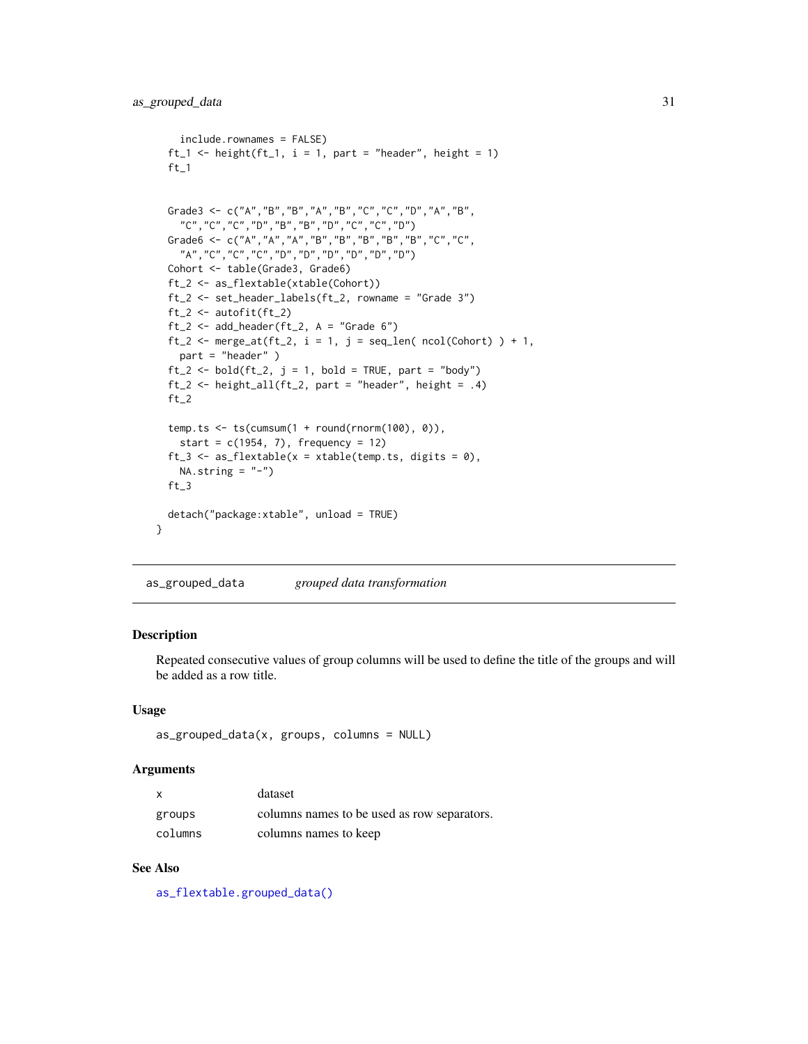```
    include.rownames = FALSE)
  ft_1 <- height(ft_1, i = 1, part = "header", height = 1)
  ft_1


  Grade3 <- c("A","B","B","A","B","C","C","D","A","B",
    "C","C","C","D","B","B","D","C","C","D")
  Grade6 <- c("A","A","A","B","B","B","B","B","C","C",
    "A","C","C","C","D","D","D","D","D","D")
  Cohort <- table(Grade3, Grade6)
  ft_2 <- as_flextable(xtable(Cohort))
  ft_2 <- set_header_labels(ft_2, rowname = "Grade 3")
  ft_2 <- autofit(ft_2)
  ft_2 <- add_header(ft_2, A = "Grade 6")
  ft_2 <- merge_at(ft_2, i = 1, j = seq_len( ncol(Cohort) ) + 1,
    part = "header" )
  ft_2 <- bold(ft_2, j = 1, bold = TRUE, part = "body")
  ft_2 <- height_all(ft_2, part = "header", height = .4)
  ft_2

  temp.ts <- ts(cumsum(1 + round(rnorm(100), 0)),
    start = c(1954, 7), frequency = 12)
  ft_3 <- as_flextable(x = xtable(temp.ts, digits = 0),
    NA.string = "-")
  ft_3

  detach("package:xtable", unload = TRUE)
}
```

## as_grouped_data    *grouped data transformation*

### Description

Repeated consecutive values of group columns will be used to define the title of the groups and will be added as a row title.

### Usage

```
as_grouped_data(x, groups, columns = NULL)
```

### Arguments

| | |
|---|---|
| x | dataset |
| groups | columns names to be used as row separators. |
| columns | columns names to keep |

### See Also

as_flextable.grouped_data()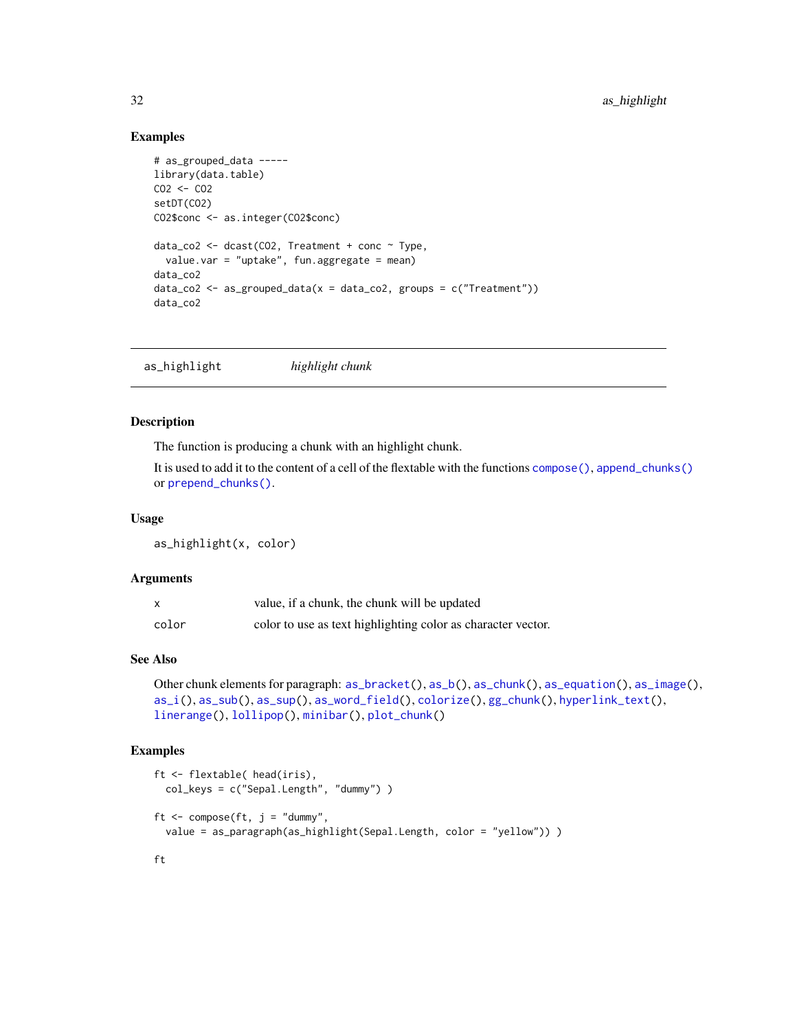## Examples

```
# as_grouped_data -----
library(data.table)
CO2 <- CO2
setDT(CO2)
CO2$conc <- as.integer(CO2$conc)

data_co2 <- dcast(CO2, Treatment + conc ~ Type,
  value.var = "uptake", fun.aggregate = mean)
data_co2
data_co2 <- as_grouped_data(x = data_co2, groups = c("Treatment"))
data_co2
```

---

# as_highlight *highlight chunk*

---

## Description

The function is producing a chunk with an highlight chunk.

It is used to add it to the content of a cell of the flextable with the functions `compose()`, `append_chunks()` or `prepend_chunks()`.

## Usage

```
as_highlight(x, color)
```

## Arguments

| | |
|---|---|
| x | value, if a chunk, the chunk will be updated |
| color | color to use as text highlighting color as character vector. |

## See Also

Other chunk elements for paragraph: `as_bracket()`, `as_b()`, `as_chunk()`, `as_equation()`, `as_image()`, `as_i()`, `as_sub()`, `as_sup()`, `as_word_field()`, `colorize()`, `gg_chunk()`, `hyperlink_text()`, `linerange()`, `lollipop()`, `minibar()`, `plot_chunk()`

## Examples

```
ft <- flextable( head(iris),
  col_keys = c("Sepal.Length", "dummy") )

ft <- compose(ft, j = "dummy",
  value = as_paragraph(as_highlight(Sepal.Length, color = "yellow")) )

ft
```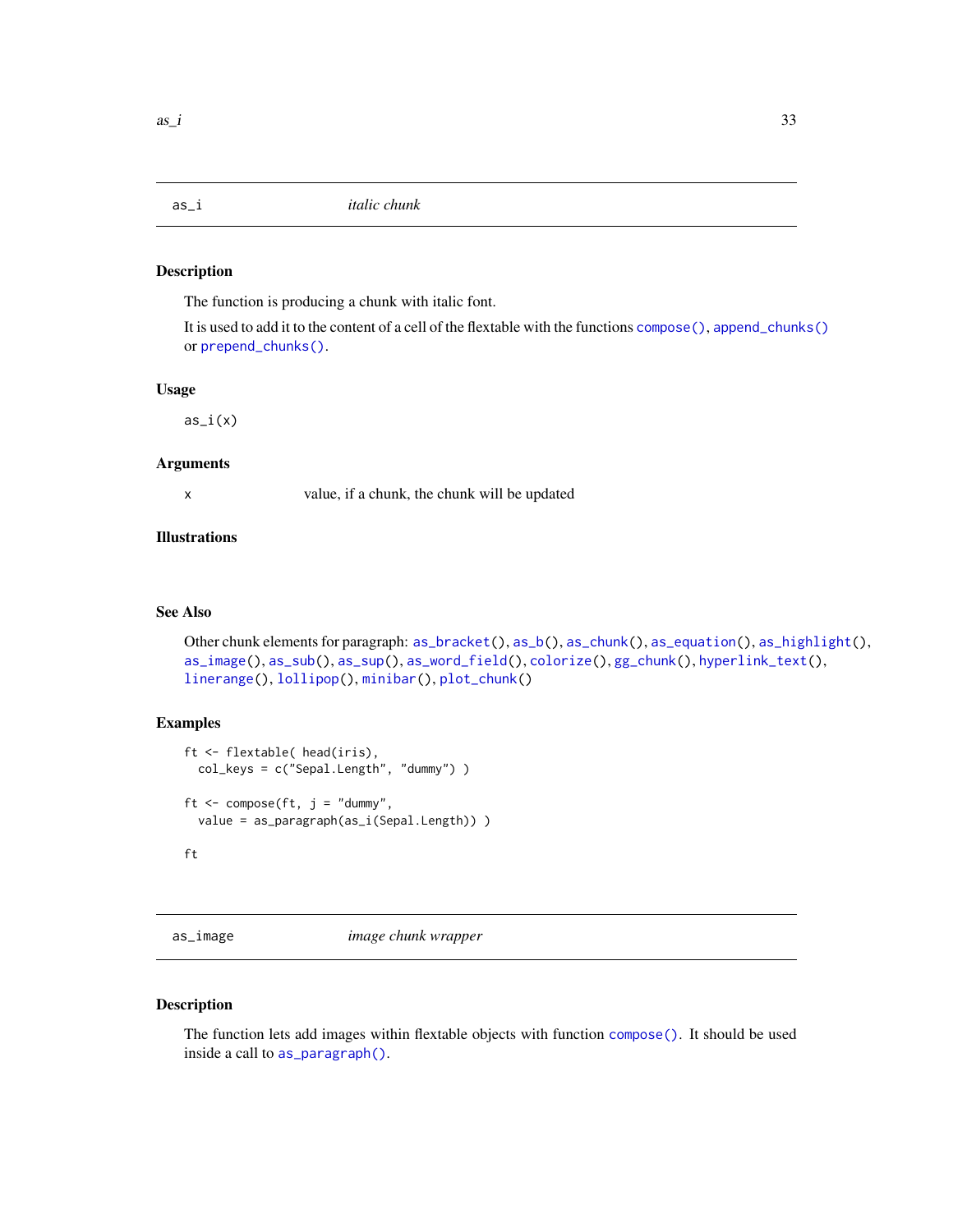## as_i — *italic chunk*

### Description

The function is producing a chunk with italic font.

It is used to add it to the content of a cell of the flextable with the functions compose(), append_chunks() or prepend_chunks().

### Usage

```
as_i(x)
```

### Arguments

| | |
|---|---|
| x | value, if a chunk, the chunk will be updated |

### Illustrations

### See Also

Other chunk elements for paragraph: as_bracket(), as_b(), as_chunk(), as_equation(), as_highlight(), as_image(), as_sub(), as_sup(), as_word_field(), colorize(), gg_chunk(), hyperlink_text(), linerange(), lollipop(), minibar(), plot_chunk()

### Examples

```
ft <- flextable( head(iris),
  col_keys = c("Sepal.Length", "dummy") )

ft <- compose(ft, j = "dummy",
  value = as_paragraph(as_i(Sepal.Length)) )

ft
```

## as_image — *image chunk wrapper*

### Description

The function lets add images within flextable objects with function compose(). It should be used inside a call to as_paragraph().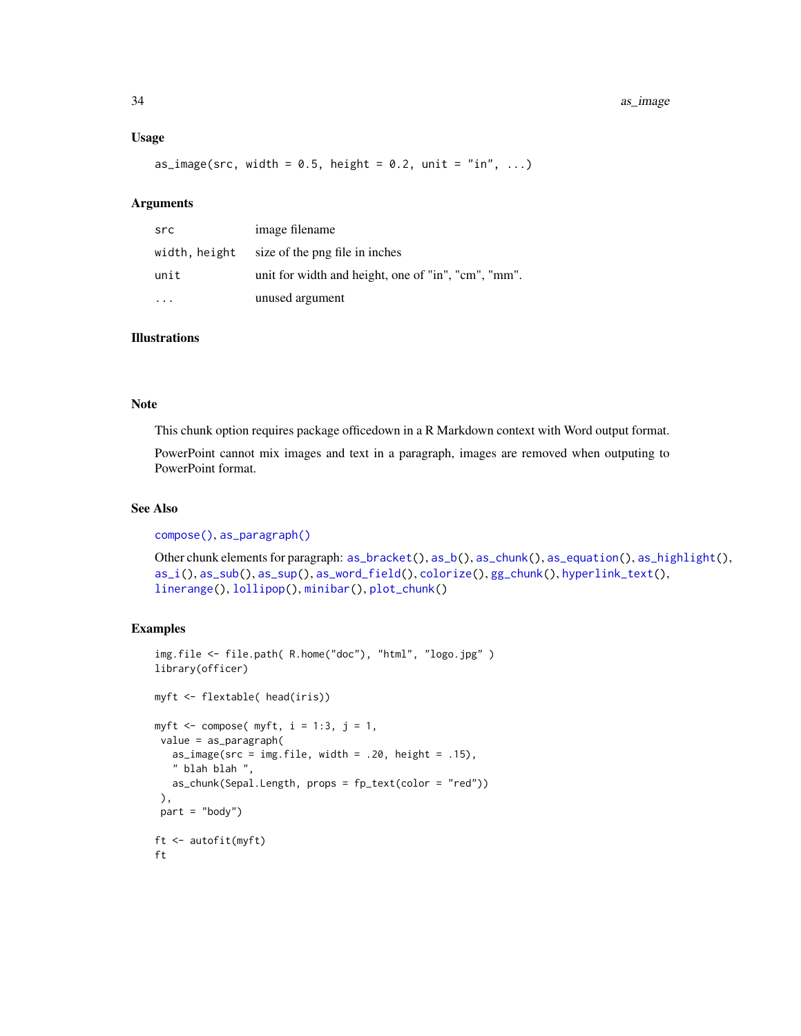## Usage

```
as_image(src, width = 0.5, height = 0.2, unit = "in", ...)
```

## Arguments

| | |
|---|---|
| `src` | image filename |
| `width, height` | size of the png file in inches |
| `unit` | unit for width and height, one of "in", "cm", "mm". |
| `...` | unused argument |

## Illustrations

## Note

This chunk option requires package officedown in a R Markdown context with Word output format.

PowerPoint cannot mix images and text in a paragraph, images are removed when outputing to PowerPoint format.

## See Also

`compose()`, `as_paragraph()`

Other chunk elements for paragraph: `as_bracket()`, `as_b()`, `as_chunk()`, `as_equation()`, `as_highlight()`, `as_i()`, `as_sub()`, `as_sup()`, `as_word_field()`, `colorize()`, `gg_chunk()`, `hyperlink_text()`, `linerange()`, `lollipop()`, `minibar()`, `plot_chunk()`

## Examples

```
img.file <- file.path( R.home("doc"), "html", "logo.jpg" )
library(officer)

myft <- flextable( head(iris))

myft <- compose( myft, i = 1:3, j = 1,
 value = as_paragraph(
   as_image(src = img.file, width = .20, height = .15),
   " blah blah ",
   as_chunk(Sepal.Length, props = fp_text(color = "red"))
 ),
 part = "body")

ft <- autofit(myft)
ft
```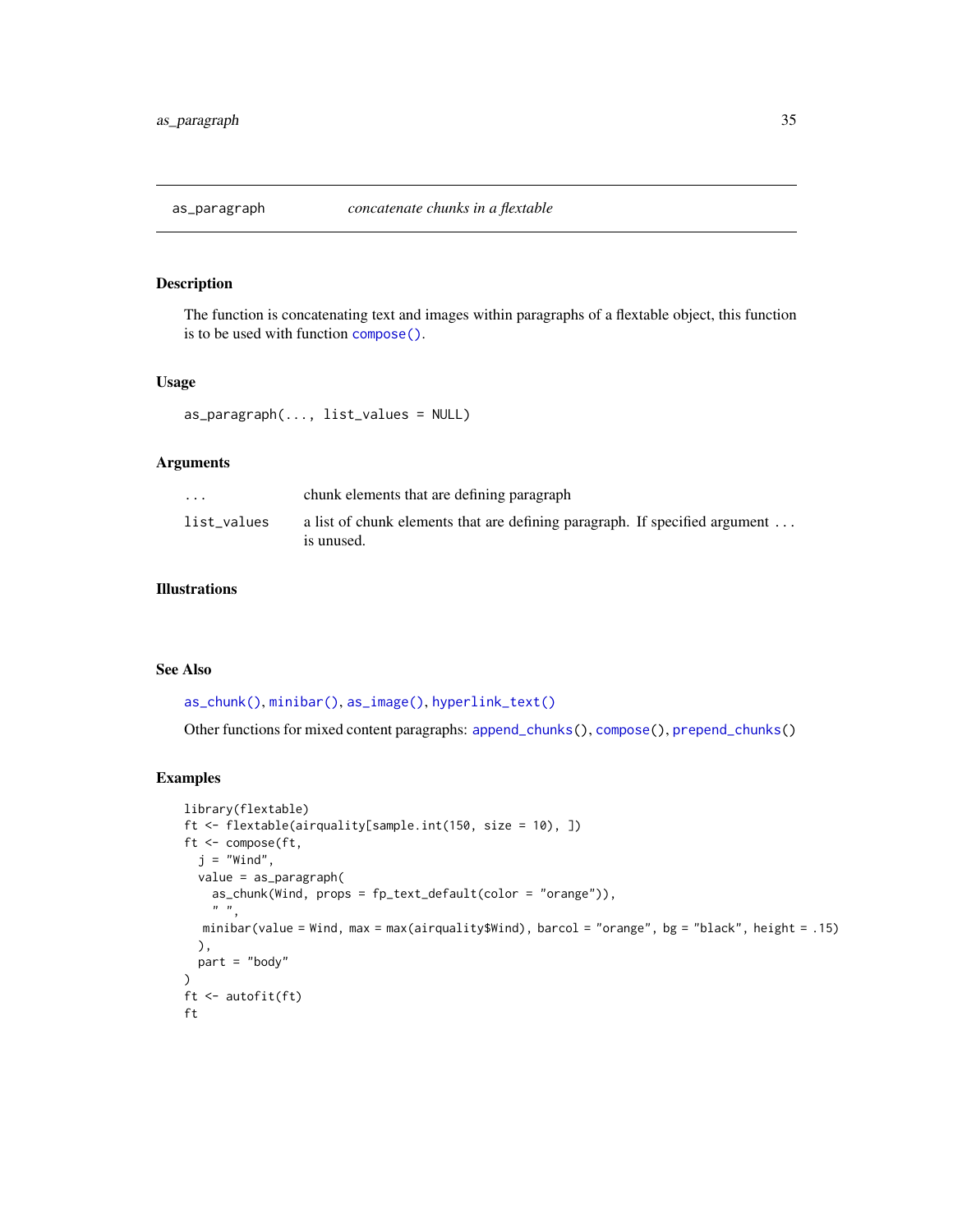## as_paragraph — *concatenate chunks in a flextable*

### Description

The function is concatenating text and images within paragraphs of a flextable object, this function is to be used with function `compose()`.

### Usage

```
as_paragraph(..., list_values = NULL)
```

### Arguments

| | |
|---|---|
| `...` | chunk elements that are defining paragraph |
| `list_values` | a list of chunk elements that are defining paragraph. If specified argument ... is unused. |

### Illustrations

### See Also

`as_chunk()`, `minibar()`, `as_image()`, `hyperlink_text()`

Other functions for mixed content paragraphs: `append_chunks()`, `compose()`, `prepend_chunks()`

### Examples

```
library(flextable)
ft <- flextable(airquality[sample.int(150, size = 10), ])
ft <- compose(ft,
  j = "Wind",
  value = as_paragraph(
    as_chunk(Wind, props = fp_text_default(color = "orange")),
    " ",
   minibar(value = Wind, max = max(airquality$Wind), barcol = "orange", bg = "black", height = .15)
  ),
  part = "body"
)
ft <- autofit(ft)
ft
```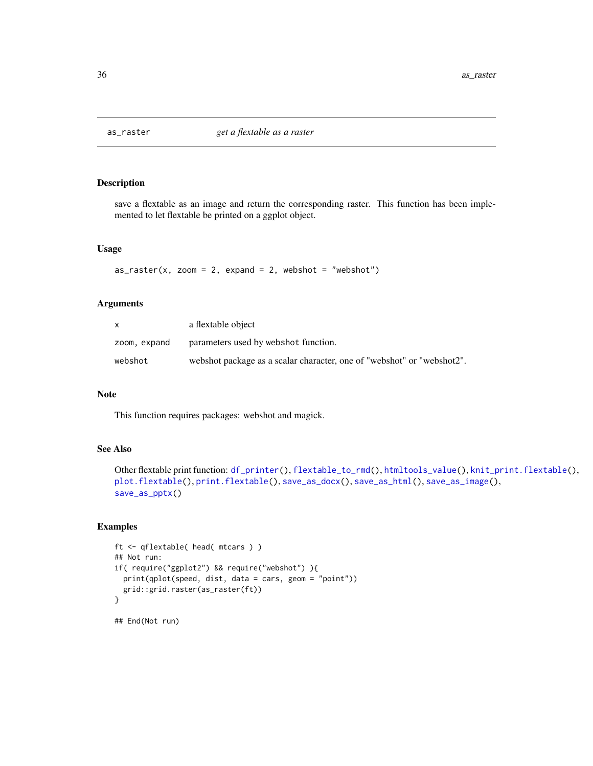## as_raster *get a flextable as a raster*

### Description

save a flextable as an image and return the corresponding raster. This function has been implemented to let flextable be printed on a ggplot object.

### Usage

```
as_raster(x, zoom = 2, expand = 2, webshot = "webshot")
```

### Arguments

| | |
|---|---|
| x | a flextable object |
| zoom, expand | parameters used by webshot function. |
| webshot | webshot package as a scalar character, one of "webshot" or "webshot2". |

### Note

This function requires packages: webshot and magick.

### See Also

Other flextable print function: df_printer(), flextable_to_rmd(), htmltools_value(), knit_print.flextable(), plot.flextable(), print.flextable(), save_as_docx(), save_as_html(), save_as_image(), save_as_pptx()

### Examples

```
ft <- qflextable( head( mtcars ) )
## Not run:
if( require("ggplot2") && require("webshot") ){
  print(qplot(speed, dist, data = cars, geom = "point"))
  grid::grid.raster(as_raster(ft))
}

## End(Not run)
```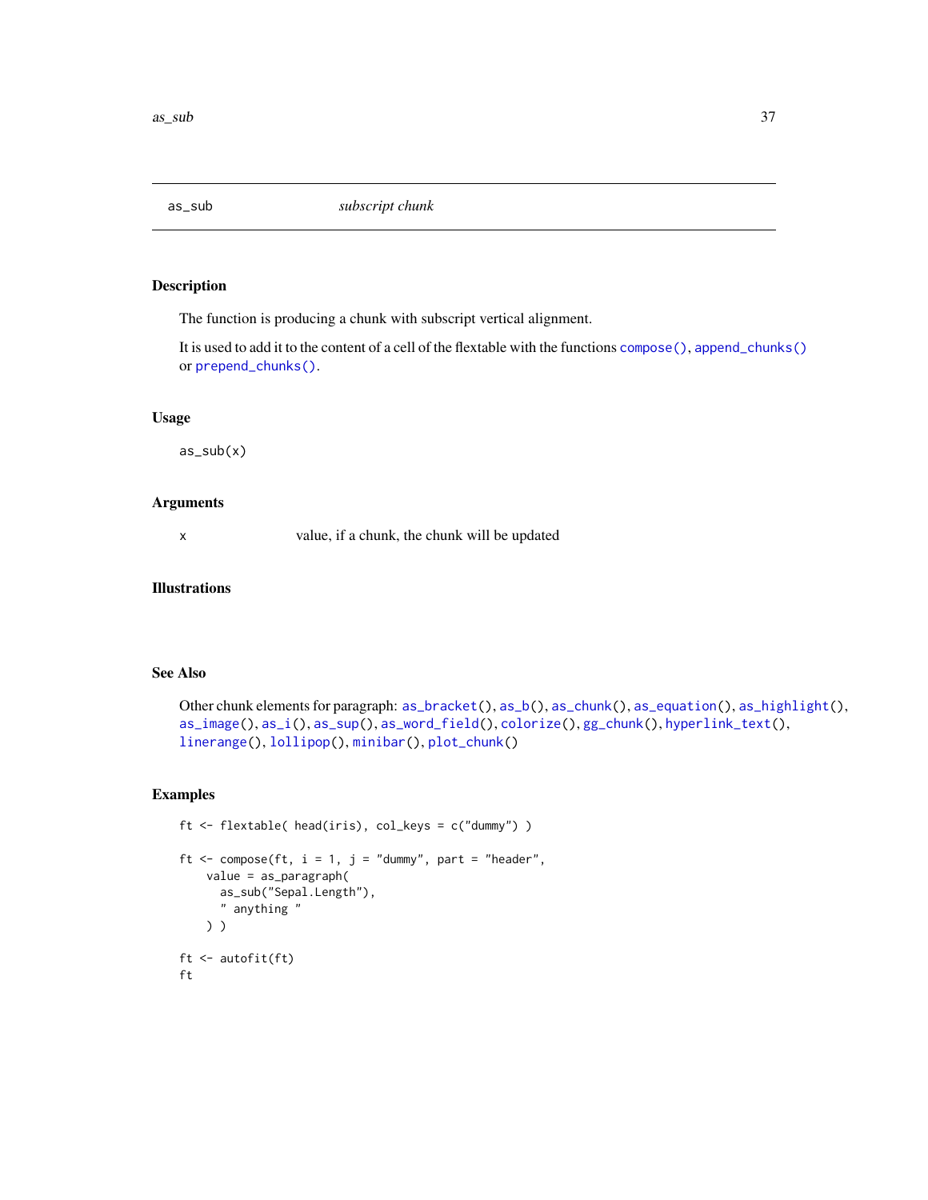## as_sub — *subscript chunk*

### Description

The function is producing a chunk with subscript vertical alignment.

It is used to add it to the content of a cell of the flextable with the functions compose(), append_chunks() or prepend_chunks().

### Usage

```
as_sub(x)
```

### Arguments

| | |
|---|---|
| x | value, if a chunk, the chunk will be updated |

### Illustrations

### See Also

Other chunk elements for paragraph: as_bracket(), as_b(), as_chunk(), as_equation(), as_highlight(), as_image(), as_i(), as_sup(), as_word_field(), colorize(), gg_chunk(), hyperlink_text(), linerange(), lollipop(), minibar(), plot_chunk()

### Examples

```
ft <- flextable( head(iris), col_keys = c("dummy") )

ft <- compose(ft, i = 1, j = "dummy", part = "header",
    value = as_paragraph(
      as_sub("Sepal.Length"),
      " anything "
    ) )

ft <- autofit(ft)
ft
```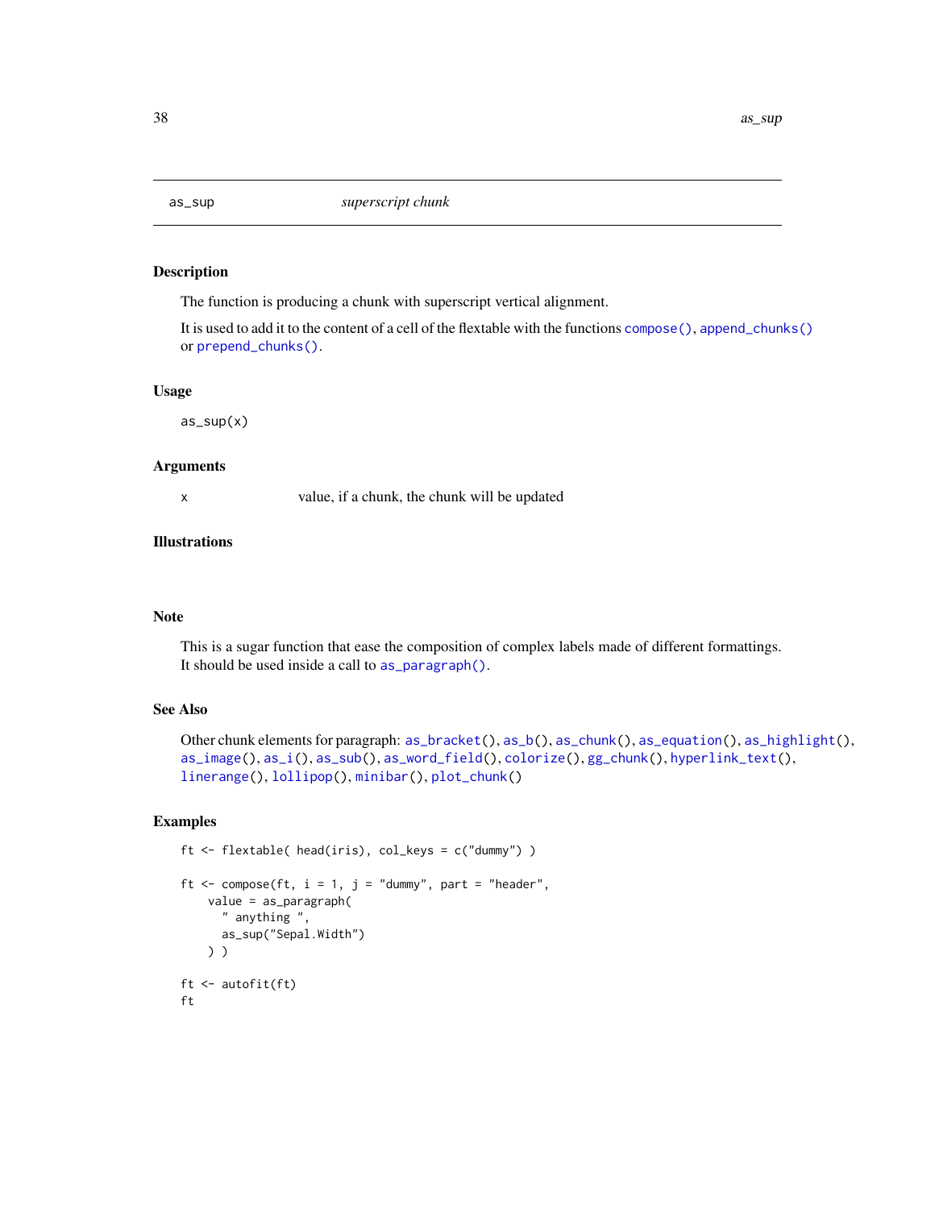# as_sup *superscript chunk*

## Description

The function is producing a chunk with superscript vertical alignment.

It is used to add it to the content of a cell of the flextable with the functions `compose()`, `append_chunks()` or `prepend_chunks()`.

## Usage

```
as_sup(x)
```

## Arguments

| | |
|---|---|
| x | value, if a chunk, the chunk will be updated |

## Illustrations

## Note

This is a sugar function that ease the composition of complex labels made of different formattings. It should be used inside a call to `as_paragraph()`.

## See Also

Other chunk elements for paragraph: `as_bracket()`, `as_b()`, `as_chunk()`, `as_equation()`, `as_highlight()`, `as_image()`, `as_i()`, `as_sub()`, `as_word_field()`, `colorize()`, `gg_chunk()`, `hyperlink_text()`, `linerange()`, `lollipop()`, `minibar()`, `plot_chunk()`

## Examples

```
ft <- flextable( head(iris), col_keys = c("dummy") )

ft <- compose(ft, i = 1, j = "dummy", part = "header",
    value = as_paragraph(
      " anything ",
      as_sup("Sepal.Width")
    ) )

ft <- autofit(ft)
ft
```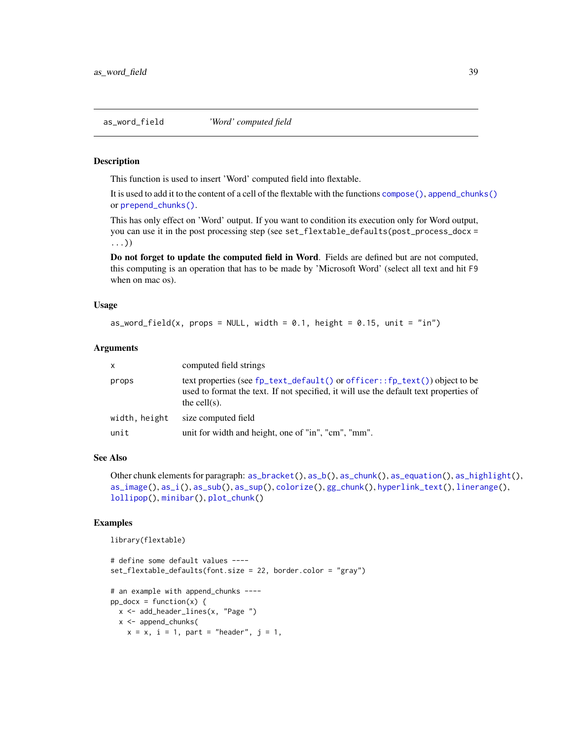## as_word_field *'Word' computed field*

### Description

This function is used to insert 'Word' computed field into flextable.

It is used to add it to the content of a cell of the flextable with the functions `compose()`, `append_chunks()` or `prepend_chunks()`.

This has only effect on 'Word' output. If you want to condition its execution only for Word output, you can use it in the post processing step (see `set_flextable_defaults(post_process_docx = ...)`)

**Do not forget to update the computed field in Word**. Fields are defined but are not computed, this computing is an operation that has to be made by 'Microsoft Word' (select all text and hit F9 when on mac os).

### Usage

```
as_word_field(x, props = NULL, width = 0.1, height = 0.15, unit = "in")
```

### Arguments

| | |
|---|---|
| x | computed field strings |
| props | text properties (see `fp_text_default()` or `officer::fp_text()`) object to be used to format the text. If not specified, it will use the default text properties of the cell(s). |
| width, height | size computed field |
| unit | unit for width and height, one of "in", "cm", "mm". |

### See Also

Other chunk elements for paragraph: `as_bracket()`, `as_b()`, `as_chunk()`, `as_equation()`, `as_highlight()`, `as_image()`, `as_i()`, `as_sub()`, `as_sup()`, `colorize()`, `gg_chunk()`, `hyperlink_text()`, `linerange()`, `lollipop()`, `minibar()`, `plot_chunk()`

### Examples

```
library(flextable)

# define some default values ----
set_flextable_defaults(font.size = 22, border.color = "gray")

# an example with append_chunks ----
pp_docx = function(x) {
  x <- add_header_lines(x, "Page ")
  x <- append_chunks(
    x = x, i = 1, part = "header", j = 1,
```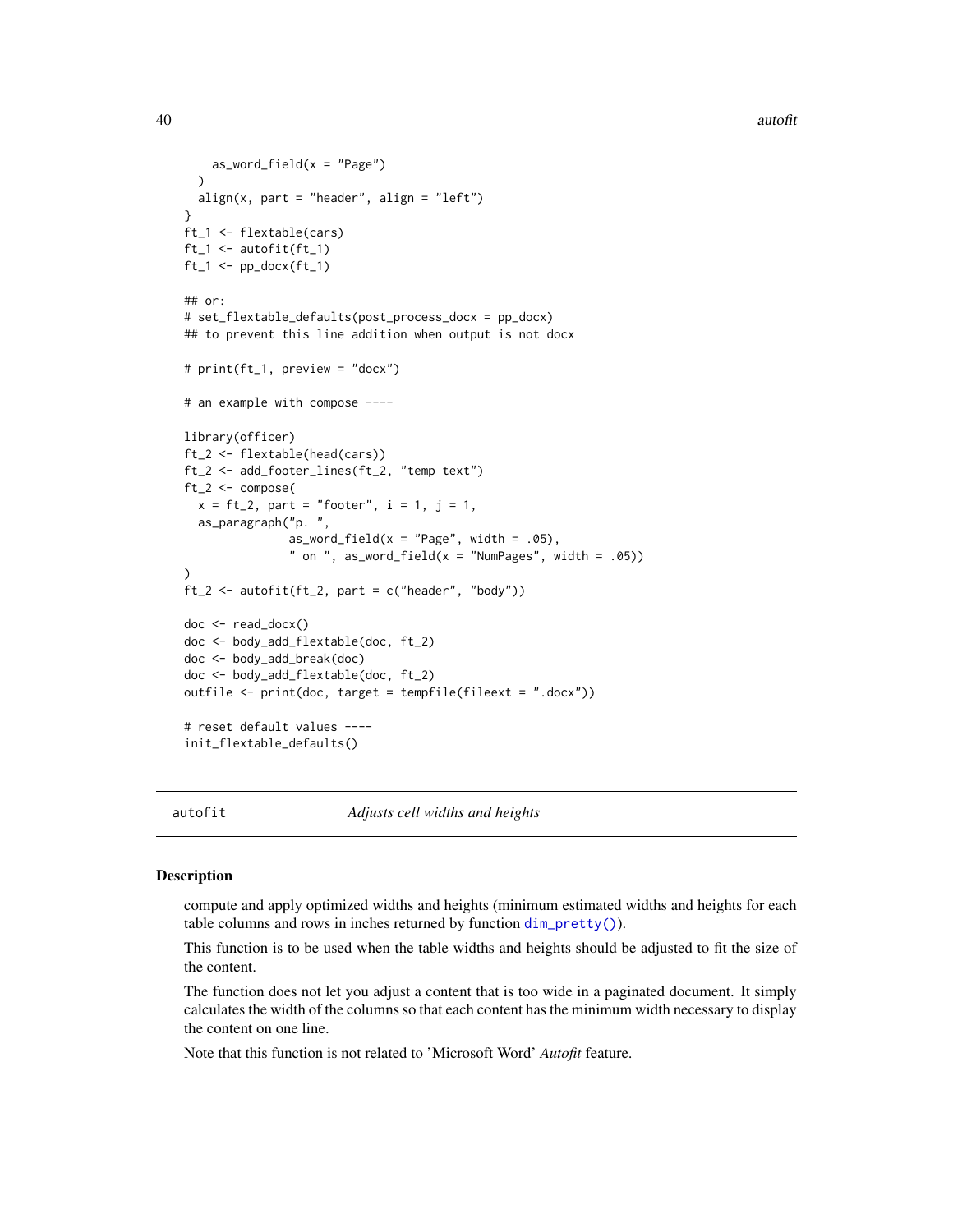```
    as_word_field(x = "Page")
  )
  align(x, part = "header", align = "left")
}
ft_1 <- flextable(cars)
ft_1 <- autofit(ft_1)
ft_1 <- pp_docx(ft_1)

## or:
# set_flextable_defaults(post_process_docx = pp_docx)
## to prevent this line addition when output is not docx

# print(ft_1, preview = "docx")

# an example with compose ----

library(officer)
ft_2 <- flextable(head(cars))
ft_2 <- add_footer_lines(ft_2, "temp text")
ft_2 <- compose(
  x = ft_2, part = "footer", i = 1, j = 1,
  as_paragraph("p. ",
               as_word_field(x = "Page", width = .05),
               " on ", as_word_field(x = "NumPages", width = .05))
)
ft_2 <- autofit(ft_2, part = c("header", "body"))

doc <- read_docx()
doc <- body_add_flextable(doc, ft_2)
doc <- body_add_break(doc)
doc <- body_add_flextable(doc, ft_2)
outfile <- print(doc, target = tempfile(fileext = ".docx"))

# reset default values ----
init_flextable_defaults()
```

## autofit — *Adjusts cell widths and heights*

### Description

compute and apply optimized widths and heights (minimum estimated widths and heights for each table columns and rows in inches returned by function `dim_pretty()`).

This function is to be used when the table widths and heights should be adjusted to fit the size of the content.

The function does not let you adjust a content that is too wide in a paginated document. It simply calculates the width of the columns so that each content has the minimum width necessary to display the content on one line.

Note that this function is not related to 'Microsoft Word' *Autofit* feature.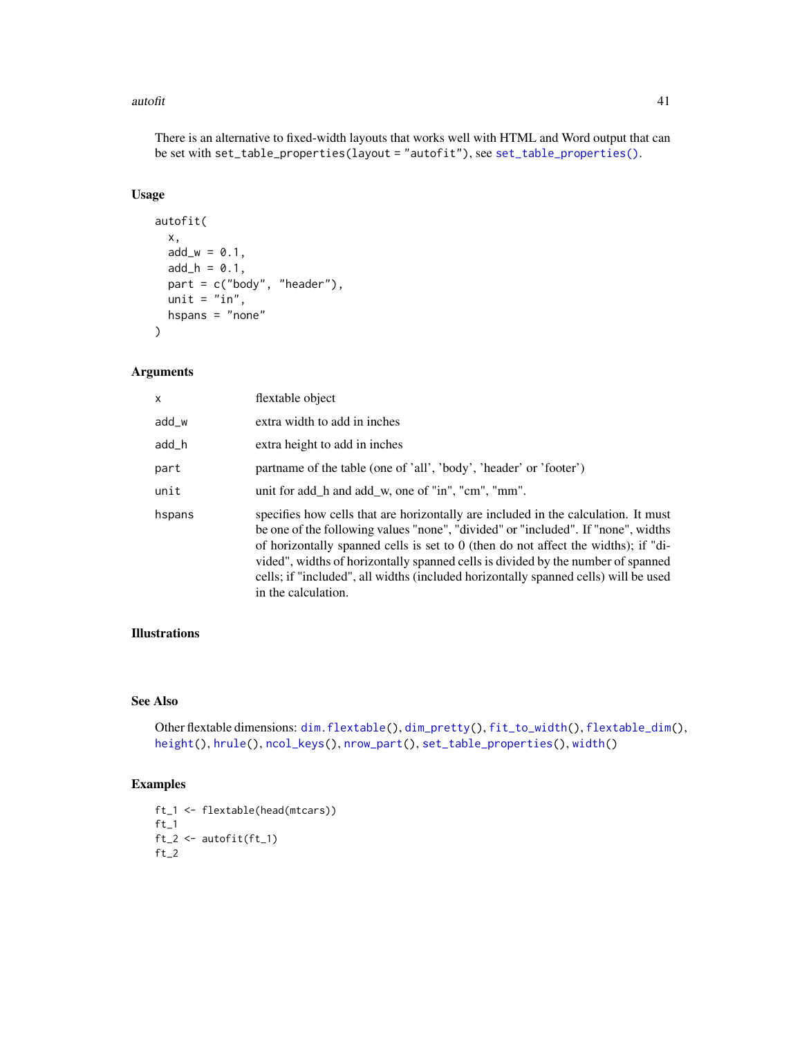There is an alternative to fixed-width layouts that works well with HTML and Word output that can be set with `set_table_properties(layout = "autofit")`, see `set_table_properties()`.

### Usage

```
autofit(
  x,
  add_w = 0.1,
  add_h = 0.1,
  part = c("body", "header"),
  unit = "in",
  hspans = "none"
)
```

### Arguments

| | |
|---|---|
| `x` | flextable object |
| `add_w` | extra width to add in inches |
| `add_h` | extra height to add in inches |
| `part` | partname of the table (one of 'all', 'body', 'header' or 'footer') |
| `unit` | unit for add_h and add_w, one of "in", "cm", "mm". |
| `hspans` | specifies how cells that are horizontally are included in the calculation. It must be one of the following values "none", "divided" or "included". If "none", widths of horizontally spanned cells is set to 0 (then do not affect the widths); if "divided", widths of horizontally spanned cells is divided by the number of spanned cells; if "included", all widths (included horizontally spanned cells) will be used in the calculation. |

### Illustrations

### See Also

Other flextable dimensions: `dim.flextable()`, `dim_pretty()`, `fit_to_width()`, `flextable_dim()`, `height()`, `hrule()`, `ncol_keys()`, `nrow_part()`, `set_table_properties()`, `width()`

### Examples

```
ft_1 <- flextable(head(mtcars))
ft_1
ft_2 <- autofit(ft_1)
ft_2
```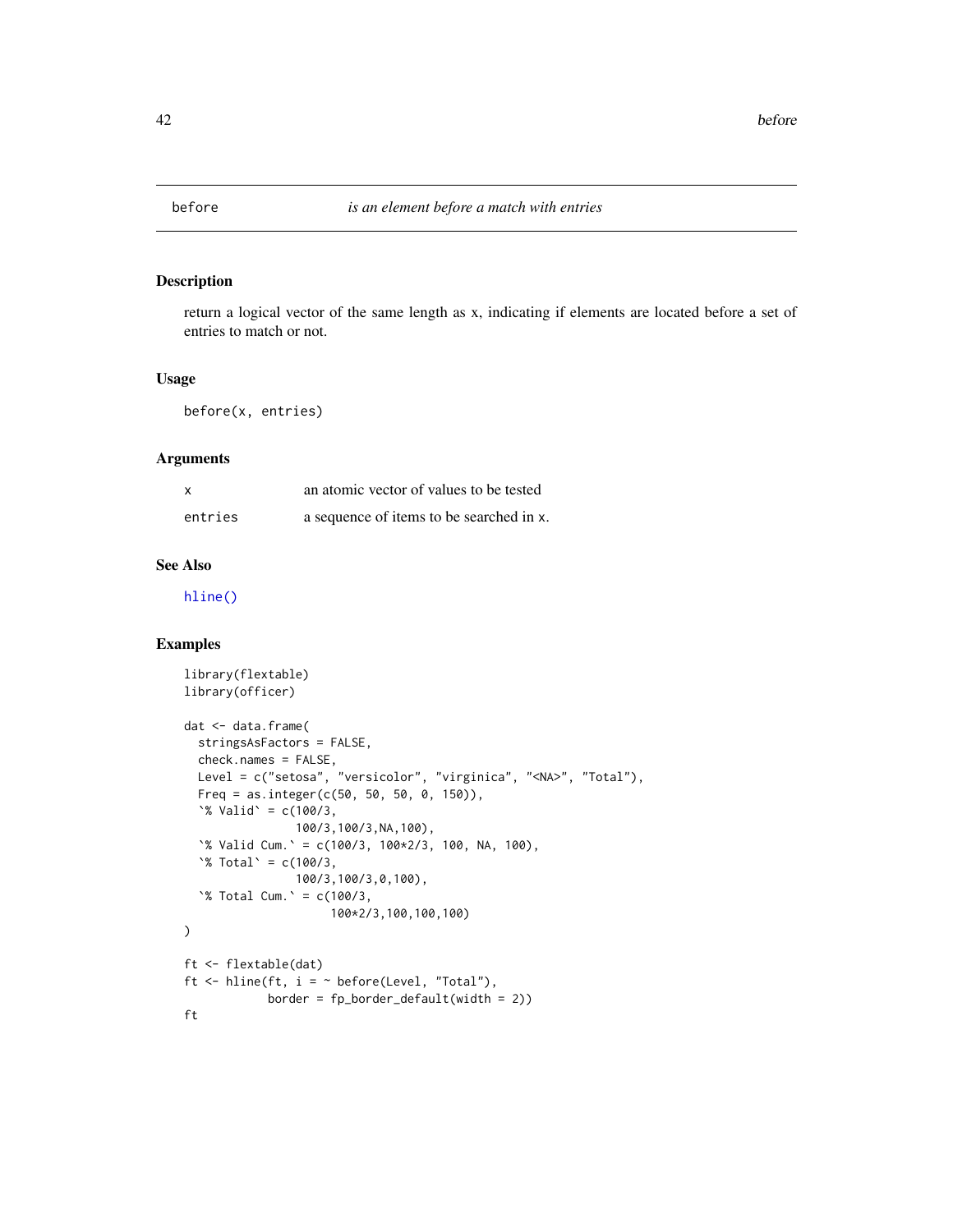## before    *is an element before a match with entries*

### Description

return a logical vector of the same length as x, indicating if elements are located before a set of entries to match or not.

### Usage

```
before(x, entries)
```

### Arguments

| | |
|---|---|
| x | an atomic vector of values to be tested |
| entries | a sequence of items to be searched in x. |

### See Also

hline()

### Examples

```
library(flextable)
library(officer)

dat <- data.frame(
  stringsAsFactors = FALSE,
  check.names = FALSE,
  Level = c("setosa", "versicolor", "virginica", "<NA>", "Total"),
  Freq = as.integer(c(50, 50, 50, 0, 150)),
  `% Valid` = c(100/3,
              100/3,100/3,NA,100),
  `% Valid Cum.` = c(100/3, 100*2/3, 100, NA, 100),
  `% Total` = c(100/3,
              100/3,100/3,0,100),
  `% Total Cum.` = c(100/3,
                    100*2/3,100,100,100)
)

ft <- flextable(dat)
ft <- hline(ft, i = ~ before(Level, "Total"),
            border = fp_border_default(width = 2))
ft
```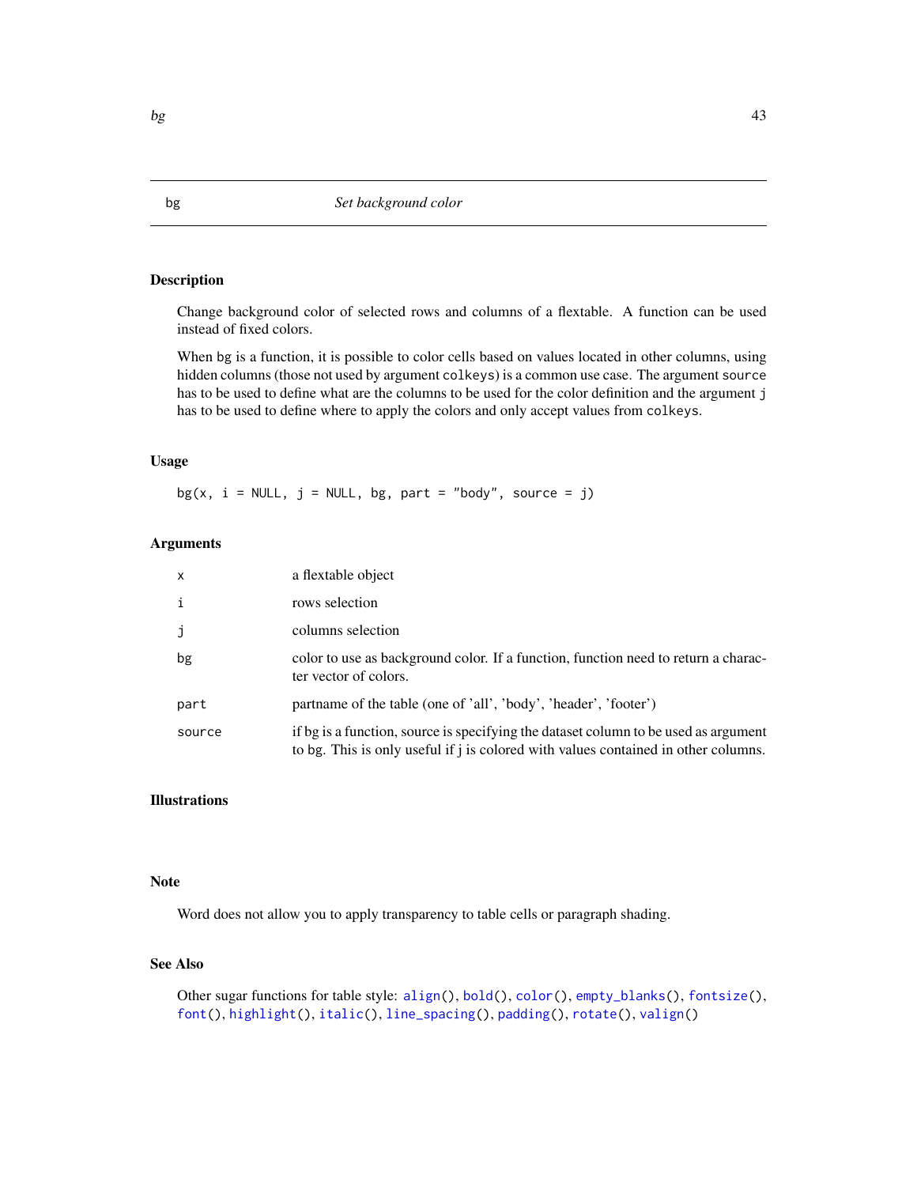# bg — *Set background color*

## Description

Change background color of selected rows and columns of a flextable. A function can be used instead of fixed colors.

When bg is a function, it is possible to color cells based on values located in other columns, using hidden columns (those not used by argument colkeys) is a common use case. The argument source has to be used to define what are the columns to be used for the color definition and the argument j has to be used to define where to apply the colors and only accept values from colkeys.

## Usage

```
bg(x, i = NULL, j = NULL, bg, part = "body", source = j)
```

## Arguments

| | |
|---|---|
| x | a flextable object |
| i | rows selection |
| j | columns selection |
| bg | color to use as background color. If a function, function need to return a character vector of colors. |
| part | partname of the table (one of 'all', 'body', 'header', 'footer') |
| source | if bg is a function, source is specifying the dataset column to be used as argument to bg. This is only useful if j is colored with values contained in other columns. |

## Illustrations

## Note

Word does not allow you to apply transparency to table cells or paragraph shading.

## See Also

Other sugar functions for table style: align(), bold(), color(), empty_blanks(), fontsize(), font(), highlight(), italic(), line_spacing(), padding(), rotate(), valign()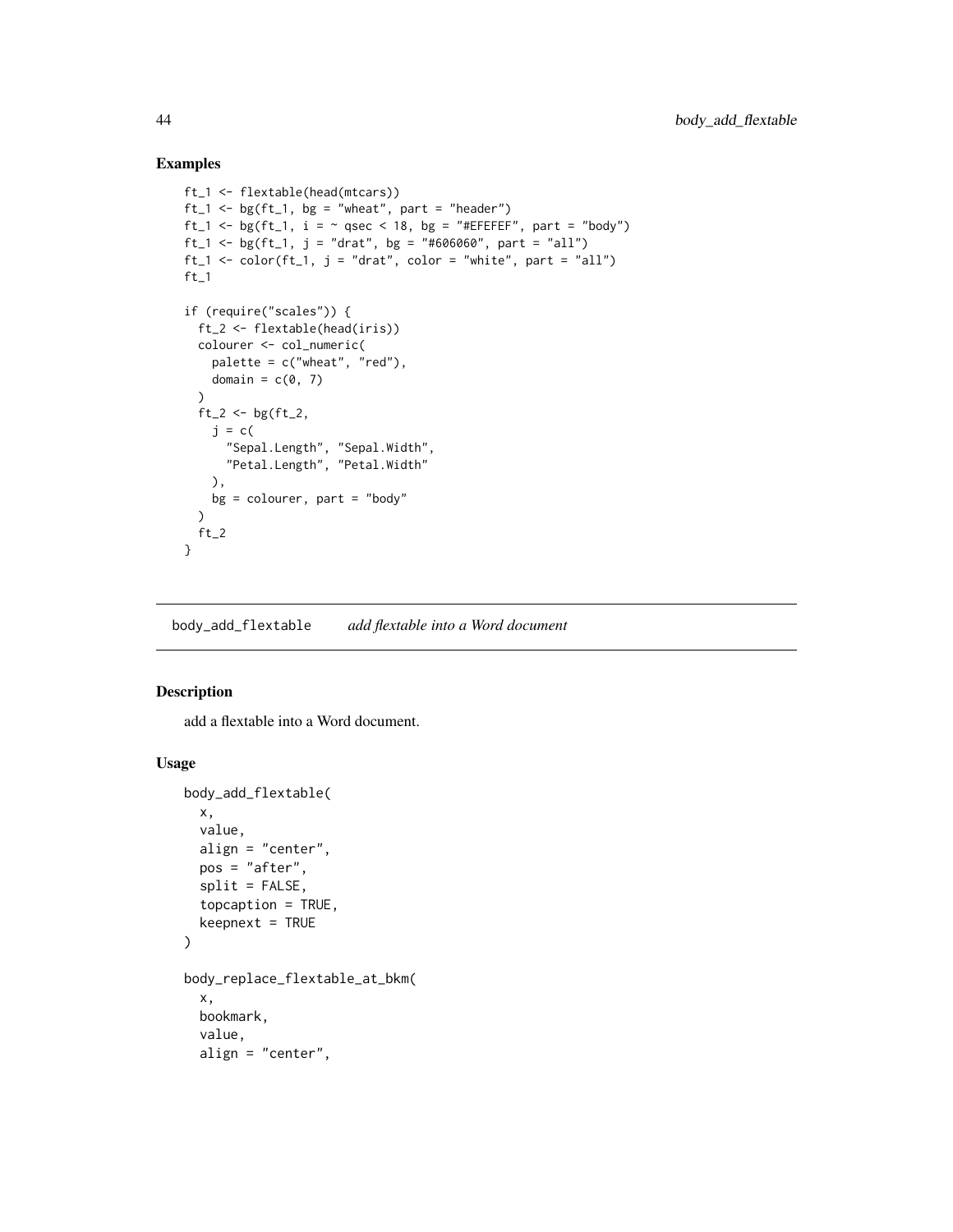## Examples

```
ft_1 <- flextable(head(mtcars))
ft_1 <- bg(ft_1, bg = "wheat", part = "header")
ft_1 <- bg(ft_1, i = ~ qsec < 18, bg = "#EFEFEF", part = "body")
ft_1 <- bg(ft_1, j = "drat", bg = "#606060", part = "all")
ft_1 <- color(ft_1, j = "drat", color = "white", part = "all")
ft_1

if (require("scales")) {
  ft_2 <- flextable(head(iris))
  colourer <- col_numeric(
    palette = c("wheat", "red"),
    domain = c(0, 7)
  )
  ft_2 <- bg(ft_2,
    j = c(
      "Sepal.Length", "Sepal.Width",
      "Petal.Length", "Petal.Width"
    ),
    bg = colourer, part = "body"
  )
  ft_2
}
```

---

# body_add_flextable *add flextable into a Word document*

---

## Description

add a flextable into a Word document.

## Usage

```
body_add_flextable(
  x,
  value,
  align = "center",
  pos = "after",
  split = FALSE,
  topcaption = TRUE,
  keepnext = TRUE
)

body_replace_flextable_at_bkm(
  x,
  bookmark,
  value,
  align = "center",
```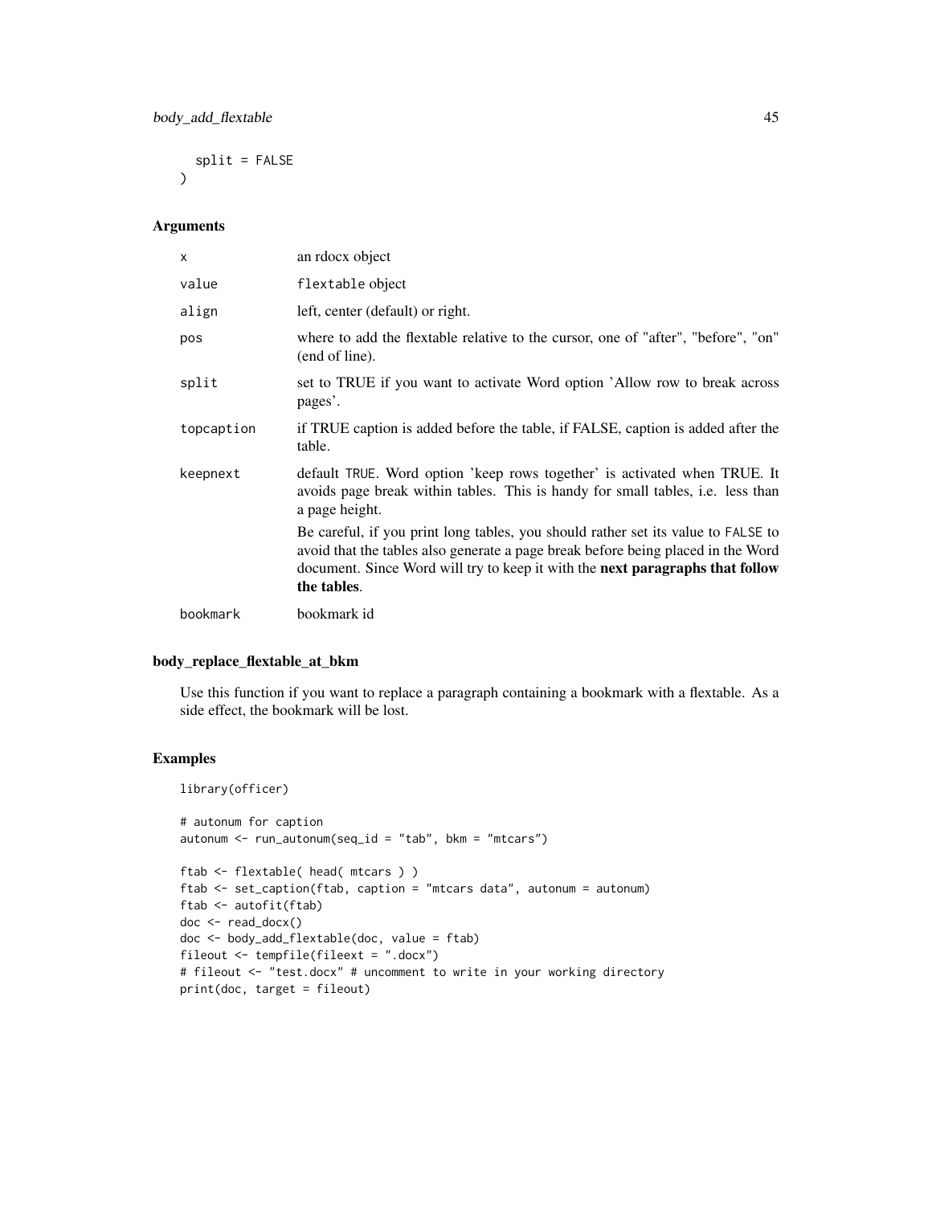```
  split = FALSE
)
```

### Arguments

| | |
|---|---|
| x | an rdocx object |
| value | flextable object |
| align | left, center (default) or right. |
| pos | where to add the flextable relative to the cursor, one of "after", "before", "on" (end of line). |
| split | set to TRUE if you want to activate Word option 'Allow row to break across pages'. |
| topcaption | if TRUE caption is added before the table, if FALSE, caption is added after the table. |
| keepnext | default TRUE. Word option 'keep rows together' is activated when TRUE. It avoids page break within tables. This is handy for small tables, i.e. less than a page height.<br><br>Be careful, if you print long tables, you should rather set its value to FALSE to avoid that the tables also generate a page break before being placed in the Word document. Since Word will try to keep it with the **next paragraphs that follow the tables**. |
| bookmark | bookmark id |

### body_replace_flextable_at_bkm

Use this function if you want to replace a paragraph containing a bookmark with a flextable. As a side effect, the bookmark will be lost.

### Examples

```
library(officer)

# autonum for caption
autonum <- run_autonum(seq_id = "tab", bkm = "mtcars")

ftab <- flextable( head( mtcars ) )
ftab <- set_caption(ftab, caption = "mtcars data", autonum = autonum)
ftab <- autofit(ftab)
doc <- read_docx()
doc <- body_add_flextable(doc, value = ftab)
fileout <- tempfile(fileext = ".docx")
# fileout <- "test.docx" # uncomment to write in your working directory
print(doc, target = fileout)
```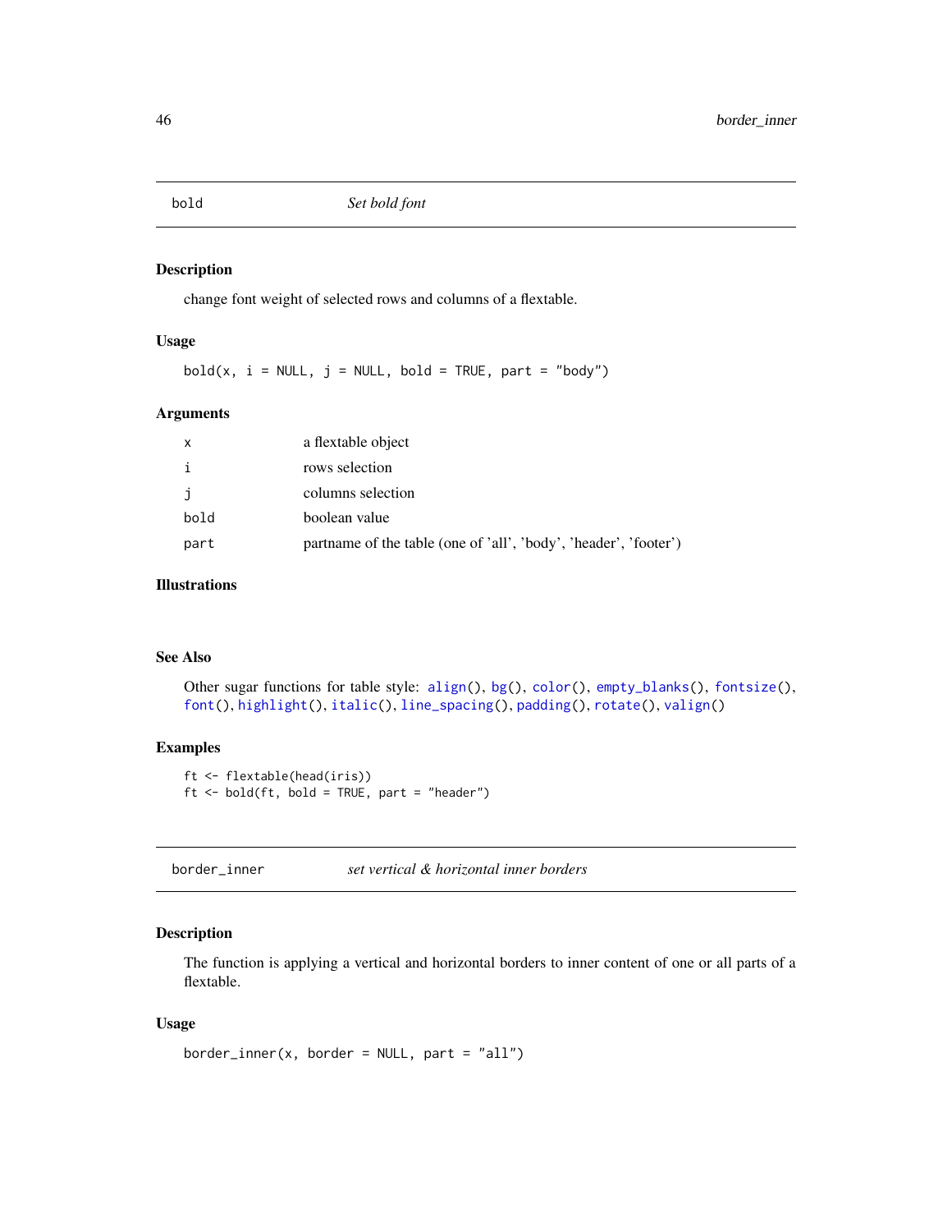## bold — *Set bold font*

### Description

change font weight of selected rows and columns of a flextable.

### Usage

```
bold(x, i = NULL, j = NULL, bold = TRUE, part = "body")
```

### Arguments

| | |
|---|---|
| x | a flextable object |
| i | rows selection |
| j | columns selection |
| bold | boolean value |
| part | partname of the table (one of 'all', 'body', 'header', 'footer') |

### Illustrations

### See Also

Other sugar functions for table style: align(), bg(), color(), empty_blanks(), fontsize(), font(), highlight(), italic(), line_spacing(), padding(), rotate(), valign()

### Examples

```
ft <- flextable(head(iris))
ft <- bold(ft, bold = TRUE, part = "header")
```

## border_inner — *set vertical & horizontal inner borders*

### Description

The function is applying a vertical and horizontal borders to inner content of one or all parts of a flextable.

### Usage

```
border_inner(x, border = NULL, part = "all")
```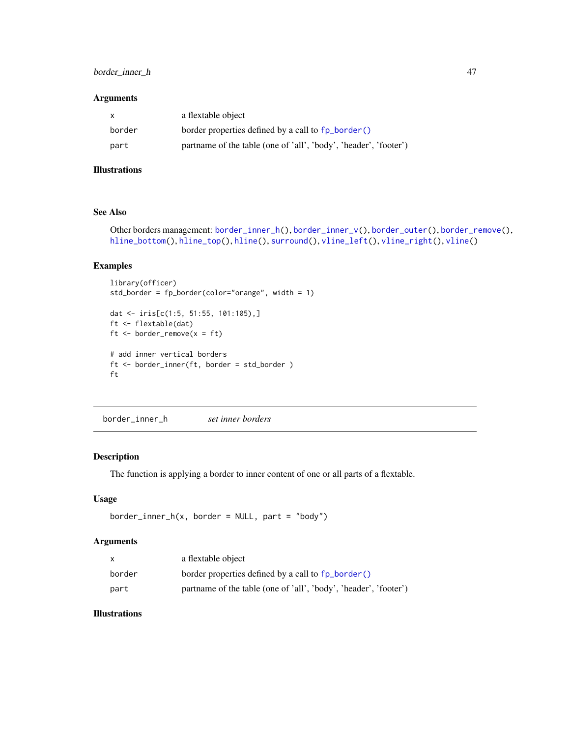### Arguments

| | |
|---|---|
| x | a flextable object |
| border | border properties defined by a call to fp_border() |
| part | partname of the table (one of 'all', 'body', 'header', 'footer') |

### Illustrations

### See Also

Other borders management: border_inner_h(), border_inner_v(), border_outer(), border_remove(), hline_bottom(), hline_top(), hline(), surround(), vline_left(), vline_right(), vline()

### Examples

```
library(officer)
std_border = fp_border(color="orange", width = 1)

dat <- iris[c(1:5, 51:55, 101:105),]
ft <- flextable(dat)
ft <- border_remove(x = ft)

# add inner vertical borders
ft <- border_inner(ft, border = std_border )
ft
```

---

## border_inner_h *set inner borders*

### Description

The function is applying a border to inner content of one or all parts of a flextable.

### Usage

```
border_inner_h(x, border = NULL, part = "body")
```

### Arguments

| | |
|---|---|
| x | a flextable object |
| border | border properties defined by a call to fp_border() |
| part | partname of the table (one of 'all', 'body', 'header', 'footer') |

### Illustrations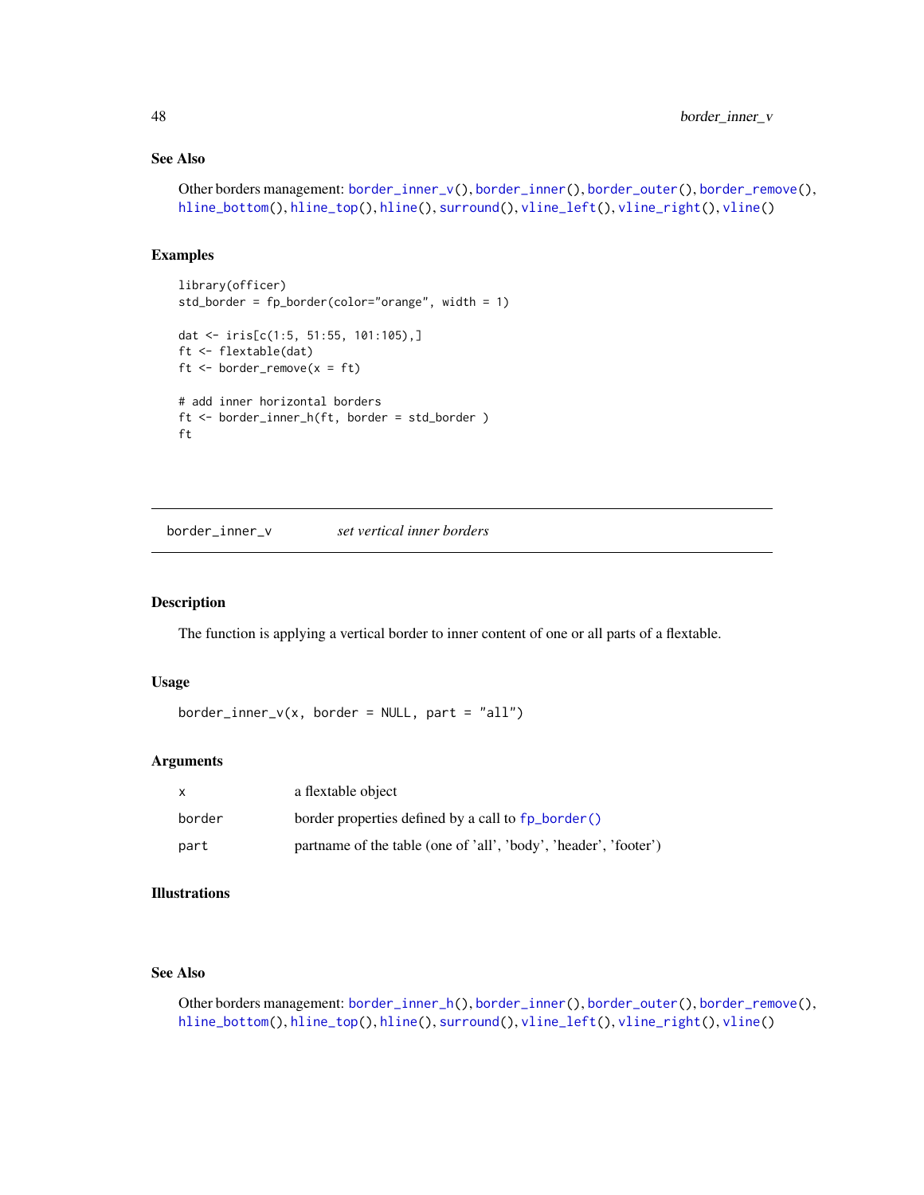### See Also

Other borders management: `border_inner_v()`, `border_inner()`, `border_outer()`, `border_remove()`, `hline_bottom()`, `hline_top()`, `hline()`, `surround()`, `vline_left()`, `vline_right()`, `vline()`

### Examples

```
library(officer)
std_border = fp_border(color="orange", width = 1)

dat <- iris[c(1:5, 51:55, 101:105),]
ft <- flextable(dat)
ft <- border_remove(x = ft)

# add inner horizontal borders
ft <- border_inner_h(ft, border = std_border )
ft
```

---

## border_inner_v — *set vertical inner borders*

### Description

The function is applying a vertical border to inner content of one or all parts of a flextable.

### Usage

```
border_inner_v(x, border = NULL, part = "all")
```

### Arguments

| | |
|---|---|
| x | a flextable object |
| border | border properties defined by a call to `fp_border()` |
| part | partname of the table (one of 'all', 'body', 'header', 'footer') |

### Illustrations

### See Also

Other borders management: `border_inner_h()`, `border_inner()`, `border_outer()`, `border_remove()`, `hline_bottom()`, `hline_top()`, `hline()`, `surround()`, `vline_left()`, `vline_right()`, `vline()`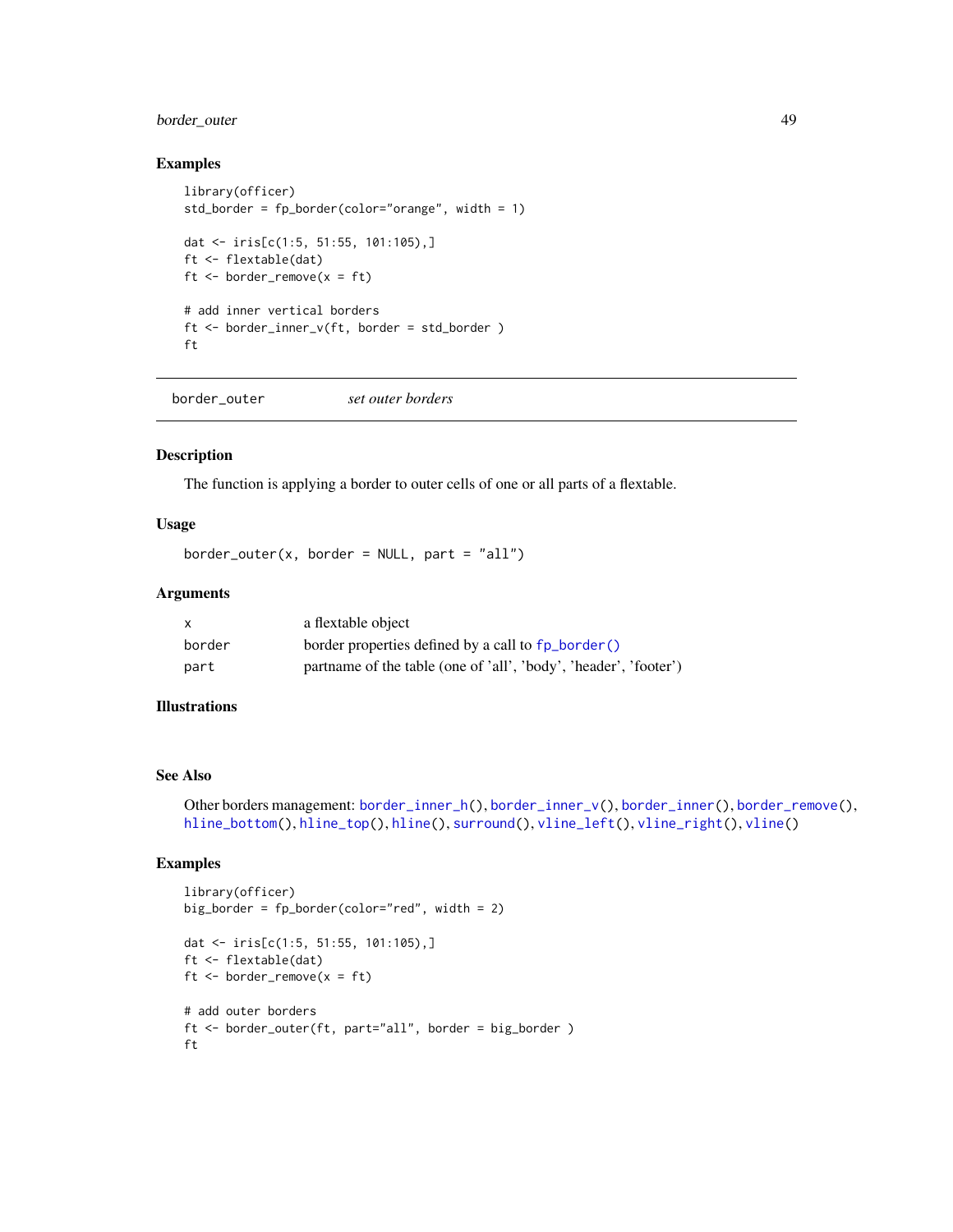## Examples

```
library(officer)
std_border = fp_border(color="orange", width = 1)

dat <- iris[c(1:5, 51:55, 101:105),]
ft <- flextable(dat)
ft <- border_remove(x = ft)

# add inner vertical borders
ft <- border_inner_v(ft, border = std_border )
ft
```

---

# border_outer — *set outer borders*

## Description

The function is applying a border to outer cells of one or all parts of a flextable.

## Usage

```
border_outer(x, border = NULL, part = "all")
```

## Arguments

| | |
|---|---|
| x | a flextable object |
| border | border properties defined by a call to fp_border() |
| part | partname of the table (one of 'all', 'body', 'header', 'footer') |

## Illustrations

## See Also

Other borders management: border_inner_h(), border_inner_v(), border_inner(), border_remove(), hline_bottom(), hline_top(), hline(), surround(), vline_left(), vline_right(), vline()

## Examples

```
library(officer)
big_border = fp_border(color="red", width = 2)

dat <- iris[c(1:5, 51:55, 101:105),]
ft <- flextable(dat)
ft <- border_remove(x = ft)

# add outer borders
ft <- border_outer(ft, part="all", border = big_border )
ft
```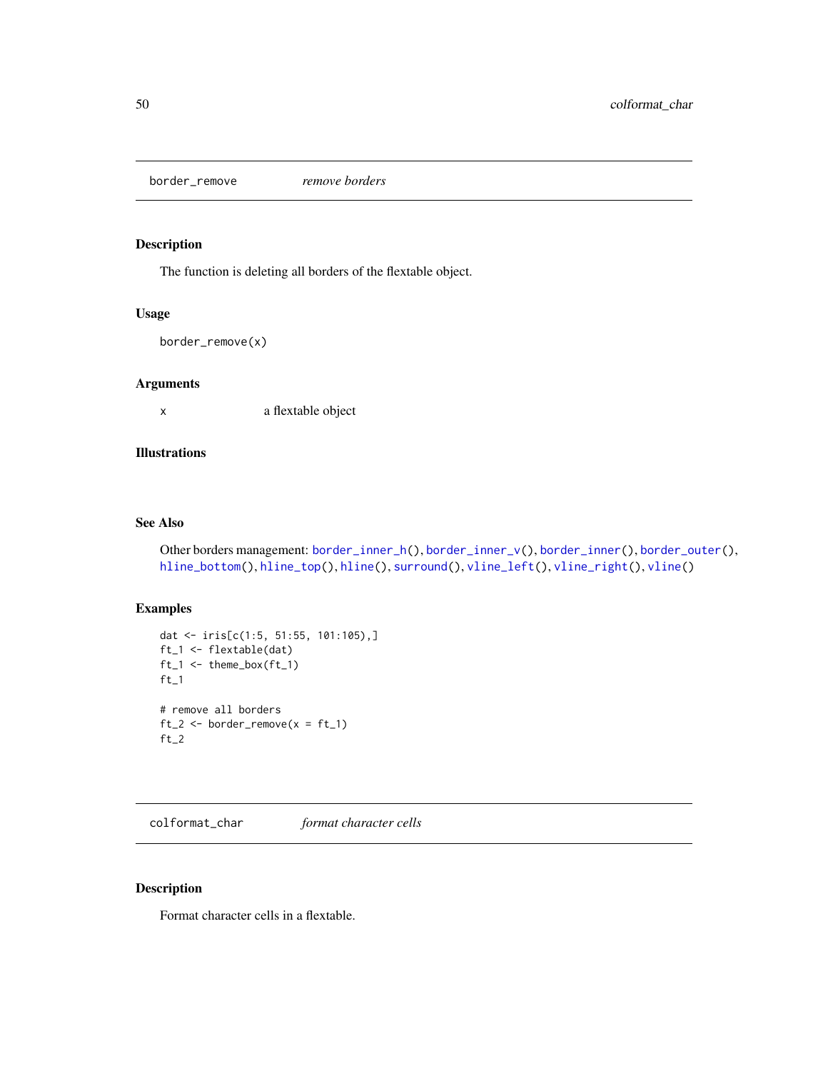## border_remove *remove borders*

### Description

The function is deleting all borders of the flextable object.

### Usage

```
border_remove(x)
```

### Arguments

| | |
|---|---|
| x | a flextable object |

### Illustrations

### See Also

Other borders management: border_inner_h(), border_inner_v(), border_inner(), border_outer(), hline_bottom(), hline_top(), hline(), surround(), vline_left(), vline_right(), vline()

### Examples

```
dat <- iris[c(1:5, 51:55, 101:105),]
ft_1 <- flextable(dat)
ft_1 <- theme_box(ft_1)
ft_1

# remove all borders
ft_2 <- border_remove(x = ft_1)
ft_2
```

## colformat_char *format character cells*

### Description

Format character cells in a flextable.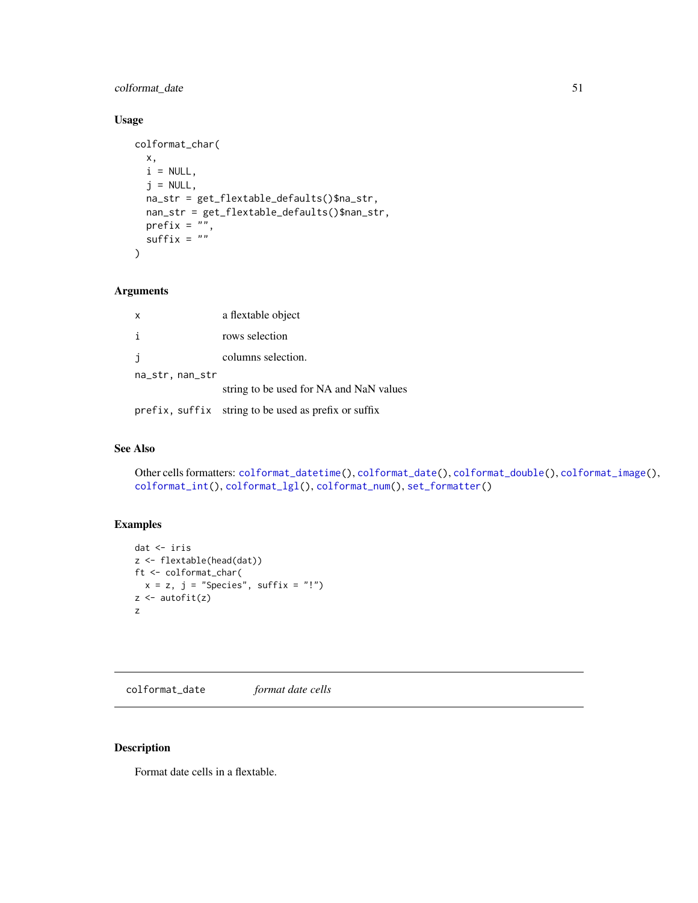## Usage

```
colformat_char(
  x,
  i = NULL,
  j = NULL,
  na_str = get_flextable_defaults()$na_str,
  nan_str = get_flextable_defaults()$nan_str,
  prefix = "",
  suffix = ""
)
```

## Arguments

| | |
|---|---|
| x | a flextable object |
| i | rows selection |
| j | columns selection. |
| na_str, nan_str | string to be used for NA and NaN values |
| prefix, suffix | string to be used as prefix or suffix |

## See Also

Other cells formatters: colformat_datetime(), colformat_date(), colformat_double(), colformat_image(), colformat_int(), colformat_lgl(), colformat_num(), set_formatter()

## Examples

```
dat <- iris
z <- flextable(head(dat))
ft <- colformat_char(
  x = z, j = "Species", suffix = "!")
z <- autofit(z)
z
```

---

# colformat_date *format date cells*

## Description

Format date cells in a flextable.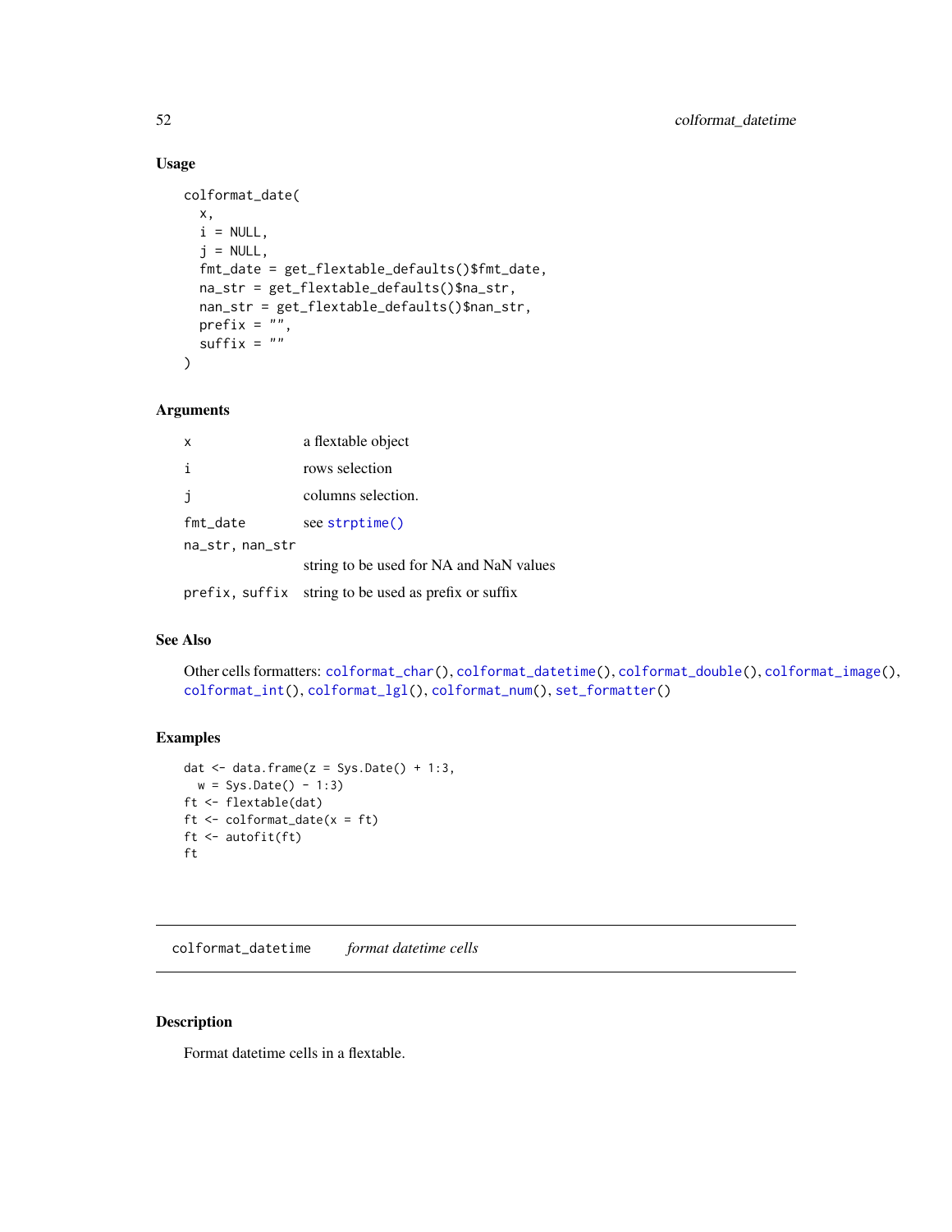### Usage

```
colformat_date(
  x,
  i = NULL,
  j = NULL,
  fmt_date = get_flextable_defaults()$fmt_date,
  na_str = get_flextable_defaults()$na_str,
  nan_str = get_flextable_defaults()$nan_str,
  prefix = "",
  suffix = ""
)
```

### Arguments

| | |
|---|---|
| x | a flextable object |
| i | rows selection |
| j | columns selection. |
| fmt_date | see strptime() |
| na_str, nan_str | string to be used for NA and NaN values |
| prefix, suffix | string to be used as prefix or suffix |

### See Also

Other cells formatters: colformat_char(), colformat_datetime(), colformat_double(), colformat_image(), colformat_int(), colformat_lgl(), colformat_num(), set_formatter()

### Examples

```
dat <- data.frame(z = Sys.Date() + 1:3,
  w = Sys.Date() - 1:3)
ft <- flextable(dat)
ft <- colformat_date(x = ft)
ft <- autofit(ft)
ft
```

---

## colformat_datetime *format datetime cells*

### Description

Format datetime cells in a flextable.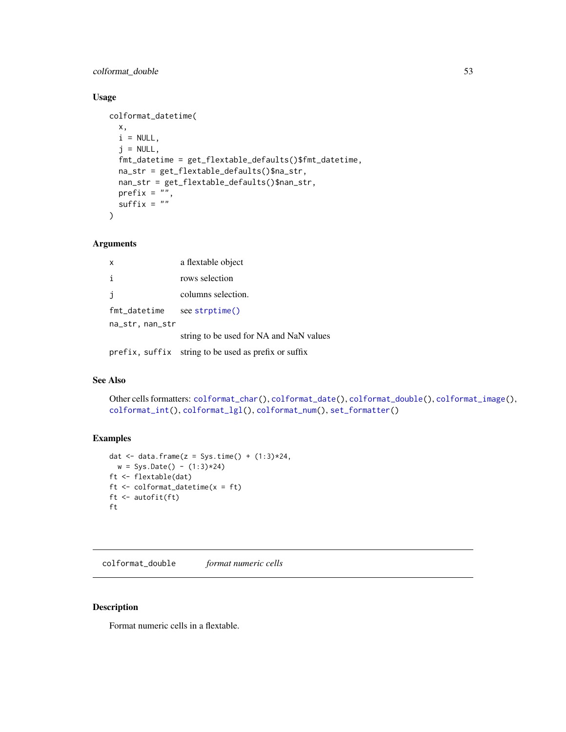### Usage

```
colformat_datetime(
  x,
  i = NULL,
  j = NULL,
  fmt_datetime = get_flextable_defaults()$fmt_datetime,
  na_str = get_flextable_defaults()$na_str,
  nan_str = get_flextable_defaults()$nan_str,
  prefix = "",
  suffix = ""
)
```

### Arguments

| | |
|---|---|
| x | a flextable object |
| i | rows selection |
| j | columns selection. |
| fmt_datetime | see strptime() |
| na_str, nan_str | string to be used for NA and NaN values |
| prefix, suffix | string to be used as prefix or suffix |

### See Also

Other cells formatters: colformat_char(), colformat_date(), colformat_double(), colformat_image(), colformat_int(), colformat_lgl(), colformat_num(), set_formatter()

### Examples

```
dat <- data.frame(z = Sys.time() + (1:3)*24,
  w = Sys.Date() - (1:3)*24)
ft <- flextable(dat)
ft <- colformat_datetime(x = ft)
ft <- autofit(ft)
ft
```

---

## colformat_double *format numeric cells*

### Description

Format numeric cells in a flextable.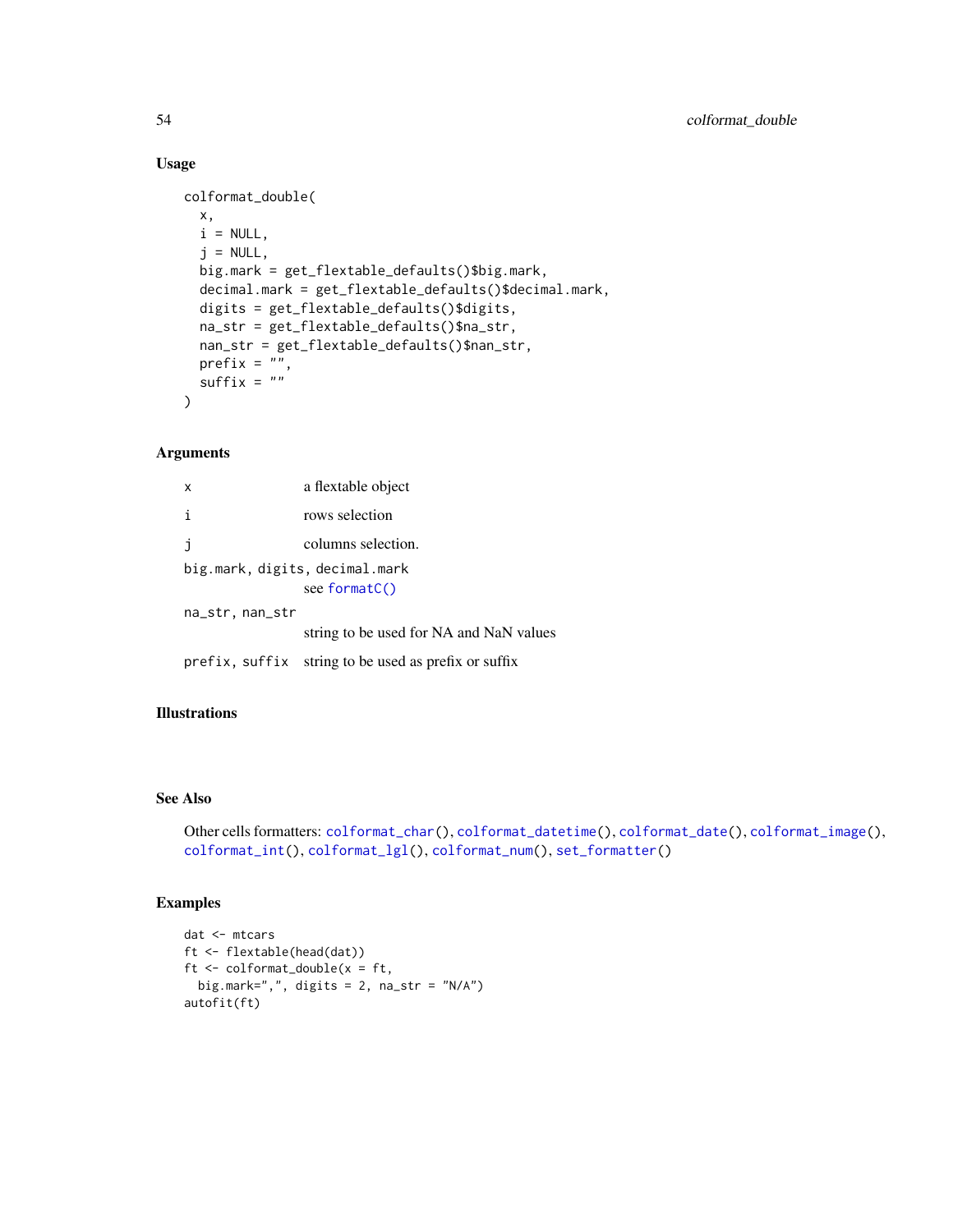## Usage

```
colformat_double(
  x,
  i = NULL,
  j = NULL,
  big.mark = get_flextable_defaults()$big.mark,
  decimal.mark = get_flextable_defaults()$decimal.mark,
  digits = get_flextable_defaults()$digits,
  na_str = get_flextable_defaults()$na_str,
  nan_str = get_flextable_defaults()$nan_str,
  prefix = "",
  suffix = ""
)
```

## Arguments

| | |
|---|---|
| `x` | a flextable object |
| `i` | rows selection |
| `j` | columns selection. |
| `big.mark`, `digits`, `decimal.mark` | see `formatC()` |
| `na_str`, `nan_str` | string to be used for NA and NaN values |
| `prefix`, `suffix` | string to be used as prefix or suffix |

## Illustrations

## See Also

Other cells formatters: `colformat_char()`, `colformat_datetime()`, `colformat_date()`, `colformat_image()`, `colformat_int()`, `colformat_lgl()`, `colformat_num()`, `set_formatter()`

## Examples

```
dat <- mtcars
ft <- flextable(head(dat))
ft <- colformat_double(x = ft,
  big.mark=",", digits = 2, na_str = "N/A")
autofit(ft)
```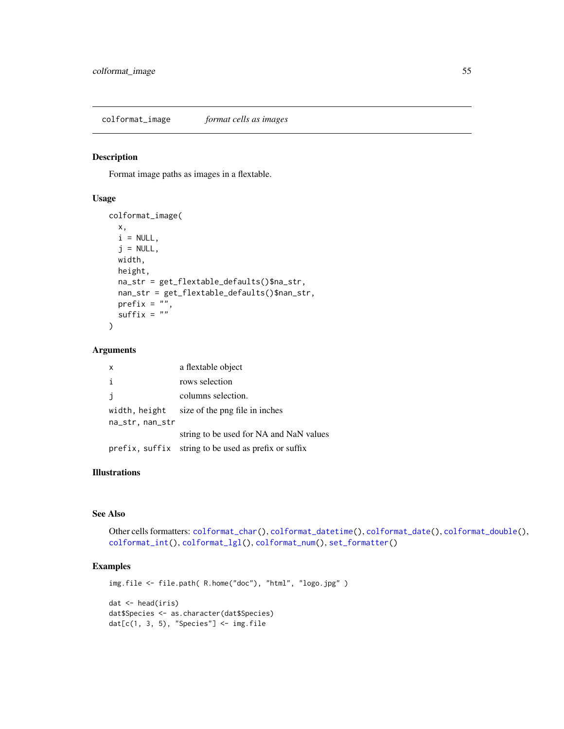## colformat_image — *format cells as images*

### Description

Format image paths as images in a flextable.

### Usage

```
colformat_image(
  x,
  i = NULL,
  j = NULL,
  width,
  height,
  na_str = get_flextable_defaults()$na_str,
  nan_str = get_flextable_defaults()$nan_str,
  prefix = "",
  suffix = ""
)
```

### Arguments

| | |
|---|---|
| x | a flextable object |
| i | rows selection |
| j | columns selection. |
| width, height | size of the png file in inches |
| na_str, nan_str | string to be used for NA and NaN values |
| prefix, suffix | string to be used as prefix or suffix |

### Illustrations

### See Also

Other cells formatters: colformat_char(), colformat_datetime(), colformat_date(), colformat_double(), colformat_int(), colformat_lgl(), colformat_num(), set_formatter()

### Examples

```
img.file <- file.path( R.home("doc"), "html", "logo.jpg" )

dat <- head(iris)
dat$Species <- as.character(dat$Species)
dat[c(1, 3, 5), "Species"] <- img.file
```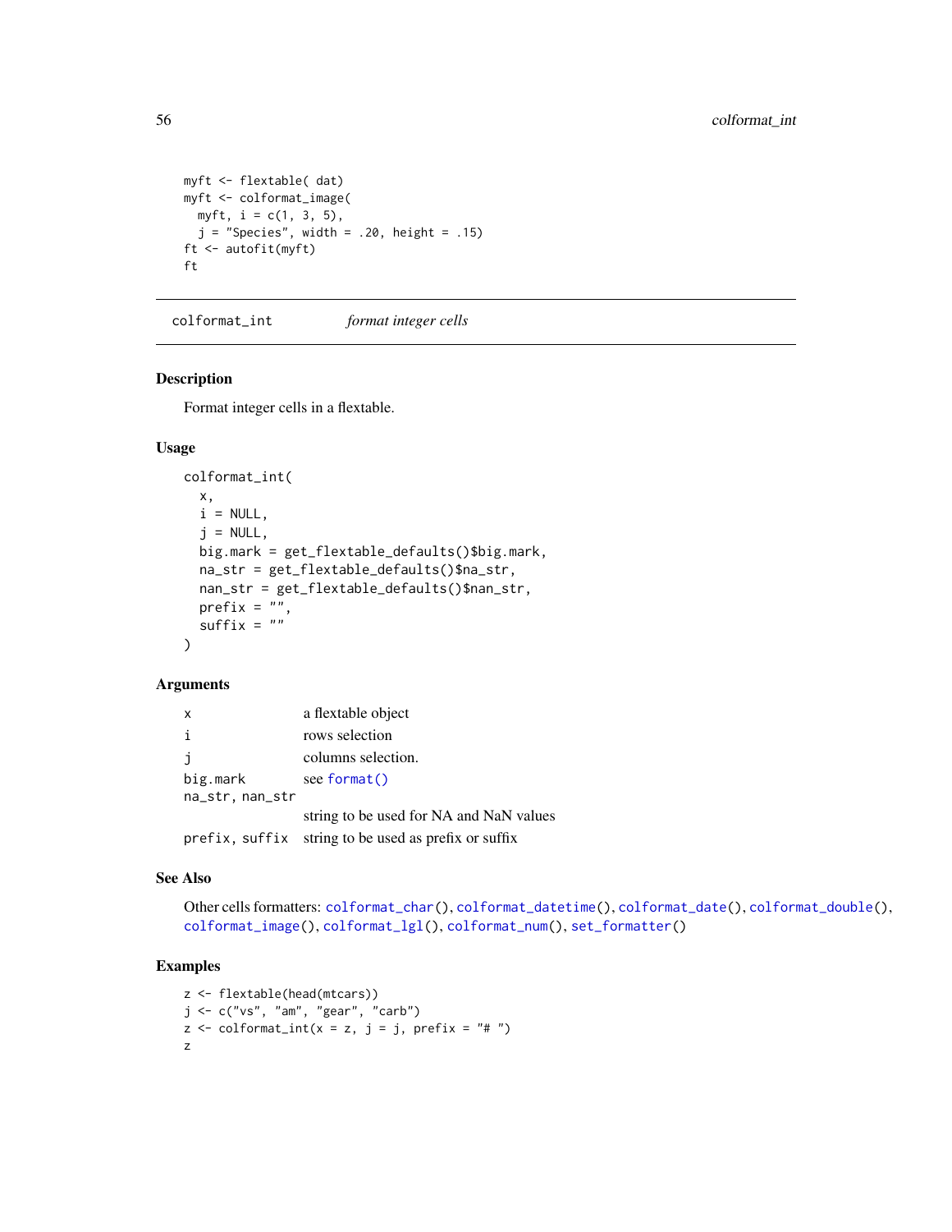```
myft <- flextable( dat)
myft <- colformat_image(
  myft, i = c(1, 3, 5),
  j = "Species", width = .20, height = .15)
ft <- autofit(myft)
ft
```

---

## colformat_int — *format integer cells*

---

### Description

Format integer cells in a flextable.

### Usage

```
colformat_int(
  x,
  i = NULL,
  j = NULL,
  big.mark = get_flextable_defaults()$big.mark,
  na_str = get_flextable_defaults()$na_str,
  nan_str = get_flextable_defaults()$nan_str,
  prefix = "",
  suffix = ""
)
```

### Arguments

| | |
|---|---|
| x | a flextable object |
| i | rows selection |
| j | columns selection. |
| big.mark | see format() |
| na_str, nan_str | string to be used for NA and NaN values |
| prefix, suffix | string to be used as prefix or suffix |

### See Also

Other cells formatters: colformat_char(), colformat_datetime(), colformat_date(), colformat_double(), colformat_image(), colformat_lgl(), colformat_num(), set_formatter()

### Examples

```
z <- flextable(head(mtcars))
j <- c("vs", "am", "gear", "carb")
z <- colformat_int(x = z, j = j, prefix = "# ")
z
```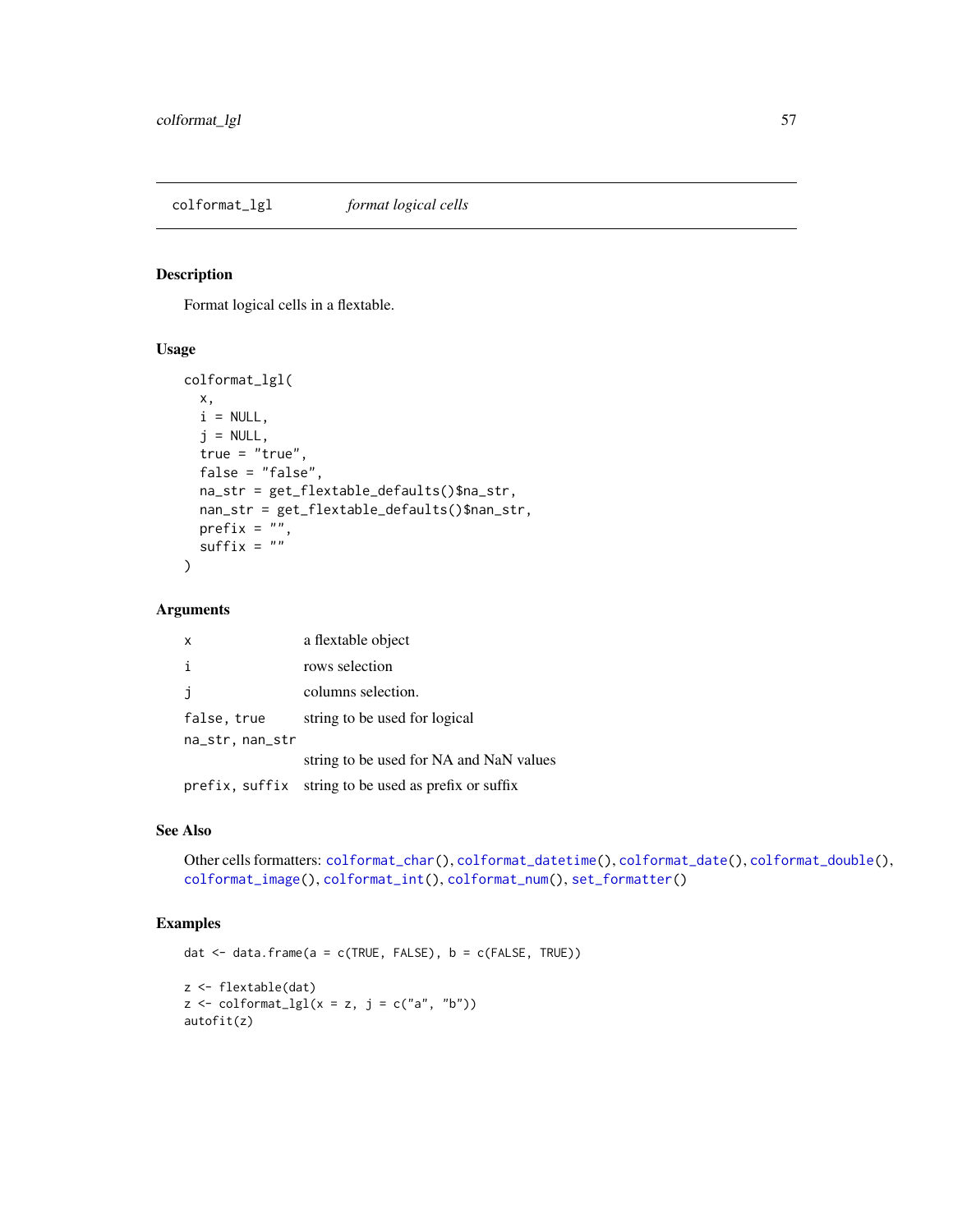# colformat_lgl *format logical cells*

## Description

Format logical cells in a flextable.

## Usage

```
colformat_lgl(
  x,
  i = NULL,
  j = NULL,
  true = "true",
  false = "false",
  na_str = get_flextable_defaults()$na_str,
  nan_str = get_flextable_defaults()$nan_str,
  prefix = "",
  suffix = ""
)
```

## Arguments

| | |
|---|---|
| `x` | a flextable object |
| `i` | rows selection |
| `j` | columns selection. |
| `false, true` | string to be used for logical |
| `na_str, nan_str` | string to be used for NA and NaN values |
| `prefix, suffix` | string to be used as prefix or suffix |

## See Also

Other cells formatters: `colformat_char()`, `colformat_datetime()`, `colformat_date()`, `colformat_double()`, `colformat_image()`, `colformat_int()`, `colformat_num()`, `set_formatter()`

## Examples

```
dat <- data.frame(a = c(TRUE, FALSE), b = c(FALSE, TRUE))

z <- flextable(dat)
z <- colformat_lgl(x = z, j = c("a", "b"))
autofit(z)
```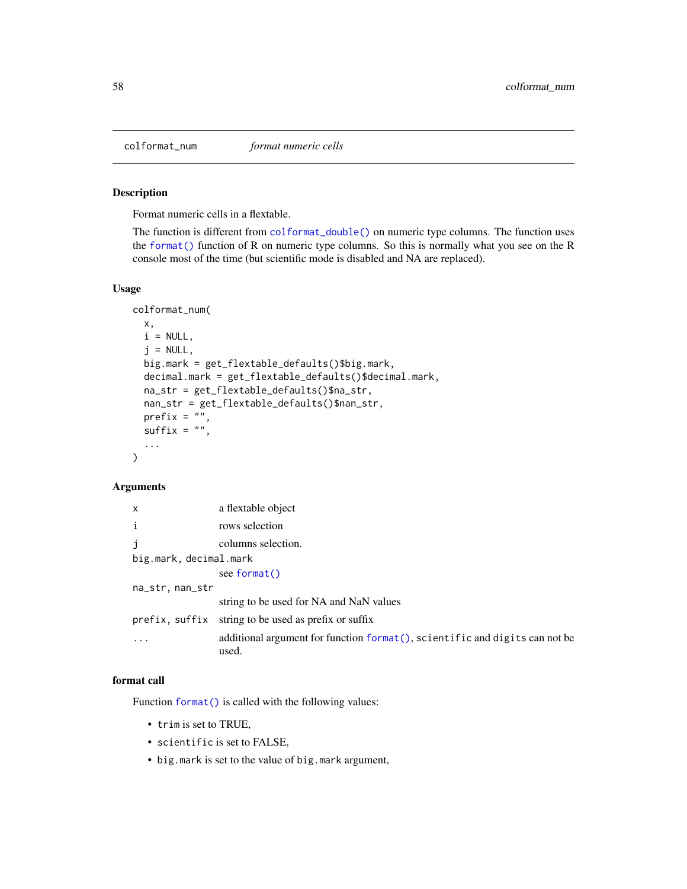## colformat_num *format numeric cells*

### Description

Format numeric cells in a flextable.

The function is different from `colformat_double()` on numeric type columns. The function uses the `format()` function of R on numeric type columns. So this is normally what you see on the R console most of the time (but scientific mode is disabled and NA are replaced).

### Usage

```
colformat_num(
  x,
  i = NULL,
  j = NULL,
  big.mark = get_flextable_defaults()$big.mark,
  decimal.mark = get_flextable_defaults()$decimal.mark,
  na_str = get_flextable_defaults()$na_str,
  nan_str = get_flextable_defaults()$nan_str,
  prefix = "",
  suffix = "",
  ...
)
```

### Arguments

| | |
|---|---|
| `x` | a flextable object |
| `i` | rows selection |
| `j` | columns selection. |
| `big.mark, decimal.mark` | see `format()` |
| `na_str, nan_str` | string to be used for NA and NaN values |
| `prefix, suffix` | string to be used as prefix or suffix |
| `...` | additional argument for function `format()`, `scientific` and `digits` can not be used. |

### format call

Function `format()` is called with the following values:

- `trim` is set to TRUE,
- `scientific` is set to FALSE,
- `big.mark` is set to the value of `big.mark` argument,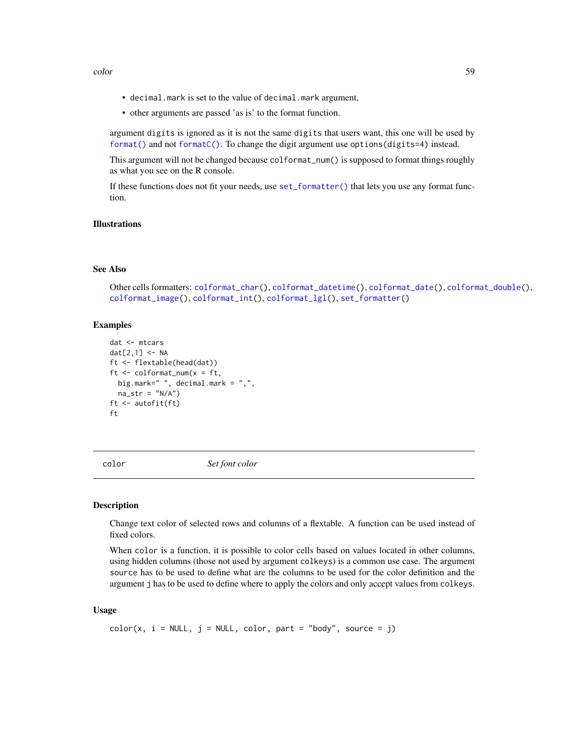- `decimal.mark` is set to the value of `decimal.mark` argument,
- other arguments are passed 'as is' to the format function.

argument `digits` is ignored as it is not the same `digits` that users want, this one will be used by `format()` and not `formatC()`. To change the digit argument use `options(digits=4)` instead.

This argument will not be changed because `colformat_num()` is supposed to format things roughly as what you see on the R console.

If these functions does not fit your needs, use `set_formatter()` that lets you use any format function.

### Illustrations

### See Also

Other cells formatters: `colformat_char()`, `colformat_datetime()`, `colformat_date()`, `colformat_double()`, `colformat_image()`, `colformat_int()`, `colformat_lgl()`, `set_formatter()`

### Examples

```
dat <- mtcars
dat[2,1] <- NA
ft <- flextable(head(dat))
ft <- colformat_num(x = ft,
  big.mark=" ", decimal.mark = ",",
  na_str = "N/A")
ft <- autofit(ft)
ft
```

---

## color *Set font color*

---

### Description

Change text color of selected rows and columns of a flextable. A function can be used instead of fixed colors.

When `color` is a function, it is possible to color cells based on values located in other columns, using hidden columns (those not used by argument `colkeys`) is a common use case. The argument `source` has to be used to define what are the columns to be used for the color definition and the argument `j` has to be used to define where to apply the colors and only accept values from `colkeys`.

### Usage

```
color(x, i = NULL, j = NULL, color, part = "body", source = j)
```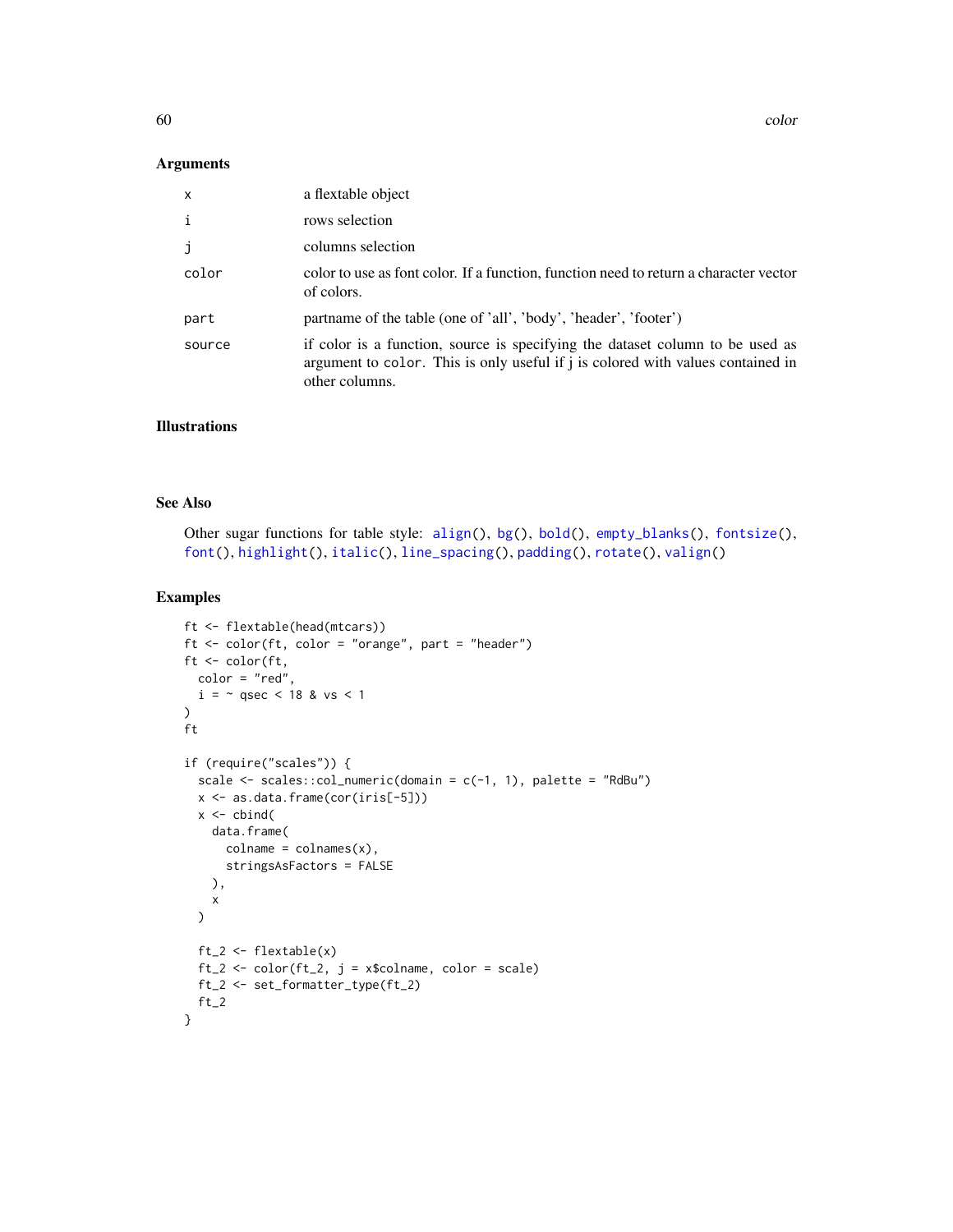### Arguments

| | |
|---|---|
| `x` | a flextable object |
| `i` | rows selection |
| `j` | columns selection |
| `color` | color to use as font color. If a function, function need to return a character vector of colors. |
| `part` | partname of the table (one of 'all', 'body', 'header', 'footer') |
| `source` | if color is a function, source is specifying the dataset column to be used as argument to `color`. This is only useful if j is colored with values contained in other columns. |

### Illustrations

### See Also

Other sugar functions for table style: `align()`, `bg()`, `bold()`, `empty_blanks()`, `fontsize()`, `font()`, `highlight()`, `italic()`, `line_spacing()`, `padding()`, `rotate()`, `valign()`

### Examples

```
ft <- flextable(head(mtcars))
ft <- color(ft, color = "orange", part = "header")
ft <- color(ft,
  color = "red",
  i = ~ qsec < 18 & vs < 1
)
ft

if (require("scales")) {
  scale <- scales::col_numeric(domain = c(-1, 1), palette = "RdBu")
  x <- as.data.frame(cor(iris[-5]))
  x <- cbind(
    data.frame(
      colname = colnames(x),
      stringsAsFactors = FALSE
    ),
    x
  )

  ft_2 <- flextable(x)
  ft_2 <- color(ft_2, j = x$colname, color = scale)
  ft_2 <- set_formatter_type(ft_2)
  ft_2
}
```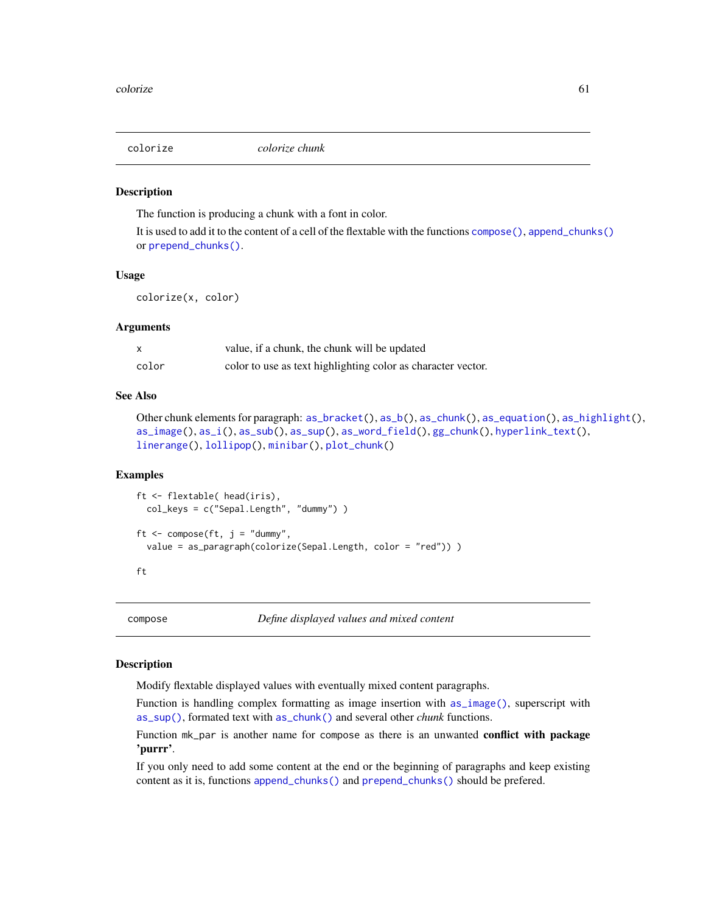## colorize *colorize chunk*

### Description

The function is producing a chunk with a font in color.

It is used to add it to the content of a cell of the flextable with the functions `compose()`, `append_chunks()` or `prepend_chunks()`.

### Usage

```
colorize(x, color)
```

### Arguments

| | |
|---|---|
| `x` | value, if a chunk, the chunk will be updated |
| `color` | color to use as text highlighting color as character vector. |

### See Also

Other chunk elements for paragraph: `as_bracket()`, `as_b()`, `as_chunk()`, `as_equation()`, `as_highlight()`, `as_image()`, `as_i()`, `as_sub()`, `as_sup()`, `as_word_field()`, `gg_chunk()`, `hyperlink_text()`, `linerange()`, `lollipop()`, `minibar()`, `plot_chunk()`

### Examples

```
ft <- flextable( head(iris),
  col_keys = c("Sepal.Length", "dummy") )

ft <- compose(ft, j = "dummy",
  value = as_paragraph(colorize(Sepal.Length, color = "red")) )

ft
```

## compose *Define displayed values and mixed content*

### Description

Modify flextable displayed values with eventually mixed content paragraphs.

Function is handling complex formatting as image insertion with `as_image()`, superscript with `as_sup()`, formated text with `as_chunk()` and several other *chunk* functions.

Function `mk_par` is another name for `compose` as there is an unwanted **conflict with package 'purrr'**.

If you only need to add some content at the end or the beginning of paragraphs and keep existing content as it is, functions `append_chunks()` and `prepend_chunks()` should be prefered.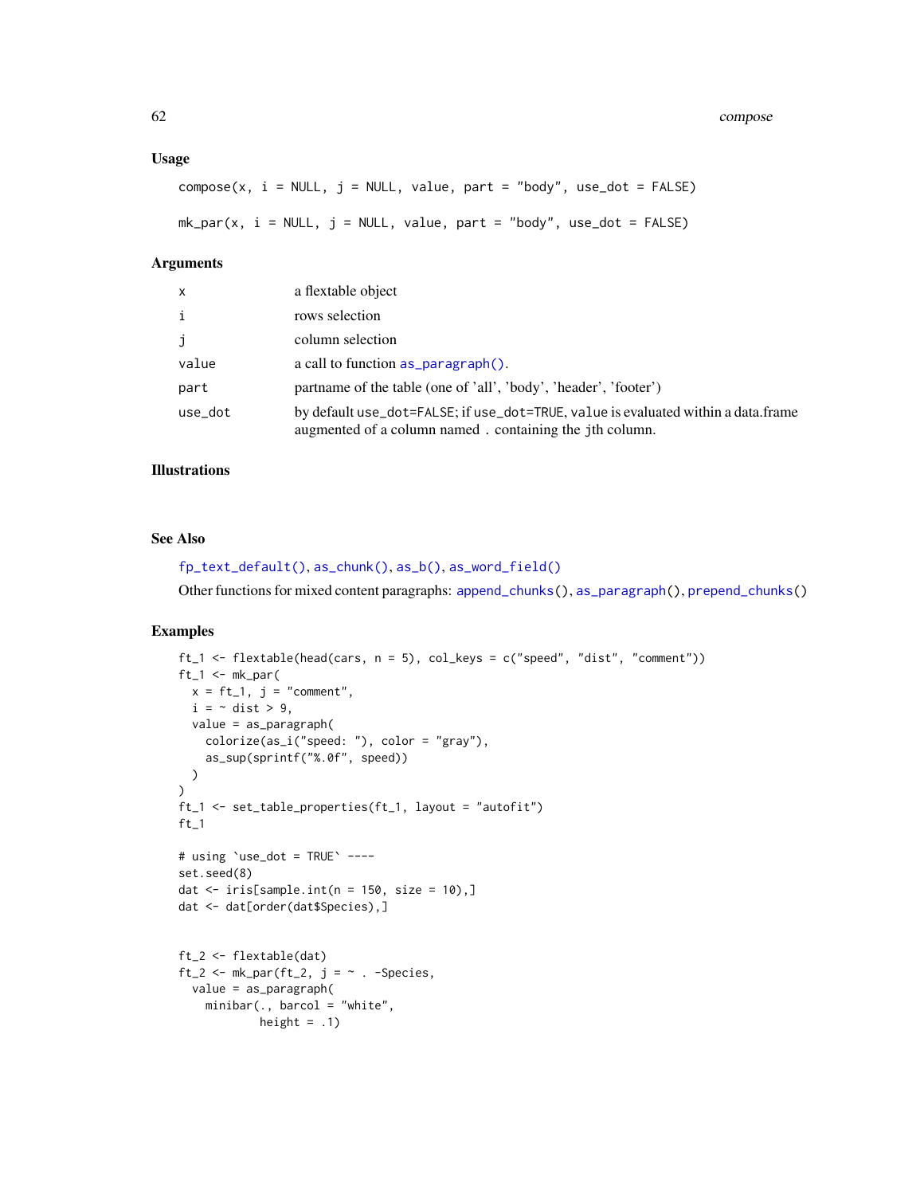### Usage

```
compose(x, i = NULL, j = NULL, value, part = "body", use_dot = FALSE)

mk_par(x, i = NULL, j = NULL, value, part = "body", use_dot = FALSE)
```

### Arguments

| | |
|---|---|
| x | a flextable object |
| i | rows selection |
| j | column selection |
| value | a call to function as_paragraph(). |
| part | partname of the table (one of 'all', 'body', 'header', 'footer') |
| use_dot | by default use_dot=FALSE; if use_dot=TRUE, value is evaluated within a data.frame augmented of a column named . containing the jth column. |

### Illustrations

### See Also

fp_text_default(), as_chunk(), as_b(), as_word_field()

Other functions for mixed content paragraphs: append_chunks(), as_paragraph(), prepend_chunks()

### Examples

```
ft_1 <- flextable(head(cars, n = 5), col_keys = c("speed", "dist", "comment"))
ft_1 <- mk_par(
  x = ft_1, j = "comment",
  i = ~ dist > 9,
  value = as_paragraph(
    colorize(as_i("speed: "), color = "gray"),
    as_sup(sprintf("%.0f", speed))
  )
)
ft_1 <- set_table_properties(ft_1, layout = "autofit")
ft_1

# using `use_dot = TRUE` ----
set.seed(8)
dat <- iris[sample.int(n = 150, size = 10),]
dat <- dat[order(dat$Species),]


ft_2 <- flextable(dat)
ft_2 <- mk_par(ft_2, j = ~ . -Species,
  value = as_paragraph(
    minibar(., barcol = "white",
            height = .1)
```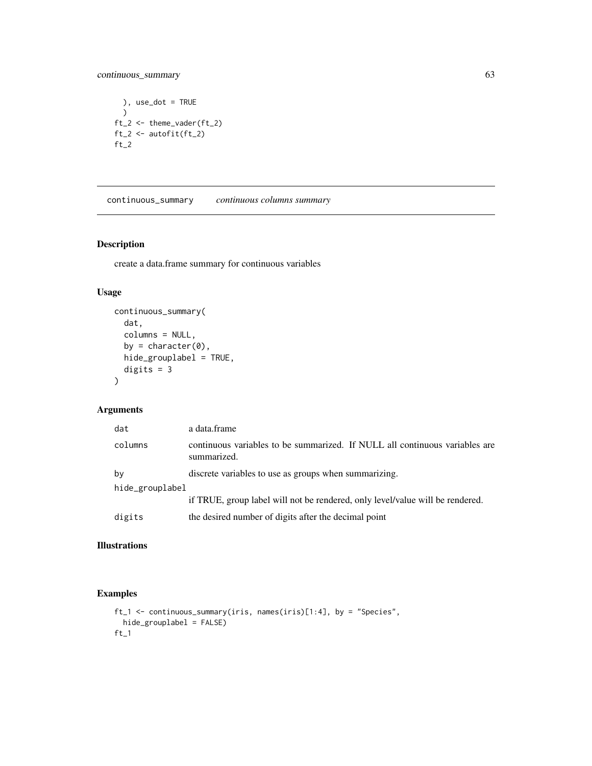```
  ), use_dot = TRUE
  )
ft_2 <- theme_vader(ft_2)
ft_2 <- autofit(ft_2)
ft_2
```

## continuous_summary *continuous columns summary*

### Description

create a data.frame summary for continuous variables

### Usage

```
continuous_summary(
  dat,
  columns = NULL,
  by = character(0),
  hide_grouplabel = TRUE,
  digits = 3
)
```

### Arguments

| | |
|---|---|
| dat | a data.frame |
| columns | continuous variables to be summarized. If NULL all continuous variables are summarized. |
| by | discrete variables to use as groups when summarizing. |
| hide_grouplabel | if TRUE, group label will not be rendered, only level/value will be rendered. |
| digits | the desired number of digits after the decimal point |

### Illustrations

### Examples

```
ft_1 <- continuous_summary(iris, names(iris)[1:4], by = "Species",
  hide_grouplabel = FALSE)
ft_1
```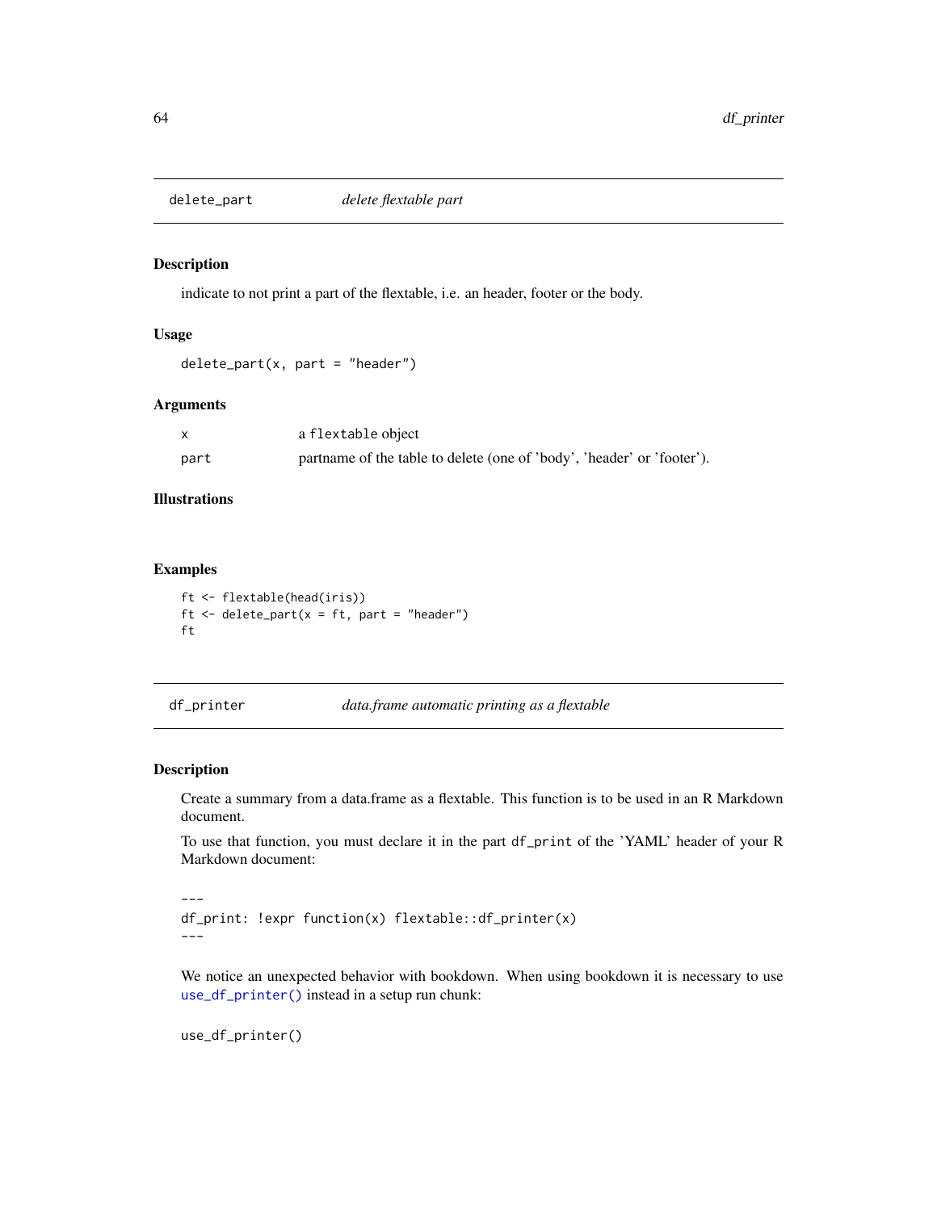## delete_part *delete flextable part*

### Description

indicate to not print a part of the flextable, i.e. an header, footer or the body.

### Usage

```
delete_part(x, part = "header")
```

### Arguments

| | |
|---|---|
| x | a flextable object |
| part | partname of the table to delete (one of 'body', 'header' or 'footer'). |

### Illustrations

### Examples

```
ft <- flextable(head(iris))
ft <- delete_part(x = ft, part = "header")
ft
```

## df_printer *data.frame automatic printing as a flextable*

### Description

Create a summary from a data.frame as a flextable. This function is to be used in an R Markdown document.

To use that function, you must declare it in the part df_print of the 'YAML' header of your R Markdown document:

```
---
df_print: !expr function(x) flextable::df_printer(x)
---
```

We notice an unexpected behavior with bookdown. When using bookdown it is necessary to use use_df_printer() instead in a setup run chunk:

```
use_df_printer()
```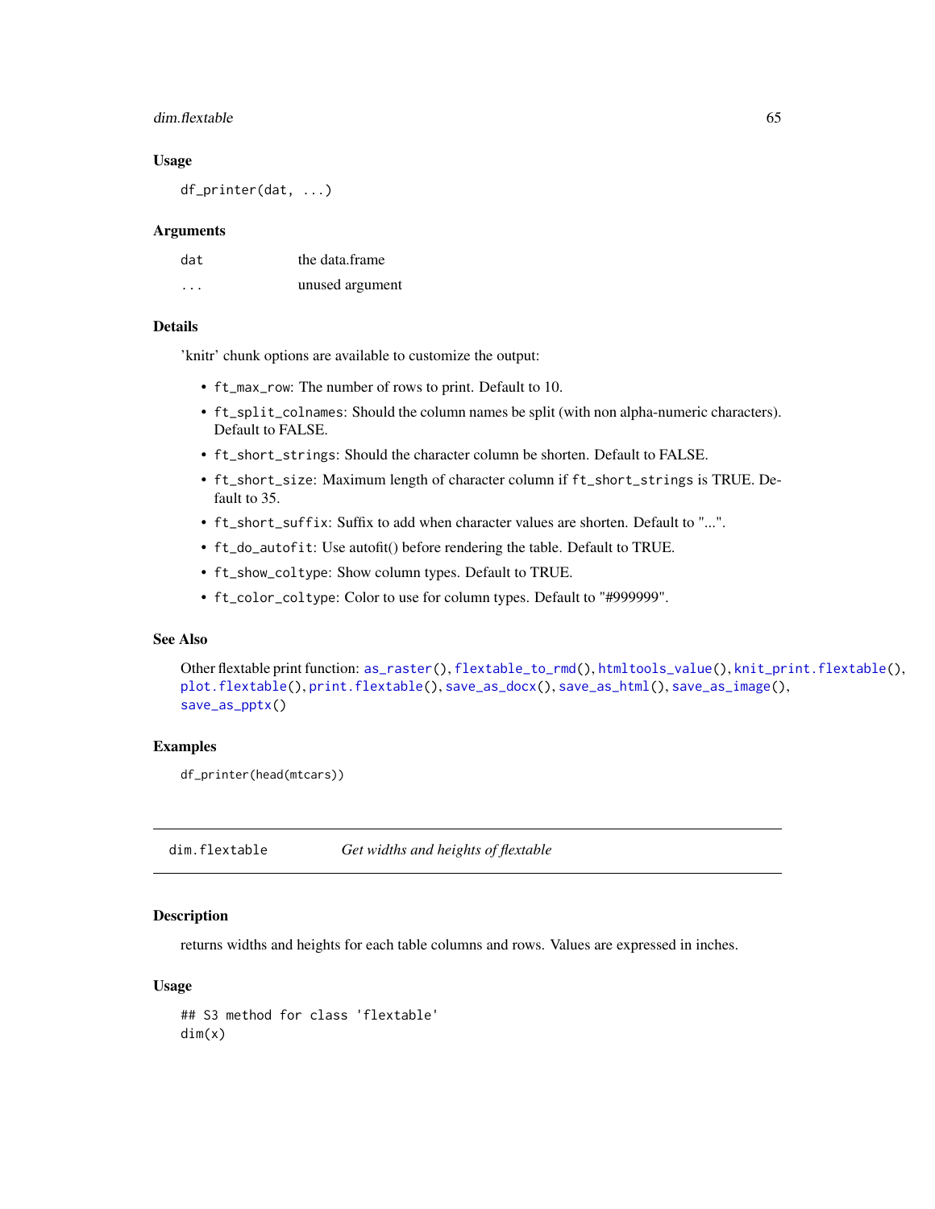### Usage

```
df_printer(dat, ...)
```

### Arguments

| | |
|---|---|
| dat | the data.frame |
| ... | unused argument |

### Details

'knitr' chunk options are available to customize the output:

- `ft_max_row`: The number of rows to print. Default to 10.
- `ft_split_colnames`: Should the column names be split (with non alpha-numeric characters). Default to FALSE.
- `ft_short_strings`: Should the character column be shorten. Default to FALSE.
- `ft_short_size`: Maximum length of character column if `ft_short_strings` is TRUE. Default to 35.
- `ft_short_suffix`: Suffix to add when character values are shorten. Default to "...".
- `ft_do_autofit`: Use autofit() before rendering the table. Default to TRUE.
- `ft_show_coltype`: Show column types. Default to TRUE.
- `ft_color_coltype`: Color to use for column types. Default to "#999999".

### See Also

Other flextable print function: `as_raster()`, `flextable_to_rmd()`, `htmltools_value()`, `knit_print.flextable()`, `plot.flextable()`, `print.flextable()`, `save_as_docx()`, `save_as_html()`, `save_as_image()`, `save_as_pptx()`

### Examples

```
df_printer(head(mtcars))
```

---

## dim.flextable *Get widths and heights of flextable*

### Description

returns widths and heights for each table columns and rows. Values are expressed in inches.

### Usage

```
## S3 method for class 'flextable'
dim(x)
```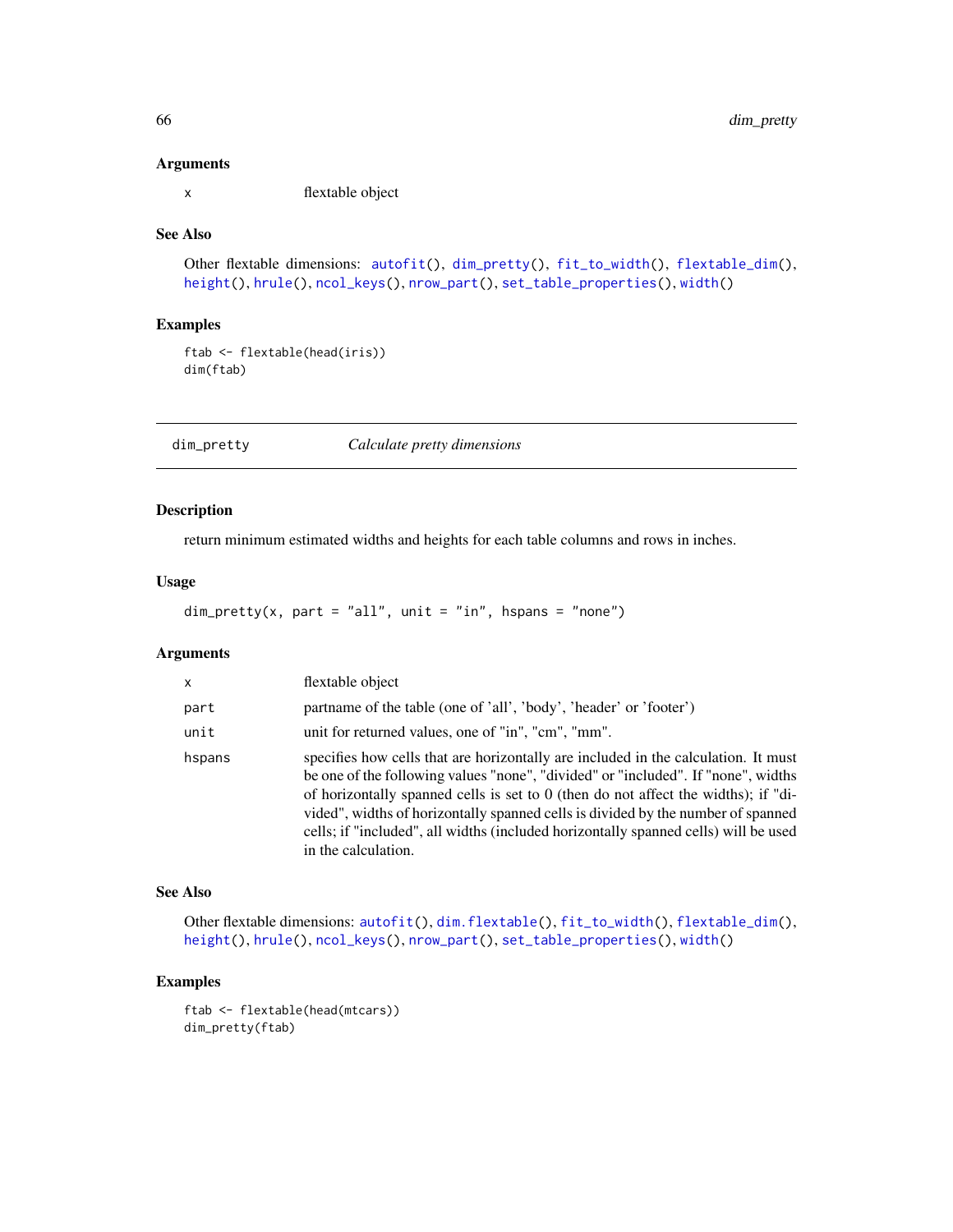### Arguments

| | |
|---|---|
| x | flextable object |

### See Also

Other flextable dimensions: `autofit()`, `dim_pretty()`, `fit_to_width()`, `flextable_dim()`, `height()`, `hrule()`, `ncol_keys()`, `nrow_part()`, `set_table_properties()`, `width()`

### Examples

```
ftab <- flextable(head(iris))
dim(ftab)
```

---

## dim_pretty — *Calculate pretty dimensions*

### Description

return minimum estimated widths and heights for each table columns and rows in inches.

### Usage

```
dim_pretty(x, part = "all", unit = "in", hspans = "none")
```

### Arguments

| | |
|---|---|
| x | flextable object |
| part | partname of the table (one of 'all', 'body', 'header' or 'footer') |
| unit | unit for returned values, one of "in", "cm", "mm". |
| hspans | specifies how cells that are horizontally are included in the calculation. It must be one of the following values "none", "divided" or "included". If "none", widths of horizontally spanned cells is set to 0 (then do not affect the widths); if "divided", widths of horizontally spanned cells is divided by the number of spanned cells; if "included", all widths (included horizontally spanned cells) will be used in the calculation. |

### See Also

Other flextable dimensions: `autofit()`, `dim.flextable()`, `fit_to_width()`, `flextable_dim()`, `height()`, `hrule()`, `ncol_keys()`, `nrow_part()`, `set_table_properties()`, `width()`

### Examples

```
ftab <- flextable(head(mtcars))
dim_pretty(ftab)
```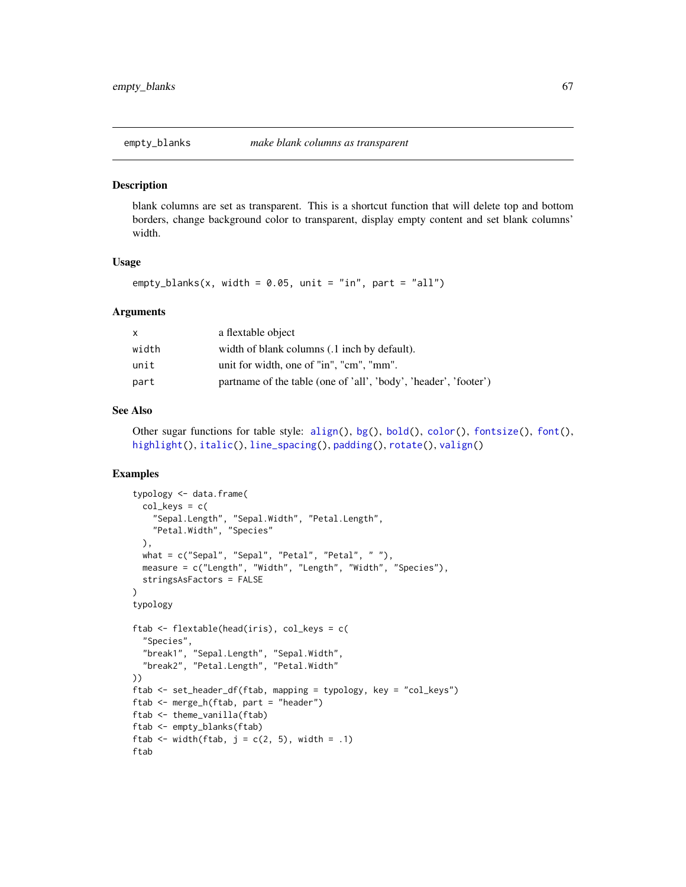## empty_blanks — *make blank columns as transparent*

### Description

blank columns are set as transparent. This is a shortcut function that will delete top and bottom borders, change background color to transparent, display empty content and set blank columns' width.

### Usage

```
empty_blanks(x, width = 0.05, unit = "in", part = "all")
```

### Arguments

| | |
|---|---|
| x | a flextable object |
| width | width of blank columns (.1 inch by default). |
| unit | unit for width, one of "in", "cm", "mm". |
| part | partname of the table (one of 'all', 'body', 'header', 'footer') |

### See Also

Other sugar functions for table style: `align()`, `bg()`, `bold()`, `color()`, `fontsize()`, `font()`, `highlight()`, `italic()`, `line_spacing()`, `padding()`, `rotate()`, `valign()`

### Examples

```
typology <- data.frame(
  col_keys = c(
    "Sepal.Length", "Sepal.Width", "Petal.Length",
    "Petal.Width", "Species"
  ),
  what = c("Sepal", "Sepal", "Petal", "Petal", " "),
  measure = c("Length", "Width", "Length", "Width", "Species"),
  stringsAsFactors = FALSE
)
typology

ftab <- flextable(head(iris), col_keys = c(
  "Species",
  "break1", "Sepal.Length", "Sepal.Width",
  "break2", "Petal.Length", "Petal.Width"
))
ftab <- set_header_df(ftab, mapping = typology, key = "col_keys")
ftab <- merge_h(ftab, part = "header")
ftab <- theme_vanilla(ftab)
ftab <- empty_blanks(ftab)
ftab <- width(ftab, j = c(2, 5), width = .1)
ftab
```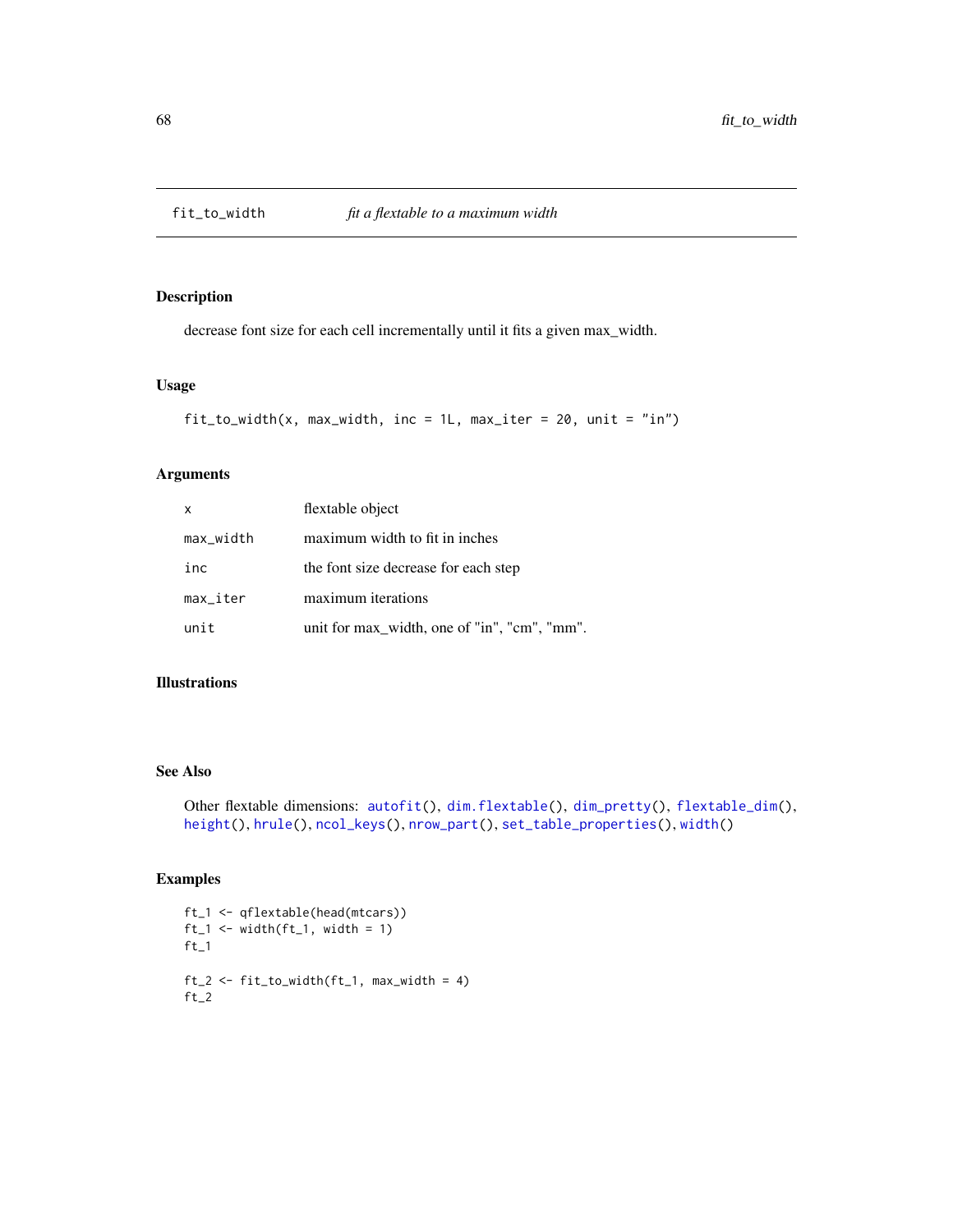# fit_to_width — *fit a flextable to a maximum width*

## Description

decrease font size for each cell incrementally until it fits a given max_width.

## Usage

```
fit_to_width(x, max_width, inc = 1L, max_iter = 20, unit = "in")
```

## Arguments

| | |
|---|---|
| x | flextable object |
| max_width | maximum width to fit in inches |
| inc | the font size decrease for each step |
| max_iter | maximum iterations |
| unit | unit for max_width, one of "in", "cm", "mm". |

## Illustrations

## See Also

Other flextable dimensions: autofit(), dim.flextable(), dim_pretty(), flextable_dim(), height(), hrule(), ncol_keys(), nrow_part(), set_table_properties(), width()

## Examples

```
ft_1 <- qflextable(head(mtcars))
ft_1 <- width(ft_1, width = 1)
ft_1

ft_2 <- fit_to_width(ft_1, max_width = 4)
ft_2
```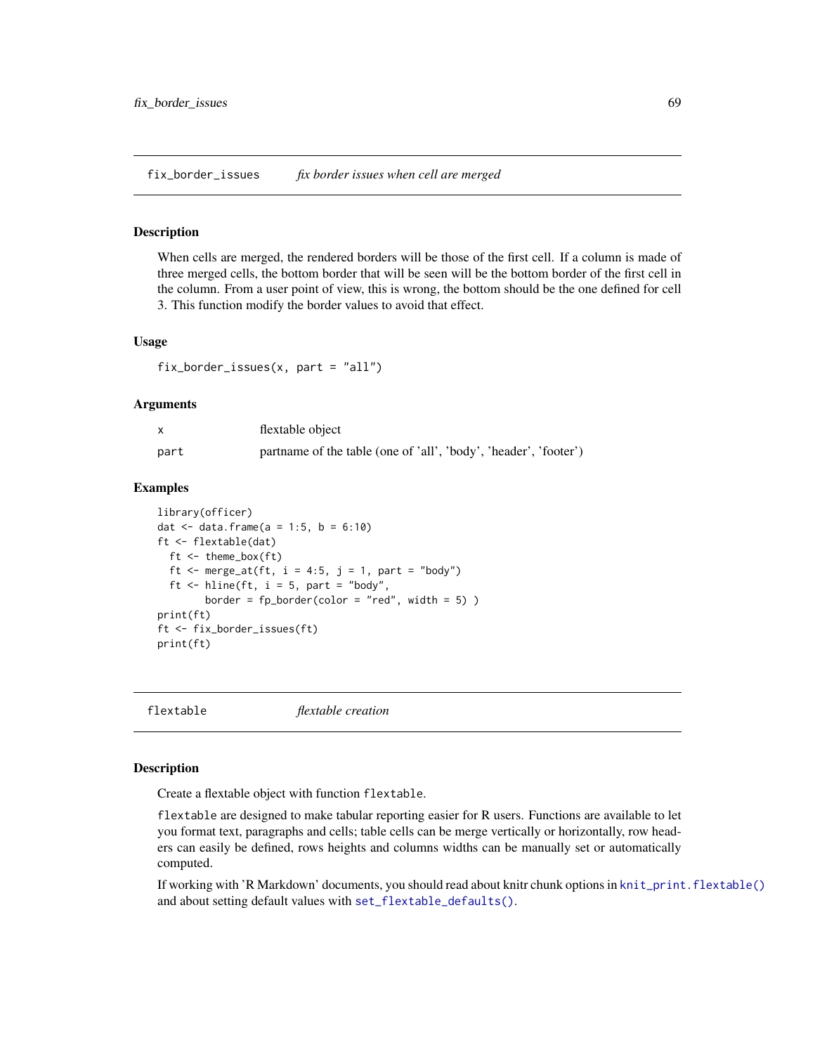## fix_border_issues — *fix border issues when cell are merged*

### Description

When cells are merged, the rendered borders will be those of the first cell. If a column is made of three merged cells, the bottom border that will be seen will be the bottom border of the first cell in the column. From a user point of view, this is wrong, the bottom should be the one defined for cell 3. This function modify the border values to avoid that effect.

### Usage

```
fix_border_issues(x, part = "all")
```

### Arguments

| | |
|---|---|
| x | flextable object |
| part | partname of the table (one of 'all', 'body', 'header', 'footer') |

### Examples

```
library(officer)
dat <- data.frame(a = 1:5, b = 6:10)
ft <- flextable(dat)
  ft <- theme_box(ft)
  ft <- merge_at(ft, i = 4:5, j = 1, part = "body")
  ft <- hline(ft, i = 5, part = "body",
        border = fp_border(color = "red", width = 5) )
print(ft)
ft <- fix_border_issues(ft)
print(ft)
```

## flextable — *flextable creation*

### Description

Create a flextable object with function `flextable`.

`flextable` are designed to make tabular reporting easier for R users. Functions are available to let you format text, paragraphs and cells; table cells can be merge vertically or horizontally, row headers can easily be defined, rows heights and columns widths can be manually set or automatically computed.

If working with 'R Markdown' documents, you should read about knitr chunk options in `knit_print.flextable()` and about setting default values with `set_flextable_defaults()`.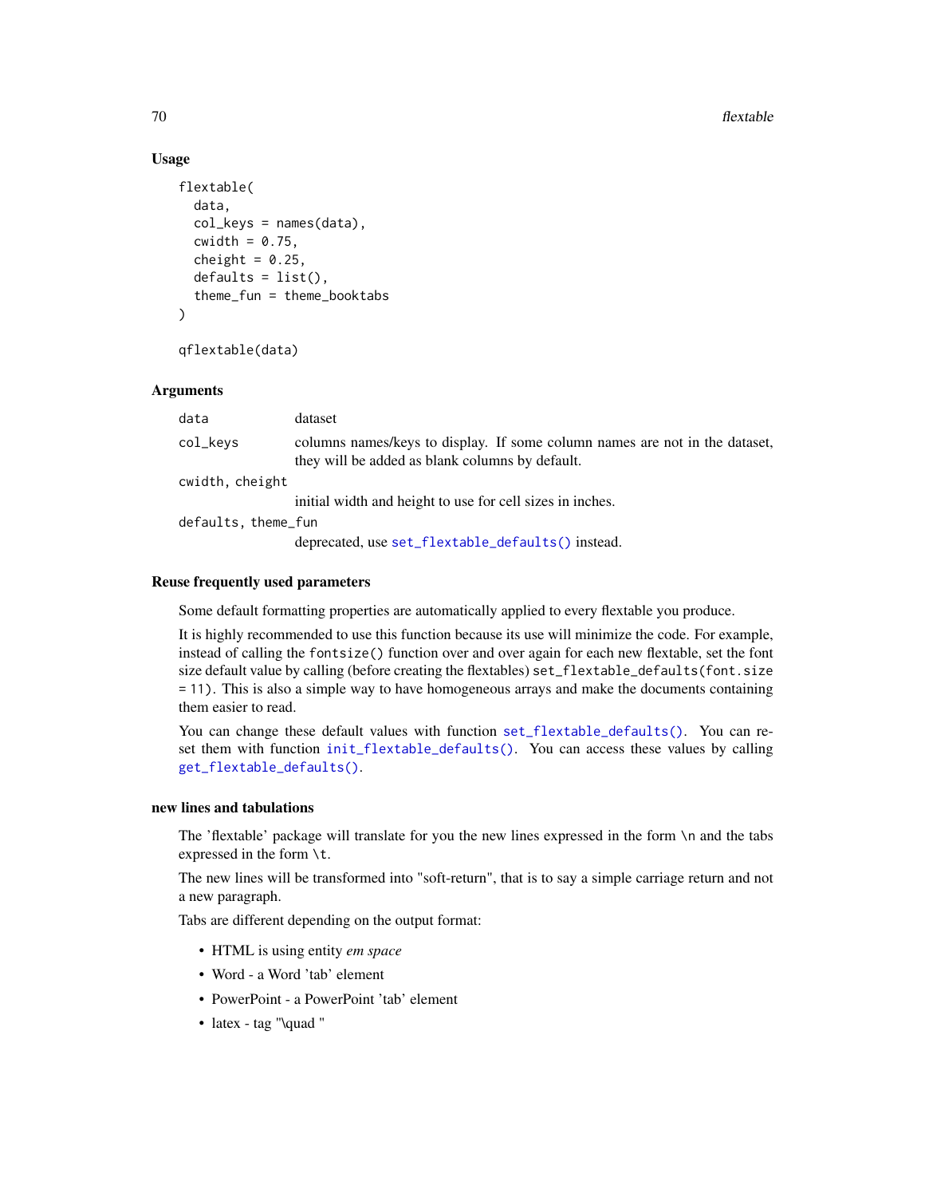### Usage

```
flextable(
  data,
  col_keys = names(data),
  cwidth = 0.75,
  cheight = 0.25,
  defaults = list(),
  theme_fun = theme_booktabs
)

qflextable(data)
```

### Arguments

| | |
|---|---|
| data | dataset |
| col_keys | columns names/keys to display. If some column names are not in the dataset, they will be added as blank columns by default. |
| cwidth, cheight | initial width and height to use for cell sizes in inches. |
| defaults, theme_fun | deprecated, use `set_flextable_defaults()` instead. |

### Reuse frequently used parameters

Some default formatting properties are automatically applied to every flextable you produce.

It is highly recommended to use this function because its use will minimize the code. For example, instead of calling the `fontsize()` function over and over again for each new flextable, set the font size default value by calling (before creating the flextables) `set_flextable_defaults(font.size = 11)`. This is also a simple way to have homogeneous arrays and make the documents containing them easier to read.

You can change these default values with function `set_flextable_defaults()`. You can reset them with function `init_flextable_defaults()`. You can access these values by calling `get_flextable_defaults()`.

### new lines and tabulations

The 'flextable' package will translate for you the new lines expressed in the form `\n` and the tabs expressed in the form `\t`.

The new lines will be transformed into "soft-return", that is to say a simple carriage return and not a new paragraph.

Tabs are different depending on the output format:

- HTML is using entity *em space*
- Word - a Word 'tab' element
- PowerPoint - a PowerPoint 'tab' element
- latex - tag "\quad "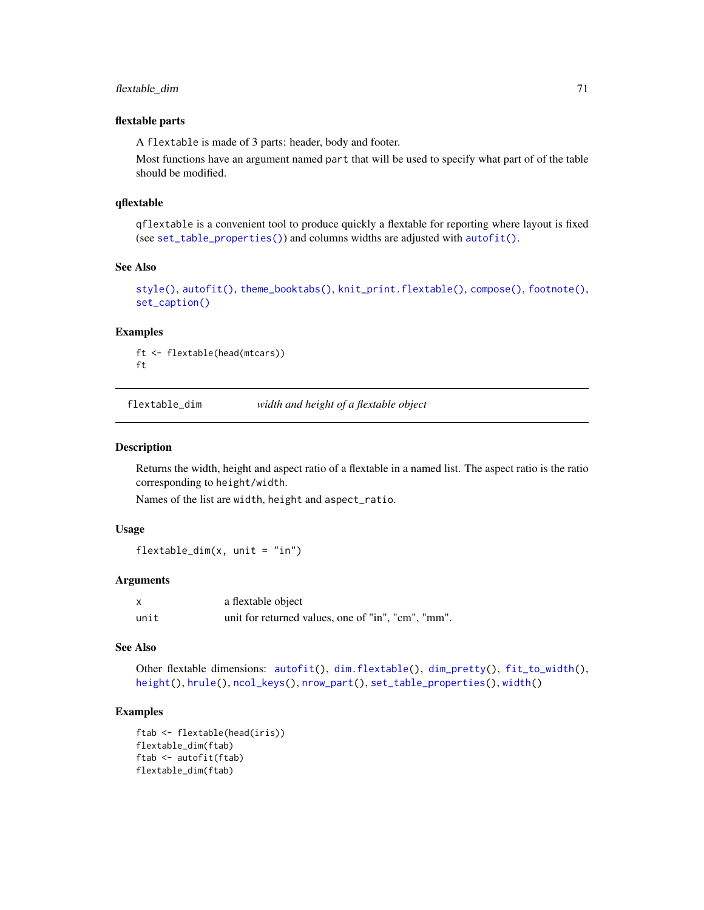### flextable parts

A `flextable` is made of 3 parts: header, body and footer.

Most functions have an argument named `part` that will be used to specify what part of of the table should be modified.

### qflextable

`qflextable` is a convenient tool to produce quickly a flextable for reporting where layout is fixed (see `set_table_properties()`) and columns widths are adjusted with `autofit()`.

### See Also

`style()`, `autofit()`, `theme_booktabs()`, `knit_print.flextable()`, `compose()`, `footnote()`, `set_caption()`

### Examples

```
ft <- flextable(head(mtcars))
ft
```

---

## flextable_dim — *width and height of a flextable object*

---

### Description

Returns the width, height and aspect ratio of a flextable in a named list. The aspect ratio is the ratio corresponding to `height/width`.

Names of the list are `width`, `height` and `aspect_ratio`.

### Usage

```
flextable_dim(x, unit = "in")
```

### Arguments

| | |
|---|---|
| x | a flextable object |
| unit | unit for returned values, one of "in", "cm", "mm". |

### See Also

Other flextable dimensions: `autofit()`, `dim.flextable()`, `dim_pretty()`, `fit_to_width()`, `height()`, `hrule()`, `ncol_keys()`, `nrow_part()`, `set_table_properties()`, `width()`

### Examples

```
ftab <- flextable(head(iris))
flextable_dim(ftab)
ftab <- autofit(ftab)
flextable_dim(ftab)
```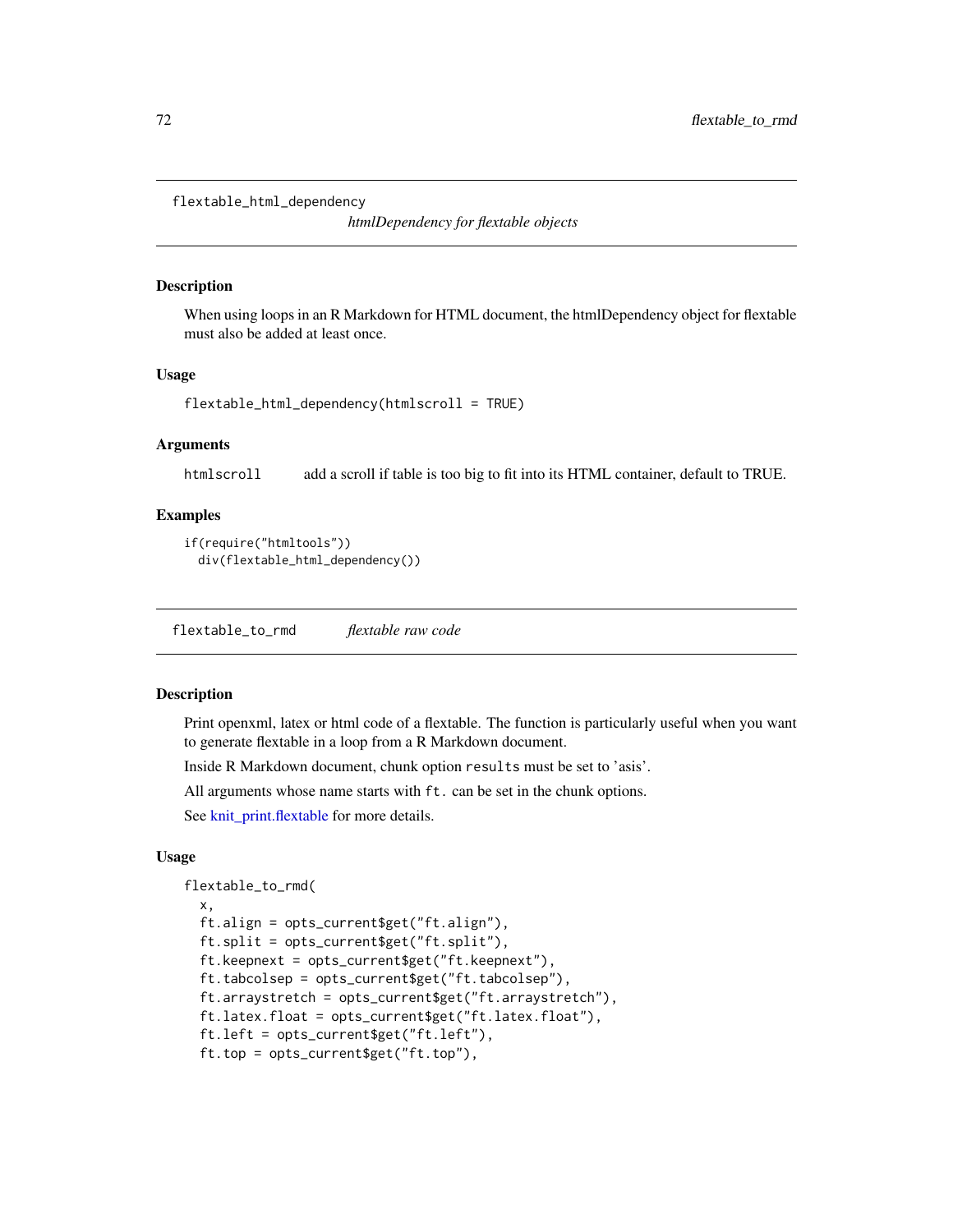## flextable_html_dependency

*htmlDependency for flextable objects*

### Description

When using loops in an R Markdown for HTML document, the htmlDependency object for flextable must also be added at least once.

### Usage

```
flextable_html_dependency(htmlscroll = TRUE)
```

### Arguments

| | |
|---|---|
| htmlscroll | add a scroll if table is too big to fit into its HTML container, default to TRUE. |

### Examples

```
if(require("htmltools"))
  div(flextable_html_dependency())
```

## flextable_to_rmd

*flextable raw code*

### Description

Print openxml, latex or html code of a flextable. The function is particularly useful when you want to generate flextable in a loop from a R Markdown document.

Inside R Markdown document, chunk option `results` must be set to 'asis'.

All arguments whose name starts with `ft.` can be set in the chunk options.

See knit_print.flextable for more details.

### Usage

```
flextable_to_rmd(
  x,
  ft.align = opts_current$get("ft.align"),
  ft.split = opts_current$get("ft.split"),
  ft.keepnext = opts_current$get("ft.keepnext"),
  ft.tabcolsep = opts_current$get("ft.tabcolsep"),
  ft.arraystretch = opts_current$get("ft.arraystretch"),
  ft.latex.float = opts_current$get("ft.latex.float"),
  ft.left = opts_current$get("ft.left"),
  ft.top = opts_current$get("ft.top"),
```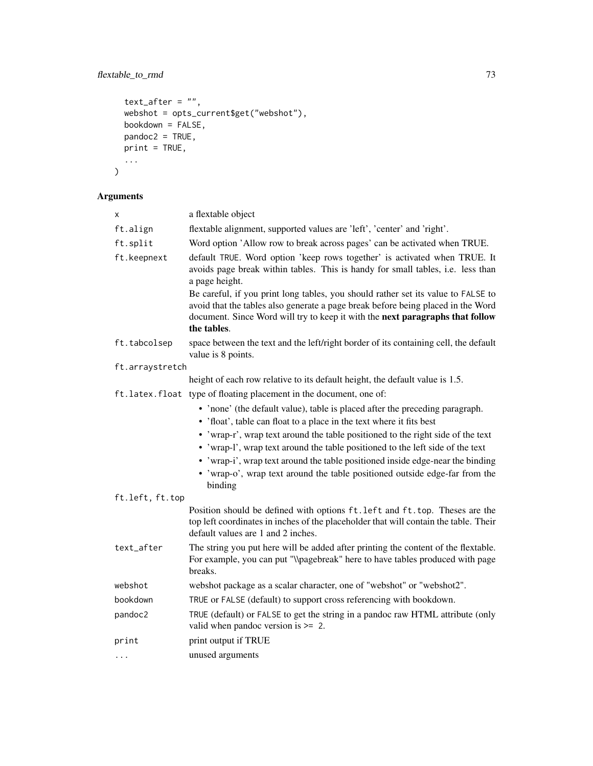```
  text_after = "",
  webshot = opts_current$get("webshot"),
  bookdown = FALSE,
  pandoc2 = TRUE,
  print = TRUE,
  ...
)
```

### Arguments

| | |
|---|---|
| x | a flextable object |
| ft.align | flextable alignment, supported values are 'left', 'center' and 'right'. |
| ft.split | Word option 'Allow row to break across pages' can be activated when TRUE. |
| ft.keepnext | default TRUE. Word option 'keep rows together' is activated when TRUE. It avoids page break within tables. This is handy for small tables, i.e. less than a page height. Be careful, if you print long tables, you should rather set its value to FALSE to avoid that the tables also generate a page break before being placed in the Word document. Since Word will try to keep it with the **next paragraphs that follow the tables**. |
| ft.tabcolsep | space between the text and the left/right border of its containing cell, the default value is 8 points. |
| ft.arraystretch | height of each row relative to its default height, the default value is 1.5. |
| ft.latex.float | type of floating placement in the document, one of: <br>• 'none' (the default value), table is placed after the preceding paragraph. <br>• 'float', table can float to a place in the text where it fits best <br>• 'wrap-r', wrap text around the table positioned to the right side of the text <br>• 'wrap-l', wrap text around the table positioned to the left side of the text <br>• 'wrap-i', wrap text around the table positioned inside edge-near the binding <br>• 'wrap-o', wrap text around the table positioned outside edge-far from the binding |
| ft.left, ft.top | Position should be defined with options ft.left and ft.top. Theses are the top left coordinates in inches of the placeholder that will contain the table. Their default values are 1 and 2 inches. |
| text_after | The string you put here will be added after printing the content of the flextable. For example, you can put "\\pagebreak" here to have tables produced with page breaks. |
| webshot | webshot package as a scalar character, one of "webshot" or "webshot2". |
| bookdown | TRUE or FALSE (default) to support cross referencing with bookdown. |
| pandoc2 | TRUE (default) or FALSE to get the string in a pandoc raw HTML attribute (only valid when pandoc version is >= 2. |
| print | print output if TRUE |
| ... | unused arguments |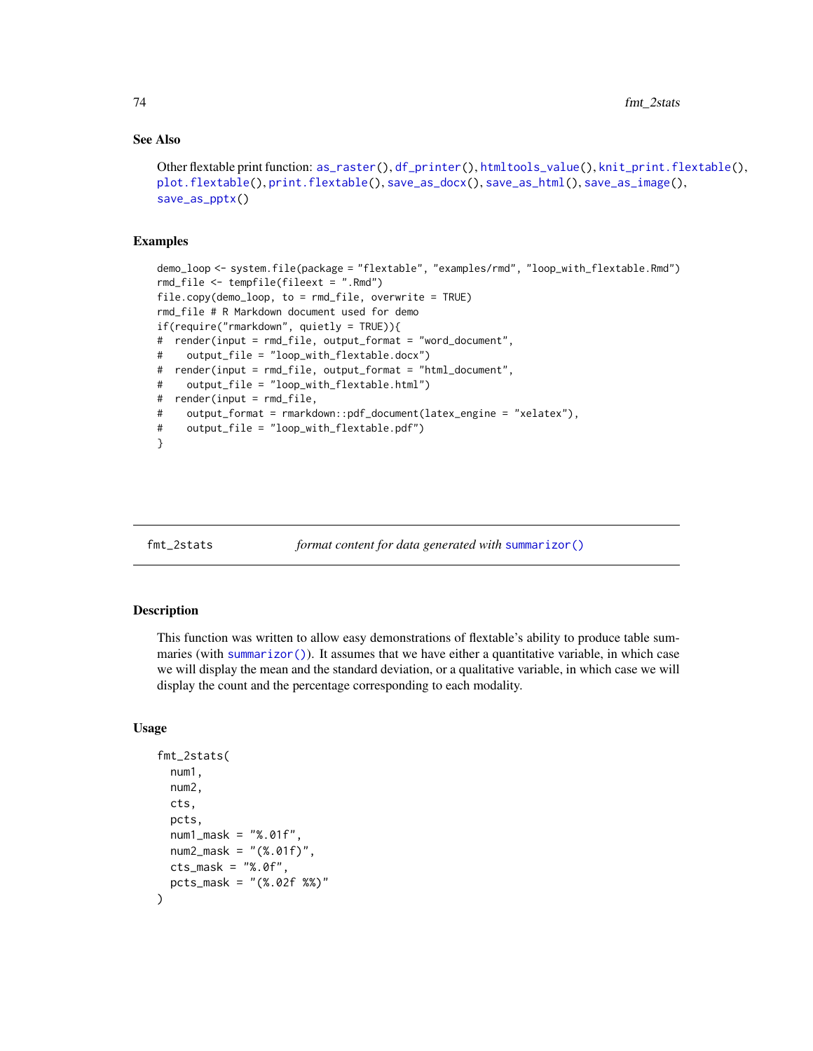### See Also

Other flextable print function: as_raster(), df_printer(), htmltools_value(), knit_print.flextable(), plot.flextable(), print.flextable(), save_as_docx(), save_as_html(), save_as_image(), save_as_pptx()

### Examples

```
demo_loop <- system.file(package = "flextable", "examples/rmd", "loop_with_flextable.Rmd")
rmd_file <- tempfile(fileext = ".Rmd")
file.copy(demo_loop, to = rmd_file, overwrite = TRUE)
rmd_file # R Markdown document used for demo
if(require("rmarkdown", quietly = TRUE)){
#  render(input = rmd_file, output_format = "word_document",
#    output_file = "loop_with_flextable.docx")
#  render(input = rmd_file, output_format = "html_document",
#    output_file = "loop_with_flextable.html")
#  render(input = rmd_file,
#    output_format = rmarkdown::pdf_document(latex_engine = "xelatex"),
#    output_file = "loop_with_flextable.pdf")
}
```

---

## fmt_2stats — *format content for data generated with summarizor()*

### Description

This function was written to allow easy demonstrations of flextable's ability to produce table summaries (with summarizor()). It assumes that we have either a quantitative variable, in which case we will display the mean and the standard deviation, or a qualitative variable, in which case we will display the count and the percentage corresponding to each modality.

### Usage

```
fmt_2stats(
  num1,
  num2,
  cts,
  pcts,
  num1_mask = "%.01f",
  num2_mask = "(%.01f)",
  cts_mask = "%.0f",
  pcts_mask = "(%.02f %%)"
)
```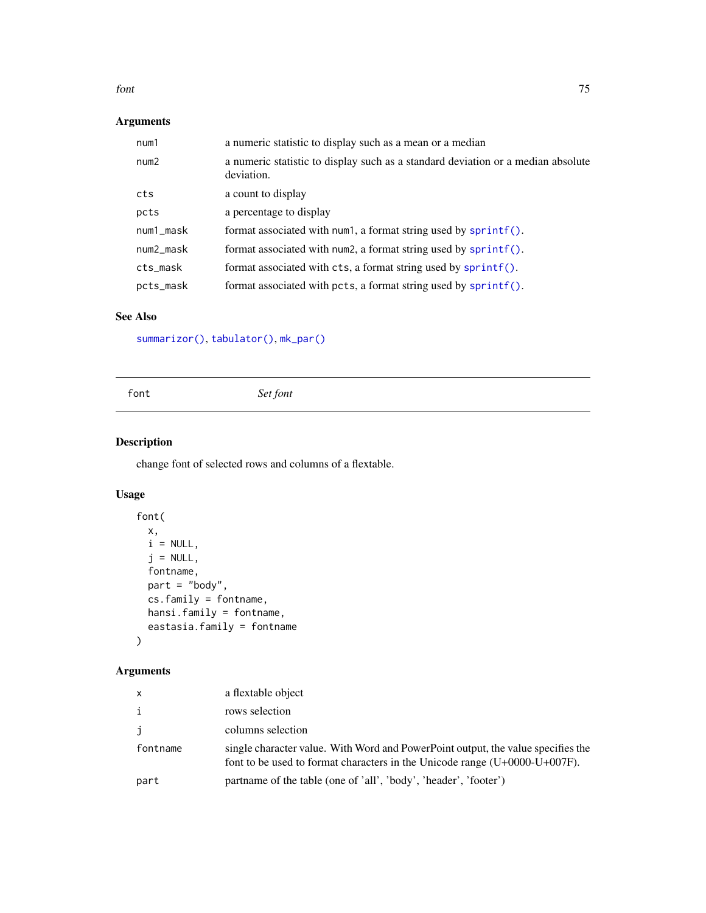## Arguments

| | |
|---|---|
| num1 | a numeric statistic to display such as a mean or a median |
| num2 | a numeric statistic to display such as a standard deviation or a median absolute deviation. |
| cts | a count to display |
| pcts | a percentage to display |
| num1_mask | format associated with num1, a format string used by sprintf(). |
| num2_mask | format associated with num2, a format string used by sprintf(). |
| cts_mask | format associated with cts, a format string used by sprintf(). |
| pcts_mask | format associated with pcts, a format string used by sprintf(). |

## See Also

summarizor(), tabulator(), mk_par()

---

# font *Set font*

---

## Description

change font of selected rows and columns of a flextable.

## Usage

```
font(
  x,
  i = NULL,
  j = NULL,
  fontname,
  part = "body",
  cs.family = fontname,
  hansi.family = fontname,
  eastasia.family = fontname
)
```

## Arguments

| | |
|---|---|
| x | a flextable object |
| i | rows selection |
| j | columns selection |
| fontname | single character value. With Word and PowerPoint output, the value specifies the font to be used to format characters in the Unicode range (U+0000-U+007F). |
| part | partname of the table (one of 'all', 'body', 'header', 'footer') |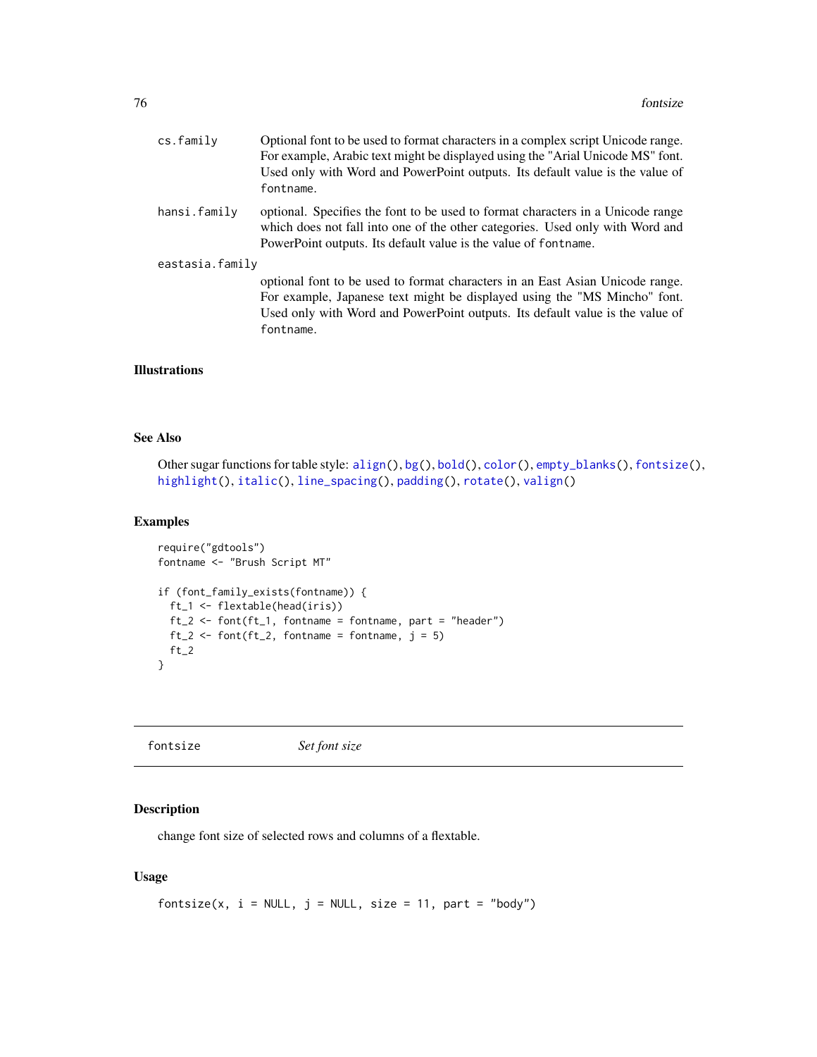cs.family
: Optional font to be used to format characters in a complex script Unicode range. For example, Arabic text might be displayed using the "Arial Unicode MS" font. Used only with Word and PowerPoint outputs. Its default value is the value of `fontname`.

hansi.family
: optional. Specifies the font to be used to format characters in a Unicode range which does not fall into one of the other categories. Used only with Word and PowerPoint outputs. Its default value is the value of `fontname`.

eastasia.family
: optional font to be used to format characters in an East Asian Unicode range. For example, Japanese text might be displayed using the "MS Mincho" font. Used only with Word and PowerPoint outputs. Its default value is the value of `fontname`.

### Illustrations

### See Also

Other sugar functions for table style: `align()`, `bg()`, `bold()`, `color()`, `empty_blanks()`, `fontsize()`, `highlight()`, `italic()`, `line_spacing()`, `padding()`, `rotate()`, `valign()`

### Examples

```
require("gdtools")
fontname <- "Brush Script MT"

if (font_family_exists(fontname)) {
  ft_1 <- flextable(head(iris))
  ft_2 <- font(ft_1, fontname = fontname, part = "header")
  ft_2 <- font(ft_2, fontname = fontname, j = 5)
  ft_2
}
```

---

## fontsize — *Set font size*

### Description

change font size of selected rows and columns of a flextable.

### Usage

```
fontsize(x, i = NULL, j = NULL, size = 11, part = "body")
```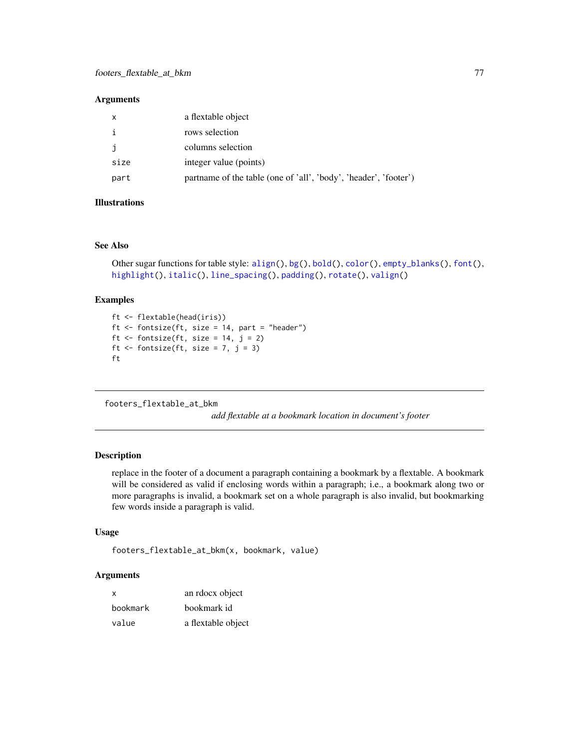### Arguments

| | |
|---|---|
| x | a flextable object |
| i | rows selection |
| j | columns selection |
| size | integer value (points) |
| part | partname of the table (one of 'all', 'body', 'header', 'footer') |

### Illustrations

### See Also

Other sugar functions for table style: align(), bg(), bold(), color(), empty_blanks(), font(), highlight(), italic(), line_spacing(), padding(), rotate(), valign()

### Examples

```
ft <- flextable(head(iris))
ft <- fontsize(ft, size = 14, part = "header")
ft <- fontsize(ft, size = 14, j = 2)
ft <- fontsize(ft, size = 7, j = 3)
ft
```

---

## footers_flextable_at_bkm

*add flextable at a bookmark location in document's footer*

---

### Description

replace in the footer of a document a paragraph containing a bookmark by a flextable. A bookmark will be considered as valid if enclosing words within a paragraph; i.e., a bookmark along two or more paragraphs is invalid, a bookmark set on a whole paragraph is also invalid, but bookmarking few words inside a paragraph is valid.

### Usage

```
footers_flextable_at_bkm(x, bookmark, value)
```

### Arguments

| | |
|---|---|
| x | an rdocx object |
| bookmark | bookmark id |
| value | a flextable object |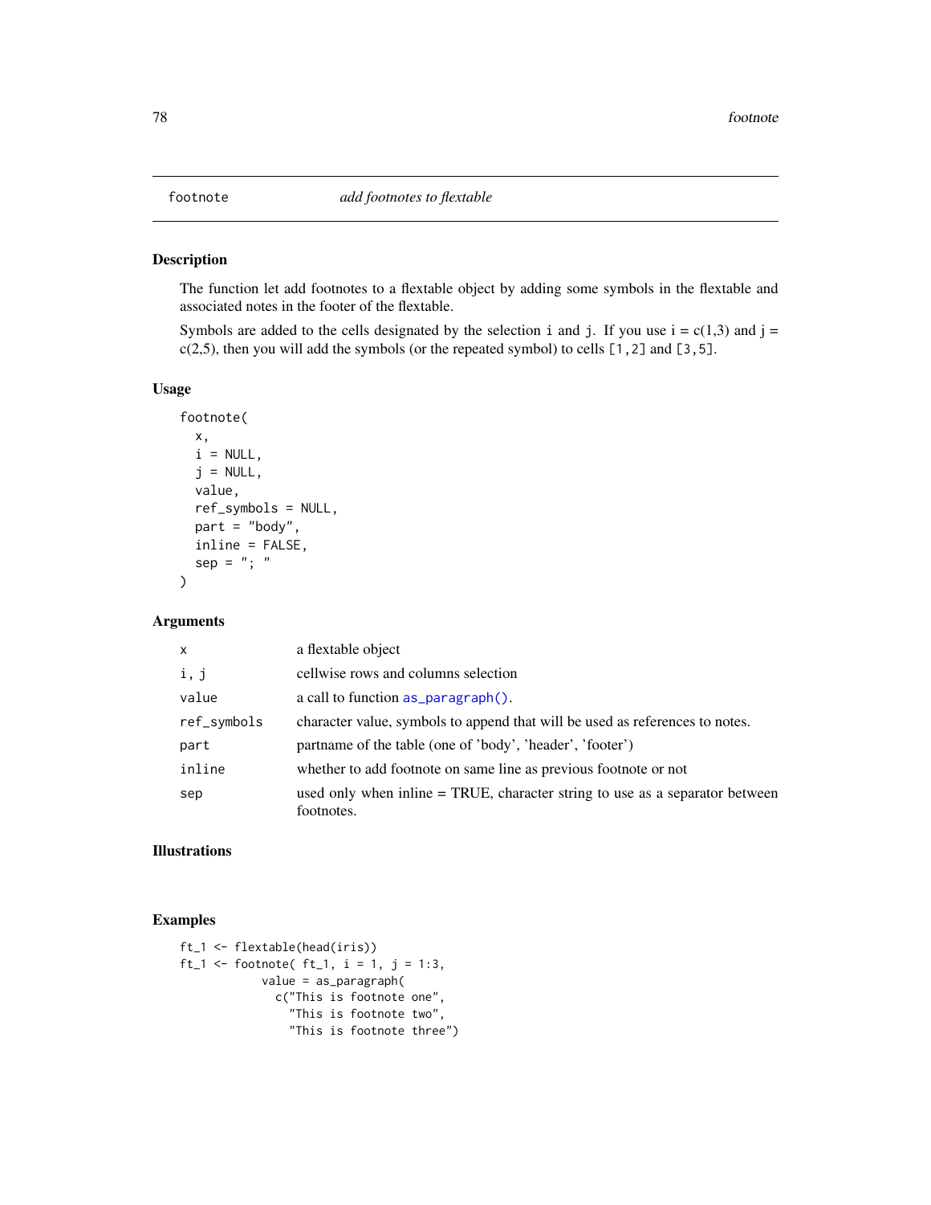# footnote — *add footnotes to flextable*

## Description

The function let add footnotes to a flextable object by adding some symbols in the flextable and associated notes in the footer of the flextable.

Symbols are added to the cells designated by the selection i and j. If you use i = c(1,3) and j = c(2,5), then you will add the symbols (or the repeated symbol) to cells [1,2] and [3,5].

## Usage

```
footnote(
  x,
  i = NULL,
  j = NULL,
  value,
  ref_symbols = NULL,
  part = "body",
  inline = FALSE,
  sep = "; "
)
```

## Arguments

| | |
|---|---|
| x | a flextable object |
| i, j | cellwise rows and columns selection |
| value | a call to function as_paragraph(). |
| ref_symbols | character value, symbols to append that will be used as references to notes. |
| part | partname of the table (one of 'body', 'header', 'footer') |
| inline | whether to add footnote on same line as previous footnote or not |
| sep | used only when inline = TRUE, character string to use as a separator between footnotes. |

## Illustrations

## Examples

```
ft_1 <- flextable(head(iris))
ft_1 <- footnote( ft_1, i = 1, j = 1:3,
            value = as_paragraph(
              c("This is footnote one",
                "This is footnote two",
                "This is footnote three")
```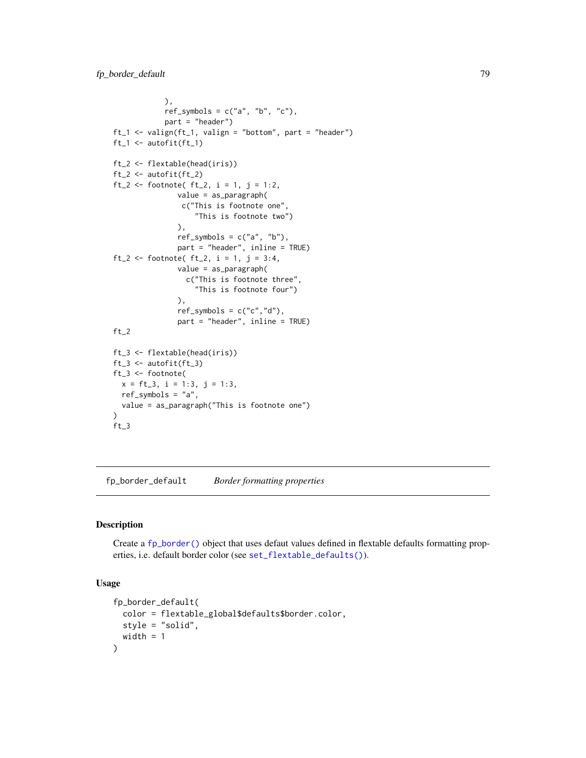```
            ),
            ref_symbols = c("a", "b", "c"),
            part = "header")
ft_1 <- valign(ft_1, valign = "bottom", part = "header")
ft_1 <- autofit(ft_1)

ft_2 <- flextable(head(iris))
ft_2 <- autofit(ft_2)
ft_2 <- footnote( ft_2, i = 1, j = 1:2,
               value = as_paragraph(
                c("This is footnote one",
                   "This is footnote two")
               ),
               ref_symbols = c("a", "b"),
               part = "header", inline = TRUE)
ft_2 <- footnote( ft_2, i = 1, j = 3:4,
               value = as_paragraph(
                 c("This is footnote three",
                   "This is footnote four")
               ),
               ref_symbols = c("c","d"),
               part = "header", inline = TRUE)
ft_2

ft_3 <- flextable(head(iris))
ft_3 <- autofit(ft_3)
ft_3 <- footnote(
  x = ft_3, i = 1:3, j = 1:3,
  ref_symbols = "a",
  value = as_paragraph("This is footnote one")
)
ft_3
```

## fp_border_default *Border formatting properties*

### Description

Create a `fp_border()` object that uses defaut values defined in flextable defaults formatting properties, i.e. default border color (see `set_flextable_defaults()`).

### Usage

```
fp_border_default(
  color = flextable_global$defaults$border.color,
  style = "solid",
  width = 1
)
```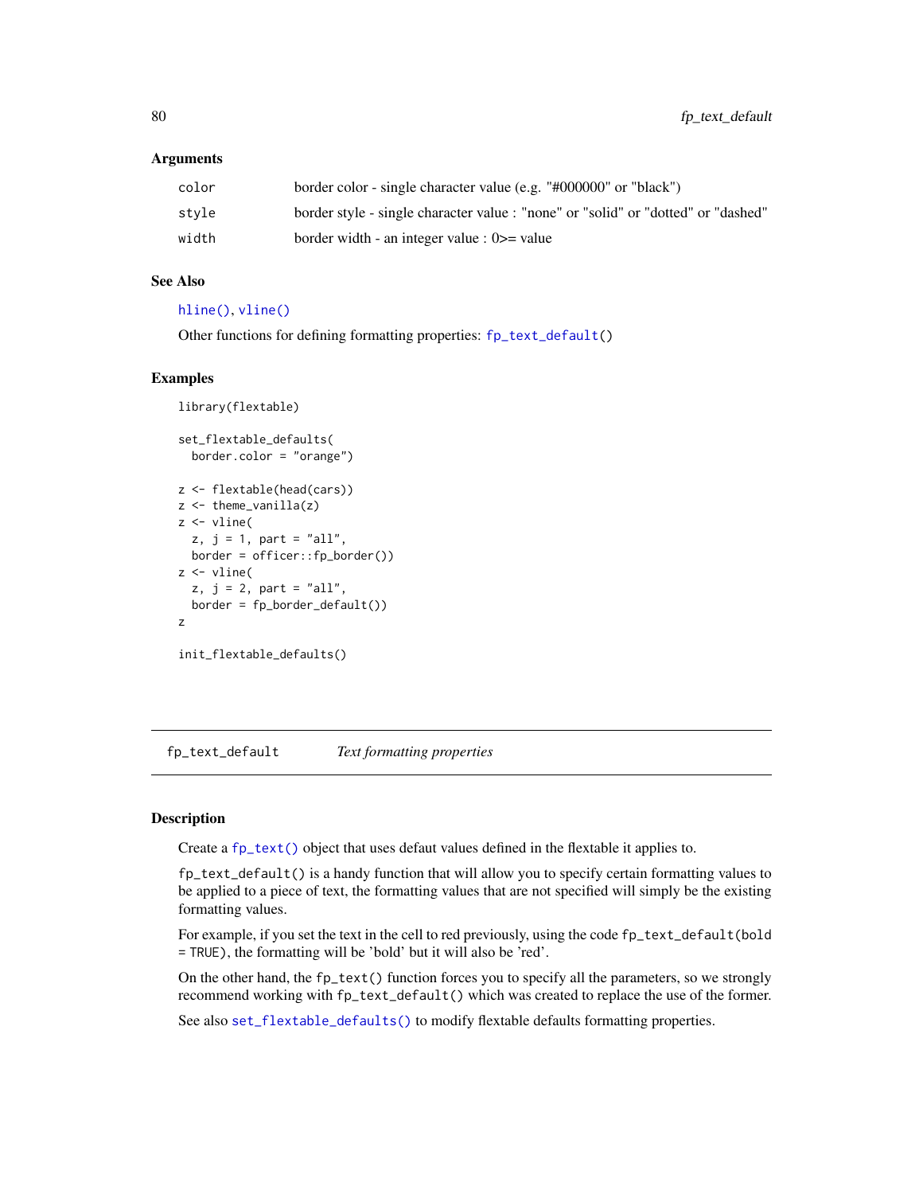### Arguments

| | |
|---|---|
| color | border color - single character value (e.g. "#000000" or "black") |
| style | border style - single character value : "none" or "solid" or "dotted" or "dashed" |
| width | border width - an integer value : 0>= value |

### See Also

hline(), vline()

Other functions for defining formatting properties: fp_text_default()

### Examples

```
library(flextable)

set_flextable_defaults(
  border.color = "orange")

z <- flextable(head(cars))
z <- theme_vanilla(z)
z <- vline(
  z, j = 1, part = "all",
  border = officer::fp_border())
z <- vline(
  z, j = 2, part = "all",
  border = fp_border_default())
z

init_flextable_defaults()
```

---

## fp_text_default *Text formatting properties*

### Description

Create a fp_text() object that uses defaut values defined in the flextable it applies to.

fp_text_default() is a handy function that will allow you to specify certain formatting values to be applied to a piece of text, the formatting values that are not specified will simply be the existing formatting values.

For example, if you set the text in the cell to red previously, using the code fp_text_default(bold = TRUE), the formatting will be 'bold' but it will also be 'red'.

On the other hand, the fp_text() function forces you to specify all the parameters, so we strongly recommend working with fp_text_default() which was created to replace the use of the former.

See also set_flextable_defaults() to modify flextable defaults formatting properties.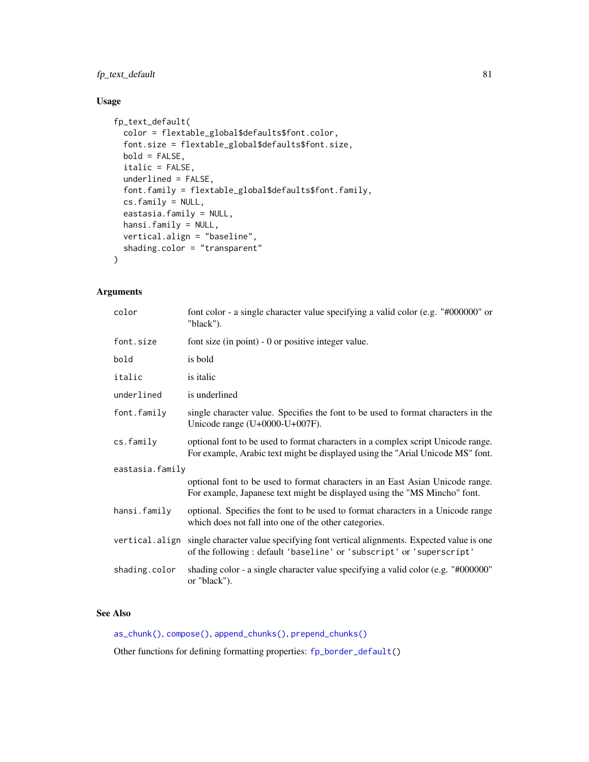### Usage

```
fp_text_default(
  color = flextable_global$defaults$font.color,
  font.size = flextable_global$defaults$font.size,
  bold = FALSE,
  italic = FALSE,
  underlined = FALSE,
  font.family = flextable_global$defaults$font.family,
  cs.family = NULL,
  eastasia.family = NULL,
  hansi.family = NULL,
  vertical.align = "baseline",
  shading.color = "transparent"
)
```

### Arguments

| | |
|---|---|
| `color` | font color - a single character value specifying a valid color (e.g. "#000000" or "black"). |
| `font.size` | font size (in point) - 0 or positive integer value. |
| `bold` | is bold |
| `italic` | is italic |
| `underlined` | is underlined |
| `font.family` | single character value. Specifies the font to be used to format characters in the Unicode range (U+0000-U+007F). |
| `cs.family` | optional font to be used to format characters in a complex script Unicode range. For example, Arabic text might be displayed using the "Arial Unicode MS" font. |
| `eastasia.family` | optional font to be used to format characters in an East Asian Unicode range. For example, Japanese text might be displayed using the "MS Mincho" font. |
| `hansi.family` | optional. Specifies the font to be used to format characters in a Unicode range which does not fall into one of the other categories. |
| `vertical.align` | single character value specifying font vertical alignments. Expected value is one of the following : default `'baseline'` or `'subscript'` or `'superscript'` |
| `shading.color` | shading color - a single character value specifying a valid color (e.g. "#000000" or "black"). |

### See Also

`as_chunk()`, `compose()`, `append_chunks()`, `prepend_chunks()`

Other functions for defining formatting properties: `fp_border_default()`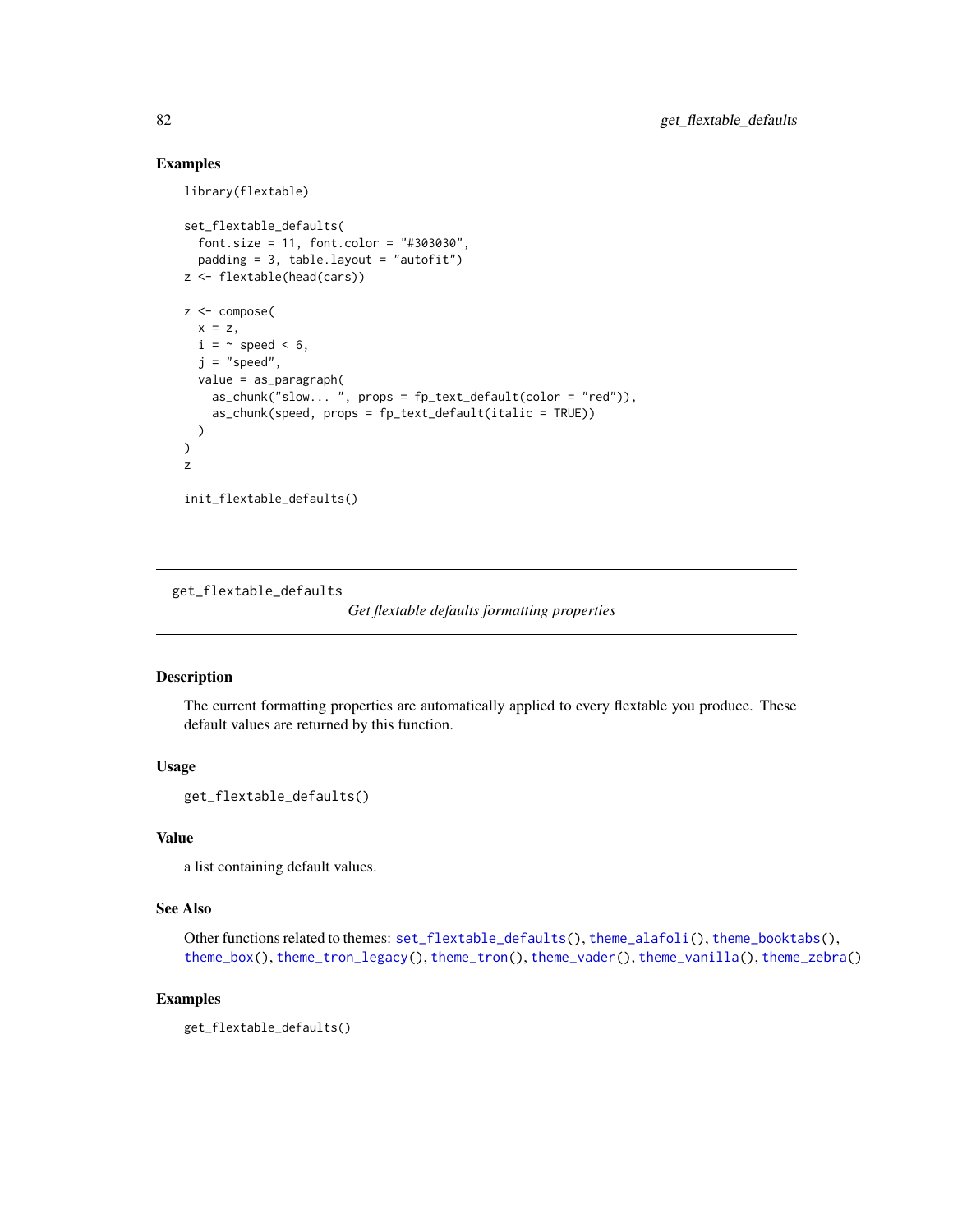## Examples

```
library(flextable)

set_flextable_defaults(
  font.size = 11, font.color = "#303030",
  padding = 3, table.layout = "autofit")
z <- flextable(head(cars))

z <- compose(
  x = z,
  i = ~ speed < 6,
  j = "speed",
  value = as_paragraph(
    as_chunk("slow... ", props = fp_text_default(color = "red")),
    as_chunk(speed, props = fp_text_default(italic = TRUE))
  )
)
z

init_flextable_defaults()
```

---

# get_flextable_defaults

*Get flextable defaults formatting properties*

---

## Description

The current formatting properties are automatically applied to every flextable you produce. These default values are returned by this function.

## Usage

```
get_flextable_defaults()
```

## Value

a list containing default values.

## See Also

Other functions related to themes: `set_flextable_defaults()`, `theme_alafoli()`, `theme_booktabs()`, `theme_box()`, `theme_tron_legacy()`, `theme_tron()`, `theme_vader()`, `theme_vanilla()`, `theme_zebra()`

## Examples

```
get_flextable_defaults()
```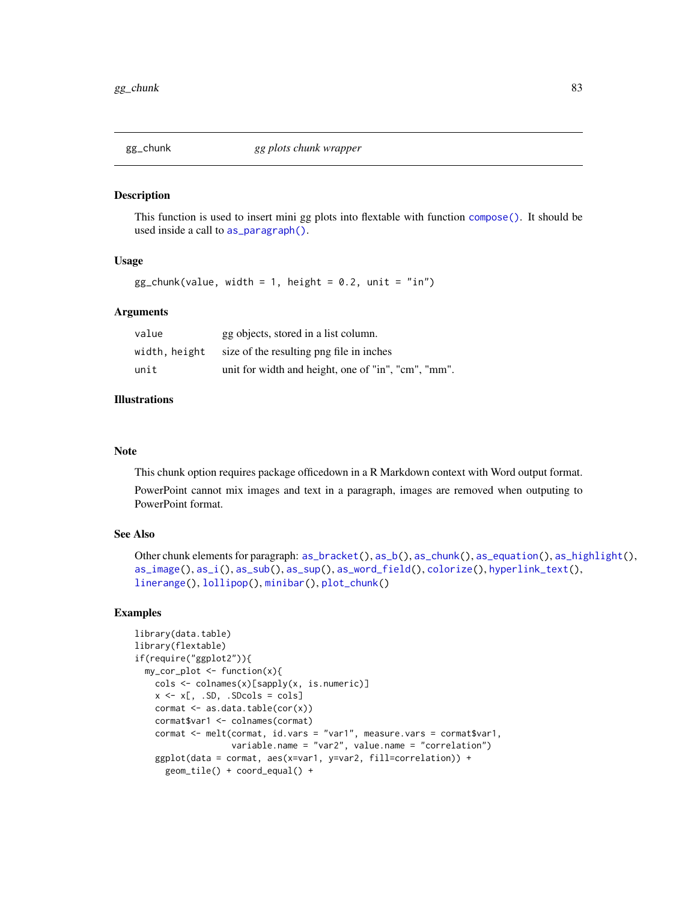gg_chunk — *gg plots chunk wrapper*

## Description

This function is used to insert mini gg plots into flextable with function `compose()`. It should be used inside a call to `as_paragraph()`.

## Usage

```
gg_chunk(value, width = 1, height = 0.2, unit = "in")
```

## Arguments

| | |
|---|---|
| `value` | gg objects, stored in a list column. |
| `width, height` | size of the resulting png file in inches |
| `unit` | unit for width and height, one of "in", "cm", "mm". |

## Illustrations

## Note

This chunk option requires package officedown in a R Markdown context with Word output format.

PowerPoint cannot mix images and text in a paragraph, images are removed when outputing to PowerPoint format.

## See Also

Other chunk elements for paragraph: `as_bracket()`, `as_b()`, `as_chunk()`, `as_equation()`, `as_highlight()`, `as_image()`, `as_i()`, `as_sub()`, `as_sup()`, `as_word_field()`, `colorize()`, `hyperlink_text()`, `linerange()`, `lollipop()`, `minibar()`, `plot_chunk()`

## Examples

```
library(data.table)
library(flextable)
if(require("ggplot2")){
  my_cor_plot <- function(x){
    cols <- colnames(x)[sapply(x, is.numeric)]
    x <- x[, .SD, .SDcols = cols]
    cormat <- as.data.table(cor(x))
    cormat$var1 <- colnames(cormat)
    cormat <- melt(cormat, id.vars = "var1", measure.vars = cormat$var1,
                   variable.name = "var2", value.name = "correlation")
    ggplot(data = cormat, aes(x=var1, y=var2, fill=correlation)) +
      geom_tile() + coord_equal() +
```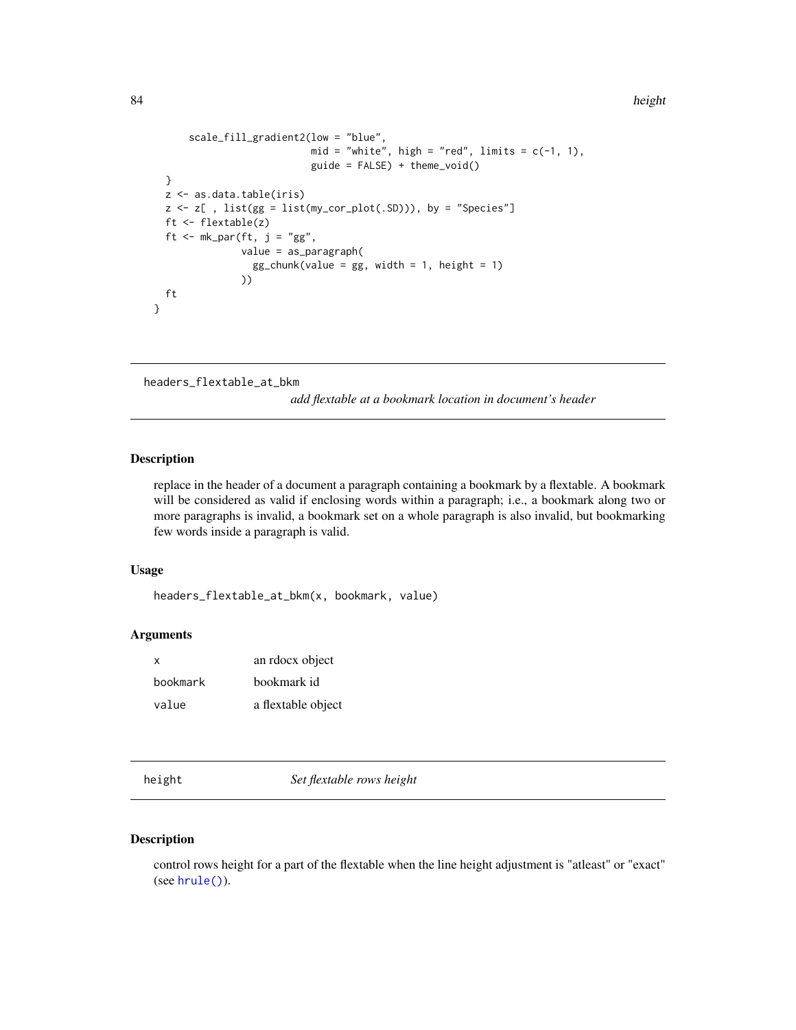```
      scale_fill_gradient2(low = "blue",
                           mid = "white", high = "red", limits = c(-1, 1),
                           guide = FALSE) + theme_void()
  }
  z <- as.data.table(iris)
  z <- z[ , list(gg = list(my_cor_plot(.SD))), by = "Species"]
  ft <- flextable(z)
  ft <- mk_par(ft, j = "gg",
               value = as_paragraph(
                 gg_chunk(value = gg, width = 1, height = 1)
               ))
  ft
}
```

## headers_flextable_at_bkm

*add flextable at a bookmark location in document's header*

### Description

replace in the header of a document a paragraph containing a bookmark by a flextable. A bookmark will be considered as valid if enclosing words within a paragraph; i.e., a bookmark along two or more paragraphs is invalid, a bookmark set on a whole paragraph is also invalid, but bookmarking few words inside a paragraph is valid.

### Usage

```
headers_flextable_at_bkm(x, bookmark, value)
```

### Arguments

| | |
|---|---|
| x | an rdocx object |
| bookmark | bookmark id |
| value | a flextable object |

## height

*Set flextable rows height*

### Description

control rows height for a part of the flextable when the line height adjustment is "atleast" or "exact" (see hrule()).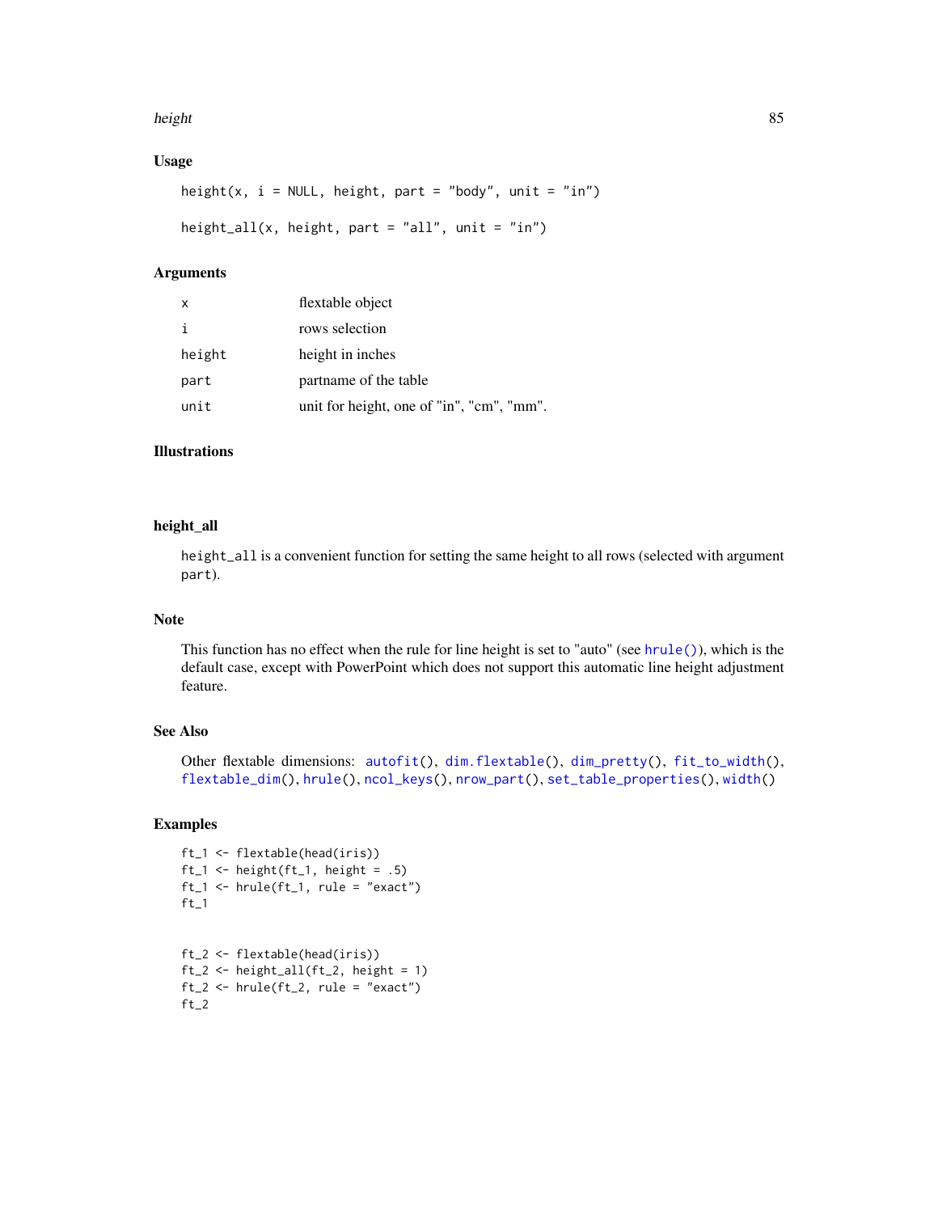### Usage

```
height(x, i = NULL, height, part = "body", unit = "in")

height_all(x, height, part = "all", unit = "in")
```

### Arguments

| | |
|---|---|
| x | flextable object |
| i | rows selection |
| height | height in inches |
| part | partname of the table |
| unit | unit for height, one of "in", "cm", "mm". |

### Illustrations

### height_all

`height_all` is a convenient function for setting the same height to all rows (selected with argument `part`).

### Note

This function has no effect when the rule for line height is set to "auto" (see `hrule()`), which is the default case, except with PowerPoint which does not support this automatic line height adjustment feature.

### See Also

Other flextable dimensions: `autofit()`, `dim.flextable()`, `dim_pretty()`, `fit_to_width()`, `flextable_dim()`, `hrule()`, `ncol_keys()`, `nrow_part()`, `set_table_properties()`, `width()`

### Examples

```
ft_1 <- flextable(head(iris))
ft_1 <- height(ft_1, height = .5)
ft_1 <- hrule(ft_1, rule = "exact")
ft_1


ft_2 <- flextable(head(iris))
ft_2 <- height_all(ft_2, height = 1)
ft_2 <- hrule(ft_2, rule = "exact")
ft_2
```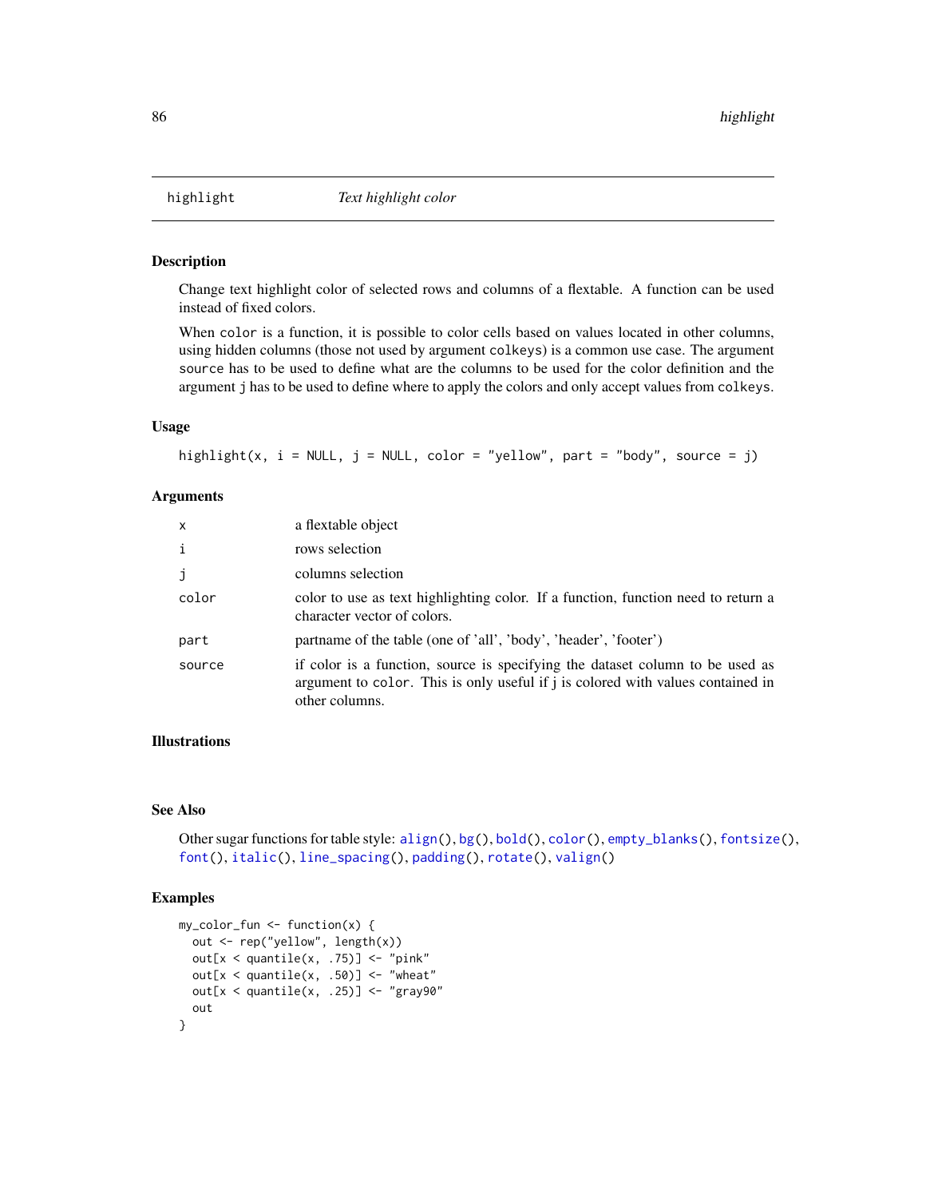## highlight — *Text highlight color*

### Description

Change text highlight color of selected rows and columns of a flextable. A function can be used instead of fixed colors.

When `color` is a function, it is possible to color cells based on values located in other columns, using hidden columns (those not used by argument `colkeys`) is a common use case. The argument `source` has to be used to define what are the columns to be used for the color definition and the argument `j` has to be used to define where to apply the colors and only accept values from `colkeys`.

### Usage

```
highlight(x, i = NULL, j = NULL, color = "yellow", part = "body", source = j)
```

### Arguments

| | |
|---|---|
| `x` | a flextable object |
| `i` | rows selection |
| `j` | columns selection |
| `color` | color to use as text highlighting color. If a function, function need to return a character vector of colors. |
| `part` | partname of the table (one of 'all', 'body', 'header', 'footer') |
| `source` | if color is a function, source is specifying the dataset column to be used as argument to `color`. This is only useful if j is colored with values contained in other columns. |

### Illustrations

### See Also

Other sugar functions for table style: `align()`, `bg()`, `bold()`, `color()`, `empty_blanks()`, `fontsize()`, `font()`, `italic()`, `line_spacing()`, `padding()`, `rotate()`, `valign()`

### Examples

```
my_color_fun <- function(x) {
  out <- rep("yellow", length(x))
  out[x < quantile(x, .75)] <- "pink"
  out[x < quantile(x, .50)] <- "wheat"
  out[x < quantile(x, .25)] <- "gray90"
  out
}
```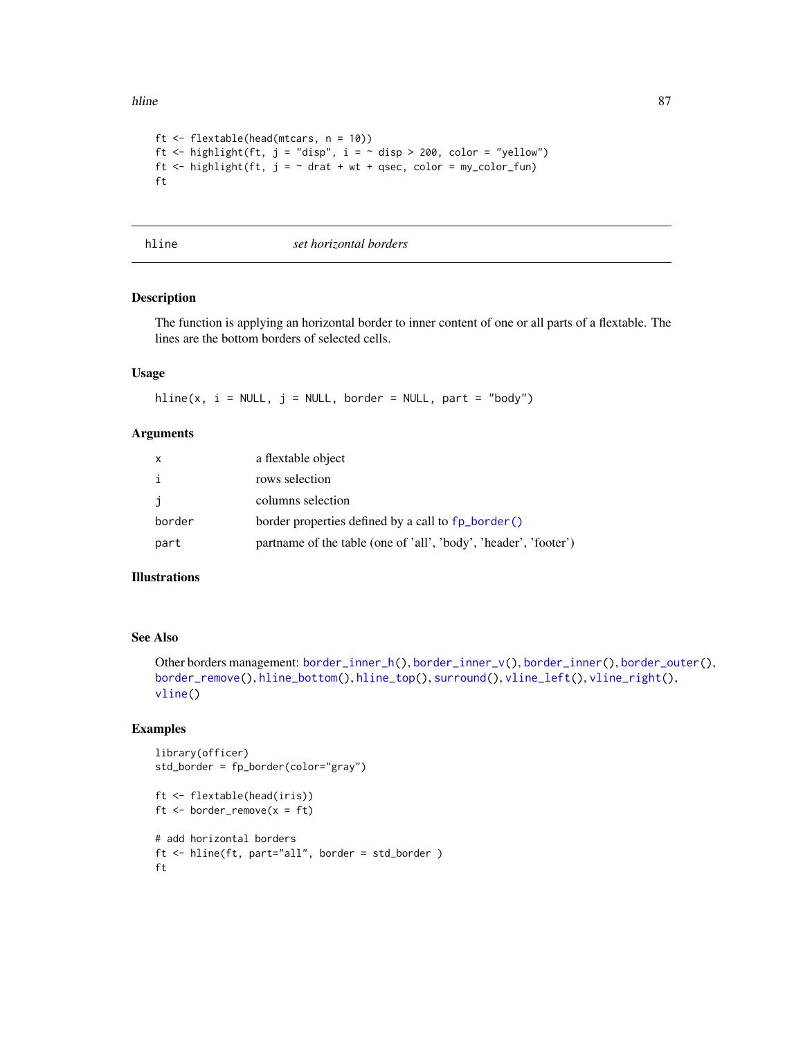```
ft <- flextable(head(mtcars, n = 10))
ft <- highlight(ft, j = "disp", i = ~ disp > 200, color = "yellow")
ft <- highlight(ft, j = ~ drat + wt + qsec, color = my_color_fun)
ft
```

---

## hline — *set horizontal borders*

---

### Description

The function is applying an horizontal border to inner content of one or all parts of a flextable. The lines are the bottom borders of selected cells.

### Usage

```
hline(x, i = NULL, j = NULL, border = NULL, part = "body")
```

### Arguments

| | |
|---|---|
| `x` | a flextable object |
| `i` | rows selection |
| `j` | columns selection |
| `border` | border properties defined by a call to `fp_border()` |
| `part` | partname of the table (one of 'all', 'body', 'header', 'footer') |

### Illustrations

### See Also

Other borders management: `border_inner_h()`, `border_inner_v()`, `border_inner()`, `border_outer()`, `border_remove()`, `hline_bottom()`, `hline_top()`, `surround()`, `vline_left()`, `vline_right()`, `vline()`

### Examples

```
library(officer)
std_border = fp_border(color="gray")

ft <- flextable(head(iris))
ft <- border_remove(x = ft)

# add horizontal borders
ft <- hline(ft, part="all", border = std_border )
ft
```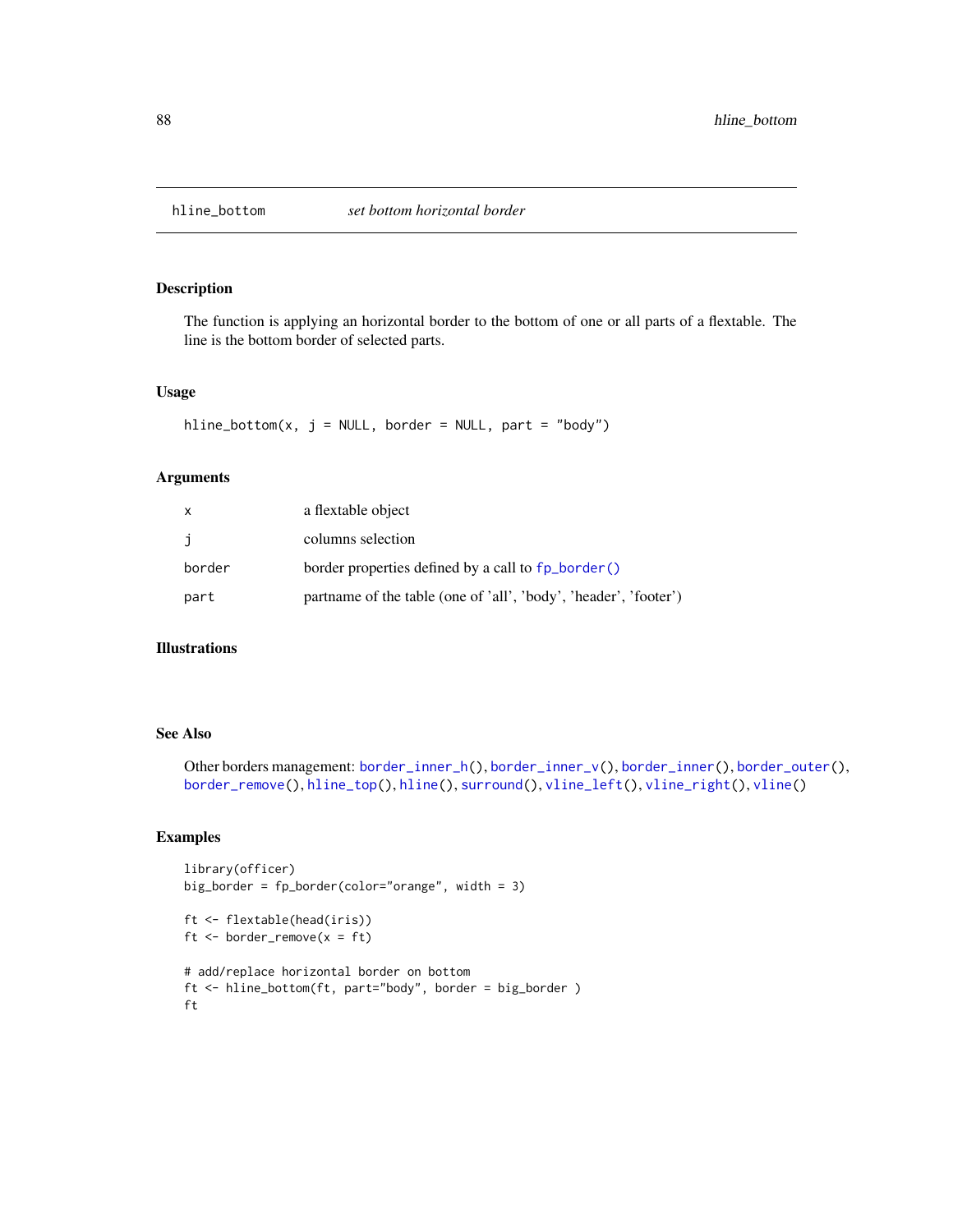hline_bottom    *set bottom horizontal border*

## Description

The function is applying an horizontal border to the bottom of one or all parts of a flextable. The line is the bottom border of selected parts.

## Usage

```
hline_bottom(x, j = NULL, border = NULL, part = "body")
```

## Arguments

| | |
|---|---|
| x | a flextable object |
| j | columns selection |
| border | border properties defined by a call to fp_border() |
| part | partname of the table (one of 'all', 'body', 'header', 'footer') |

## Illustrations

## See Also

Other borders management: border_inner_h(), border_inner_v(), border_inner(), border_outer(), border_remove(), hline_top(), hline(), surround(), vline_left(), vline_right(), vline()

## Examples

```
library(officer)
big_border = fp_border(color="orange", width = 3)

ft <- flextable(head(iris))
ft <- border_remove(x = ft)

# add/replace horizontal border on bottom
ft <- hline_bottom(ft, part="body", border = big_border )
ft
```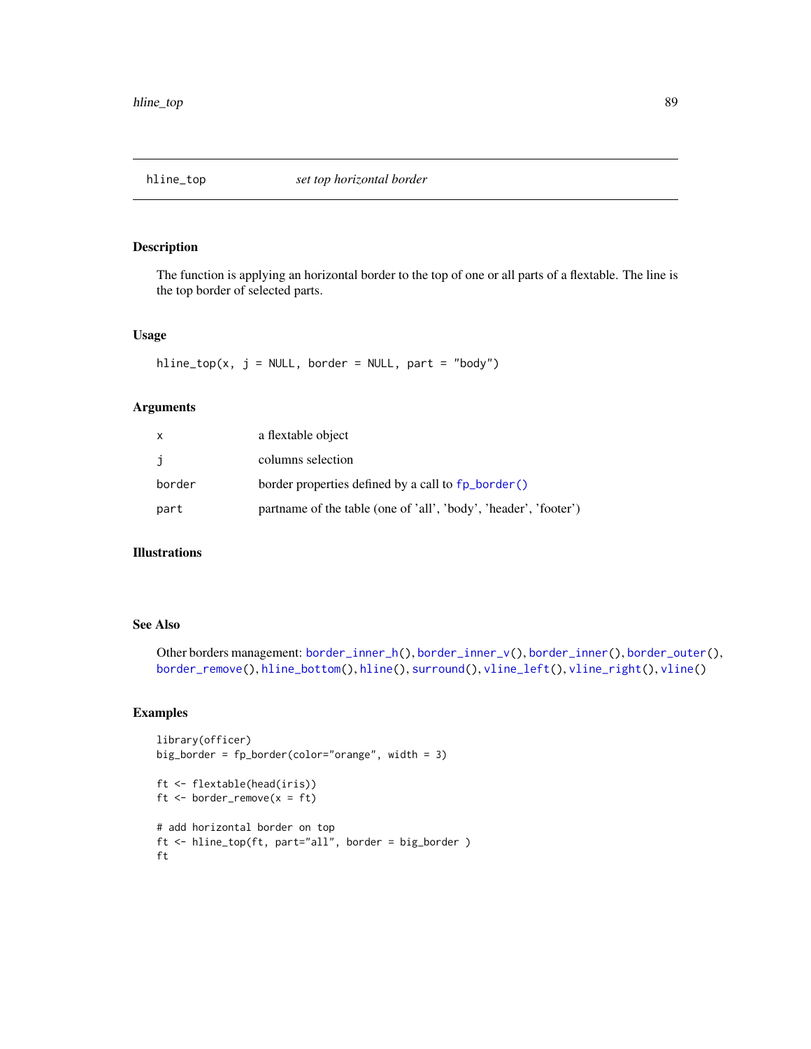## hline_top — *set top horizontal border*

### Description

The function is applying an horizontal border to the top of one or all parts of a flextable. The line is the top border of selected parts.

### Usage

```
hline_top(x, j = NULL, border = NULL, part = "body")
```

### Arguments

| | |
|---|---|
| x | a flextable object |
| j | columns selection |
| border | border properties defined by a call to fp_border() |
| part | partname of the table (one of 'all', 'body', 'header', 'footer') |

### Illustrations

### See Also

Other borders management: border_inner_h(), border_inner_v(), border_inner(), border_outer(), border_remove(), hline_bottom(), hline(), surround(), vline_left(), vline_right(), vline()

### Examples

```
library(officer)
big_border = fp_border(color="orange", width = 3)

ft <- flextable(head(iris))
ft <- border_remove(x = ft)

# add horizontal border on top
ft <- hline_top(ft, part="all", border = big_border )
ft
```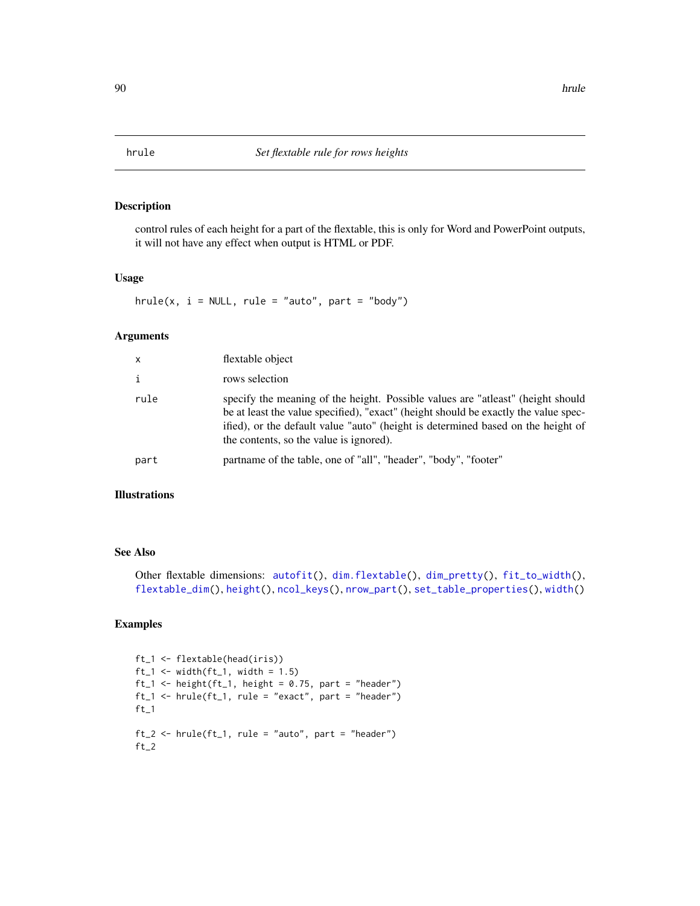# hrule — *Set flextable rule for rows heights*

## Description

control rules of each height for a part of the flextable, this is only for Word and PowerPoint outputs, it will not have any effect when output is HTML or PDF.

## Usage

```
hrule(x, i = NULL, rule = "auto", part = "body")
```

## Arguments

| | |
|---|---|
| `x` | flextable object |
| `i` | rows selection |
| `rule` | specify the meaning of the height. Possible values are "atleast" (height should be at least the value specified), "exact" (height should be exactly the value specified), or the default value "auto" (height is determined based on the height of the contents, so the value is ignored). |
| `part` | partname of the table, one of "all", "header", "body", "footer" |

## Illustrations

## See Also

Other flextable dimensions: `autofit()`, `dim.flextable()`, `dim_pretty()`, `fit_to_width()`, `flextable_dim()`, `height()`, `ncol_keys()`, `nrow_part()`, `set_table_properties()`, `width()`

## Examples

```
ft_1 <- flextable(head(iris))
ft_1 <- width(ft_1, width = 1.5)
ft_1 <- height(ft_1, height = 0.75, part = "header")
ft_1 <- hrule(ft_1, rule = "exact", part = "header")
ft_1

ft_2 <- hrule(ft_1, rule = "auto", part = "header")
ft_2
```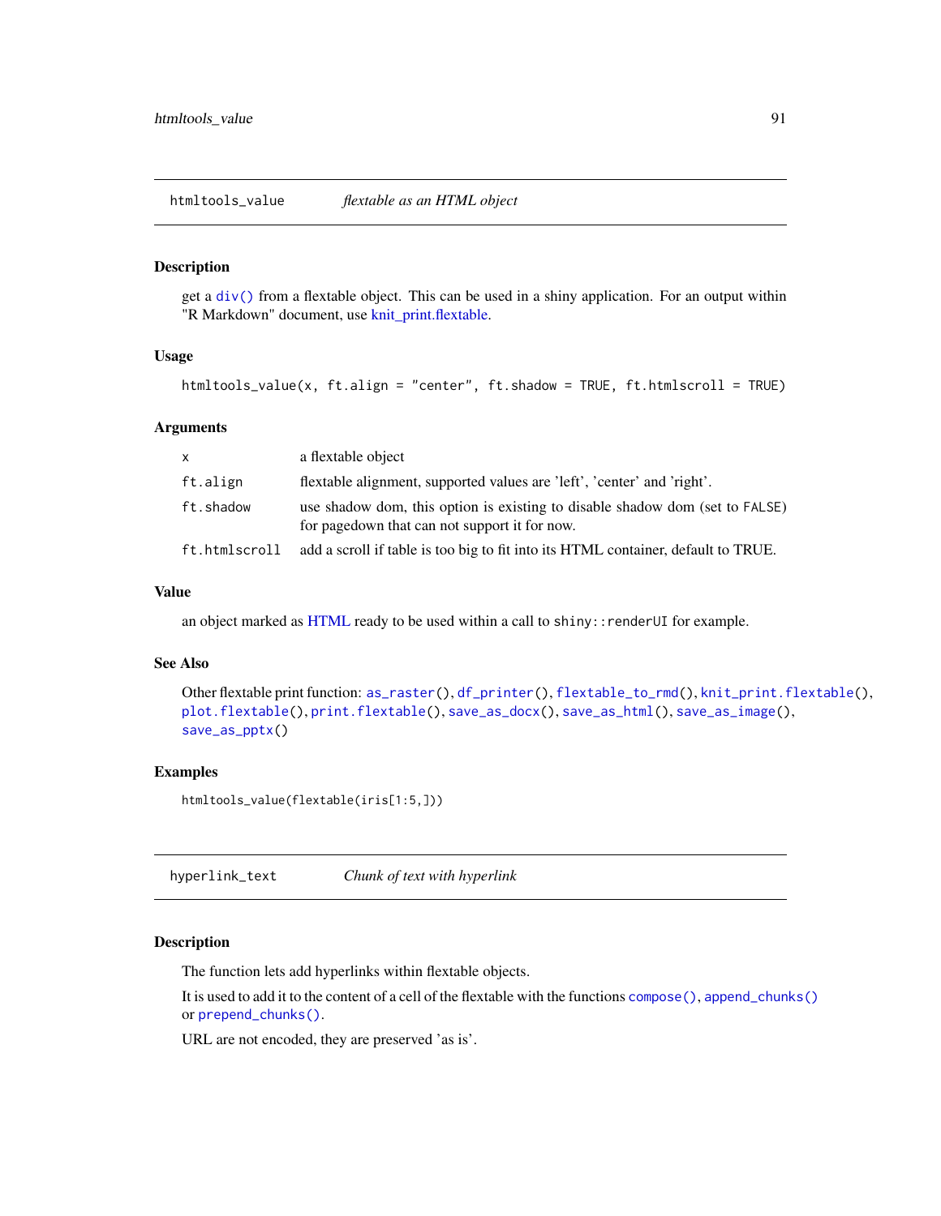## htmltools_value *flextable as an HTML object*

### Description

get a div() from a flextable object. This can be used in a shiny application. For an output within "R Markdown" document, use knit_print.flextable.

### Usage

```
htmltools_value(x, ft.align = "center", ft.shadow = TRUE, ft.htmlscroll = TRUE)
```

### Arguments

| | |
|---|---|
| x | a flextable object |
| ft.align | flextable alignment, supported values are 'left', 'center' and 'right'. |
| ft.shadow | use shadow dom, this option is existing to disable shadow dom (set to FALSE) for pagedown that can not support it for now. |
| ft.htmlscroll | add a scroll if table is too big to fit into its HTML container, default to TRUE. |

### Value

an object marked as HTML ready to be used within a call to `shiny::renderUI` for example.

### See Also

Other flextable print function: as_raster(), df_printer(), flextable_to_rmd(), knit_print.flextable(), plot.flextable(), print.flextable(), save_as_docx(), save_as_html(), save_as_image(), save_as_pptx()

### Examples

```
htmltools_value(flextable(iris[1:5,]))
```

## hyperlink_text *Chunk of text with hyperlink*

### Description

The function lets add hyperlinks within flextable objects.

It is used to add it to the content of a cell of the flextable with the functions compose(), append_chunks() or prepend_chunks().

URL are not encoded, they are preserved 'as is'.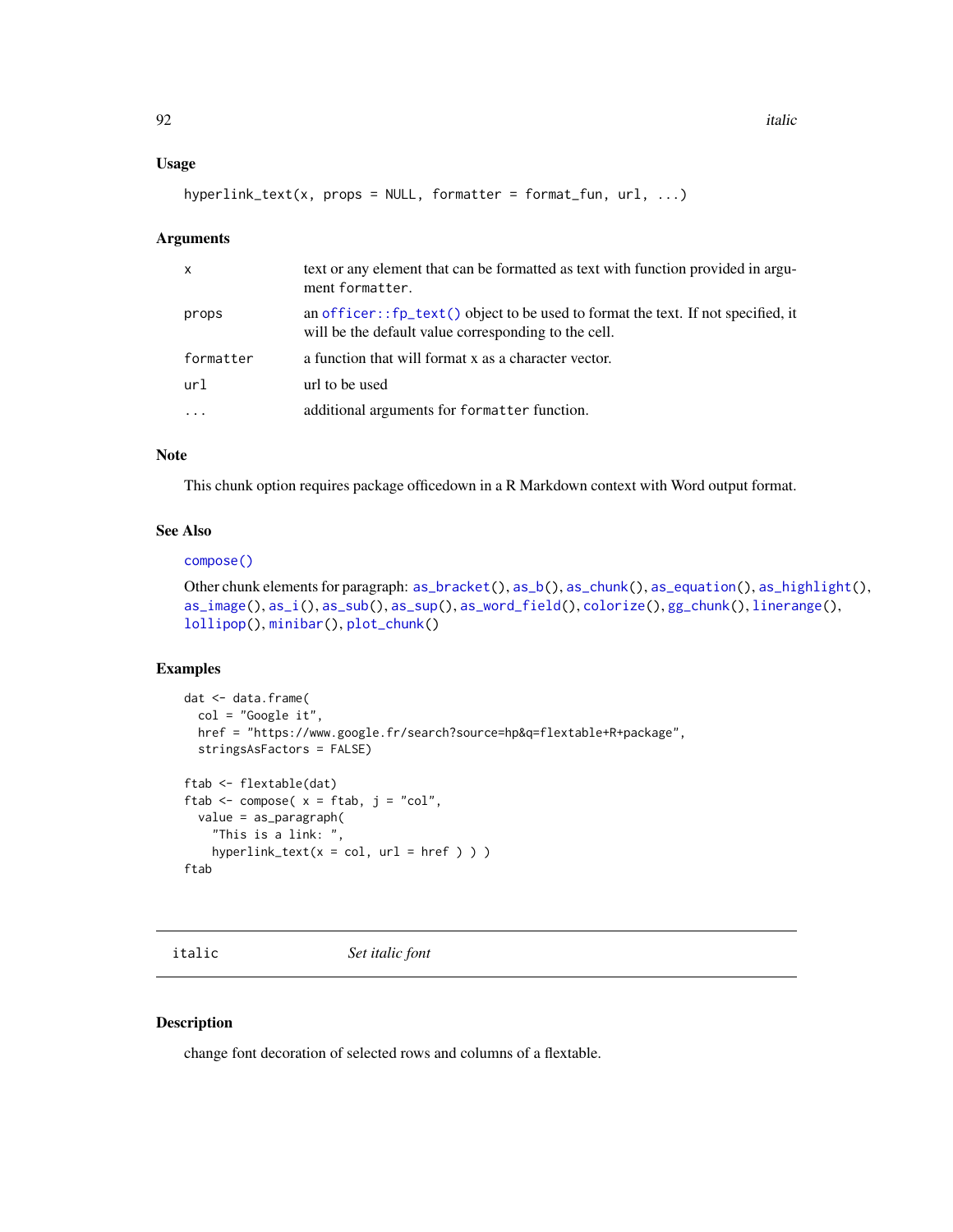### Usage

```
hyperlink_text(x, props = NULL, formatter = format_fun, url, ...)
```

### Arguments

| | |
|---|---|
| x | text or any element that can be formatted as text with function provided in argument formatter. |
| props | an officer::fp_text() object to be used to format the text. If not specified, it will be the default value corresponding to the cell. |
| formatter | a function that will format x as a character vector. |
| url | url to be used |
| ... | additional arguments for formatter function. |

### Note

This chunk option requires package officedown in a R Markdown context with Word output format.

### See Also

compose()

Other chunk elements for paragraph: as_bracket(), as_b(), as_chunk(), as_equation(), as_highlight(), as_image(), as_i(), as_sub(), as_sup(), as_word_field(), colorize(), gg_chunk(), linerange(), lollipop(), minibar(), plot_chunk()

### Examples

```
dat <- data.frame(
  col = "Google it",
  href = "https://www.google.fr/search?source=hp&q=flextable+R+package",
  stringsAsFactors = FALSE)

ftab <- flextable(dat)
ftab <- compose( x = ftab, j = "col",
  value = as_paragraph(
    "This is a link: ",
    hyperlink_text(x = col, url = href ) ) )
ftab
```

---

## italic *Set italic font*

### Description

change font decoration of selected rows and columns of a flextable.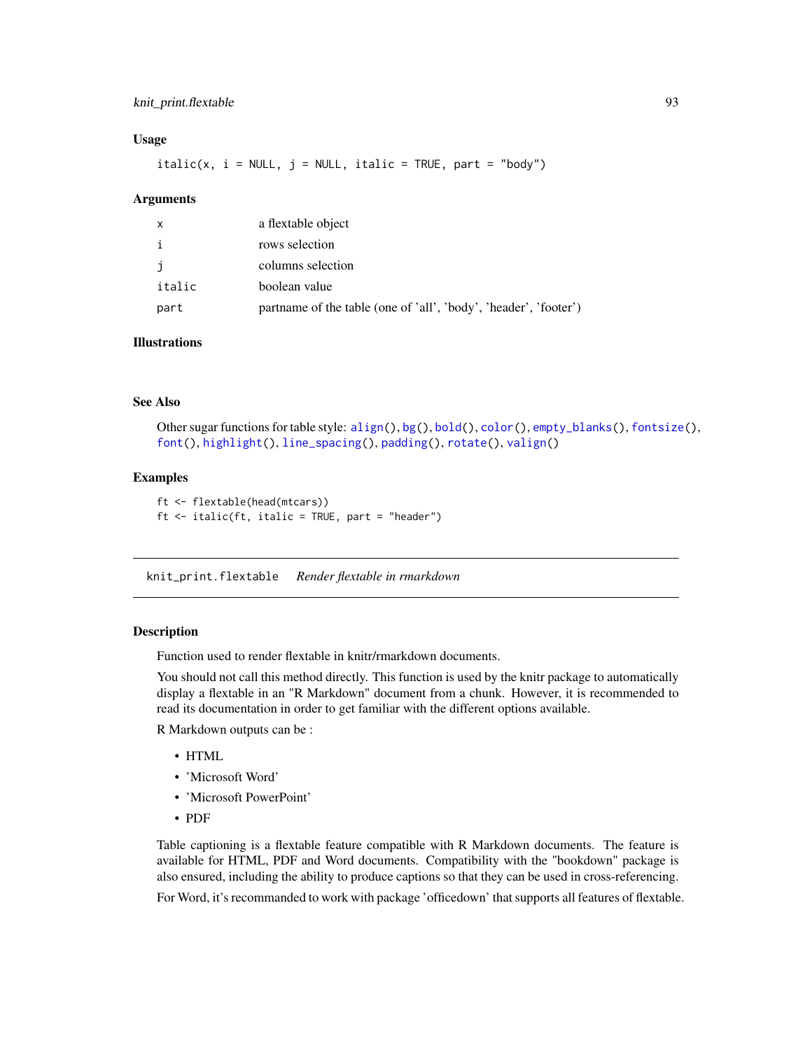## Usage

```
italic(x, i = NULL, j = NULL, italic = TRUE, part = "body")
```

## Arguments

| | |
|---|---|
| x | a flextable object |
| i | rows selection |
| j | columns selection |
| italic | boolean value |
| part | partname of the table (one of 'all', 'body', 'header', 'footer') |

## Illustrations

## See Also

Other sugar functions for table style: `align()`, `bg()`, `bold()`, `color()`, `empty_blanks()`, `fontsize()`, `font()`, `highlight()`, `line_spacing()`, `padding()`, `rotate()`, `valign()`

## Examples

```
ft <- flextable(head(mtcars))
ft <- italic(ft, italic = TRUE, part = "header")
```

---

# knit_print.flextable *Render flextable in rmarkdown*

## Description

Function used to render flextable in knitr/rmarkdown documents.

You should not call this method directly. This function is used by the knitr package to automatically display a flextable in an "R Markdown" document from a chunk. However, it is recommended to read its documentation in order to get familiar with the different options available.

R Markdown outputs can be :

- HTML
- 'Microsoft Word'
- 'Microsoft PowerPoint'
- PDF

Table captioning is a flextable feature compatible with R Markdown documents. The feature is available for HTML, PDF and Word documents. Compatibility with the "bookdown" package is also ensured, including the ability to produce captions so that they can be used in cross-referencing.

For Word, it's recommanded to work with package 'officedown' that supports all features of flextable.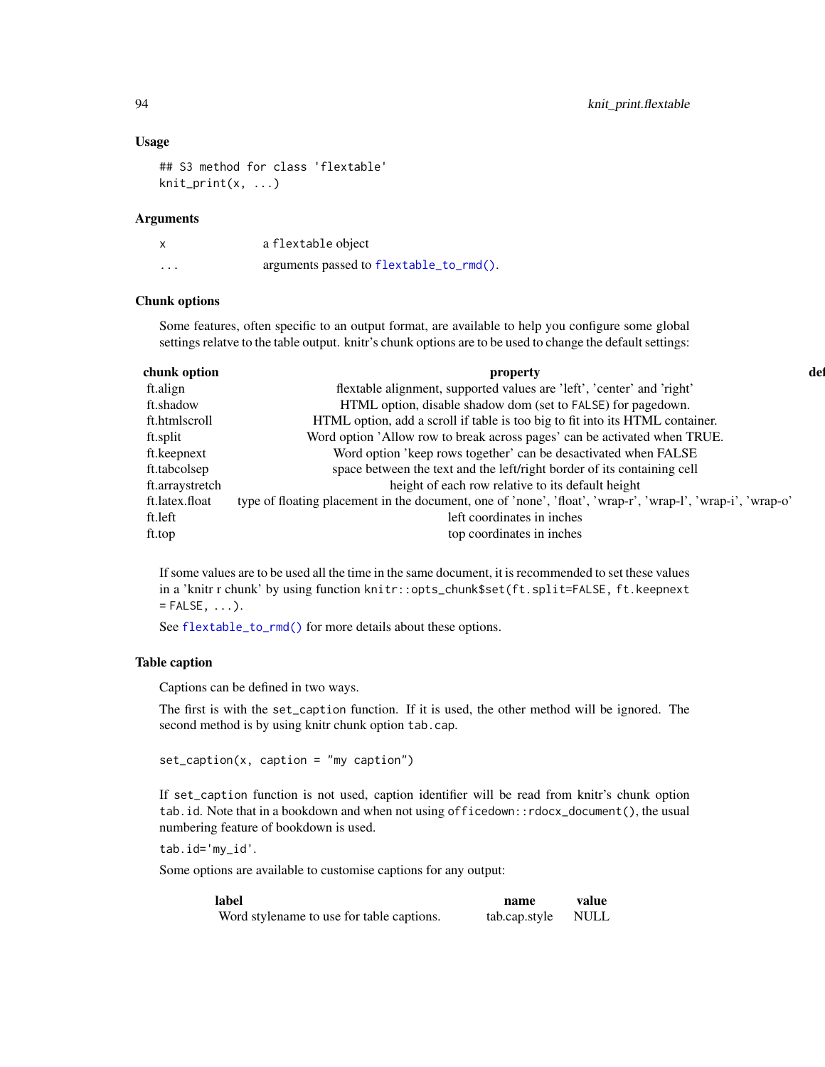## Usage

```
## S3 method for class 'flextable'
knit_print(x, ...)
```

## Arguments

| | |
|---|---|
| x | a flextable object |
| ... | arguments passed to flextable_to_rmd(). |

## Chunk options

Some features, often specific to an output format, are available to help you configure some global settings relatve to the table output. knitr's chunk options are to be used to change the default settings:

| chunk option | property | def |
|---|---|---|
| ft.align | flextable alignment, supported values are 'left', 'center' and 'right' | |
| ft.shadow | HTML option, disable shadow dom (set to FALSE) for pagedown. | |
| ft.htmlscroll | HTML option, add a scroll if table is too big to fit into its HTML container. | |
| ft.split | Word option 'Allow row to break across pages' can be activated when TRUE. | |
| ft.keepnext | Word option 'keep rows together' can be desactivated when FALSE | |
| ft.tabcolsep | space between the text and the left/right border of its containing cell | |
| ft.arraystretch | height of each row relative to its default height | |
| ft.latex.float | type of floating placement in the document, one of 'none', 'float', 'wrap-r', 'wrap-l', 'wrap-i', 'wrap-o' | |
| ft.left | left coordinates in inches | |
| ft.top | top coordinates in inches | |

If some values are to be used all the time in the same document, it is recommended to set these values in a 'knitr r chunk' by using function `knitr::opts_chunk$set(ft.split=FALSE, ft.keepnext = FALSE, ...)`.

See flextable_to_rmd() for more details about these options.

## Table caption

Captions can be defined in two ways.

The first is with the `set_caption` function. If it is used, the other method will be ignored. The second method is by using knitr chunk option `tab.cap`.

```
set_caption(x, caption = "my caption")
```

If `set_caption` function is not used, caption identifier will be read from knitr's chunk option `tab.id`. Note that in a bookdown and when not using `officedown::rdocx_document()`, the usual numbering feature of bookdown is used.

`tab.id='my_id'`.

Some options are available to customise captions for any output:

| label | name | value |
|---|---|---|
| Word stylename to use for table captions. | tab.cap.style | NULL |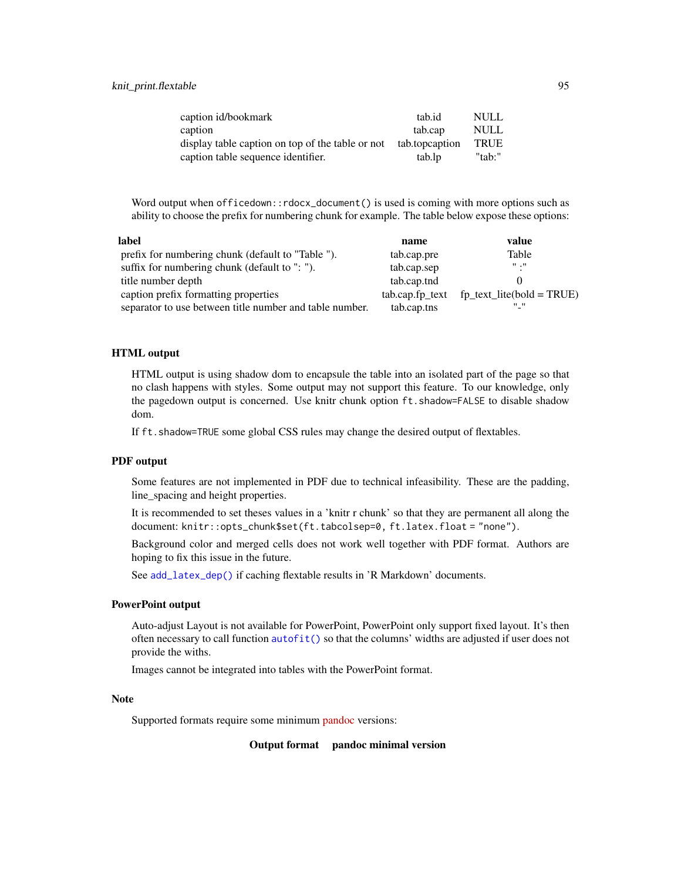| | | |
|---|---|---|
| caption id/bookmark | tab.id | NULL |
| caption | tab.cap | NULL |
| display table caption on top of the table or not | tab.topcaption | TRUE |
| caption table sequence identifier. | tab.lp | "tab:" |

Word output when `officedown::rdocx_document()` is used is coming with more options such as ability to choose the prefix for numbering chunk for example. The table below expose these options:

| label | name | value |
|---|---|---|
| prefix for numbering chunk (default to "Table "). | tab.cap.pre | Table |
| suffix for numbering chunk (default to ": "). | tab.cap.sep | " :" |
| title number depth | tab.cap.tnd | 0 |
| caption prefix formatting properties | tab.cap.fp_text | fp_text_lite(bold = TRUE) |
| separator to use between title number and table number. | tab.cap.tns | "-" |

### HTML output

HTML output is using shadow dom to encapsule the table into an isolated part of the page so that no clash happens with styles. Some output may not support this feature. To our knowledge, only the pagedown output is concerned. Use knitr chunk option `ft.shadow=FALSE` to disable shadow dom.

If `ft.shadow=TRUE` some global CSS rules may change the desired output of flextables.

### PDF output

Some features are not implemented in PDF due to technical infeasibility. These are the padding, line_spacing and height properties.

It is recommended to set theses values in a 'knitr r chunk' so that they are permanent all along the document: `knitr::opts_chunk$set(ft.tabcolsep=0, ft.latex.float = "none")`.

Background color and merged cells does not work well together with PDF format. Authors are hoping to fix this issue in the future.

See `add_latex_dep()` if caching flextable results in 'R Markdown' documents.

### PowerPoint output

Auto-adjust Layout is not available for PowerPoint, PowerPoint only support fixed layout. It's then often necessary to call function `autofit()` so that the columns' widths are adjusted if user does not provide the withs.

Images cannot be integrated into tables with the PowerPoint format.

### Note

Supported formats require some minimum pandoc versions:

| Output format | pandoc minimal version |
|---|---|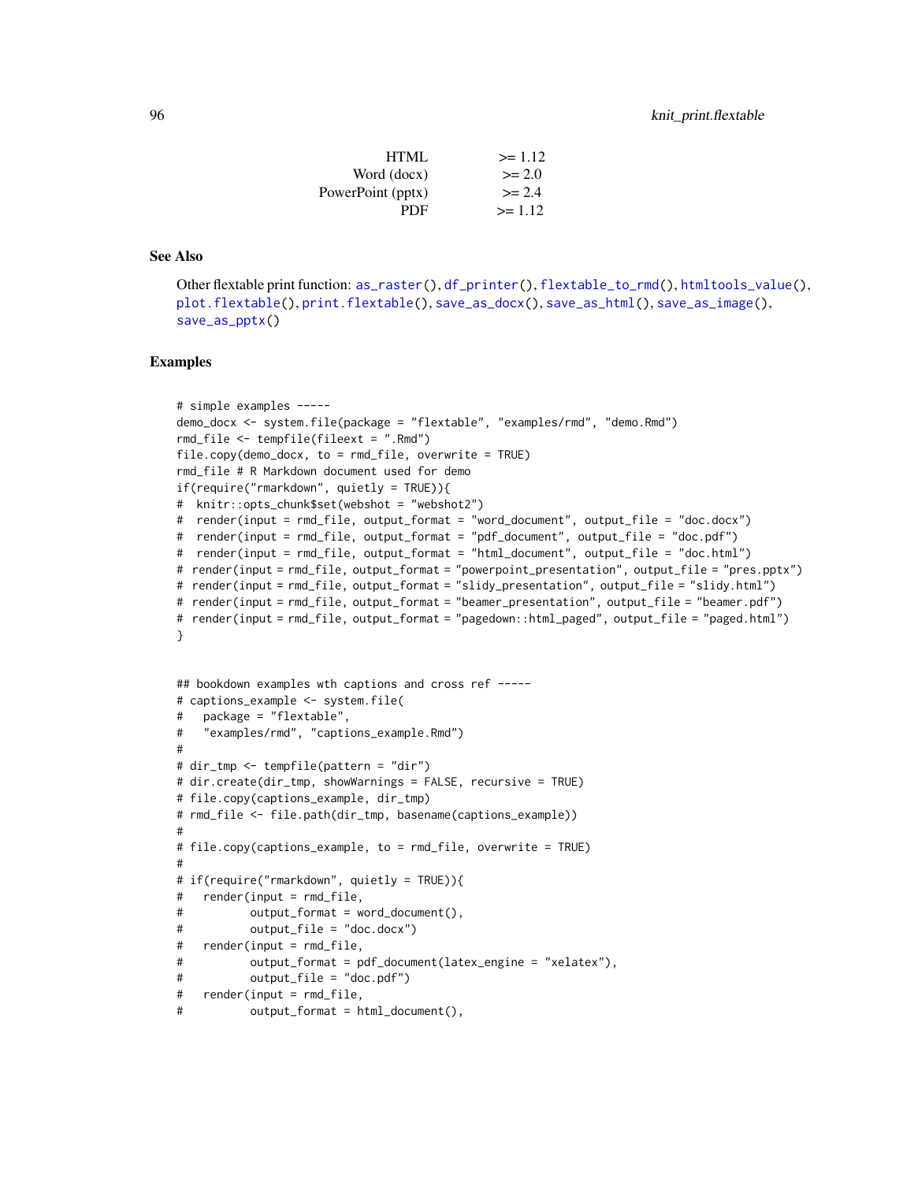| | |
|---|---|
| HTML | >= 1.12 |
| Word (docx) | >= 2.0 |
| PowerPoint (pptx) | >= 2.4 |
| PDF | >= 1.12 |

## See Also

Other flextable print function: `as_raster()`, `df_printer()`, `flextable_to_rmd()`, `htmltools_value()`, `plot.flextable()`, `print.flextable()`, `save_as_docx()`, `save_as_html()`, `save_as_image()`, `save_as_pptx()`

## Examples

```
# simple examples -----
demo_docx <- system.file(package = "flextable", "examples/rmd", "demo.Rmd")
rmd_file <- tempfile(fileext = ".Rmd")
file.copy(demo_docx, to = rmd_file, overwrite = TRUE)
rmd_file # R Markdown document used for demo
if(require("rmarkdown", quietly = TRUE)){
#  knitr::opts_chunk$set(webshot = "webshot2")
#  render(input = rmd_file, output_format = "word_document", output_file = "doc.docx")
#  render(input = rmd_file, output_format = "pdf_document", output_file = "doc.pdf")
#  render(input = rmd_file, output_format = "html_document", output_file = "doc.html")
#  render(input = rmd_file, output_format = "powerpoint_presentation", output_file = "pres.pptx")
#  render(input = rmd_file, output_format = "slidy_presentation", output_file = "slidy.html")
#  render(input = rmd_file, output_format = "beamer_presentation", output_file = "beamer.pdf")
#  render(input = rmd_file, output_format = "pagedown::html_paged", output_file = "paged.html")
}


## bookdown examples wth captions and cross ref -----
# captions_example <- system.file(
#   package = "flextable",
#   "examples/rmd", "captions_example.Rmd")
#
# dir_tmp <- tempfile(pattern = "dir")
# dir.create(dir_tmp, showWarnings = FALSE, recursive = TRUE)
# file.copy(captions_example, dir_tmp)
# rmd_file <- file.path(dir_tmp, basename(captions_example))
#
# file.copy(captions_example, to = rmd_file, overwrite = TRUE)
#
# if(require("rmarkdown", quietly = TRUE)){
#   render(input = rmd_file,
#          output_format = word_document(),
#          output_file = "doc.docx")
#   render(input = rmd_file,
#          output_format = pdf_document(latex_engine = "xelatex"),
#          output_file = "doc.pdf")
#   render(input = rmd_file,
#          output_format = html_document(),
```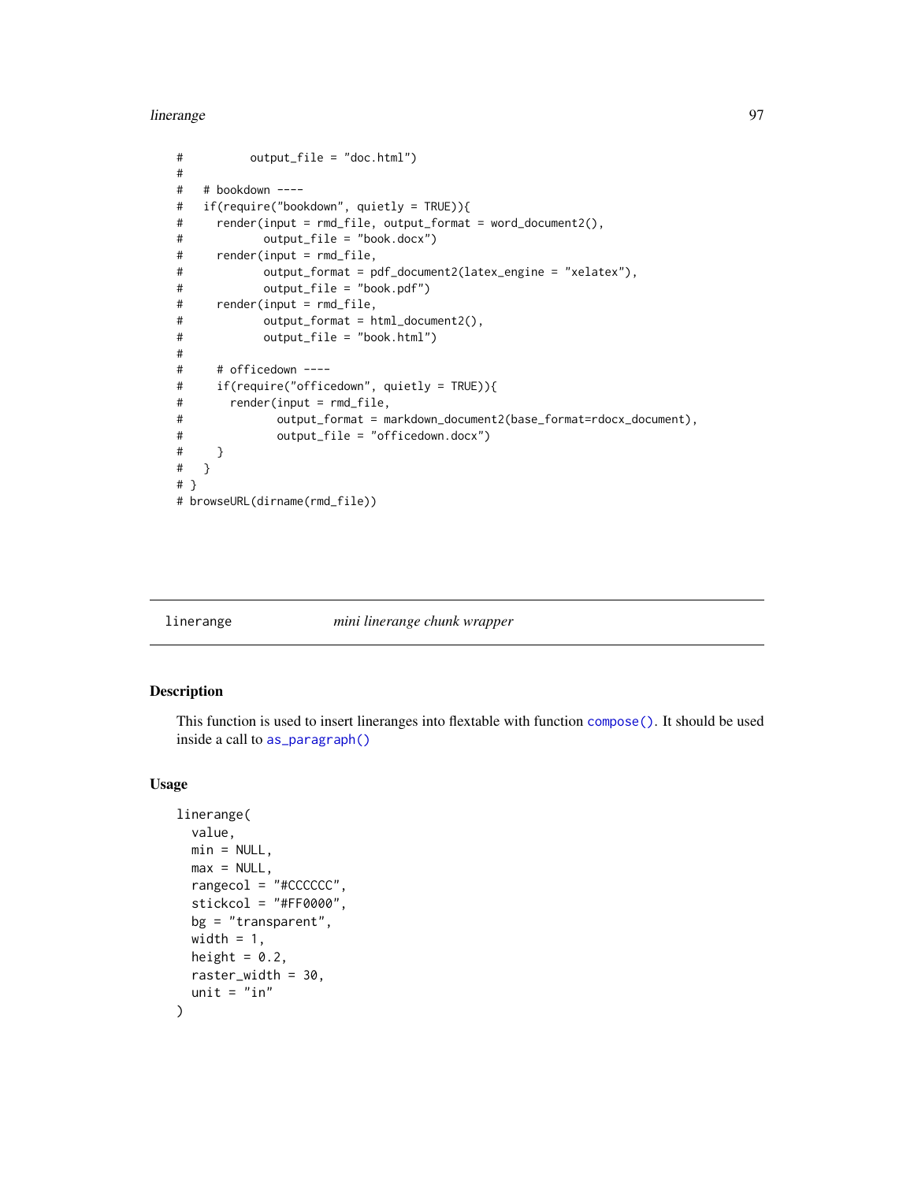```
#          output_file = "doc.html")
#
#   # bookdown ----
#   if(require("bookdown", quietly = TRUE)){
#     render(input = rmd_file, output_format = word_document2(),
#            output_file = "book.docx")
#     render(input = rmd_file,
#            output_format = pdf_document2(latex_engine = "xelatex"),
#            output_file = "book.pdf")
#     render(input = rmd_file,
#            output_format = html_document2(),
#            output_file = "book.html")
#
#     # officedown ----
#     if(require("officedown", quietly = TRUE)){
#       render(input = rmd_file,
#              output_format = markdown_document2(base_format=rdocx_document),
#              output_file = "officedown.docx")
#     }
#   }
# }
# browseURL(dirname(rmd_file))
```

## linerange — *mini linerange chunk wrapper*

### Description

This function is used to insert lineranges into flextable with function `compose()`. It should be used inside a call to `as_paragraph()`

### Usage

```
linerange(
  value,
  min = NULL,
  max = NULL,
  rangecol = "#CCCCCC",
  stickcol = "#FF0000",
  bg = "transparent",
  width = 1,
  height = 0.2,
  raster_width = 30,
  unit = "in"
)
```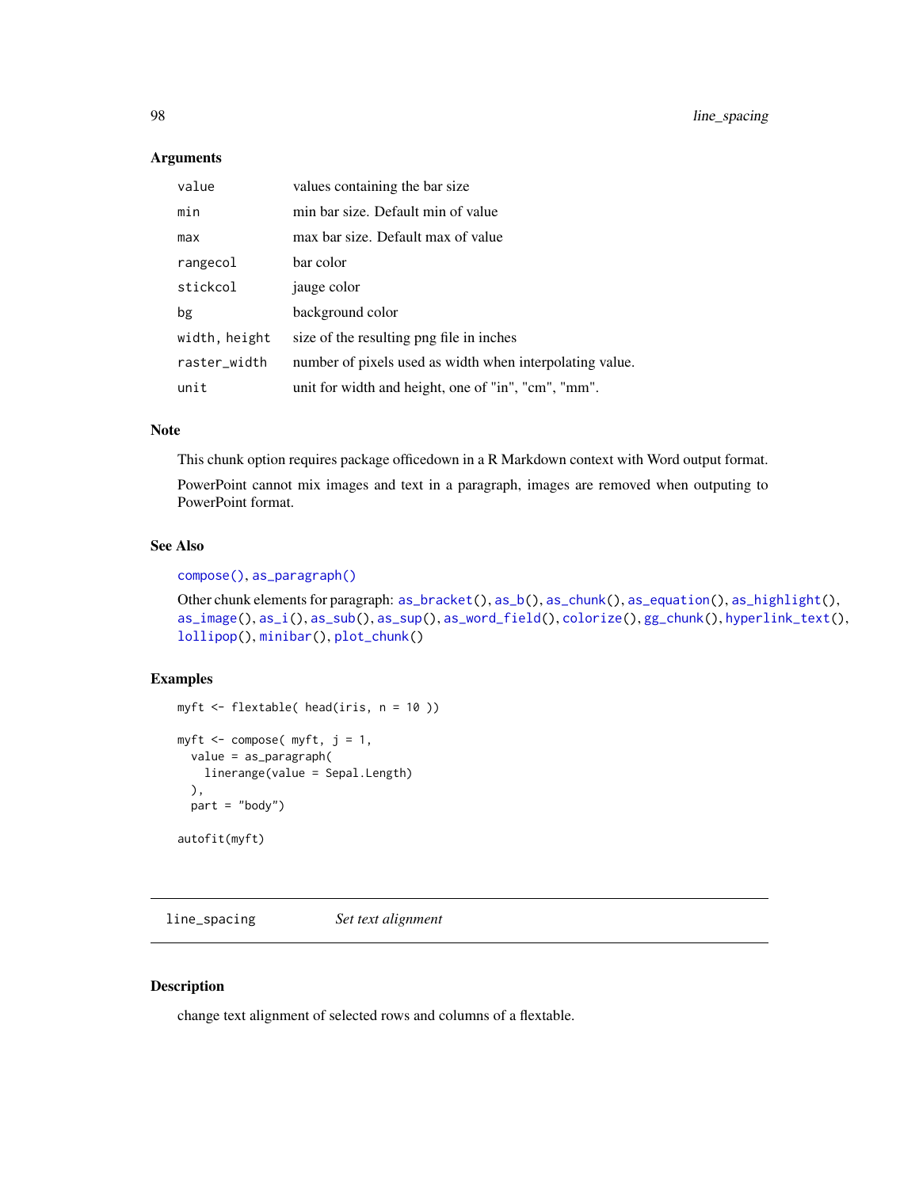### Arguments

| | |
|---|---|
| value | values containing the bar size |
| min | min bar size. Default min of value |
| max | max bar size. Default max of value |
| rangecol | bar color |
| stickcol | jauge color |
| bg | background color |
| width, height | size of the resulting png file in inches |
| raster_width | number of pixels used as width when interpolating value. |
| unit | unit for width and height, one of "in", "cm", "mm". |

### Note

This chunk option requires package officedown in a R Markdown context with Word output format.

PowerPoint cannot mix images and text in a paragraph, images are removed when outputing to PowerPoint format.

### See Also

compose(), as_paragraph()

Other chunk elements for paragraph: as_bracket(), as_b(), as_chunk(), as_equation(), as_highlight(), as_image(), as_i(), as_sub(), as_sup(), as_word_field(), colorize(), gg_chunk(), hyperlink_text(), lollipop(), minibar(), plot_chunk()

### Examples

```
myft <- flextable( head(iris, n = 10 ))

myft <- compose( myft, j = 1,
  value = as_paragraph(
    linerange(value = Sepal.Length)
  ),
  part = "body")

autofit(myft)
```

---

## line_spacing *Set text alignment*

### Description

change text alignment of selected rows and columns of a flextable.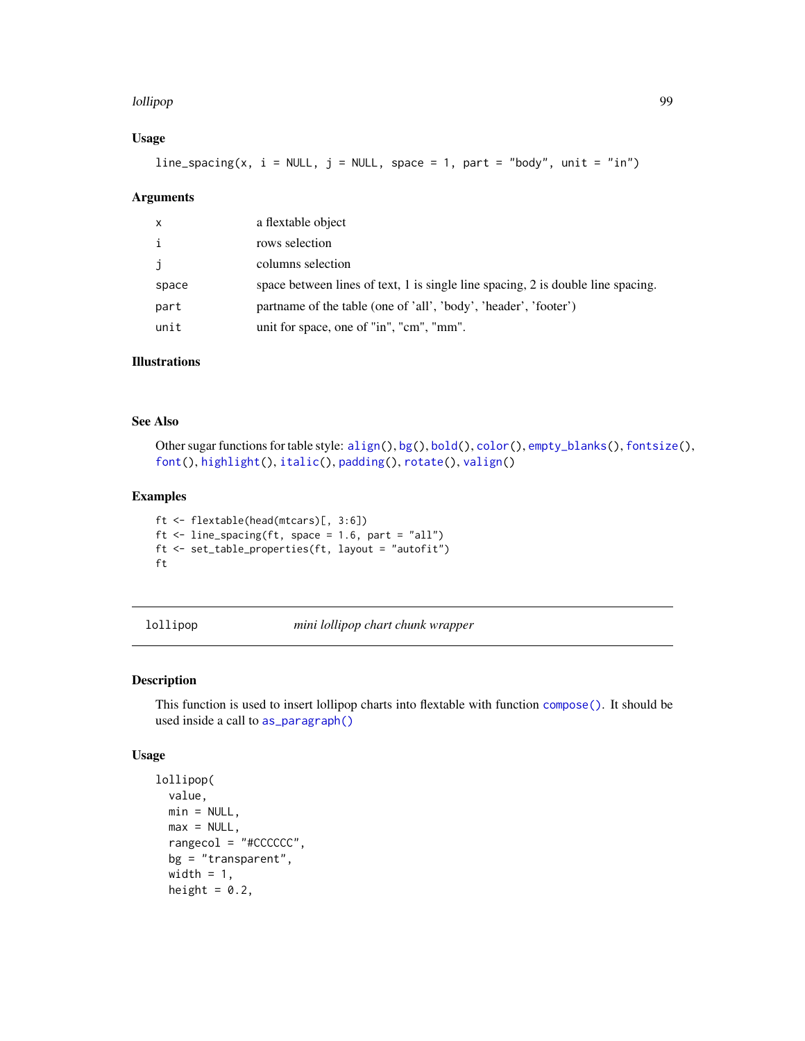### Usage

```
line_spacing(x, i = NULL, j = NULL, space = 1, part = "body", unit = "in")
```

### Arguments

| | |
|---|---|
| x | a flextable object |
| i | rows selection |
| j | columns selection |
| space | space between lines of text, 1 is single line spacing, 2 is double line spacing. |
| part | partname of the table (one of 'all', 'body', 'header', 'footer') |
| unit | unit for space, one of "in", "cm", "mm". |

### Illustrations

### See Also

Other sugar functions for table style: align(), bg(), bold(), color(), empty_blanks(), fontsize(), font(), highlight(), italic(), padding(), rotate(), valign()

### Examples

```
ft <- flextable(head(mtcars)[, 3:6])
ft <- line_spacing(ft, space = 1.6, part = "all")
ft <- set_table_properties(ft, layout = "autofit")
ft
```

---

## lollipop — *mini lollipop chart chunk wrapper*

---

### Description

This function is used to insert lollipop charts into flextable with function compose(). It should be used inside a call to as_paragraph()

### Usage

```
lollipop(
  value,
  min = NULL,
  max = NULL,
  rangecol = "#CCCCCC",
  bg = "transparent",
  width = 1,
  height = 0.2,
```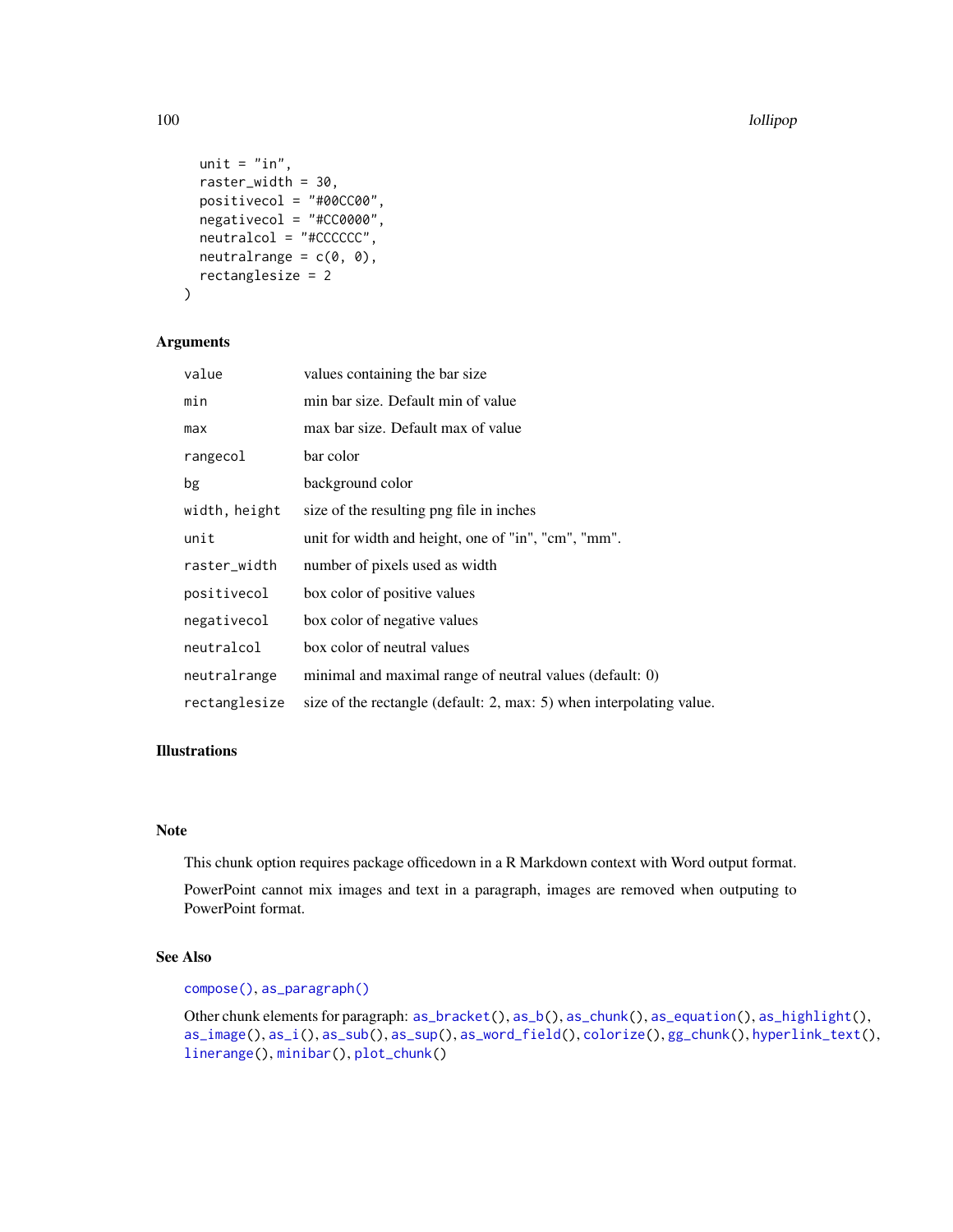```
  unit = "in",
  raster_width = 30,
  positivecol = "#00CC00",
  negativecol = "#CC0000",
  neutralcol = "#CCCCCC",
  neutralrange = c(0, 0),
  rectanglesize = 2
)
```

## Arguments

| | |
|---|---|
| value | values containing the bar size |
| min | min bar size. Default min of value |
| max | max bar size. Default max of value |
| rangecol | bar color |
| bg | background color |
| width, height | size of the resulting png file in inches |
| unit | unit for width and height, one of "in", "cm", "mm". |
| raster_width | number of pixels used as width |
| positivecol | box color of positive values |
| negativecol | box color of negative values |
| neutralcol | box color of neutral values |
| neutralrange | minimal and maximal range of neutral values (default: 0) |
| rectanglesize | size of the rectangle (default: 2, max: 5) when interpolating value. |

## Illustrations

## Note

This chunk option requires package officedown in a R Markdown context with Word output format.

PowerPoint cannot mix images and text in a paragraph, images are removed when outputing to PowerPoint format.

## See Also

compose(), as_paragraph()

Other chunk elements for paragraph: as_bracket(), as_b(), as_chunk(), as_equation(), as_highlight(), as_image(), as_i(), as_sub(), as_sup(), as_word_field(), colorize(), gg_chunk(), hyperlink_text(), linerange(), minibar(), plot_chunk()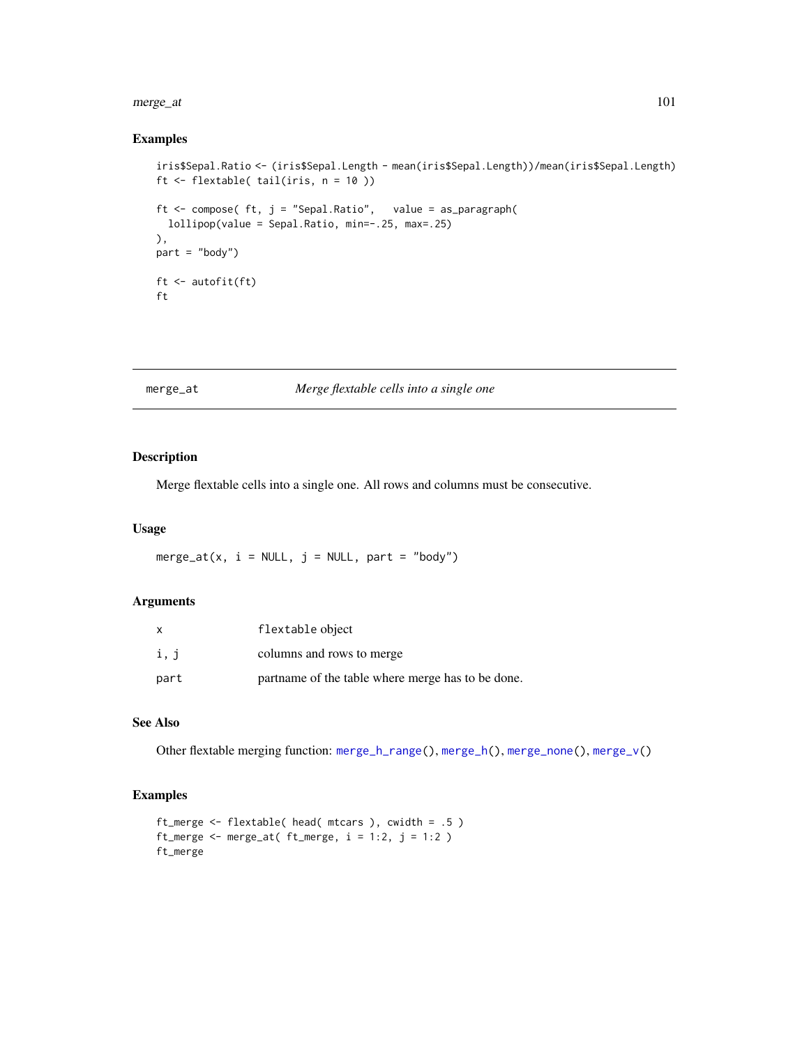## Examples

```
iris$Sepal.Ratio <- (iris$Sepal.Length - mean(iris$Sepal.Length))/mean(iris$Sepal.Length)
ft <- flextable( tail(iris, n = 10 ))

ft <- compose( ft, j = "Sepal.Ratio",   value = as_paragraph(
  lollipop(value = Sepal.Ratio, min=-.25, max=.25)
),
part = "body")

ft <- autofit(ft)
ft
```

---

# merge_at *Merge flextable cells into a single one*

---

## Description

Merge flextable cells into a single one. All rows and columns must be consecutive.

## Usage

```
merge_at(x, i = NULL, j = NULL, part = "body")
```

## Arguments

| | |
|---|---|
| x | flextable object |
| i, j | columns and rows to merge |
| part | partname of the table where merge has to be done. |

## See Also

Other flextable merging function: merge_h_range(), merge_h(), merge_none(), merge_v()

## Examples

```
ft_merge <- flextable( head( mtcars ), cwidth = .5 )
ft_merge <- merge_at( ft_merge, i = 1:2, j = 1:2 )
ft_merge
```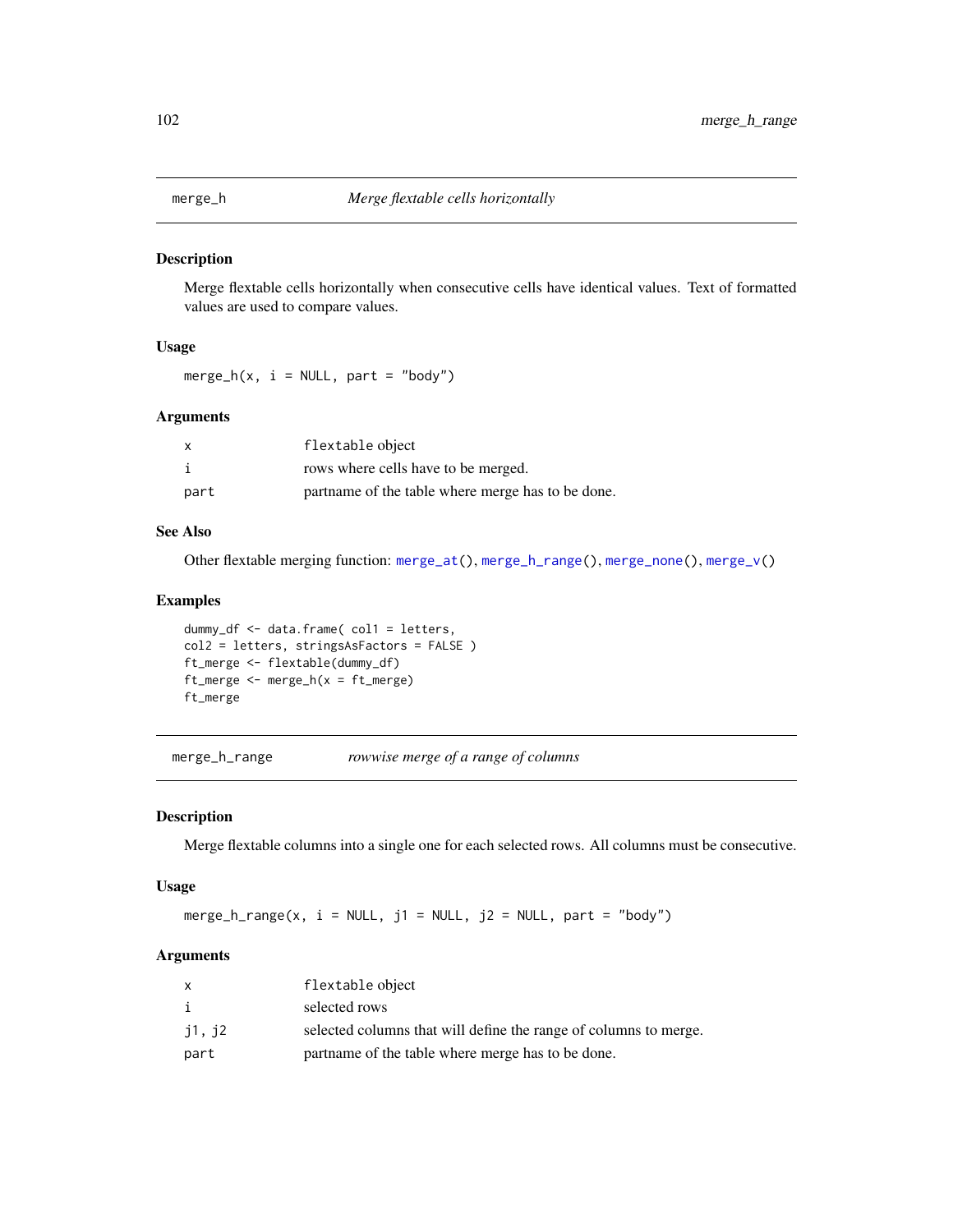## merge_h — *Merge flextable cells horizontally*

### Description

Merge flextable cells horizontally when consecutive cells have identical values. Text of formatted values are used to compare values.

### Usage

```
merge_h(x, i = NULL, part = "body")
```

### Arguments

| | |
|---|---|
| x | flextable object |
| i | rows where cells have to be merged. |
| part | partname of the table where merge has to be done. |

### See Also

Other flextable merging function: merge_at(), merge_h_range(), merge_none(), merge_v()

### Examples

```
dummy_df <- data.frame( col1 = letters,
col2 = letters, stringsAsFactors = FALSE )
ft_merge <- flextable(dummy_df)
ft_merge <- merge_h(x = ft_merge)
ft_merge
```

## merge_h_range — *rowwise merge of a range of columns*

### Description

Merge flextable columns into a single one for each selected rows. All columns must be consecutive.

### Usage

```
merge_h_range(x, i = NULL, j1 = NULL, j2 = NULL, part = "body")
```

### Arguments

| | |
|---|---|
| x | flextable object |
| i | selected rows |
| j1, j2 | selected columns that will define the range of columns to merge. |
| part | partname of the table where merge has to be done. |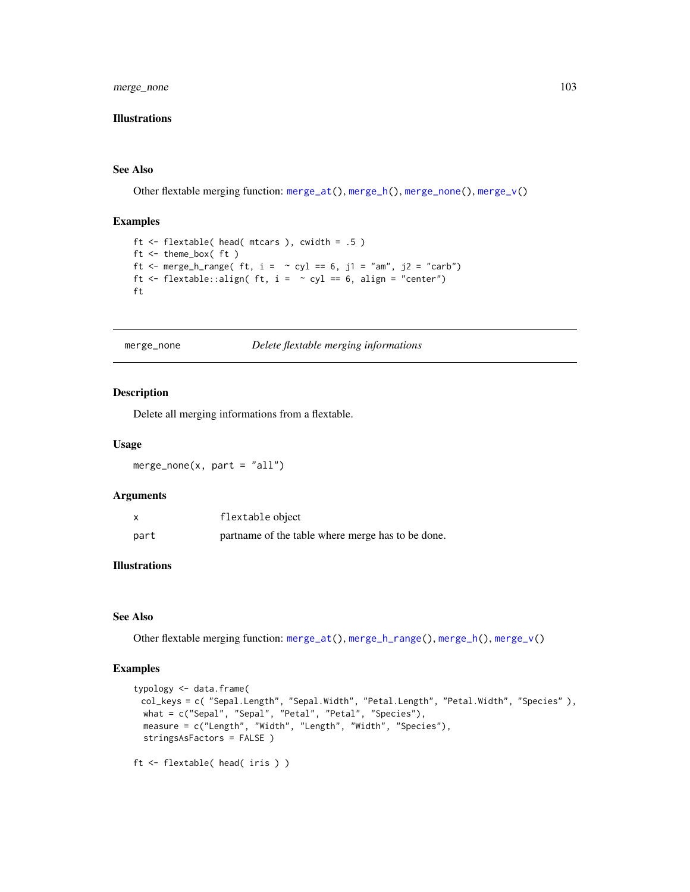### Illustrations

### See Also

Other flextable merging function: merge_at(), merge_h(), merge_none(), merge_v()

### Examples

```
ft <- flextable( head( mtcars ), cwidth = .5 )
ft <- theme_box( ft )
ft <- merge_h_range( ft, i =  ~ cyl == 6, j1 = "am", j2 = "carb")
ft <- flextable::align( ft, i =  ~ cyl == 6, align = "center")
ft
```

---

## merge_none *Delete flextable merging informations*

---

### Description

Delete all merging informations from a flextable.

### Usage

```
merge_none(x, part = "all")
```

### Arguments

| | |
|---|---|
| x | flextable object |
| part | partname of the table where merge has to be done. |

### Illustrations

### See Also

Other flextable merging function: merge_at(), merge_h_range(), merge_h(), merge_v()

### Examples

```
typology <- data.frame(
  col_keys = c( "Sepal.Length", "Sepal.Width", "Petal.Length", "Petal.Width", "Species" ),
  what = c("Sepal", "Sepal", "Petal", "Petal", "Species"),
  measure = c("Length", "Width", "Length", "Width", "Species"),
  stringsAsFactors = FALSE )

ft <- flextable( head( iris ) )
```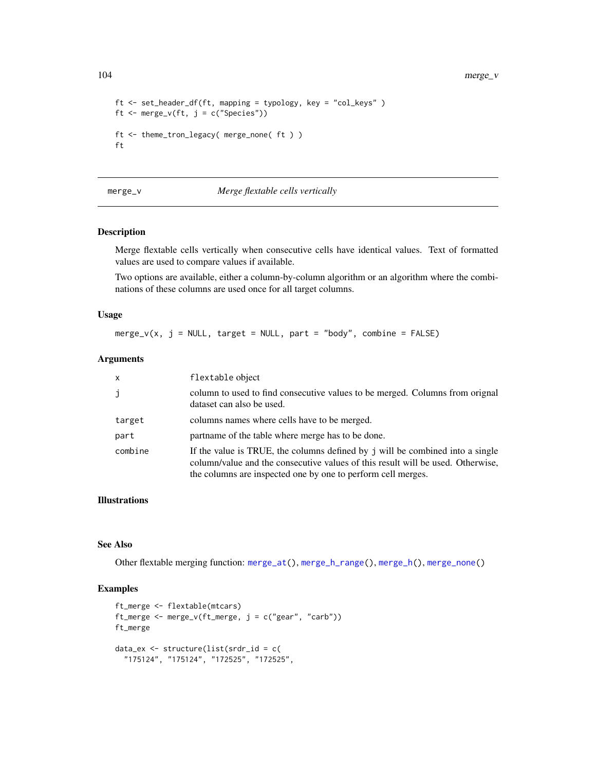```
ft <- set_header_df(ft, mapping = typology, key = "col_keys" )
ft <- merge_v(ft, j = c("Species"))

ft <- theme_tron_legacy( merge_none( ft ) )
ft
```

## merge_v — *Merge flextable cells vertically*

### Description

Merge flextable cells vertically when consecutive cells have identical values. Text of formatted values are used to compare values if available.

Two options are available, either a column-by-column algorithm or an algorithm where the combinations of these columns are used once for all target columns.

### Usage

```
merge_v(x, j = NULL, target = NULL, part = "body", combine = FALSE)
```

### Arguments

| | |
|---|---|
| `x` | `flextable` object |
| `j` | column to used to find consecutive values to be merged. Columns from orignal dataset can also be used. |
| `target` | columns names where cells have to be merged. |
| `part` | partname of the table where merge has to be done. |
| `combine` | If the value is TRUE, the columns defined by `j` will be combined into a single column/value and the consecutive values of this result will be used. Otherwise, the columns are inspected one by one to perform cell merges. |

### Illustrations

### See Also

Other flextable merging function: `merge_at()`, `merge_h_range()`, `merge_h()`, `merge_none()`

### Examples

```
ft_merge <- flextable(mtcars)
ft_merge <- merge_v(ft_merge, j = c("gear", "carb"))
ft_merge

data_ex <- structure(list(srdr_id = c(
  "175124", "175124", "172525", "172525",
```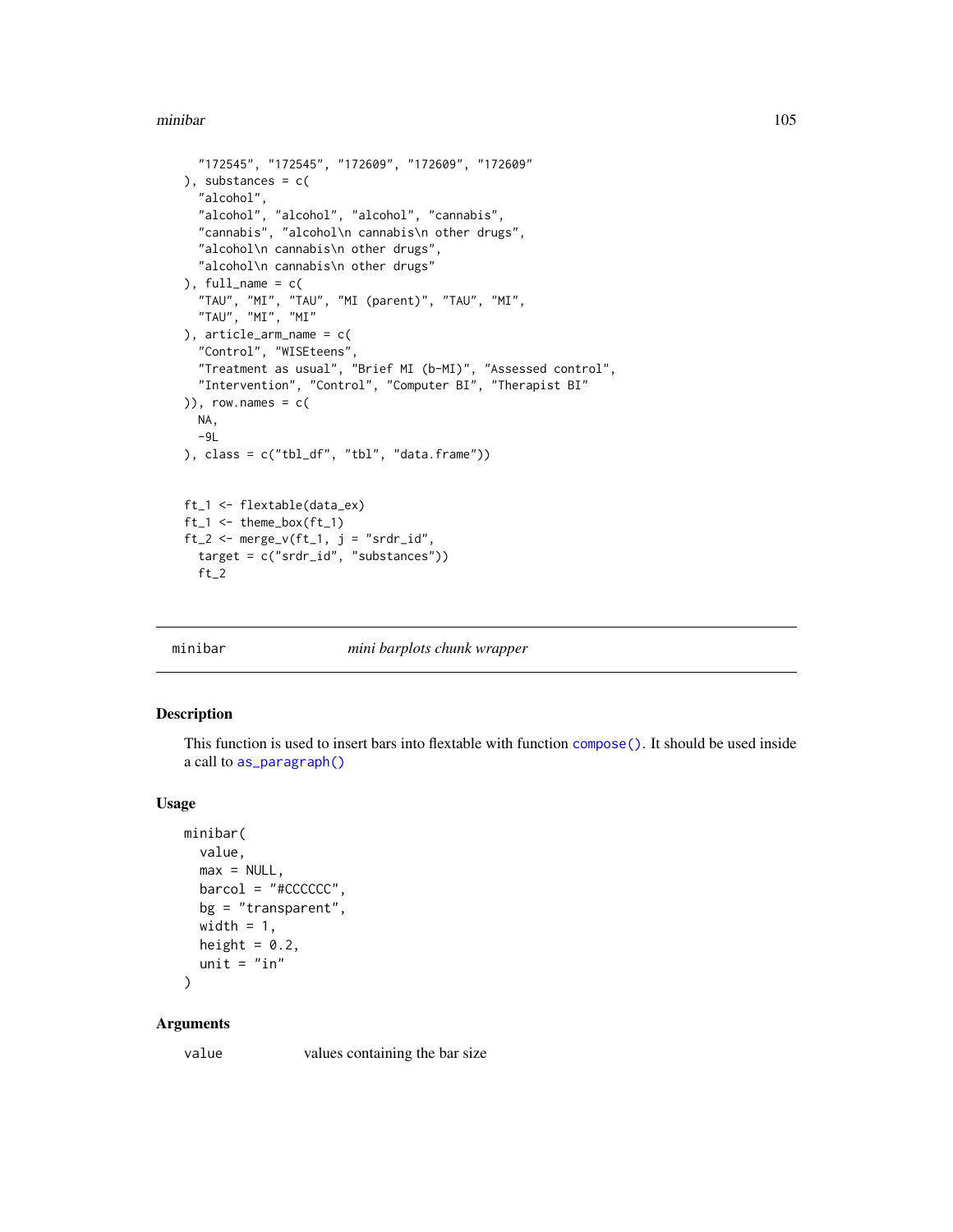```
    "172545", "172545", "172609", "172609", "172609"
  ), substances = c(
    "alcohol",
    "alcohol", "alcohol", "alcohol", "cannabis",
    "cannabis", "alcohol\n cannabis\n other drugs",
    "alcohol\n cannabis\n other drugs",
    "alcohol\n cannabis\n other drugs"
  ), full_name = c(
    "TAU", "MI", "TAU", "MI (parent)", "TAU", "MI",
    "TAU", "MI", "MI"
  ), article_arm_name = c(
    "Control", "WISEteens",
    "Treatment as usual", "Brief MI (b-MI)", "Assessed control",
    "Intervention", "Control", "Computer BI", "Therapist BI"
  )), row.names = c(
    NA,
    -9L
  ), class = c("tbl_df", "tbl", "data.frame"))


  ft_1 <- flextable(data_ex)
  ft_1 <- theme_box(ft_1)
  ft_2 <- merge_v(ft_1, j = "srdr_id",
    target = c("srdr_id", "substances"))
    ft_2
```

## minibar — *mini barplots chunk wrapper*

### Description

This function is used to insert bars into flextable with function compose(). It should be used inside a call to as_paragraph()

### Usage

```
minibar(
  value,
  max = NULL,
  barcol = "#CCCCCC",
  bg = "transparent",
  width = 1,
  height = 0.2,
  unit = "in"
)
```

### Arguments

| | |
|---|---|
| value | values containing the bar size |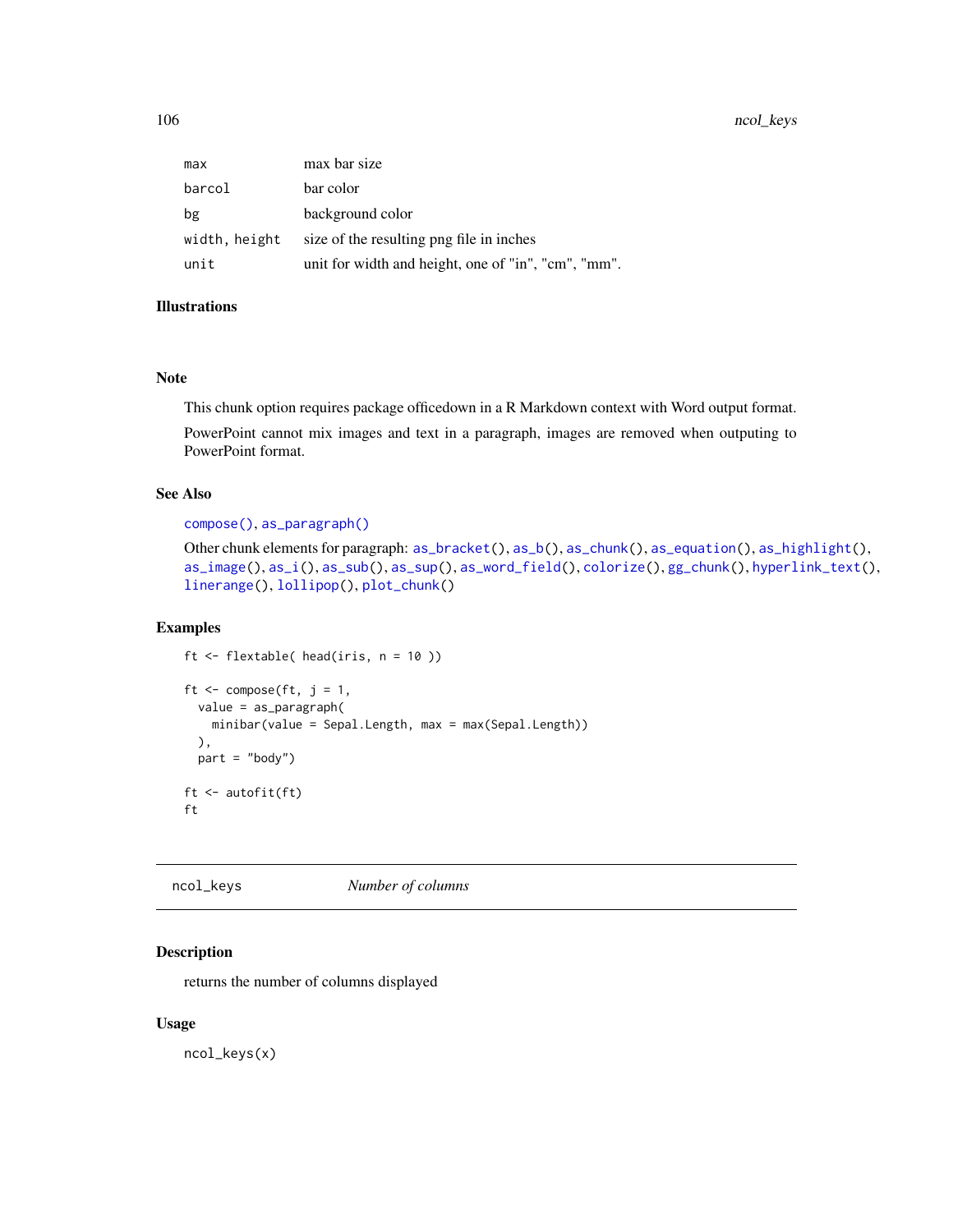| | |
|---|---|
| max | max bar size |
| barcol | bar color |
| bg | background color |
| width, height | size of the resulting png file in inches |
| unit | unit for width and height, one of "in", "cm", "mm". |

### Illustrations

### Note

This chunk option requires package officedown in a R Markdown context with Word output format.

PowerPoint cannot mix images and text in a paragraph, images are removed when outputing to PowerPoint format.

### See Also

compose(), as_paragraph()

Other chunk elements for paragraph: as_bracket(), as_b(), as_chunk(), as_equation(), as_highlight(), as_image(), as_i(), as_sub(), as_sup(), as_word_field(), colorize(), gg_chunk(), hyperlink_text(), linerange(), lollipop(), plot_chunk()

### Examples

```
ft <- flextable( head(iris, n = 10 ))

ft <- compose(ft, j = 1,
  value = as_paragraph(
    minibar(value = Sepal.Length, max = max(Sepal.Length))
  ),
  part = "body")

ft <- autofit(ft)
ft
```

## ncol_keys *Number of columns*

### Description

returns the number of columns displayed

### Usage

```
ncol_keys(x)
```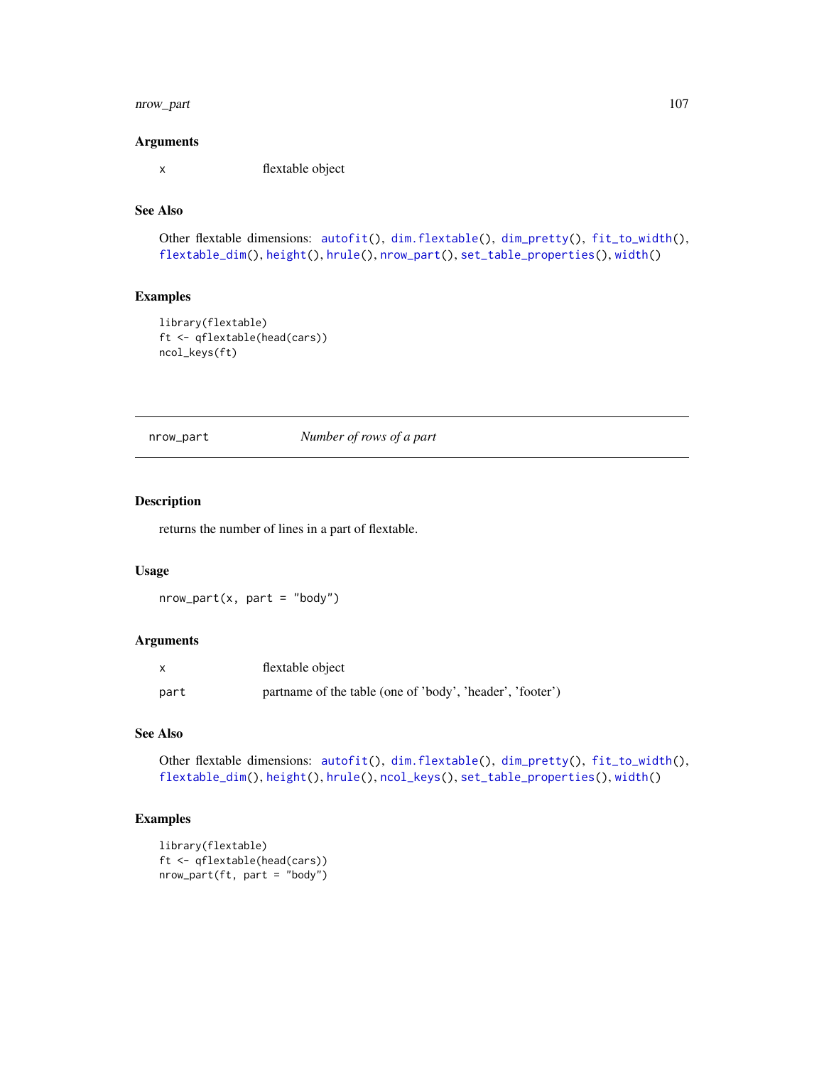### Arguments

x  flextable object

### See Also

Other flextable dimensions: autofit(), dim.flextable(), dim_pretty(), fit_to_width(), flextable_dim(), height(), hrule(), nrow_part(), set_table_properties(), width()

### Examples

```
library(flextable)
ft <- qflextable(head(cars))
ncol_keys(ft)
```

---

## nrow_part — *Number of rows of a part*

---

### Description

returns the number of lines in a part of flextable.

### Usage

```
nrow_part(x, part = "body")
```

### Arguments

| | |
|---|---|
| x | flextable object |
| part | partname of the table (one of 'body', 'header', 'footer') |

### See Also

Other flextable dimensions: autofit(), dim.flextable(), dim_pretty(), fit_to_width(), flextable_dim(), height(), hrule(), ncol_keys(), set_table_properties(), width()

### Examples

```
library(flextable)
ft <- qflextable(head(cars))
nrow_part(ft, part = "body")
```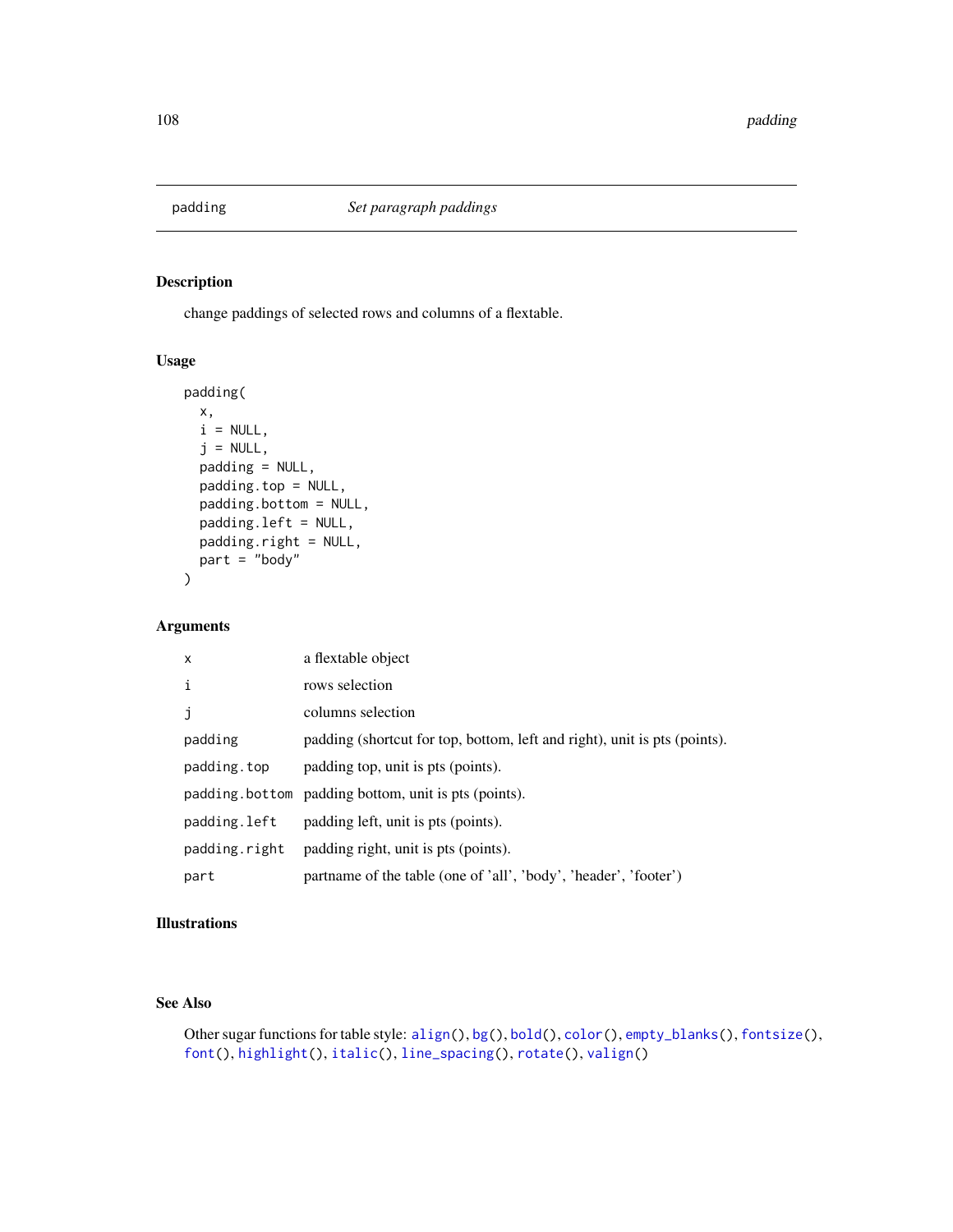# padding — *Set paragraph paddings*

## Description

change paddings of selected rows and columns of a flextable.

## Usage

```
padding(
  x,
  i = NULL,
  j = NULL,
  padding = NULL,
  padding.top = NULL,
  padding.bottom = NULL,
  padding.left = NULL,
  padding.right = NULL,
  part = "body"
)
```

## Arguments

| Argument | Description |
|---|---|
| `x` | a flextable object |
| `i` | rows selection |
| `j` | columns selection |
| `padding` | padding (shortcut for top, bottom, left and right), unit is pts (points). |
| `padding.top` | padding top, unit is pts (points). |
| `padding.bottom` | padding bottom, unit is pts (points). |
| `padding.left` | padding left, unit is pts (points). |
| `padding.right` | padding right, unit is pts (points). |
| `part` | partname of the table (one of 'all', 'body', 'header', 'footer') |

## Illustrations

## See Also

Other sugar functions for table style: `align()`, `bg()`, `bold()`, `color()`, `empty_blanks()`, `fontsize()`, `font()`, `highlight()`, `italic()`, `line_spacing()`, `rotate()`, `valign()`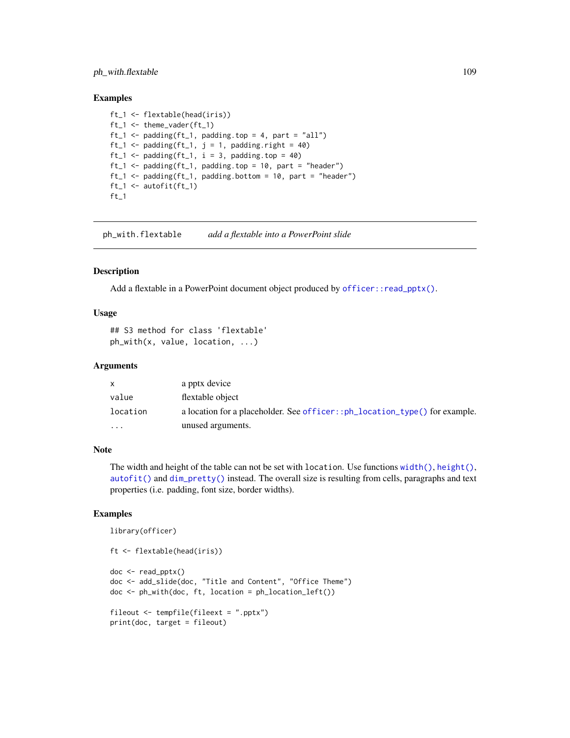### Examples

```
ft_1 <- flextable(head(iris))
ft_1 <- theme_vader(ft_1)
ft_1 <- padding(ft_1, padding.top = 4, part = "all")
ft_1 <- padding(ft_1, j = 1, padding.right = 40)
ft_1 <- padding(ft_1, i = 3, padding.top = 40)
ft_1 <- padding(ft_1, padding.top = 10, part = "header")
ft_1 <- padding(ft_1, padding.bottom = 10, part = "header")
ft_1 <- autofit(ft_1)
ft_1
```

---

## ph_with.flextable    *add a flextable into a PowerPoint slide*

---

### Description

Add a flextable in a PowerPoint document object produced by `officer::read_pptx()`.

### Usage

```
## S3 method for class 'flextable'
ph_with(x, value, location, ...)
```

### Arguments

| | |
|---|---|
| x | a pptx device |
| value | flextable object |
| location | a location for a placeholder. See `officer::ph_location_type()` for example. |
| ... | unused arguments. |

### Note

The width and height of the table can not be set with `location`. Use functions `width()`, `height()`, `autofit()` and `dim_pretty()` instead. The overall size is resulting from cells, paragraphs and text properties (i.e. padding, font size, border widths).

### Examples

```
library(officer)

ft <- flextable(head(iris))

doc <- read_pptx()
doc <- add_slide(doc, "Title and Content", "Office Theme")
doc <- ph_with(doc, ft, location = ph_location_left())

fileout <- tempfile(fileext = ".pptx")
print(doc, target = fileout)
```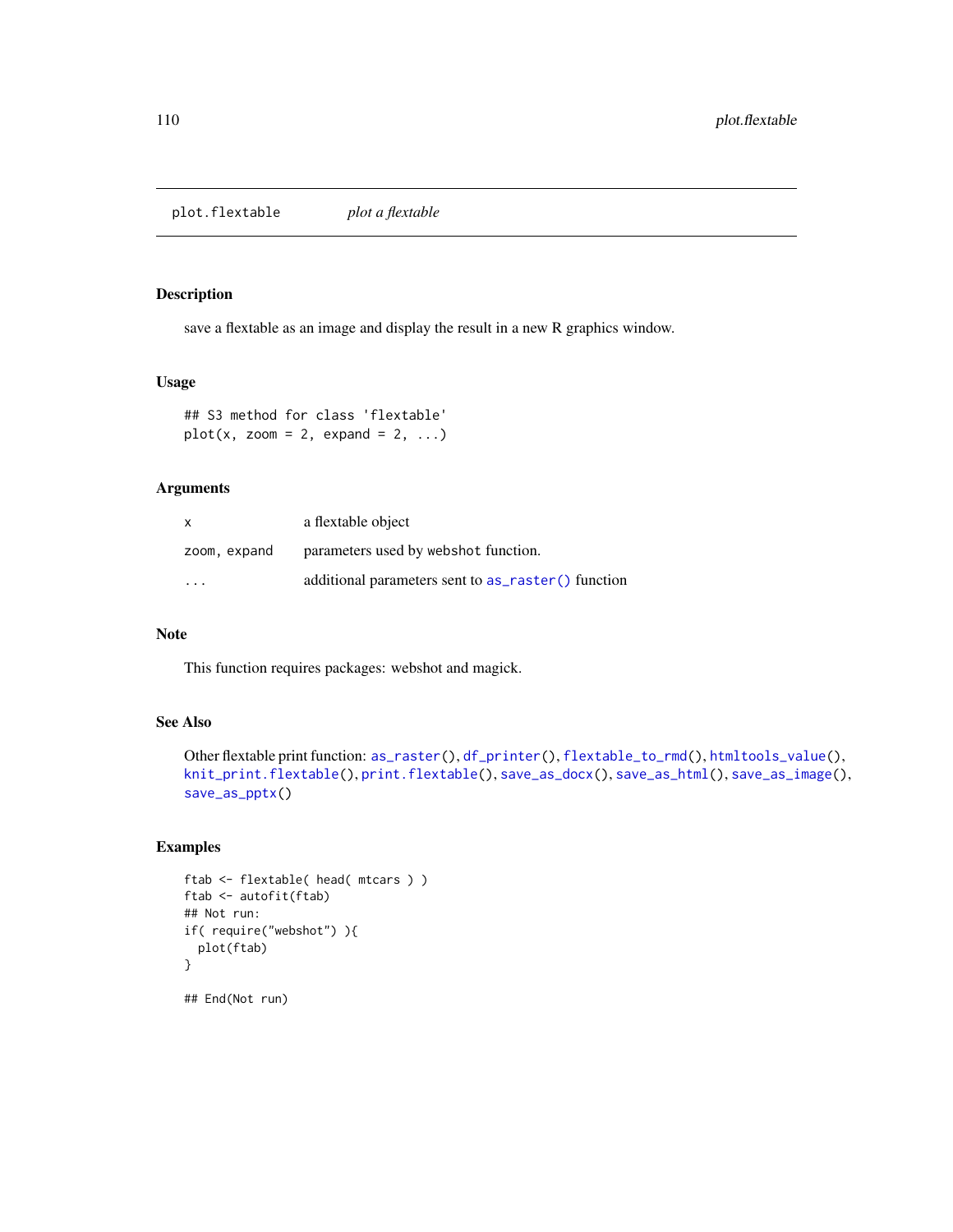`plot.flextable` *plot a flextable*

## Description

save a flextable as an image and display the result in a new R graphics window.

## Usage

```
## S3 method for class 'flextable'
plot(x, zoom = 2, expand = 2, ...)
```

## Arguments

| | |
|---|---|
| `x` | a flextable object |
| `zoom, expand` | parameters used by `webshot` function. |
| `...` | additional parameters sent to `as_raster()` function |

## Note

This function requires packages: webshot and magick.

## See Also

Other flextable print function: `as_raster()`, `df_printer()`, `flextable_to_rmd()`, `htmltools_value()`, `knit_print.flextable()`, `print.flextable()`, `save_as_docx()`, `save_as_html()`, `save_as_image()`, `save_as_pptx()`

## Examples

```
ftab <- flextable( head( mtcars ) )
ftab <- autofit(ftab)
## Not run:
if( require("webshot") ){
  plot(ftab)
}

## End(Not run)
```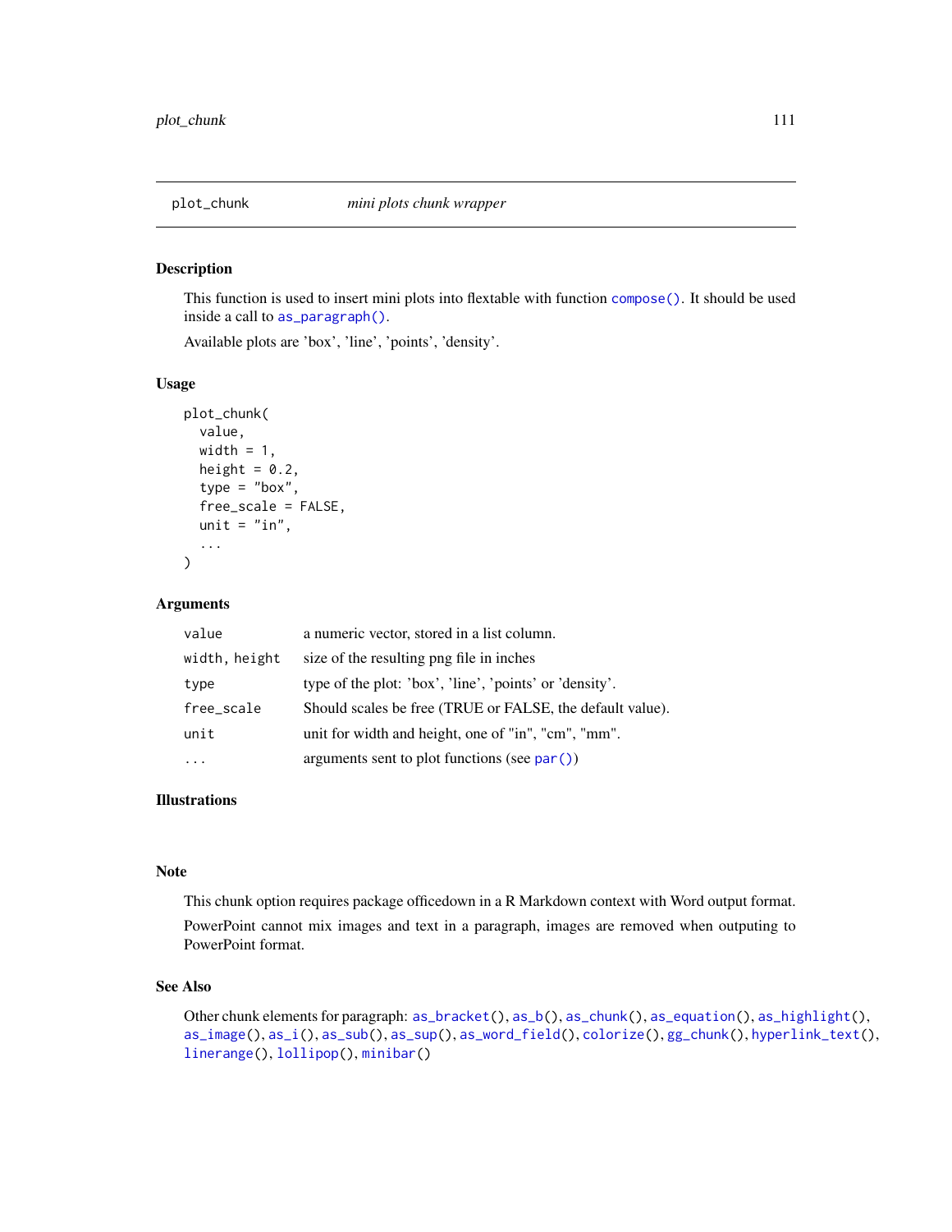## plot_chunk *mini plots chunk wrapper*

### Description

This function is used to insert mini plots into flextable with function `compose()`. It should be used inside a call to `as_paragraph()`.

Available plots are 'box', 'line', 'points', 'density'.

### Usage

```
plot_chunk(
  value,
  width = 1,
  height = 0.2,
  type = "box",
  free_scale = FALSE,
  unit = "in",
  ...
)
```

### Arguments

| | |
|---|---|
| `value` | a numeric vector, stored in a list column. |
| `width, height` | size of the resulting png file in inches |
| `type` | type of the plot: 'box', 'line', 'points' or 'density'. |
| `free_scale` | Should scales be free (TRUE or FALSE, the default value). |
| `unit` | unit for width and height, one of "in", "cm", "mm". |
| `...` | arguments sent to plot functions (see `par()`) |

### Illustrations

### Note

This chunk option requires package officedown in a R Markdown context with Word output format.

PowerPoint cannot mix images and text in a paragraph, images are removed when outputing to PowerPoint format.

### See Also

Other chunk elements for paragraph: `as_bracket()`, `as_b()`, `as_chunk()`, `as_equation()`, `as_highlight()`, `as_image()`, `as_i()`, `as_sub()`, `as_sup()`, `as_word_field()`, `colorize()`, `gg_chunk()`, `hyperlink_text()`, `linerange()`, `lollipop()`, `minibar()`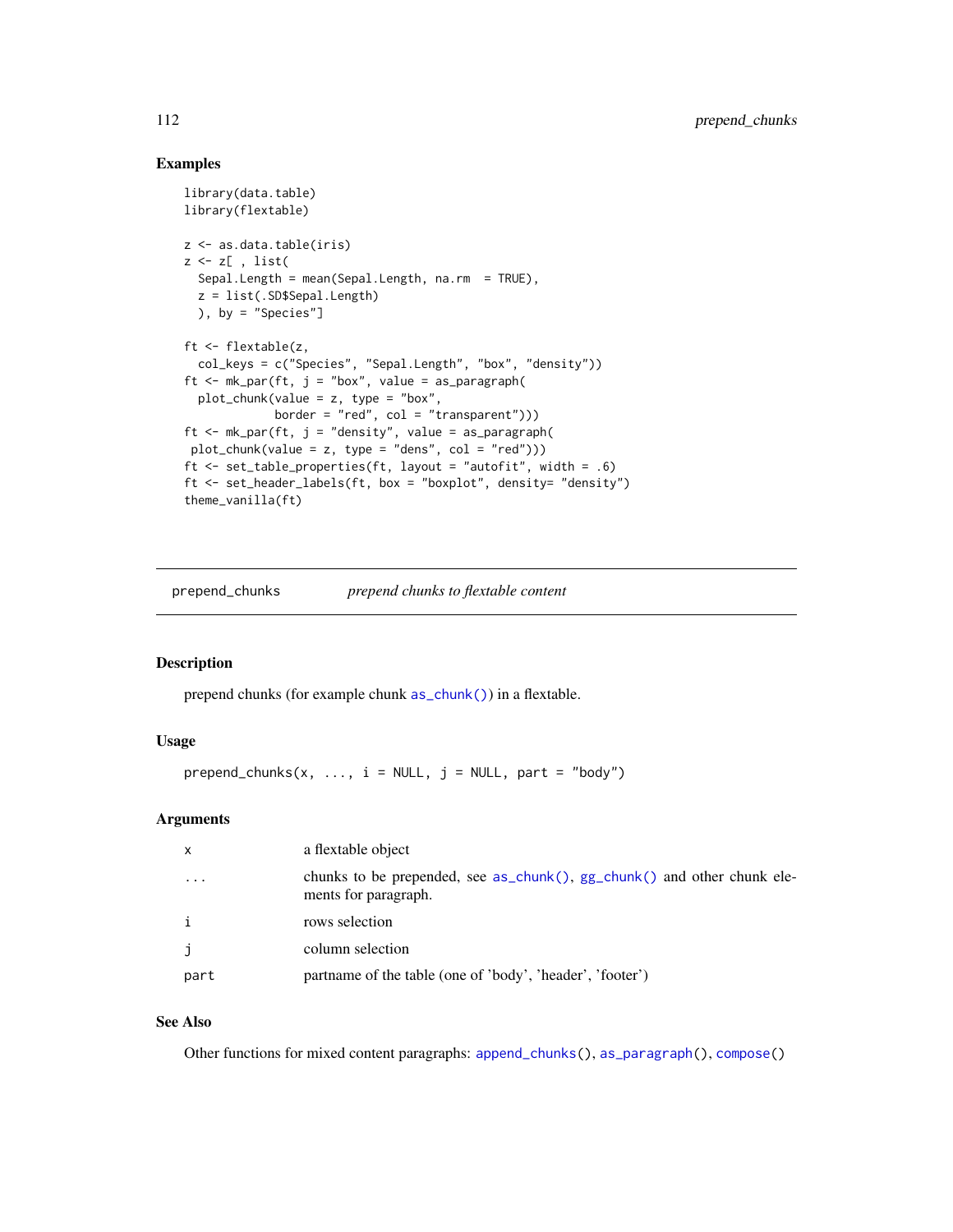### Examples

```
library(data.table)
library(flextable)

z <- as.data.table(iris)
z <- z[ , list(
  Sepal.Length = mean(Sepal.Length, na.rm  = TRUE),
  z = list(.SD$Sepal.Length)
  ), by = "Species"]

ft <- flextable(z,
  col_keys = c("Species", "Sepal.Length", "box", "density"))
ft <- mk_par(ft, j = "box", value = as_paragraph(
  plot_chunk(value = z, type = "box",
             border = "red", col = "transparent")))
ft <- mk_par(ft, j = "density", value = as_paragraph(
 plot_chunk(value = z, type = "dens", col = "red")))
ft <- set_table_properties(ft, layout = "autofit", width = .6)
ft <- set_header_labels(ft, box = "boxplot", density= "density")
theme_vanilla(ft)
```

---

## prepend_chunks — *prepend chunks to flextable content*

### Description

prepend chunks (for example chunk as_chunk()) in a flextable.

### Usage

```
prepend_chunks(x, ..., i = NULL, j = NULL, part = "body")
```

### Arguments

| | |
|---|---|
| x | a flextable object |
| ... | chunks to be prepended, see as_chunk(), gg_chunk() and other chunk elements for paragraph. |
| i | rows selection |
| j | column selection |
| part | partname of the table (one of 'body', 'header', 'footer') |

### See Also

Other functions for mixed content paragraphs: append_chunks(), as_paragraph(), compose()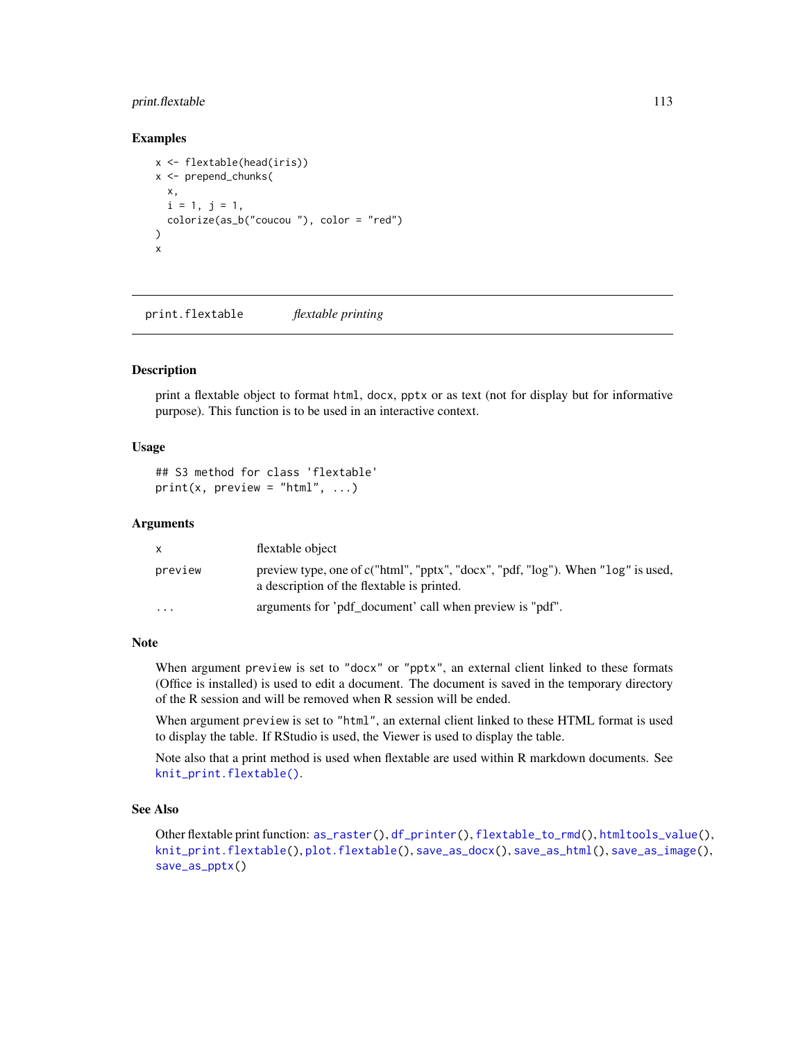## Examples

```
x <- flextable(head(iris))
x <- prepend_chunks(
  x,
  i = 1, j = 1,
  colorize(as_b("coucou "), color = "red")
)
x
```

---

# print.flextable    *flextable printing*

---

## Description

print a flextable object to format `html`, `docx`, `pptx` or as text (not for display but for informative purpose). This function is to be used in an interactive context.

## Usage

```
## S3 method for class 'flextable'
print(x, preview = "html", ...)
```

## Arguments

| | |
|---|---|
| `x` | flextable object |
| `preview` | preview type, one of c("html", "pptx", "docx", "pdf, "log"). When `"log"` is used, a description of the flextable is printed. |
| `...` | arguments for 'pdf_document' call when preview is "pdf". |

## Note

When argument `preview` is set to `"docx"` or `"pptx"`, an external client linked to these formats (Office is installed) is used to edit a document. The document is saved in the temporary directory of the R session and will be removed when R session will be ended.

When argument `preview` is set to `"html"`, an external client linked to these HTML format is used to display the table. If RStudio is used, the Viewer is used to display the table.

Note also that a print method is used when flextable are used within R markdown documents. See `knit_print.flextable()`.

## See Also

Other flextable print function: `as_raster()`, `df_printer()`, `flextable_to_rmd()`, `htmltools_value()`, `knit_print.flextable()`, `plot.flextable()`, `save_as_docx()`, `save_as_html()`, `save_as_image()`, `save_as_pptx()`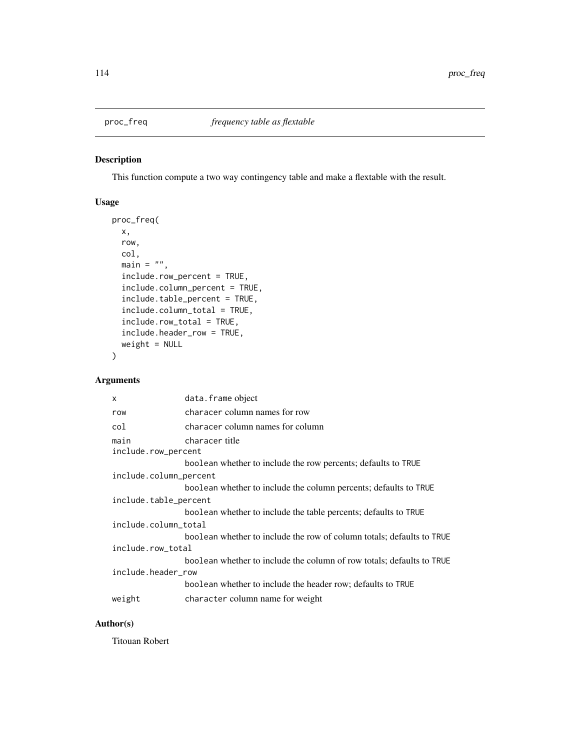## proc_freq — *frequency table as flextable*

### Description

This function compute a two way contingency table and make a flextable with the result.

### Usage

```
proc_freq(
  x,
  row,
  col,
  main = "",
  include.row_percent = TRUE,
  include.column_percent = TRUE,
  include.table_percent = TRUE,
  include.column_total = TRUE,
  include.row_total = TRUE,
  include.header_row = TRUE,
  weight = NULL
)
```

### Arguments

| | |
|---|---|
| `x` | `data.frame` object |
| `row` | `characer` column names for row |
| `col` | `characer` column names for column |
| `main` | `characer` title |
| `include.row_percent` | `boolean` whether to include the row percents; defaults to `TRUE` |
| `include.column_percent` | `boolean` whether to include the column percents; defaults to `TRUE` |
| `include.table_percent` | `boolean` whether to include the table percents; defaults to `TRUE` |
| `include.column_total` | `boolean` whether to include the row of column totals; defaults to `TRUE` |
| `include.row_total` | `boolean` whether to include the column of row totals; defaults to `TRUE` |
| `include.header_row` | `boolean` whether to include the header row; defaults to `TRUE` |
| `weight` | `character` column name for weight |

### Author(s)

Titouan Robert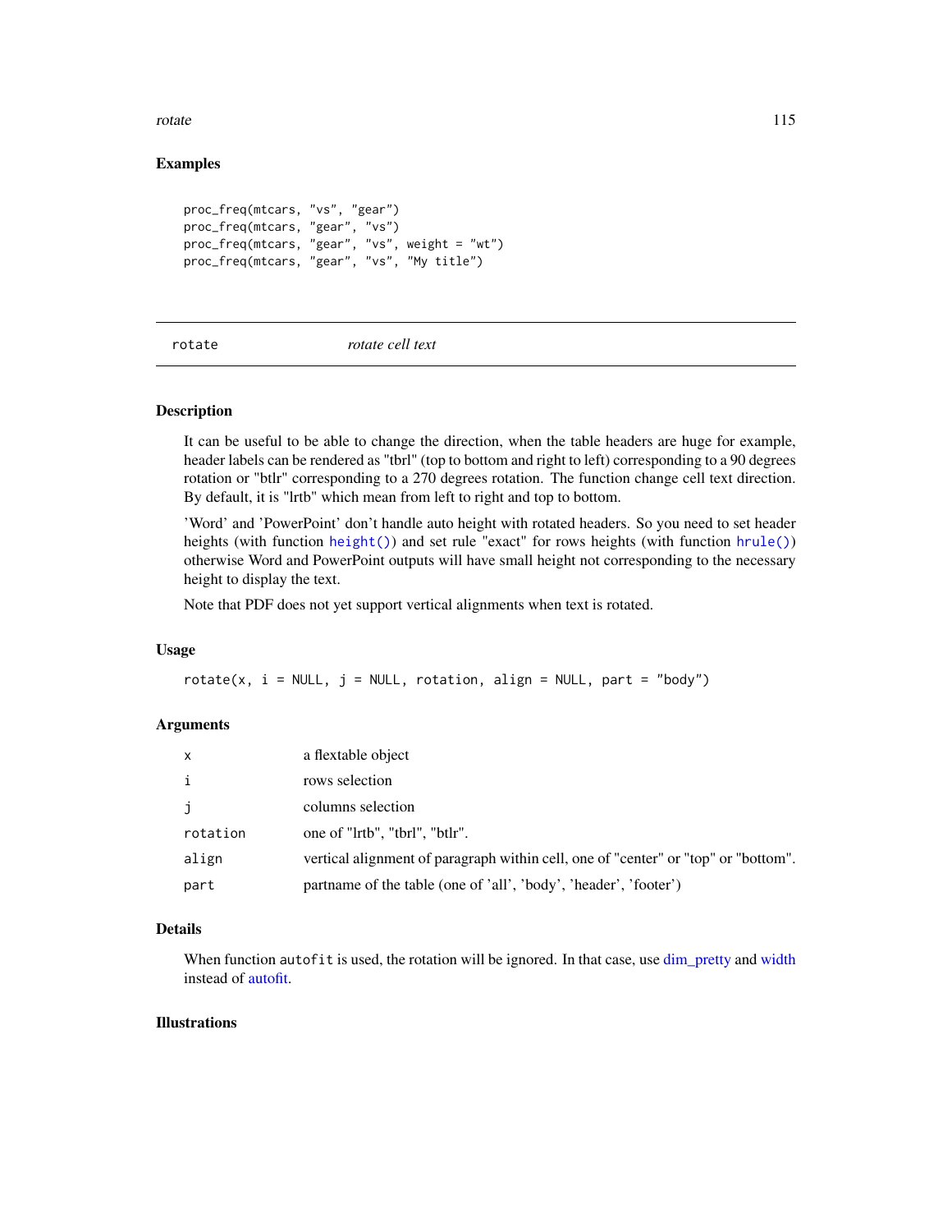## Examples

```
proc_freq(mtcars, "vs", "gear")
proc_freq(mtcars, "gear", "vs")
proc_freq(mtcars, "gear", "vs", weight = "wt")
proc_freq(mtcars, "gear", "vs", "My title")
```

---

# rotate *rotate cell text*

---

### Description

It can be useful to be able to change the direction, when the table headers are huge for example, header labels can be rendered as "tbrl" (top to bottom and right to left) corresponding to a 90 degrees rotation or "btlr" corresponding to a 270 degrees rotation. The function change cell text direction. By default, it is "lrtb" which mean from left to right and top to bottom.

'Word' and 'PowerPoint' don't handle auto height with rotated headers. So you need to set header heights (with function `height()`) and set rule "exact" for rows heights (with function `hrule()`) otherwise Word and PowerPoint outputs will have small height not corresponding to the necessary height to display the text.

Note that PDF does not yet support vertical alignments when text is rotated.

### Usage

```
rotate(x, i = NULL, j = NULL, rotation, align = NULL, part = "body")
```

### Arguments

| | |
|---|---|
| `x` | a flextable object |
| `i` | rows selection |
| `j` | columns selection |
| `rotation` | one of "lrtb", "tbrl", "btlr". |
| `align` | vertical alignment of paragraph within cell, one of "center" or "top" or "bottom". |
| `part` | partname of the table (one of 'all', 'body', 'header', 'footer') |

### Details

When function `autofit` is used, the rotation will be ignored. In that case, use dim_pretty and width instead of autofit.

### Illustrations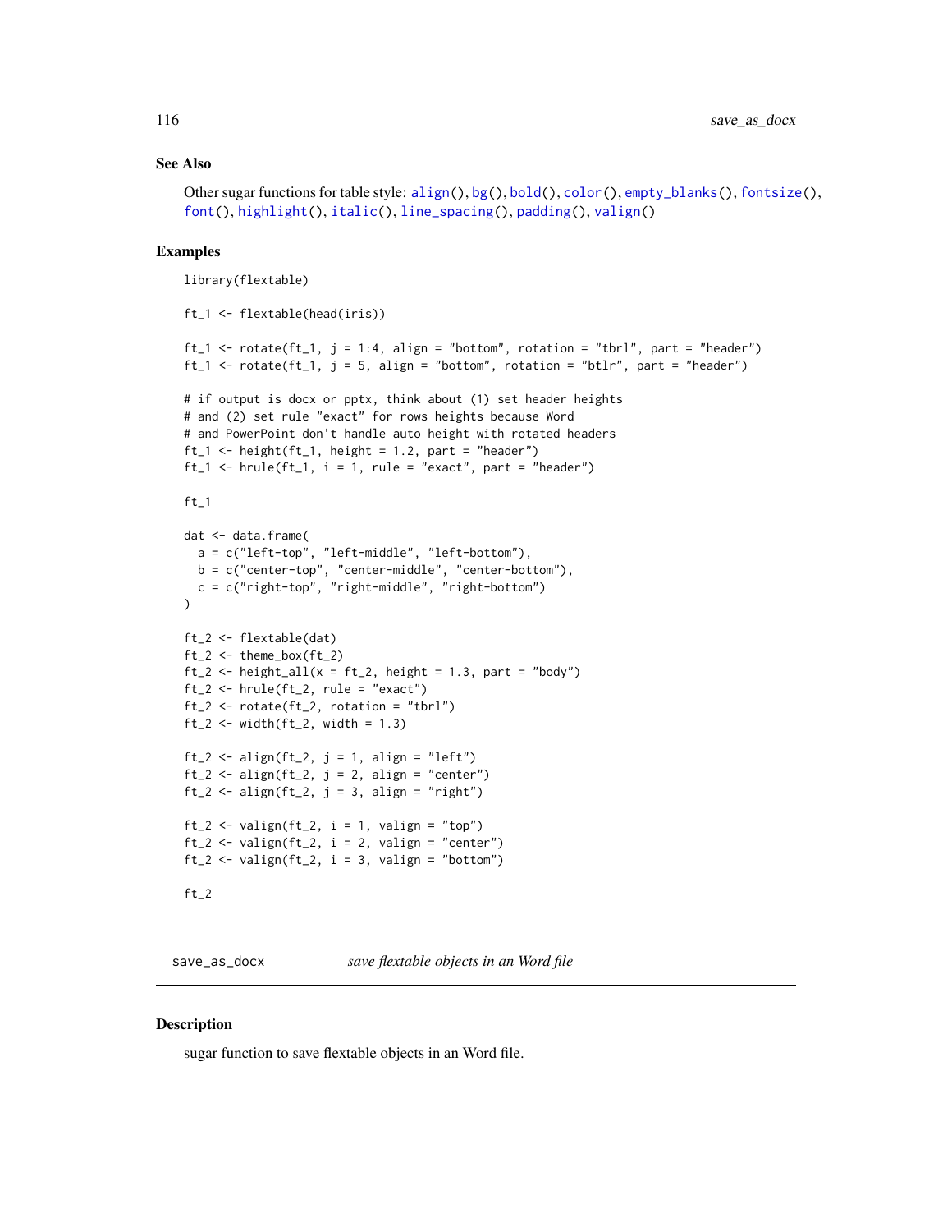## See Also

Other sugar functions for table style: align(), bg(), bold(), color(), empty_blanks(), fontsize(), font(), highlight(), italic(), line_spacing(), padding(), valign()

## Examples

```
library(flextable)

ft_1 <- flextable(head(iris))

ft_1 <- rotate(ft_1, j = 1:4, align = "bottom", rotation = "tbrl", part = "header")
ft_1 <- rotate(ft_1, j = 5, align = "bottom", rotation = "btlr", part = "header")

# if output is docx or pptx, think about (1) set header heights
# and (2) set rule "exact" for rows heights because Word
# and PowerPoint don't handle auto height with rotated headers
ft_1 <- height(ft_1, height = 1.2, part = "header")
ft_1 <- hrule(ft_1, i = 1, rule = "exact", part = "header")

ft_1

dat <- data.frame(
  a = c("left-top", "left-middle", "left-bottom"),
  b = c("center-top", "center-middle", "center-bottom"),
  c = c("right-top", "right-middle", "right-bottom")
)

ft_2 <- flextable(dat)
ft_2 <- theme_box(ft_2)
ft_2 <- height_all(x = ft_2, height = 1.3, part = "body")
ft_2 <- hrule(ft_2, rule = "exact")
ft_2 <- rotate(ft_2, rotation = "tbrl")
ft_2 <- width(ft_2, width = 1.3)

ft_2 <- align(ft_2, j = 1, align = "left")
ft_2 <- align(ft_2, j = 2, align = "center")
ft_2 <- align(ft_2, j = 3, align = "right")

ft_2 <- valign(ft_2, i = 1, valign = "top")
ft_2 <- valign(ft_2, i = 2, valign = "center")
ft_2 <- valign(ft_2, i = 3, valign = "bottom")

ft_2
```

---

# save_as_docx — *save flextable objects in an Word file*

---

## Description

sugar function to save flextable objects in an Word file.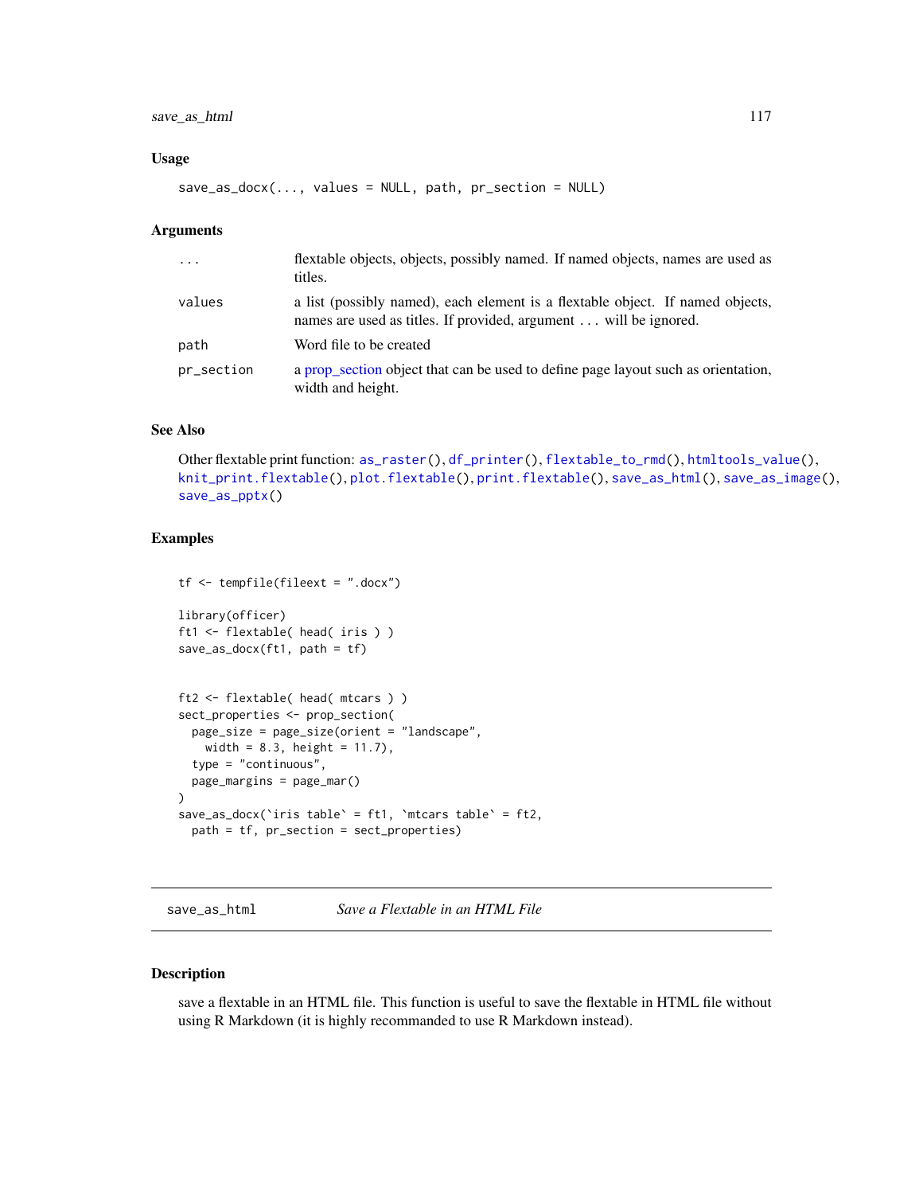### Usage

```
save_as_docx(..., values = NULL, path, pr_section = NULL)
```

### Arguments

| | |
|---|---|
| ... | flextable objects, objects, possibly named. If named objects, names are used as titles. |
| values | a list (possibly named), each element is a flextable object. If named objects, names are used as titles. If provided, argument ... will be ignored. |
| path | Word file to be created |
| pr_section | a prop_section object that can be used to define page layout such as orientation, width and height. |

### See Also

Other flextable print function: as_raster(), df_printer(), flextable_to_rmd(), htmltools_value(), knit_print.flextable(), plot.flextable(), print.flextable(), save_as_html(), save_as_image(), save_as_pptx()

### Examples

```
tf <- tempfile(fileext = ".docx")

library(officer)
ft1 <- flextable( head( iris ) )
save_as_docx(ft1, path = tf)


ft2 <- flextable( head( mtcars ) )
sect_properties <- prop_section(
  page_size = page_size(orient = "landscape",
    width = 8.3, height = 11.7),
  type = "continuous",
  page_margins = page_mar()
)
save_as_docx(`iris table` = ft1, `mtcars table` = ft2,
  path = tf, pr_section = sect_properties)
```

---

## save_as_html — *Save a Flextable in an HTML File*

### Description

save a flextable in an HTML file. This function is useful to save the flextable in HTML file without using R Markdown (it is highly recommanded to use R Markdown instead).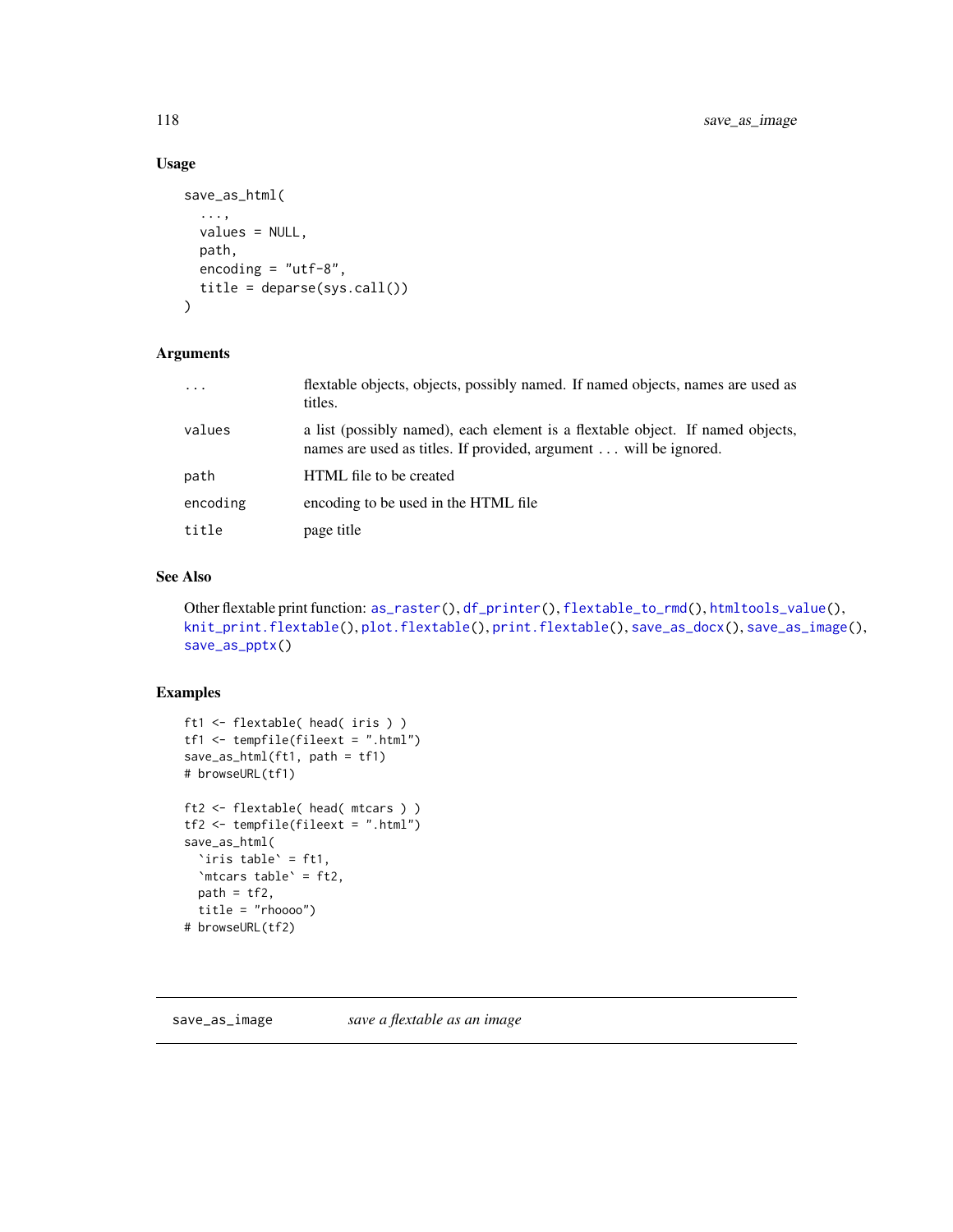### Usage

```
save_as_html(
  ...,
  values = NULL,
  path,
  encoding = "utf-8",
  title = deparse(sys.call())
)
```

### Arguments

| | |
|---|---|
| ... | flextable objects, objects, possibly named. If named objects, names are used as titles. |
| values | a list (possibly named), each element is a flextable object. If named objects, names are used as titles. If provided, argument ... will be ignored. |
| path | HTML file to be created |
| encoding | encoding to be used in the HTML file |
| title | page title |

### See Also

Other flextable print function: as_raster(), df_printer(), flextable_to_rmd(), htmltools_value(), knit_print.flextable(), plot.flextable(), print.flextable(), save_as_docx(), save_as_image(), save_as_pptx()

### Examples

```
ft1 <- flextable( head( iris ) )
tf1 <- tempfile(fileext = ".html")
save_as_html(ft1, path = tf1)
# browseURL(tf1)

ft2 <- flextable( head( mtcars ) )
tf2 <- tempfile(fileext = ".html")
save_as_html(
  `iris table` = ft1,
  `mtcars table` = ft2,
  path = tf2,
  title = "rhoooo")
# browseURL(tf2)
```

---

## save_as_image *save a flextable as an image*

---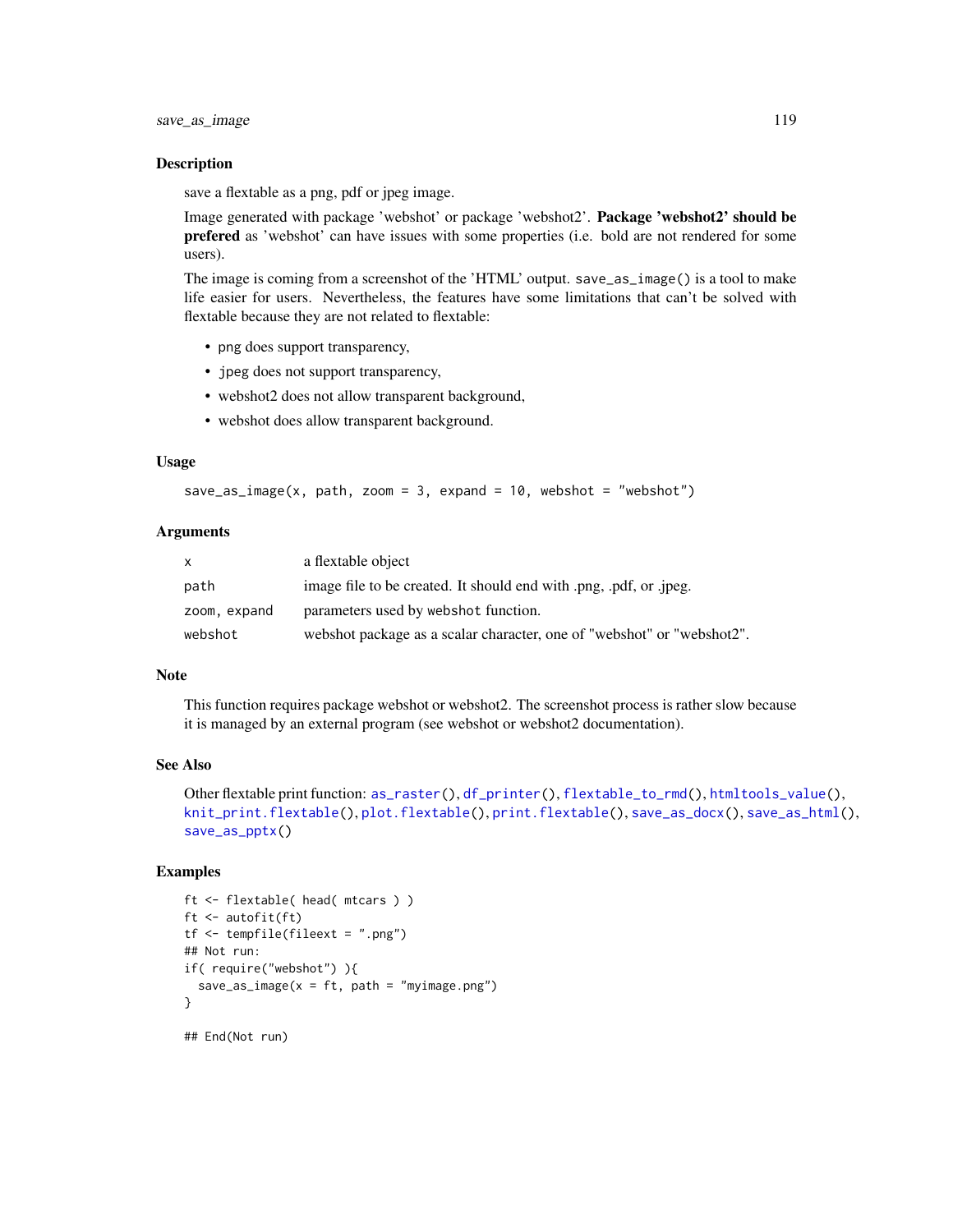## Description

save a flextable as a png, pdf or jpeg image.

Image generated with package 'webshot' or package 'webshot2'. **Package 'webshot2' should be prefered** as 'webshot' can have issues with some properties (i.e. bold are not rendered for some users).

The image is coming from a screenshot of the 'HTML' output. `save_as_image()` is a tool to make life easier for users. Nevertheless, the features have some limitations that can't be solved with flextable because they are not related to flextable:

- png does support transparency,
- jpeg does not support transparency,
- webshot2 does not allow transparent background,
- webshot does allow transparent background.

## Usage

```
save_as_image(x, path, zoom = 3, expand = 10, webshot = "webshot")
```

## Arguments

| | |
|---|---|
| `x` | a flextable object |
| `path` | image file to be created. It should end with .png, .pdf, or .jpeg. |
| `zoom, expand` | parameters used by `webshot` function. |
| `webshot` | webshot package as a scalar character, one of "webshot" or "webshot2". |

## Note

This function requires package webshot or webshot2. The screenshot process is rather slow because it is managed by an external program (see webshot or webshot2 documentation).

## See Also

Other flextable print function: `as_raster()`, `df_printer()`, `flextable_to_rmd()`, `htmltools_value()`, `knit_print.flextable()`, `plot.flextable()`, `print.flextable()`, `save_as_docx()`, `save_as_html()`, `save_as_pptx()`

## Examples

```
ft <- flextable( head( mtcars ) )
ft <- autofit(ft)
tf <- tempfile(fileext = ".png")
## Not run:
if( require("webshot") ){
  save_as_image(x = ft, path = "myimage.png")
}

## End(Not run)
```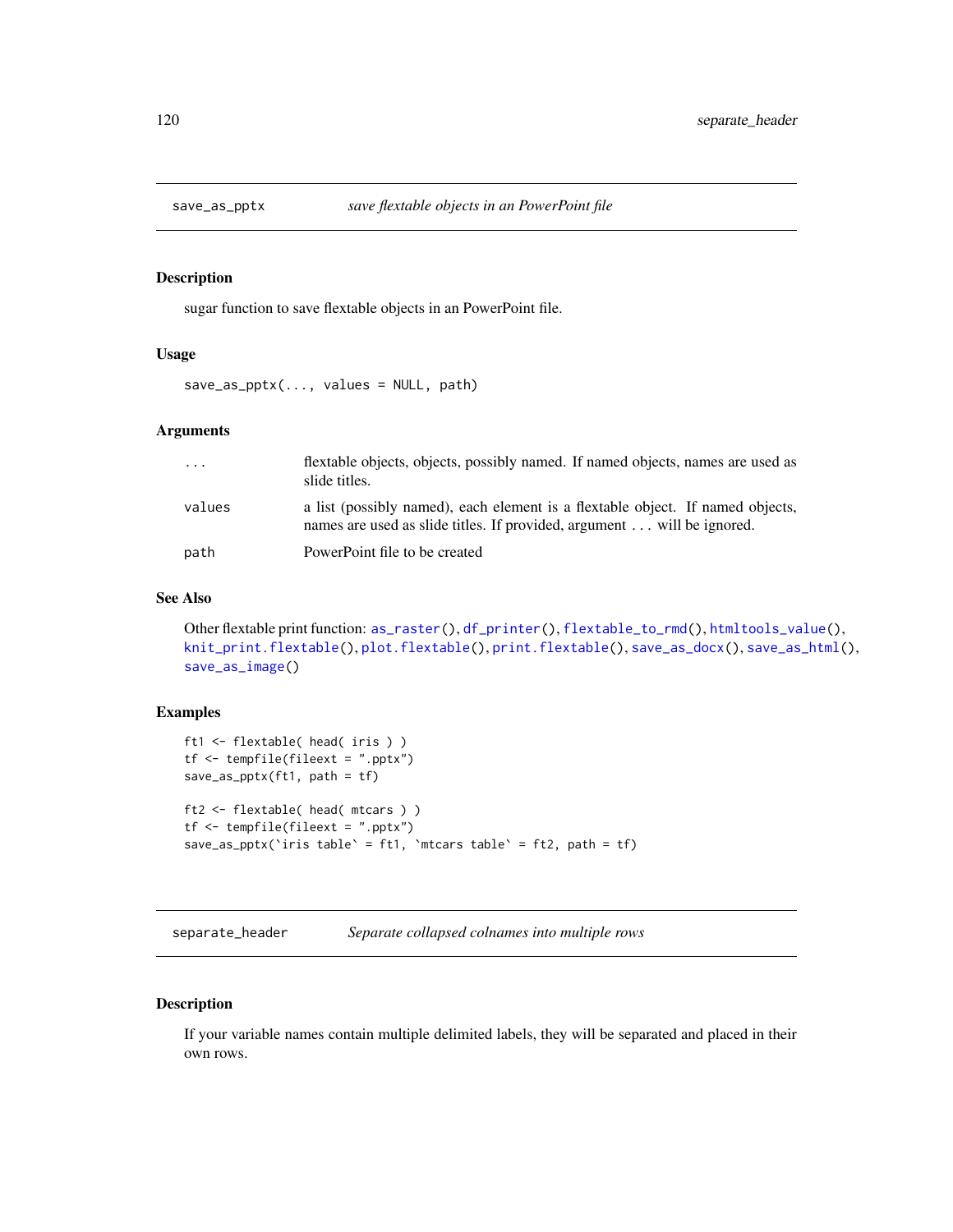## save_as_pptx — *save flextable objects in an PowerPoint file*

### Description

sugar function to save flextable objects in an PowerPoint file.

### Usage

```
save_as_pptx(..., values = NULL, path)
```

### Arguments

| | |
|---|---|
| ... | flextable objects, objects, possibly named. If named objects, names are used as slide titles. |
| values | a list (possibly named), each element is a flextable object. If named objects, names are used as slide titles. If provided, argument ... will be ignored. |
| path | PowerPoint file to be created |

### See Also

Other flextable print function: as_raster(), df_printer(), flextable_to_rmd(), htmltools_value(), knit_print.flextable(), plot.flextable(), print.flextable(), save_as_docx(), save_as_html(), save_as_image()

### Examples

```
ft1 <- flextable( head( iris ) )
tf <- tempfile(fileext = ".pptx")
save_as_pptx(ft1, path = tf)

ft2 <- flextable( head( mtcars ) )
tf <- tempfile(fileext = ".pptx")
save_as_pptx(`iris table` = ft1, `mtcars table` = ft2, path = tf)
```

## separate_header — *Separate collapsed colnames into multiple rows*

### Description

If your variable names contain multiple delimited labels, they will be separated and placed in their own rows.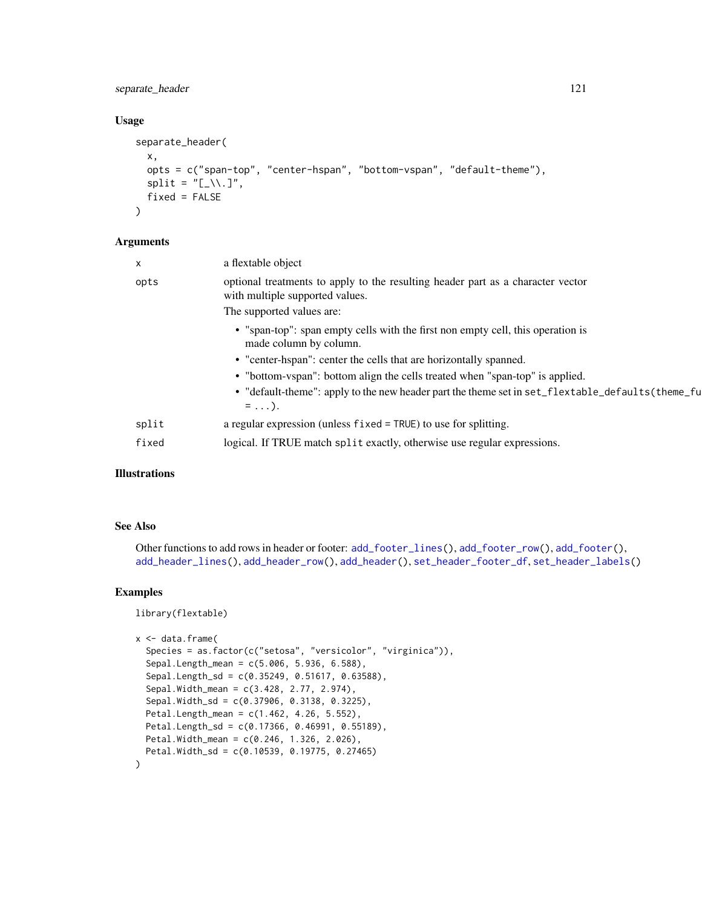## Usage

```
separate_header(
  x,
  opts = c("span-top", "center-hspan", "bottom-vspan", "default-theme"),
  split = "[_\\.]",
  fixed = FALSE
)
```

## Arguments

| | |
|---|---|
| x | a flextable object |
| opts | optional treatments to apply to the resulting header part as a character vector with multiple supported values.<br>The supported values are:<br>• "span-top": span empty cells with the first non empty cell, this operation is made column by column.<br>• "center-hspan": center the cells that are horizontally spanned.<br>• "bottom-vspan": bottom align the cells treated when "span-top" is applied.<br>• "default-theme": apply to the new header part the theme set in `set_flextable_defaults(theme_fu = ...)`. |
| split | a regular expression (unless `fixed = TRUE`) to use for splitting. |
| fixed | logical. If TRUE match `split` exactly, otherwise use regular expressions. |

## Illustrations

## See Also

Other functions to add rows in header or footer: `add_footer_lines()`, `add_footer_row()`, `add_footer()`, `add_header_lines()`, `add_header_row()`, `add_header()`, `set_header_footer_df`, `set_header_labels()`

## Examples

```
library(flextable)

x <- data.frame(
  Species = as.factor(c("setosa", "versicolor", "virginica")),
  Sepal.Length_mean = c(5.006, 5.936, 6.588),
  Sepal.Length_sd = c(0.35249, 0.51617, 0.63588),
  Sepal.Width_mean = c(3.428, 2.77, 2.974),
  Sepal.Width_sd = c(0.37906, 0.3138, 0.3225),
  Petal.Length_mean = c(1.462, 4.26, 5.552),
  Petal.Length_sd = c(0.17366, 0.46991, 0.55189),
  Petal.Width_mean = c(0.246, 1.326, 2.026),
  Petal.Width_sd = c(0.10539, 0.19775, 0.27465)
)
```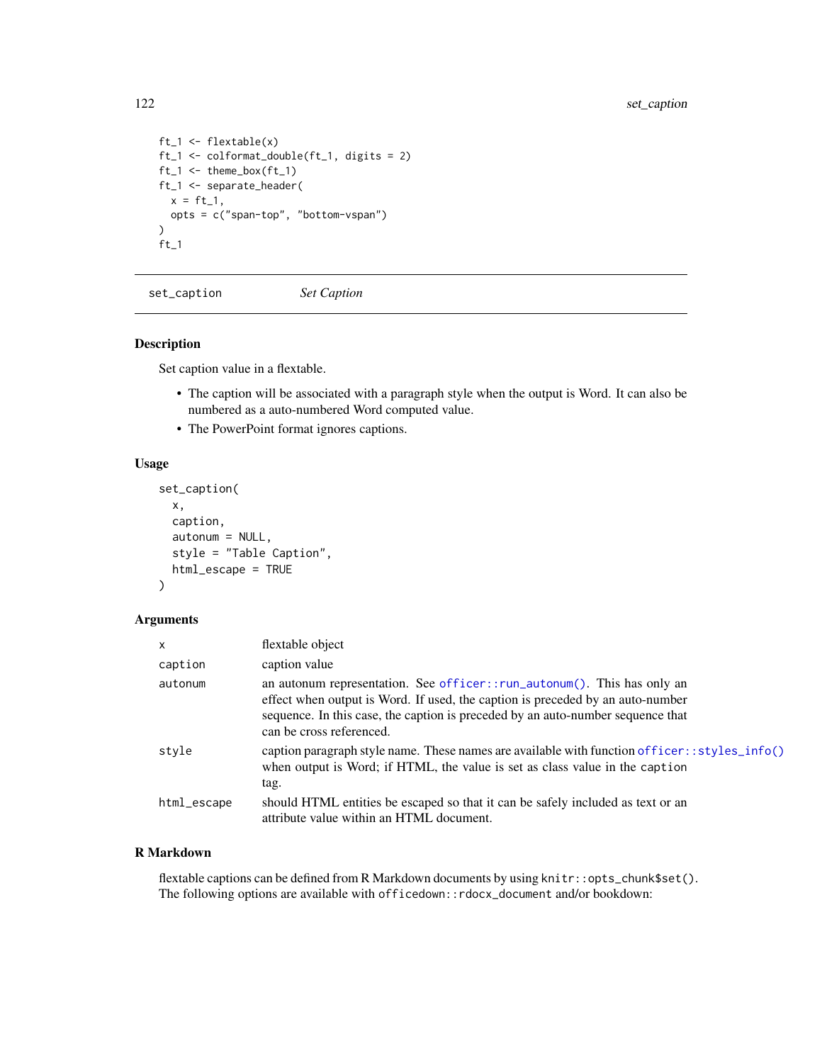```
ft_1 <- flextable(x)
ft_1 <- colformat_double(ft_1, digits = 2)
ft_1 <- theme_box(ft_1)
ft_1 <- separate_header(
  x = ft_1,
  opts = c("span-top", "bottom-vspan")
)
ft_1
```

## set_caption *Set Caption*

### Description

Set caption value in a flextable.

- The caption will be associated with a paragraph style when the output is Word. It can also be numbered as a auto-numbered Word computed value.
- The PowerPoint format ignores captions.

### Usage

```
set_caption(
  x,
  caption,
  autonum = NULL,
  style = "Table Caption",
  html_escape = TRUE
)
```

### Arguments

| | |
|---|---|
| x | flextable object |
| caption | caption value |
| autonum | an autonum representation. See officer::run_autonum(). This has only an effect when output is Word. If used, the caption is preceded by an auto-number sequence. In this case, the caption is preceded by an auto-number sequence that can be cross referenced. |
| style | caption paragraph style name. These names are available with function officer::styles_info() when output is Word; if HTML, the value is set as class value in the caption tag. |
| html_escape | should HTML entities be escaped so that it can be safely included as text or an attribute value within an HTML document. |

### R Markdown

flextable captions can be defined from R Markdown documents by using `knitr::opts_chunk$set()`. The following options are available with `officedown::rdocx_document` and/or bookdown: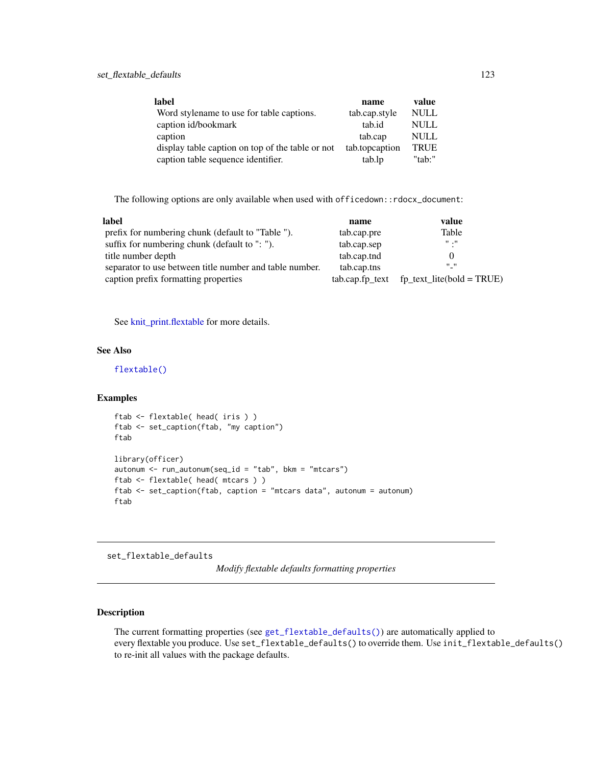| label | name | value |
|---|---|---|
| Word stylename to use for table captions. | tab.cap.style | NULL |
| caption id/bookmark | tab.id | NULL |
| caption | tab.cap | NULL |
| display table caption on top of the table or not | tab.topcaption | TRUE |
| caption table sequence identifier. | tab.lp | "tab:" |

The following options are only available when used with `officedown::rdocx_document`:

| label | name | value |
|---|---|---|
| prefix for numbering chunk (default to "Table "). | tab.cap.pre | Table |
| suffix for numbering chunk (default to ": "). | tab.cap.sep | " :" |
| title number depth | tab.cap.tnd | 0 |
| separator to use between title number and table number. | tab.cap.tns | "-" |
| caption prefix formatting properties | tab.cap.fp_text | fp_text_lite(bold = TRUE) |

See knit_print.flextable for more details.

### See Also

`flextable()`

### Examples

```
ftab <- flextable( head( iris ) )
ftab <- set_caption(ftab, "my caption")
ftab

library(officer)
autonum <- run_autonum(seq_id = "tab", bkm = "mtcars")
ftab <- flextable( head( mtcars ) )
ftab <- set_caption(ftab, caption = "mtcars data", autonum = autonum)
ftab
```

---

## set_flextable_defaults

*Modify flextable defaults formatting properties*

---

### Description

The current formatting properties (see `get_flextable_defaults()`) are automatically applied to every flextable you produce. Use `set_flextable_defaults()` to override them. Use `init_flextable_defaults()` to re-init all values with the package defaults.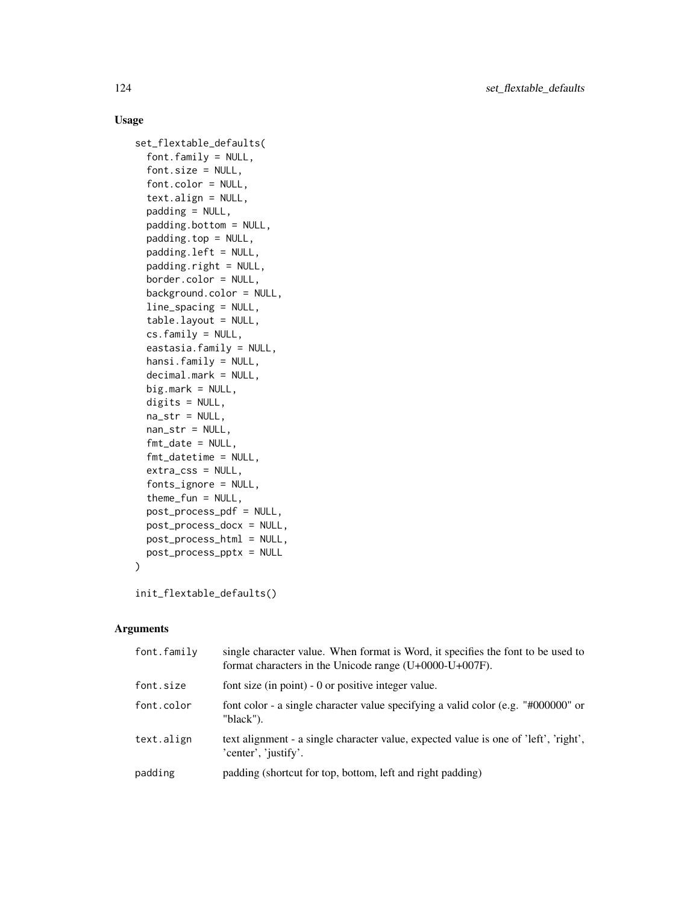## Usage

```
set_flextable_defaults(
  font.family = NULL,
  font.size = NULL,
  font.color = NULL,
  text.align = NULL,
  padding = NULL,
  padding.bottom = NULL,
  padding.top = NULL,
  padding.left = NULL,
  padding.right = NULL,
  border.color = NULL,
  background.color = NULL,
  line_spacing = NULL,
  table.layout = NULL,
  cs.family = NULL,
  eastasia.family = NULL,
  hansi.family = NULL,
  decimal.mark = NULL,
  big.mark = NULL,
  digits = NULL,
  na_str = NULL,
  nan_str = NULL,
  fmt_date = NULL,
  fmt_datetime = NULL,
  extra_css = NULL,
  fonts_ignore = NULL,
  theme_fun = NULL,
  post_process_pdf = NULL,
  post_process_docx = NULL,
  post_process_html = NULL,
  post_process_pptx = NULL
)

init_flextable_defaults()
```

## Arguments

| | |
|---|---|
| font.family | single character value. When format is Word, it specifies the font to be used to format characters in the Unicode range (U+0000-U+007F). |
| font.size | font size (in point) - 0 or positive integer value. |
| font.color | font color - a single character value specifying a valid color (e.g. "#000000" or "black"). |
| text.align | text alignment - a single character value, expected value is one of 'left', 'right', 'center', 'justify'. |
| padding | padding (shortcut for top, bottom, left and right padding) |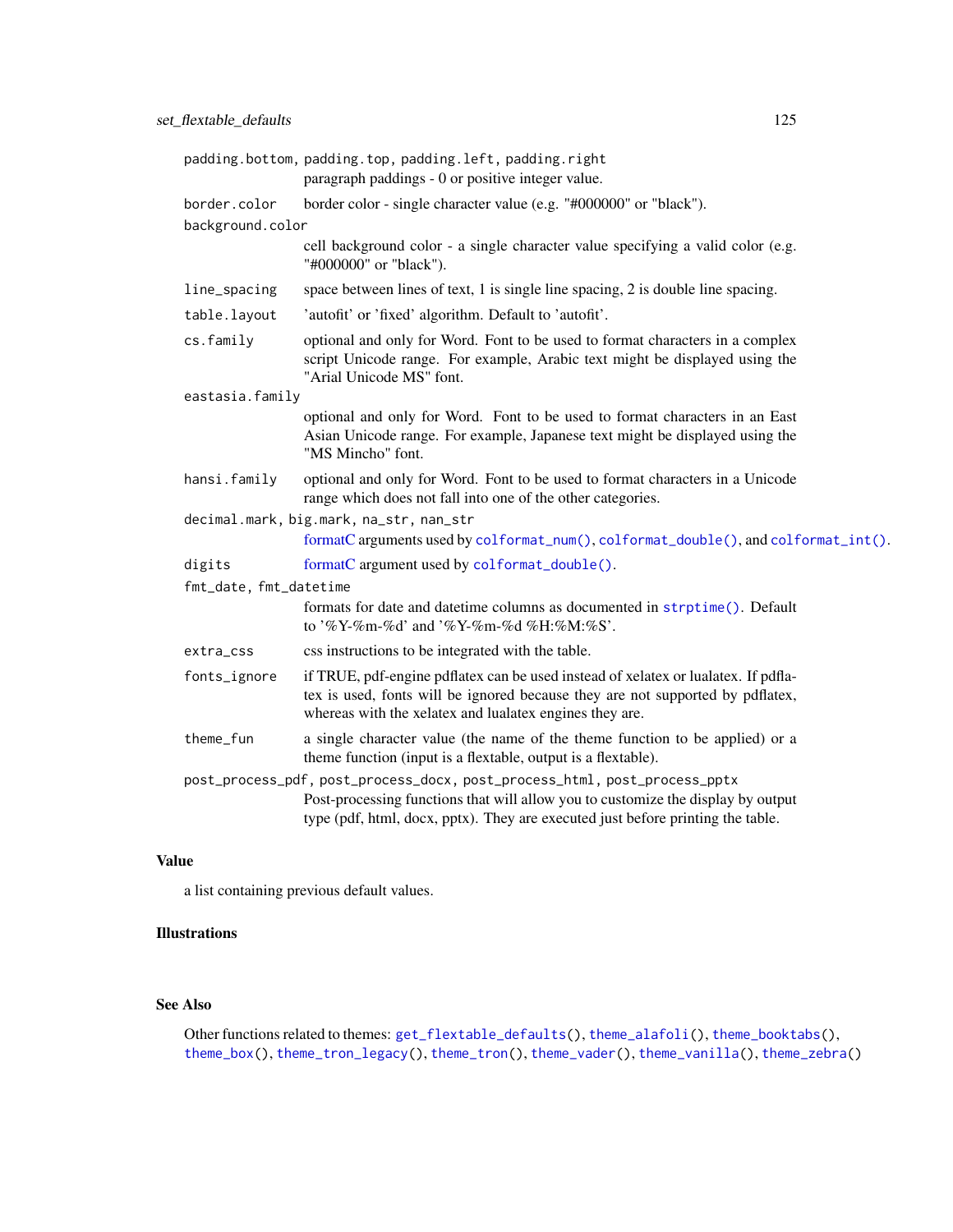`padding.bottom, padding.top, padding.left, padding.right`
: paragraph paddings - 0 or positive integer value.

`border.color`
: border color - single character value (e.g. "#000000" or "black").

`background.color`
: cell background color - a single character value specifying a valid color (e.g. "#000000" or "black").

`line_spacing`
: space between lines of text, 1 is single line spacing, 2 is double line spacing.

`table.layout`
: 'autofit' or 'fixed' algorithm. Default to 'autofit'.

`cs.family`
: optional and only for Word. Font to be used to format characters in a complex script Unicode range. For example, Arabic text might be displayed using the "Arial Unicode MS" font.

`eastasia.family`
: optional and only for Word. Font to be used to format characters in an East Asian Unicode range. For example, Japanese text might be displayed using the "MS Mincho" font.

`hansi.family`
: optional and only for Word. Font to be used to format characters in a Unicode range which does not fall into one of the other categories.

`decimal.mark, big.mark, na_str, nan_str`
: formatC arguments used by `colformat_num()`, `colformat_double()`, and `colformat_int()`.

`digits`
: formatC argument used by `colformat_double()`.

`fmt_date, fmt_datetime`
: formats for date and datetime columns as documented in `strptime()`. Default to '%Y-%m-%d' and '%Y-%m-%d %H:%M:%S'.

`extra_css`
: css instructions to be integrated with the table.

`fonts_ignore`
: if TRUE, pdf-engine pdflatex can be used instead of xelatex or lualatex. If pdflatex is used, fonts will be ignored because they are not supported by pdflatex, whereas with the xelatex and lualatex engines they are.

`theme_fun`
: a single character value (the name of the theme function to be applied) or a theme function (input is a flextable, output is a flextable).

`post_process_pdf, post_process_docx, post_process_html, post_process_pptx`
: Post-processing functions that will allow you to customize the display by output type (pdf, html, docx, pptx). They are executed just before printing the table.

## Value

a list containing previous default values.

## Illustrations

## See Also

Other functions related to themes: `get_flextable_defaults()`, `theme_alafoli()`, `theme_booktabs()`, `theme_box()`, `theme_tron_legacy()`, `theme_tron()`, `theme_vader()`, `theme_vanilla()`, `theme_zebra()`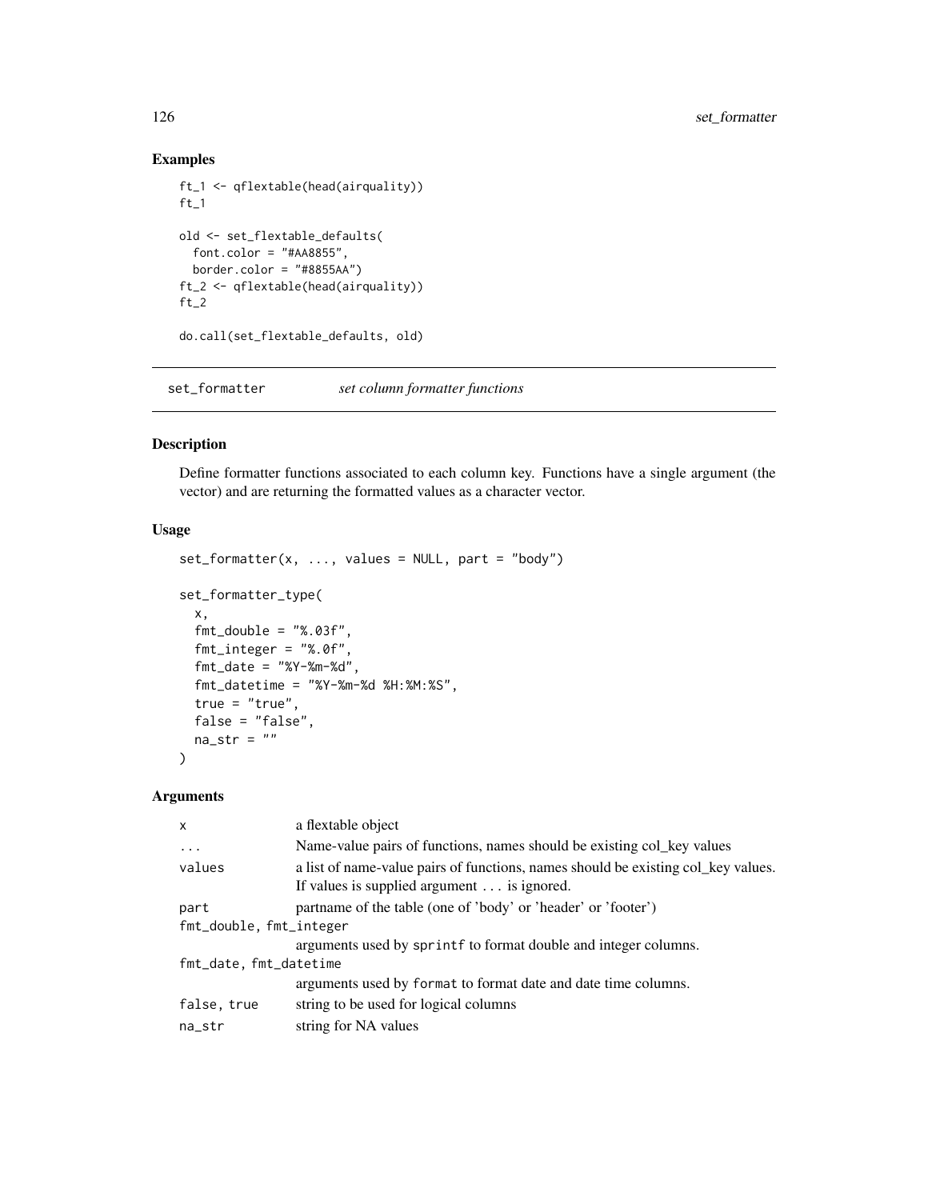## Examples

```
ft_1 <- qflextable(head(airquality))
ft_1

old <- set_flextable_defaults(
  font.color = "#AA8855",
  border.color = "#8855AA")
ft_2 <- qflextable(head(airquality))
ft_2

do.call(set_flextable_defaults, old)
```

---

# set_formatter *set column formatter functions*

---

## Description

Define formatter functions associated to each column key. Functions have a single argument (the vector) and are returning the formatted values as a character vector.

## Usage

```
set_formatter(x, ..., values = NULL, part = "body")

set_formatter_type(
  x,
  fmt_double = "%.03f",
  fmt_integer = "%.0f",
  fmt_date = "%Y-%m-%d",
  fmt_datetime = "%Y-%m-%d %H:%M:%S",
  true = "true",
  false = "false",
  na_str = ""
)
```

## Arguments

| | |
|---|---|
| `x` | a flextable object |
| `...` | Name-value pairs of functions, names should be existing col_key values |
| `values` | a list of name-value pairs of functions, names should be existing col_key values. If values is supplied argument ... is ignored. |
| `part` | partname of the table (one of 'body' or 'header' or 'footer') |
| `fmt_double, fmt_integer` | arguments used by `sprintf` to format double and integer columns. |
| `fmt_date, fmt_datetime` | arguments used by `format` to format date and date time columns. |
| `false, true` | string to be used for logical columns |
| `na_str` | string for NA values |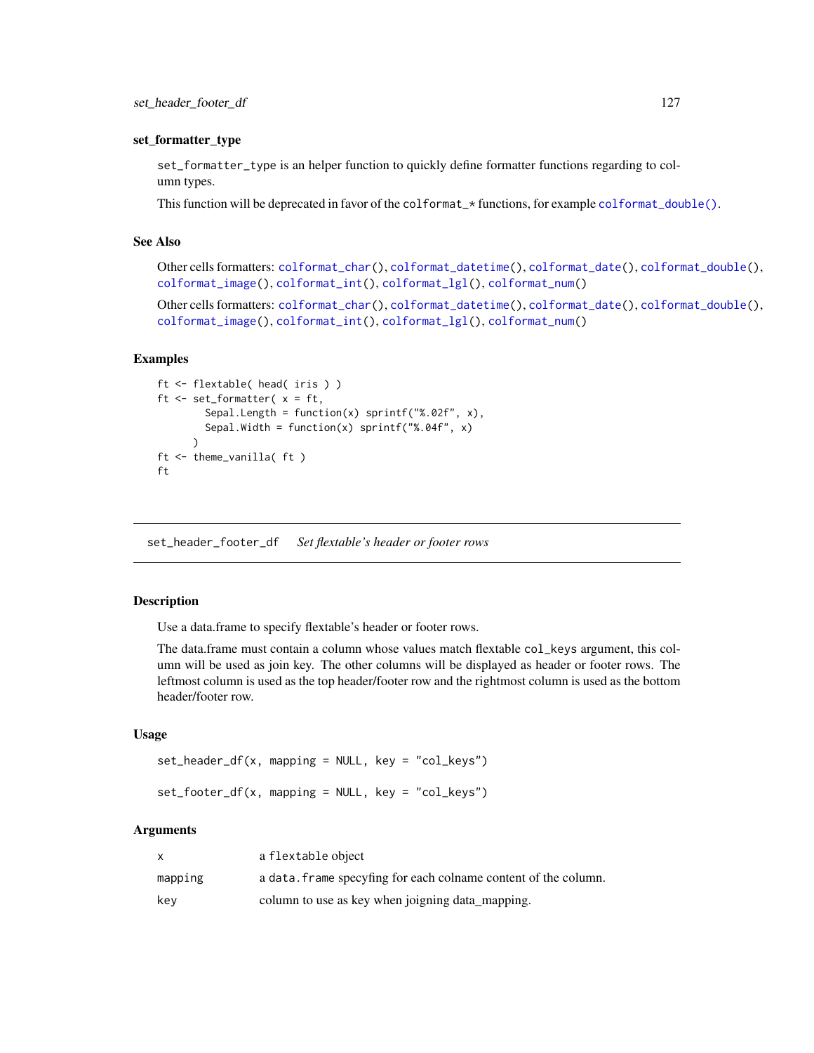### set_formatter_type

`set_formatter_type` is an helper function to quickly define formatter functions regarding to column types.

This function will be deprecated in favor of the `colformat_*` functions, for example `colformat_double()`.

### See Also

Other cells formatters: `colformat_char()`, `colformat_datetime()`, `colformat_date()`, `colformat_double()`, `colformat_image()`, `colformat_int()`, `colformat_lgl()`, `colformat_num()`

Other cells formatters: `colformat_char()`, `colformat_datetime()`, `colformat_date()`, `colformat_double()`, `colformat_image()`, `colformat_int()`, `colformat_lgl()`, `colformat_num()`

### Examples

```
ft <- flextable( head( iris ) )
ft <- set_formatter( x = ft,
        Sepal.Length = function(x) sprintf("%.02f", x),
        Sepal.Width = function(x) sprintf("%.04f", x)
      )
ft <- theme_vanilla( ft )
ft
```

---

## set_header_footer_df — *Set flextable's header or footer rows*

### Description

Use a data.frame to specify flextable's header or footer rows.

The data.frame must contain a column whose values match flextable `col_keys` argument, this column will be used as join key. The other columns will be displayed as header or footer rows. The leftmost column is used as the top header/footer row and the rightmost column is used as the bottom header/footer row.

### Usage

```
set_header_df(x, mapping = NULL, key = "col_keys")

set_footer_df(x, mapping = NULL, key = "col_keys")
```

### Arguments

| | |
|---|---|
| x | a `flextable` object |
| mapping | a `data.frame` specyfing for each colname content of the column. |
| key | column to use as key when joigning data_mapping. |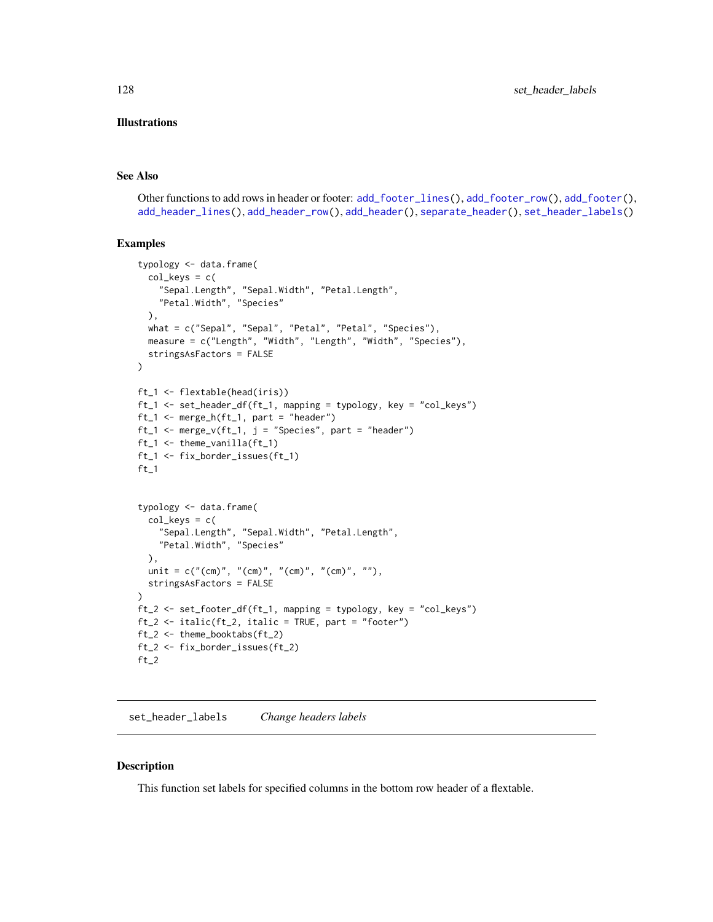### Illustrations

### See Also

Other functions to add rows in header or footer: add_footer_lines(), add_footer_row(), add_footer(), add_header_lines(), add_header_row(), add_header(), separate_header(), set_header_labels()

### Examples

```
typology <- data.frame(
  col_keys = c(
    "Sepal.Length", "Sepal.Width", "Petal.Length",
    "Petal.Width", "Species"
  ),
  what = c("Sepal", "Sepal", "Petal", "Petal", "Species"),
  measure = c("Length", "Width", "Length", "Width", "Species"),
  stringsAsFactors = FALSE
)

ft_1 <- flextable(head(iris))
ft_1 <- set_header_df(ft_1, mapping = typology, key = "col_keys")
ft_1 <- merge_h(ft_1, part = "header")
ft_1 <- merge_v(ft_1, j = "Species", part = "header")
ft_1 <- theme_vanilla(ft_1)
ft_1 <- fix_border_issues(ft_1)
ft_1


typology <- data.frame(
  col_keys = c(
    "Sepal.Length", "Sepal.Width", "Petal.Length",
    "Petal.Width", "Species"
  ),
  unit = c("(cm)", "(cm)", "(cm)", "(cm)", ""),
  stringsAsFactors = FALSE
)
ft_2 <- set_footer_df(ft_1, mapping = typology, key = "col_keys")
ft_2 <- italic(ft_2, italic = TRUE, part = "footer")
ft_2 <- theme_booktabs(ft_2)
ft_2 <- fix_border_issues(ft_2)
ft_2
```

---

## set_header_labels &nbsp;&nbsp;&nbsp; *Change headers labels*

---

### Description

This function set labels for specified columns in the bottom row header of a flextable.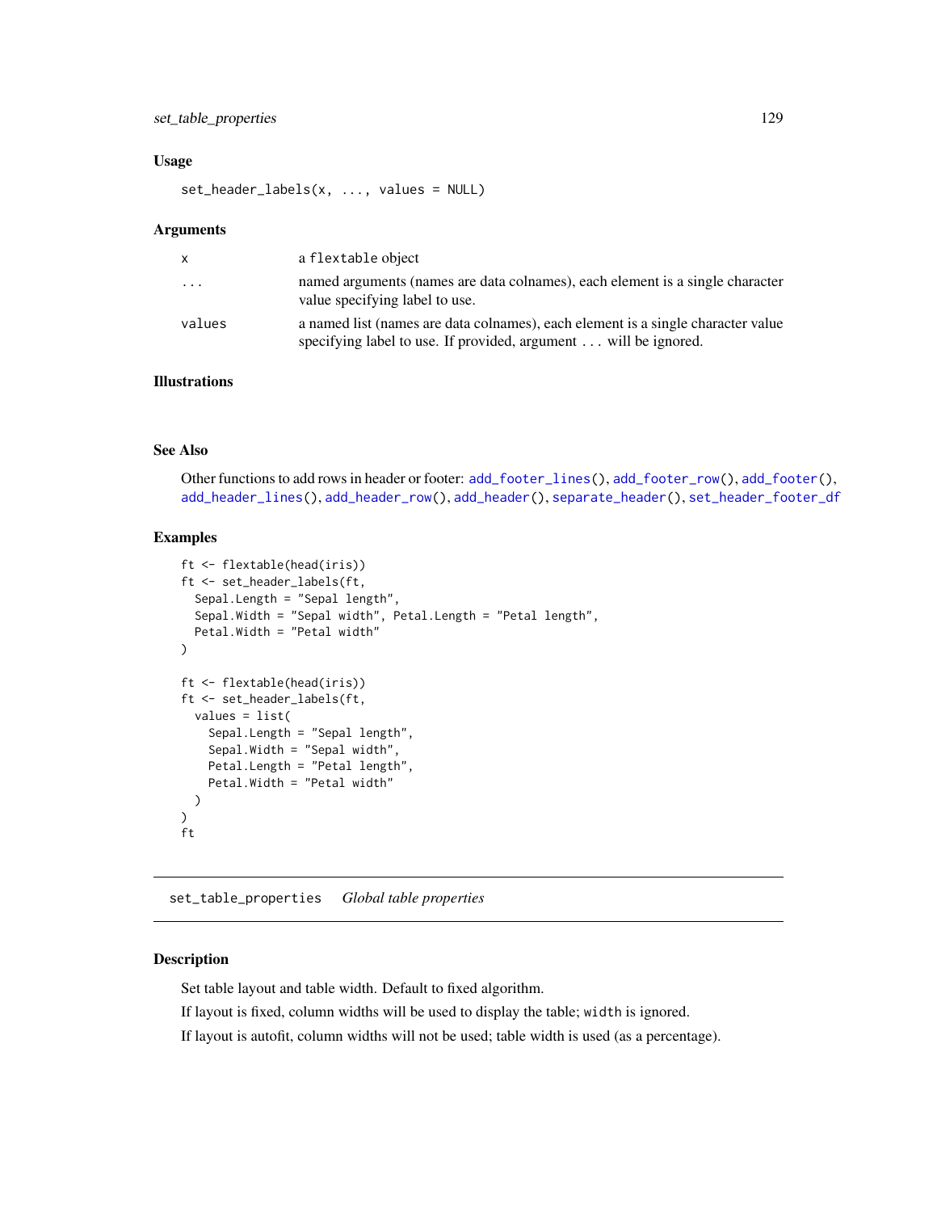### Usage

```
set_header_labels(x, ..., values = NULL)
```

### Arguments

| | |
|---|---|
| x | a flextable object |
| ... | named arguments (names are data colnames), each element is a single character value specifying label to use. |
| values | a named list (names are data colnames), each element is a single character value specifying label to use. If provided, argument ... will be ignored. |

### Illustrations

### See Also

Other functions to add rows in header or footer: add_footer_lines(), add_footer_row(), add_footer(), add_header_lines(), add_header_row(), add_header(), separate_header(), set_header_footer_df

### Examples

```
ft <- flextable(head(iris))
ft <- set_header_labels(ft,
  Sepal.Length = "Sepal length",
  Sepal.Width = "Sepal width", Petal.Length = "Petal length",
  Petal.Width = "Petal width"
)

ft <- flextable(head(iris))
ft <- set_header_labels(ft,
  values = list(
    Sepal.Length = "Sepal length",
    Sepal.Width = "Sepal width",
    Petal.Length = "Petal length",
    Petal.Width = "Petal width"
  )
)
ft
```

---

## set_table_properties *Global table properties*

---

### Description

Set table layout and table width. Default to fixed algorithm.

If layout is fixed, column widths will be used to display the table; width is ignored.

If layout is autofit, column widths will not be used; table width is used (as a percentage).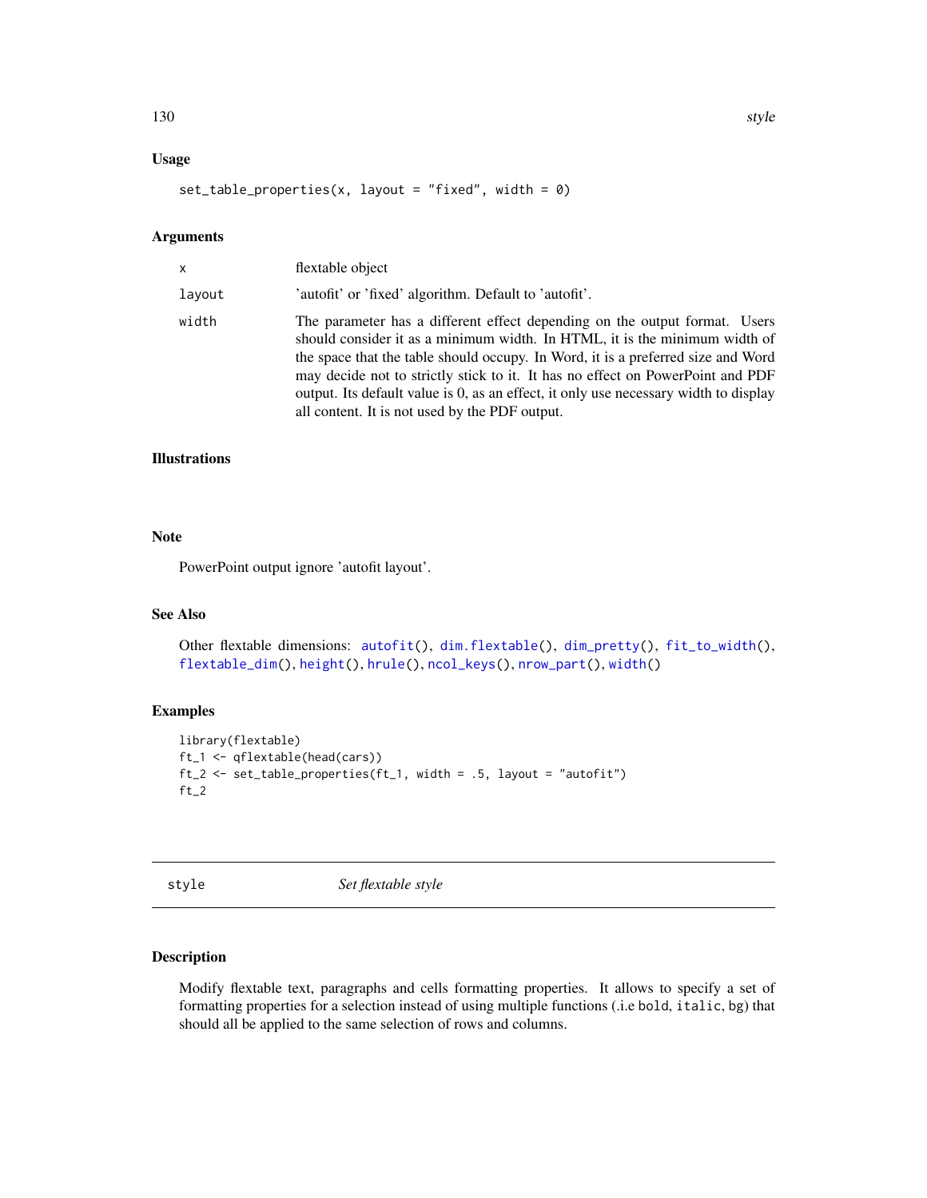### Usage

```
set_table_properties(x, layout = "fixed", width = 0)
```

### Arguments

| | |
|---|---|
| x | flextable object |
| layout | 'autofit' or 'fixed' algorithm. Default to 'autofit'. |
| width | The parameter has a different effect depending on the output format. Users should consider it as a minimum width. In HTML, it is the minimum width of the space that the table should occupy. In Word, it is a preferred size and Word may decide not to strictly stick to it. It has no effect on PowerPoint and PDF output. Its default value is 0, as an effect, it only use necessary width to display all content. It is not used by the PDF output. |

### Illustrations

### Note

PowerPoint output ignore 'autofit layout'.

### See Also

Other flextable dimensions: autofit(), dim.flextable(), dim_pretty(), fit_to_width(), flextable_dim(), height(), hrule(), ncol_keys(), nrow_part(), width()

### Examples

```
library(flextable)
ft_1 <- qflextable(head(cars))
ft_2 <- set_table_properties(ft_1, width = .5, layout = "autofit")
ft_2
```

---

## style — *Set flextable style*

---

### Description

Modify flextable text, paragraphs and cells formatting properties. It allows to specify a set of formatting properties for a selection instead of using multiple functions (.i.e bold, italic, bg) that should all be applied to the same selection of rows and columns.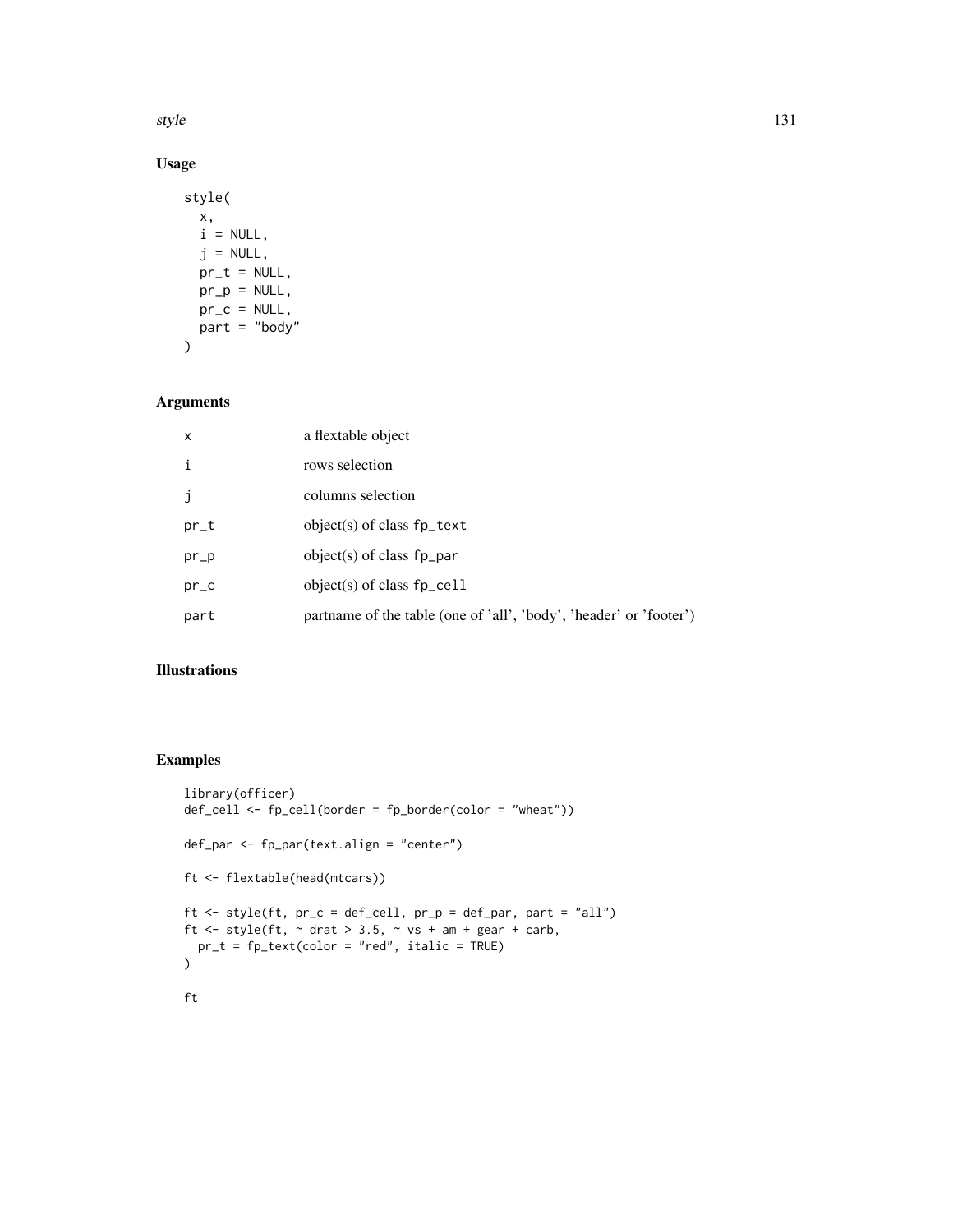## Usage

```
style(
  x,
  i = NULL,
  j = NULL,
  pr_t = NULL,
  pr_p = NULL,
  pr_c = NULL,
  part = "body"
)
```

## Arguments

| | |
|---|---|
| x | a flextable object |
| i | rows selection |
| j | columns selection |
| pr_t | object(s) of class `fp_text` |
| pr_p | object(s) of class `fp_par` |
| pr_c | object(s) of class `fp_cell` |
| part | partname of the table (one of 'all', 'body', 'header' or 'footer') |

## Illustrations

## Examples

```
library(officer)
def_cell <- fp_cell(border = fp_border(color = "wheat"))

def_par <- fp_par(text.align = "center")

ft <- flextable(head(mtcars))

ft <- style(ft, pr_c = def_cell, pr_p = def_par, part = "all")
ft <- style(ft, ~ drat > 3.5, ~ vs + am + gear + carb,
  pr_t = fp_text(color = "red", italic = TRUE)
)

ft
```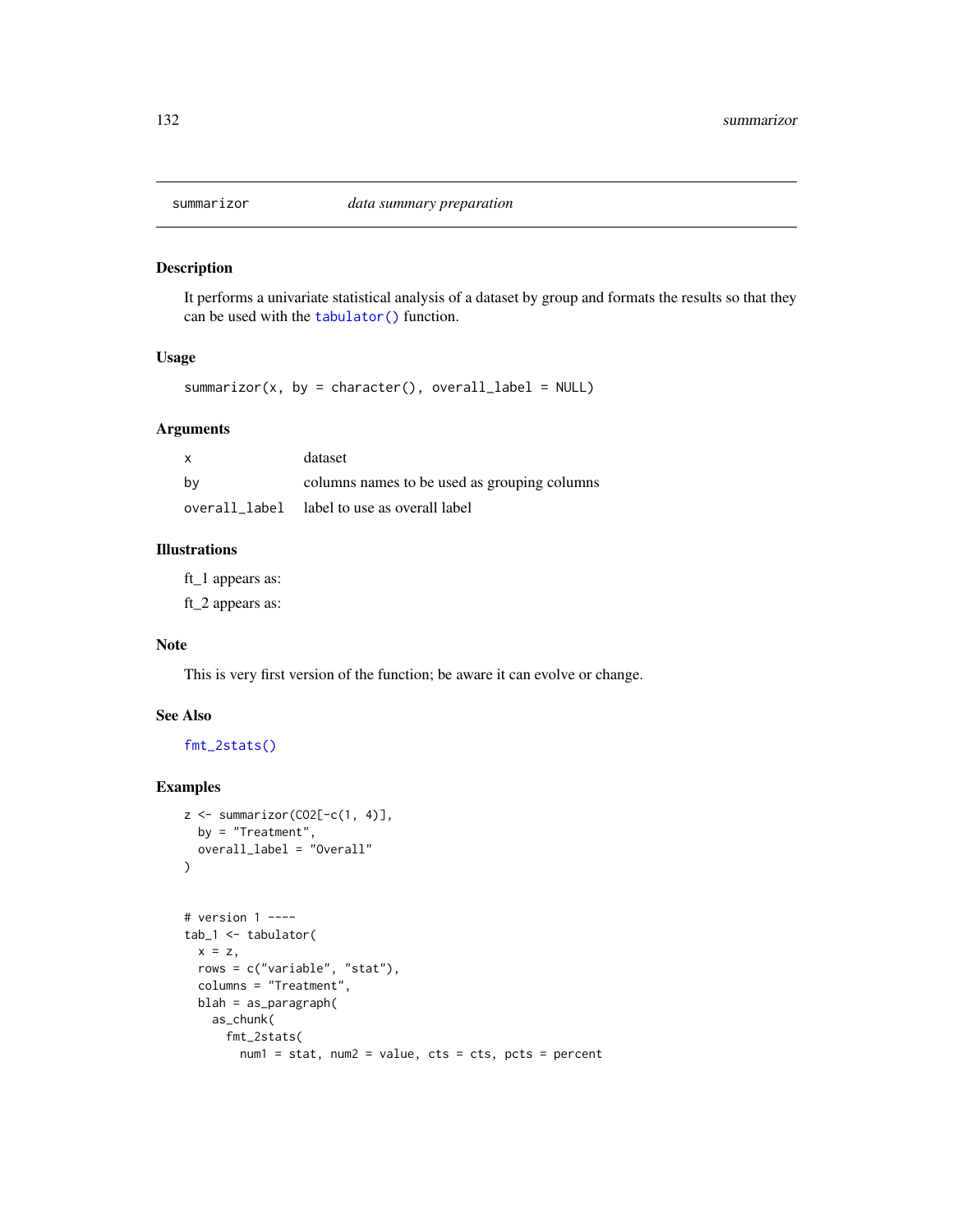summarizor *data summary preparation*

## Description

It performs a univariate statistical analysis of a dataset by group and formats the results so that they can be used with the `tabulator()` function.

## Usage

```
summarizor(x, by = character(), overall_label = NULL)
```

## Arguments

| | |
|---|---|
| `x` | dataset |
| `by` | columns names to be used as grouping columns |
| `overall_label` | label to use as overall label |

## Illustrations

ft_1 appears as:

ft_2 appears as:

## Note

This is very first version of the function; be aware it can evolve or change.

## See Also

`fmt_2stats()`

## Examples

```
z <- summarizor(CO2[-c(1, 4)],
  by = "Treatment",
  overall_label = "Overall"
)


# version 1 ----
tab_1 <- tabulator(
  x = z,
  rows = c("variable", "stat"),
  columns = "Treatment",
  blah = as_paragraph(
    as_chunk(
      fmt_2stats(
        num1 = stat, num2 = value, cts = cts, pcts = percent
```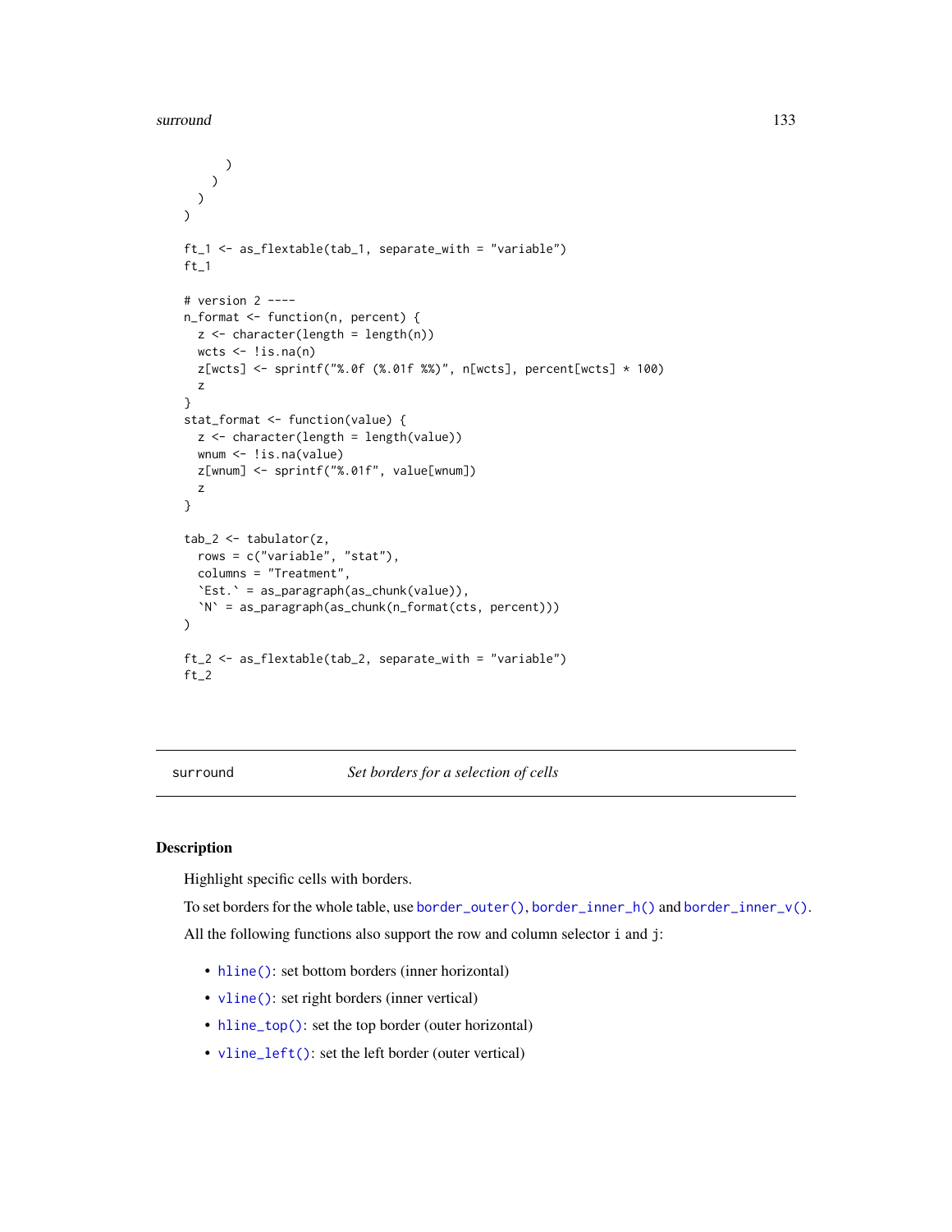```
      )
    )
  )
)

ft_1 <- as_flextable(tab_1, separate_with = "variable")
ft_1

# version 2 ----
n_format <- function(n, percent) {
  z <- character(length = length(n))
  wcts <- !is.na(n)
  z[wcts] <- sprintf("%.0f (%.01f %%)", n[wcts], percent[wcts] * 100)
  z
}
stat_format <- function(value) {
  z <- character(length = length(value))
  wnum <- !is.na(value)
  z[wnum] <- sprintf("%.01f", value[wnum])
  z
}

tab_2 <- tabulator(z,
  rows = c("variable", "stat"),
  columns = "Treatment",
  `Est.` = as_paragraph(as_chunk(value)),
  `N` = as_paragraph(as_chunk(n_format(cts, percent)))
)

ft_2 <- as_flextable(tab_2, separate_with = "variable")
ft_2
```

---

`surround` *Set borders for a selection of cells*

---

## Description

Highlight specific cells with borders.

To set borders for the whole table, use `border_outer()`, `border_inner_h()` and `border_inner_v()`.

All the following functions also support the row and column selector `i` and `j`:

- `hline()`: set bottom borders (inner horizontal)
- `vline()`: set right borders (inner vertical)
- `hline_top()`: set the top border (outer horizontal)
- `vline_left()`: set the left border (outer vertical)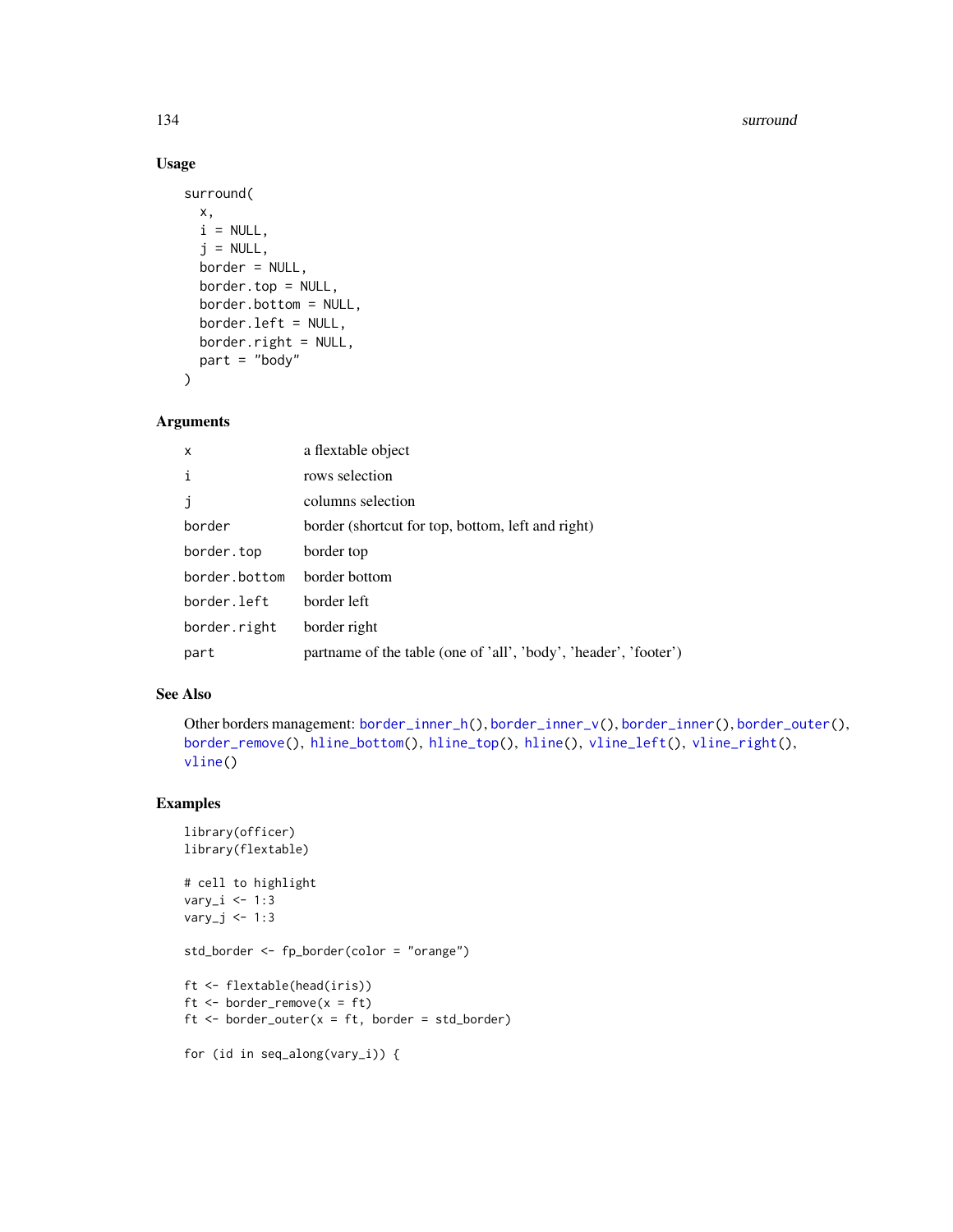### Usage

```
surround(
  x,
  i = NULL,
  j = NULL,
  border = NULL,
  border.top = NULL,
  border.bottom = NULL,
  border.left = NULL,
  border.right = NULL,
  part = "body"
)
```

### Arguments

| | |
|---|---|
| x | a flextable object |
| i | rows selection |
| j | columns selection |
| border | border (shortcut for top, bottom, left and right) |
| border.top | border top |
| border.bottom | border bottom |
| border.left | border left |
| border.right | border right |
| part | partname of the table (one of 'all', 'body', 'header', 'footer') |

### See Also

Other borders management: border_inner_h(), border_inner_v(), border_inner(), border_outer(), border_remove(), hline_bottom(), hline_top(), hline(), vline_left(), vline_right(), vline()

### Examples

```
library(officer)
library(flextable)

# cell to highlight
vary_i <- 1:3
vary_j <- 1:3

std_border <- fp_border(color = "orange")

ft <- flextable(head(iris))
ft <- border_remove(x = ft)
ft <- border_outer(x = ft, border = std_border)

for (id in seq_along(vary_i)) {
```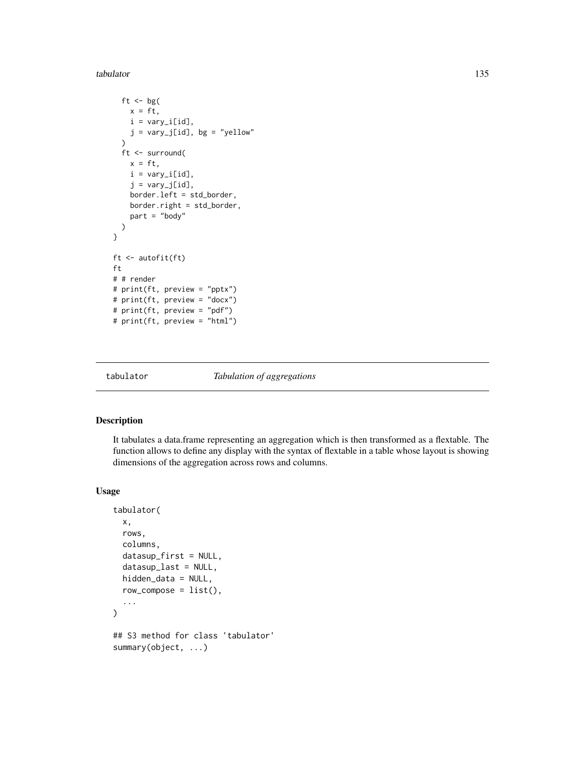```
  ft <- bg(
    x = ft,
    i = vary_i[id],
    j = vary_j[id], bg = "yellow"
  )
  ft <- surround(
    x = ft,
    i = vary_i[id],
    j = vary_j[id],
    border.left = std_border,
    border.right = std_border,
    part = "body"
  )
}

ft <- autofit(ft)
ft
# # render
# print(ft, preview = "pptx")
# print(ft, preview = "docx")
# print(ft, preview = "pdf")
# print(ft, preview = "html")
```

## tabulator — *Tabulation of aggregations*

### Description

It tabulates a data.frame representing an aggregation which is then transformed as a flextable. The function allows to define any display with the syntax of flextable in a table whose layout is showing dimensions of the aggregation across rows and columns.

### Usage

```
tabulator(
  x,
  rows,
  columns,
  datasup_first = NULL,
  datasup_last = NULL,
  hidden_data = NULL,
  row_compose = list(),
  ...
)

## S3 method for class 'tabulator'
summary(object, ...)
```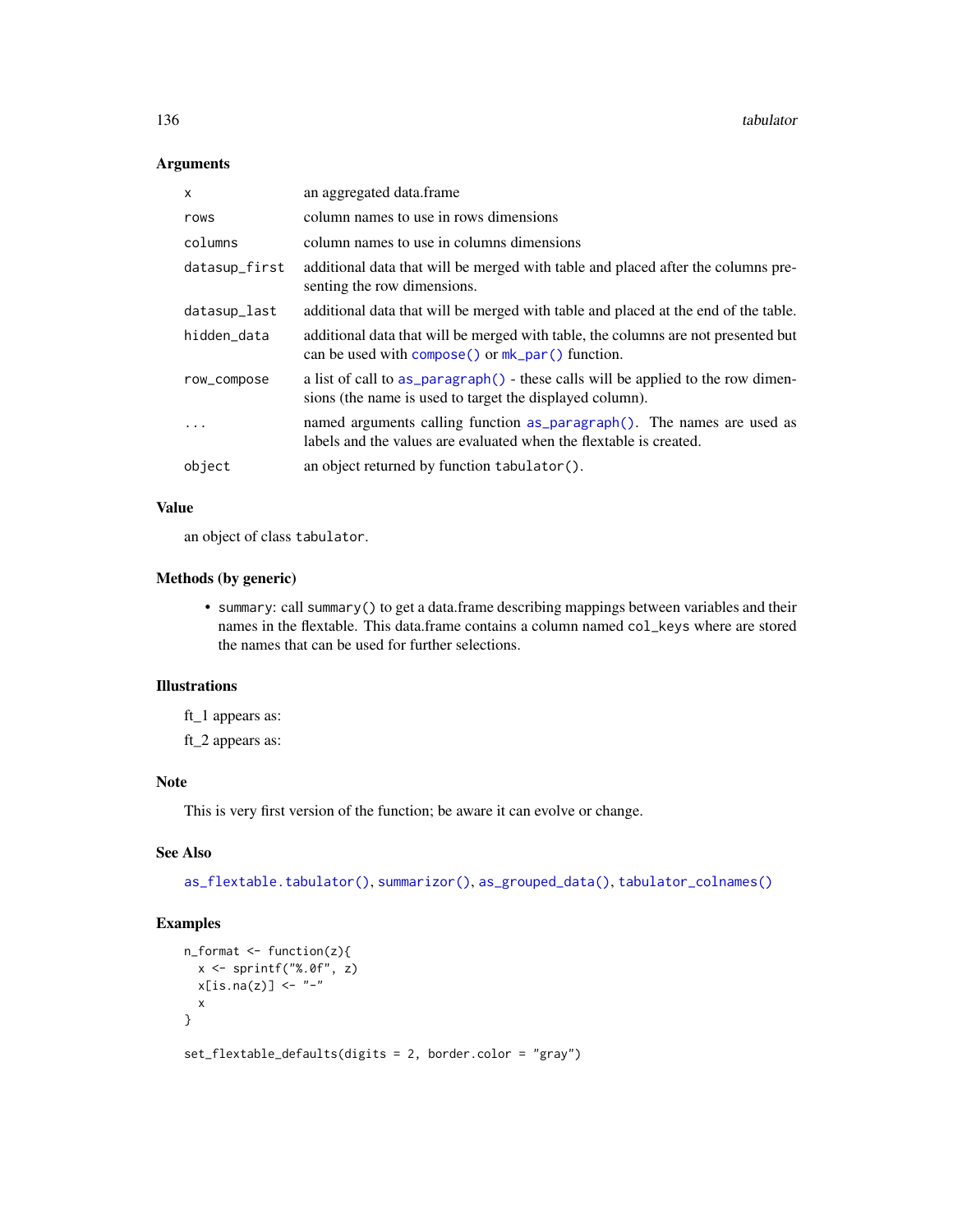## Arguments

| | |
|---|---|
| x | an aggregated data.frame |
| rows | column names to use in rows dimensions |
| columns | column names to use in columns dimensions |
| datasup_first | additional data that will be merged with table and placed after the columns presenting the row dimensions. |
| datasup_last | additional data that will be merged with table and placed at the end of the table. |
| hidden_data | additional data that will be merged with table, the columns are not presented but can be used with compose() or mk_par() function. |
| row_compose | a list of call to as_paragraph() - these calls will be applied to the row dimensions (the name is used to target the displayed column). |
| ... | named arguments calling function as_paragraph(). The names are used as labels and the values are evaluated when the flextable is created. |
| object | an object returned by function tabulator(). |

## Value

an object of class tabulator.

## Methods (by generic)

- summary: call summary() to get a data.frame describing mappings between variables and their names in the flextable. This data.frame contains a column named col_keys where are stored the names that can be used for further selections.

## Illustrations

ft_1 appears as:

ft_2 appears as:

## Note

This is very first version of the function; be aware it can evolve or change.

## See Also

as_flextable.tabulator(), summarizor(), as_grouped_data(), tabulator_colnames()

## Examples

```
n_format <- function(z){
  x <- sprintf("%.0f", z)
  x[is.na(z)] <- "-"
  x
}

set_flextable_defaults(digits = 2, border.color = "gray")
```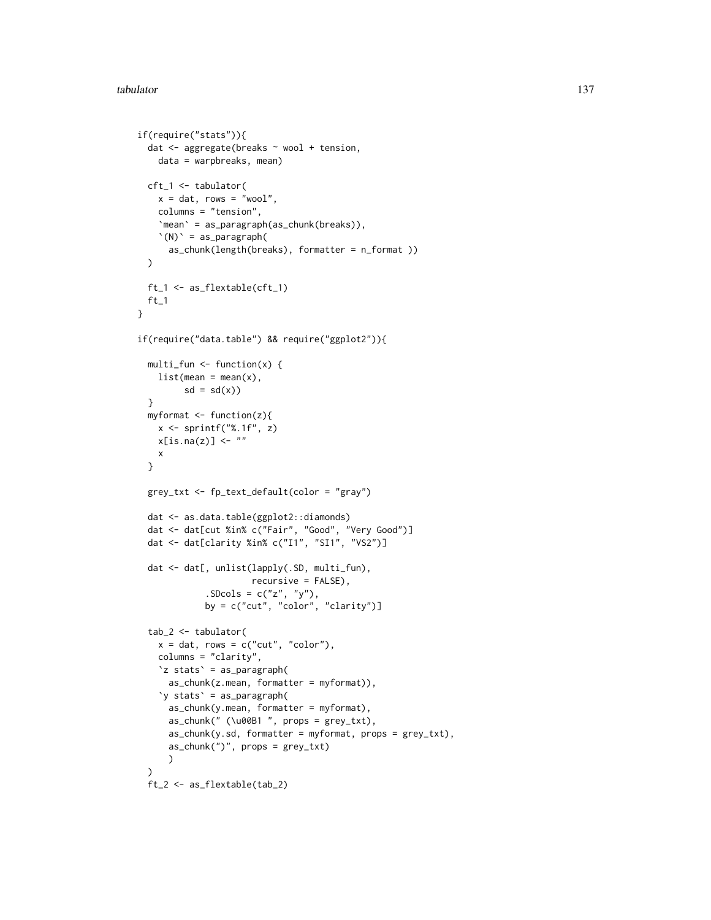```
if(require("stats")){
  dat <- aggregate(breaks ~ wool + tension,
    data = warpbreaks, mean)

  cft_1 <- tabulator(
    x = dat, rows = "wool",
    columns = "tension",
    `mean` = as_paragraph(as_chunk(breaks)),
    `(N)` = as_paragraph(
      as_chunk(length(breaks), formatter = n_format ))
  )

  ft_1 <- as_flextable(cft_1)
  ft_1
}

if(require("data.table") && require("ggplot2")){

  multi_fun <- function(x) {
    list(mean = mean(x),
         sd = sd(x))
  }
  myformat <- function(z){
    x <- sprintf("%.1f", z)
    x[is.na(z)] <- ""
    x
  }

  grey_txt <- fp_text_default(color = "gray")

  dat <- as.data.table(ggplot2::diamonds)
  dat <- dat[cut %in% c("Fair", "Good", "Very Good")]
  dat <- dat[clarity %in% c("I1", "SI1", "VS2")]

  dat <- dat[, unlist(lapply(.SD, multi_fun),
                    recursive = FALSE),
             .SDcols = c("z", "y"),
             by = c("cut", "color", "clarity")]

  tab_2 <- tabulator(
    x = dat, rows = c("cut", "color"),
    columns = "clarity",
    `z stats` = as_paragraph(
      as_chunk(z.mean, formatter = myformat)),
    `y stats` = as_paragraph(
      as_chunk(y.mean, formatter = myformat),
      as_chunk(" (\u00B1 ", props = grey_txt),
      as_chunk(y.sd, formatter = myformat, props = grey_txt),
      as_chunk(")", props = grey_txt)
      )
  )
  ft_2 <- as_flextable(tab_2)
```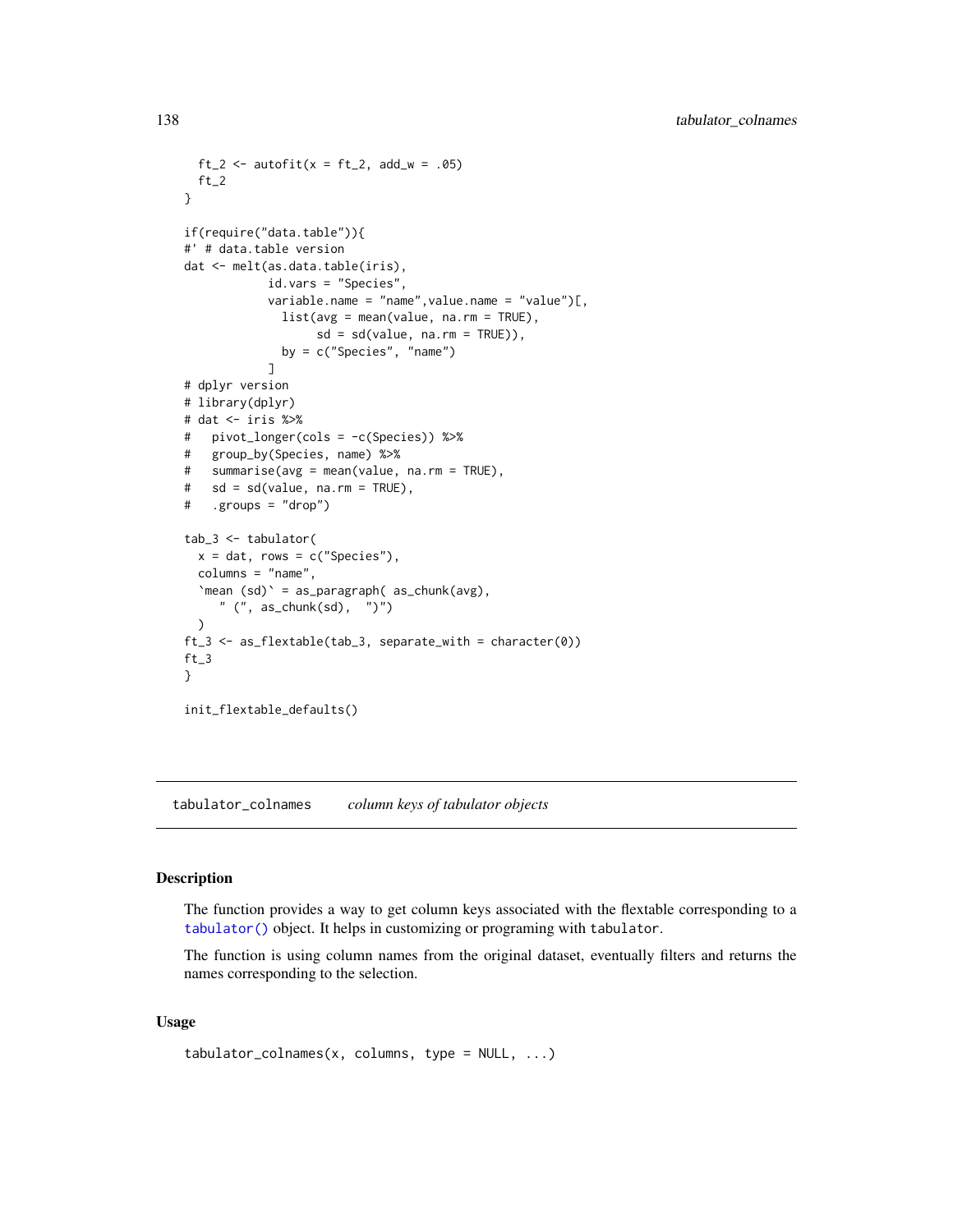```
  ft_2 <- autofit(x = ft_2, add_w = .05)
  ft_2
}

if(require("data.table")){
#' # data.table version
dat <- melt(as.data.table(iris),
            id.vars = "Species",
            variable.name = "name",value.name = "value")[,
              list(avg = mean(value, na.rm = TRUE),
                   sd = sd(value, na.rm = TRUE)),
              by = c("Species", "name")
            ]
# dplyr version
# library(dplyr)
# dat <- iris %>%
#   pivot_longer(cols = -c(Species)) %>%
#   group_by(Species, name) %>%
#   summarise(avg = mean(value, na.rm = TRUE),
#   sd = sd(value, na.rm = TRUE),
#   .groups = "drop")

tab_3 <- tabulator(
  x = dat, rows = c("Species"),
  columns = "name",
  `mean (sd)` = as_paragraph( as_chunk(avg),
     " (", as_chunk(sd),  ")")
  )
ft_3 <- as_flextable(tab_3, separate_with = character(0))
ft_3
}

init_flextable_defaults()
```

## tabulator_colnames    *column keys of tabulator objects*

### Description

The function provides a way to get column keys associated with the flextable corresponding to a `tabulator()` object. It helps in customizing or programing with `tabulator`.

The function is using column names from the original dataset, eventually filters and returns the names corresponding to the selection.

### Usage

```
tabulator_colnames(x, columns, type = NULL, ...)
```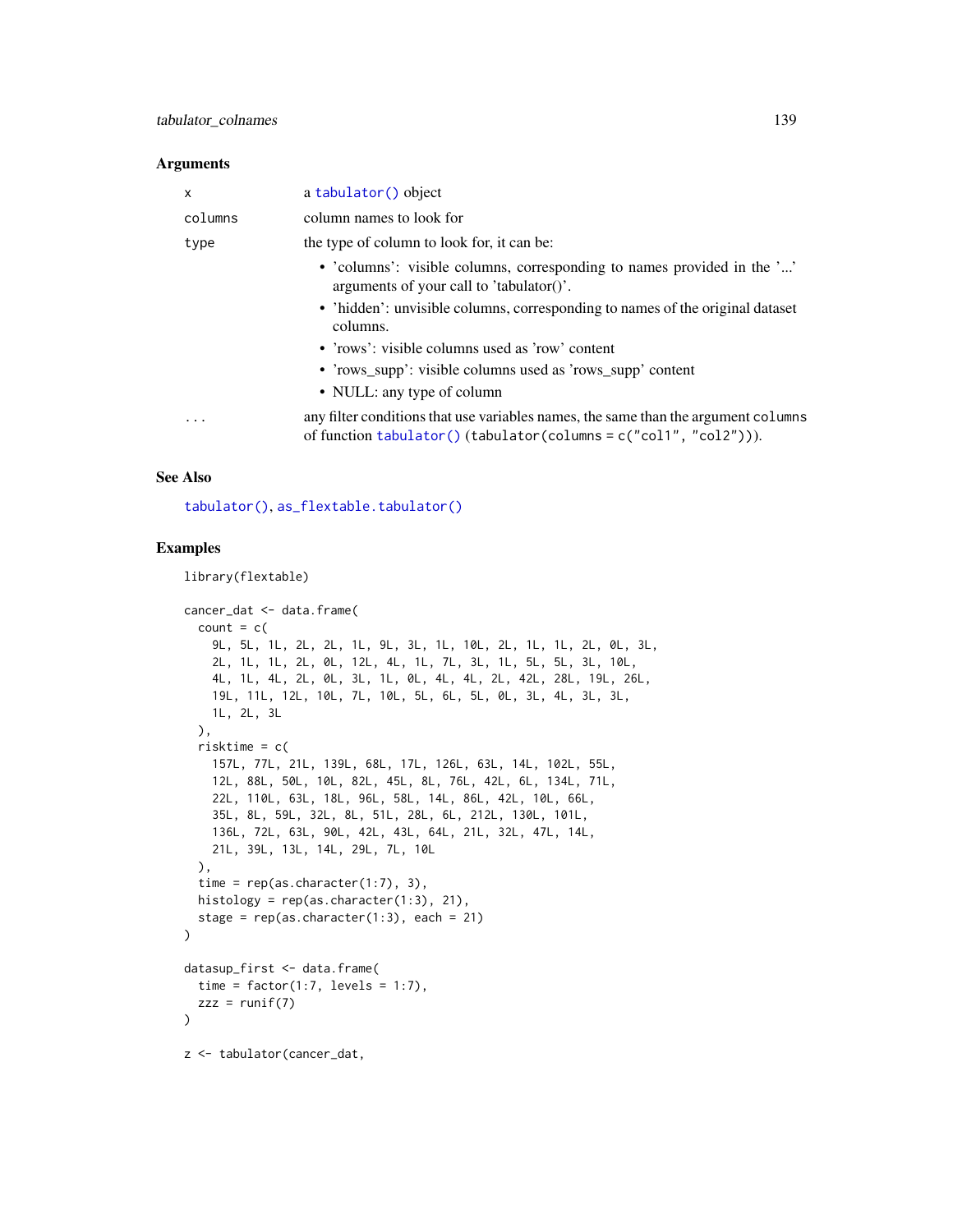### Arguments

| | |
|---|---|
| x | a `tabulator()` object |
| columns | column names to look for |
| type | the type of column to look for, it can be:<br>• 'columns': visible columns, corresponding to names provided in the '...' arguments of your call to 'tabulator()'.<br>• 'hidden': unvisible columns, corresponding to names of the original dataset columns.<br>• 'rows': visible columns used as 'row' content<br>• 'rows_supp': visible columns used as 'rows_supp' content<br>• NULL: any type of column |
| ... | any filter conditions that use variables names, the same than the argument `columns` of function `tabulator()` (`tabulator(columns = c("col1", "col2"))`). |

### See Also

`tabulator()`, `as_flextable.tabulator()`

### Examples

```
library(flextable)

cancer_dat <- data.frame(
  count = c(
    9L, 5L, 1L, 2L, 2L, 1L, 9L, 3L, 1L, 10L, 2L, 1L, 1L, 2L, 0L, 3L,
    2L, 1L, 1L, 2L, 0L, 12L, 4L, 1L, 7L, 3L, 1L, 5L, 5L, 3L, 10L,
    4L, 1L, 4L, 2L, 0L, 3L, 1L, 0L, 4L, 4L, 2L, 42L, 28L, 19L, 26L,
    19L, 11L, 12L, 10L, 7L, 10L, 5L, 6L, 5L, 0L, 3L, 4L, 3L, 3L,
    1L, 2L, 3L
  ),
  risktime = c(
    157L, 77L, 21L, 139L, 68L, 17L, 126L, 63L, 14L, 102L, 55L,
    12L, 88L, 50L, 10L, 82L, 45L, 8L, 76L, 42L, 6L, 134L, 71L,
    22L, 110L, 63L, 18L, 96L, 58L, 14L, 86L, 42L, 10L, 66L,
    35L, 8L, 59L, 32L, 8L, 51L, 28L, 6L, 212L, 130L, 101L,
    136L, 72L, 63L, 90L, 42L, 43L, 64L, 21L, 32L, 47L, 14L,
    21L, 39L, 13L, 14L, 29L, 7L, 10L
  ),
  time = rep(as.character(1:7), 3),
  histology = rep(as.character(1:3), 21),
  stage = rep(as.character(1:3), each = 21)
)

datasup_first <- data.frame(
  time = factor(1:7, levels = 1:7),
  zzz = runif(7)
)

z <- tabulator(cancer_dat,
```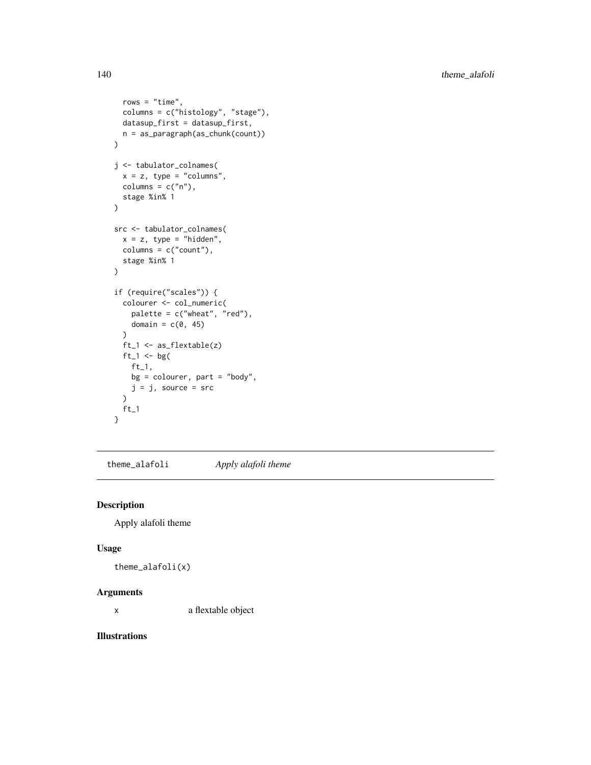```
  rows = "time",
  columns = c("histology", "stage"),
  datasup_first = datasup_first,
  n = as_paragraph(as_chunk(count))
)

j <- tabulator_colnames(
  x = z, type = "columns",
  columns = c("n"),
  stage %in% 1
)

src <- tabulator_colnames(
  x = z, type = "hidden",
  columns = c("count"),
  stage %in% 1
)

if (require("scales")) {
  colourer <- col_numeric(
    palette = c("wheat", "red"),
    domain = c(0, 45)
  )
  ft_1 <- as_flextable(z)
  ft_1 <- bg(
    ft_1,
    bg = colourer, part = "body",
    j = j, source = src
  )
  ft_1
}
```

---

## theme_alafoli — *Apply alafoli theme*

---

### Description

Apply alafoli theme

### Usage

```
theme_alafoli(x)
```

### Arguments

| | |
|---|---|
| x | a flextable object |

### Illustrations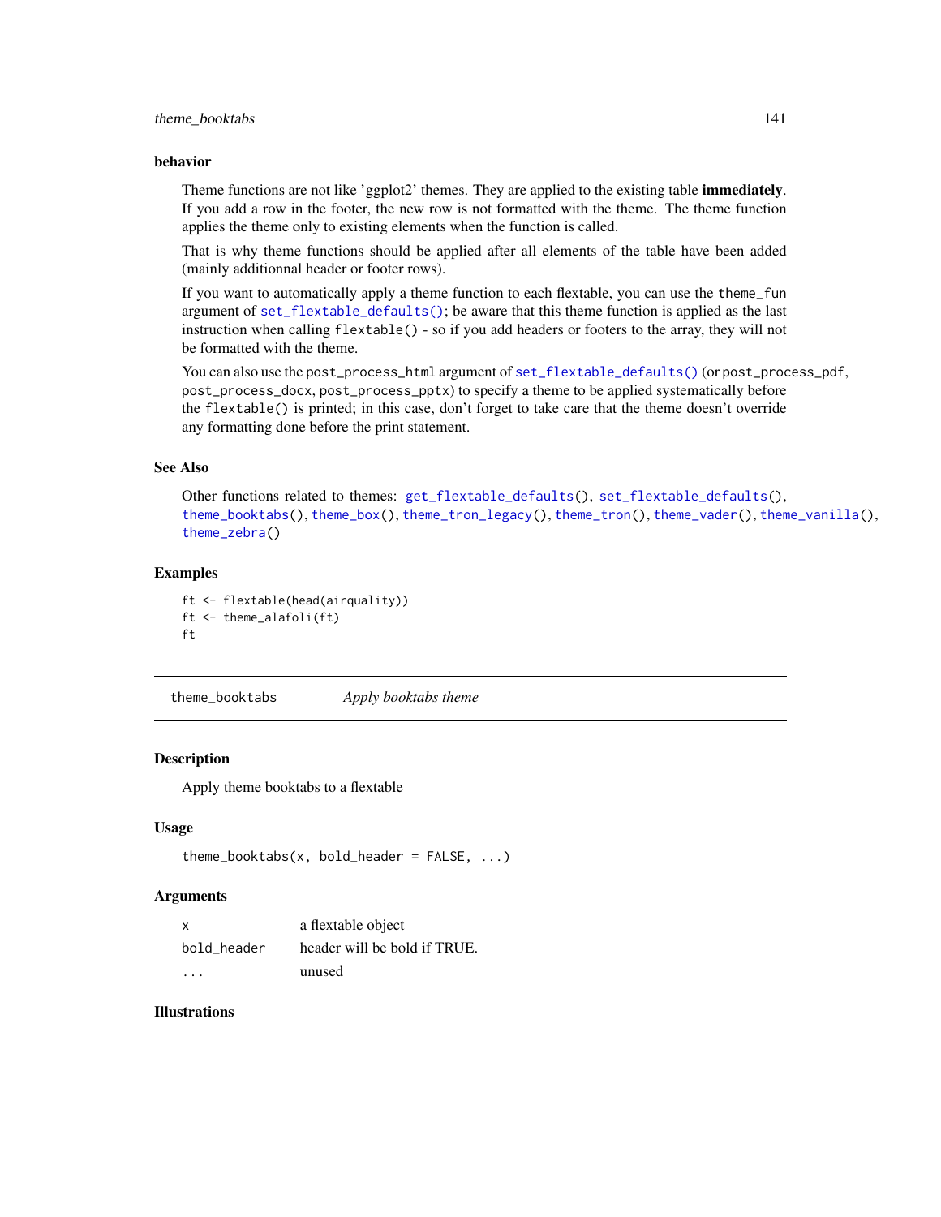### behavior

Theme functions are not like 'ggplot2' themes. They are applied to the existing table **immediately**. If you add a row in the footer, the new row is not formatted with the theme. The theme function applies the theme only to existing elements when the function is called.

That is why theme functions should be applied after all elements of the table have been added (mainly additionnal header or footer rows).

If you want to automatically apply a theme function to each flextable, you can use the `theme_fun` argument of `set_flextable_defaults()`; be aware that this theme function is applied as the last instruction when calling `flextable()` - so if you add headers or footers to the array, they will not be formatted with the theme.

You can also use the `post_process_html` argument of `set_flextable_defaults()` (or `post_process_pdf`, `post_process_docx`, `post_process_pptx`) to specify a theme to be applied systematically before the `flextable()` is printed; in this case, don't forget to take care that the theme doesn't override any formatting done before the print statement.

### See Also

Other functions related to themes: `get_flextable_defaults()`, `set_flextable_defaults()`, `theme_booktabs()`, `theme_box()`, `theme_tron_legacy()`, `theme_tron()`, `theme_vader()`, `theme_vanilla()`, `theme_zebra()`

### Examples

```
ft <- flextable(head(airquality))
ft <- theme_alafoli(ft)
ft
```

---

## theme_booktabs *Apply booktabs theme*

### Description

Apply theme booktabs to a flextable

### Usage

```
theme_booktabs(x, bold_header = FALSE, ...)
```

### Arguments

| | |
|---|---|
| x | a flextable object |
| bold_header | header will be bold if TRUE. |
| ... | unused |

### Illustrations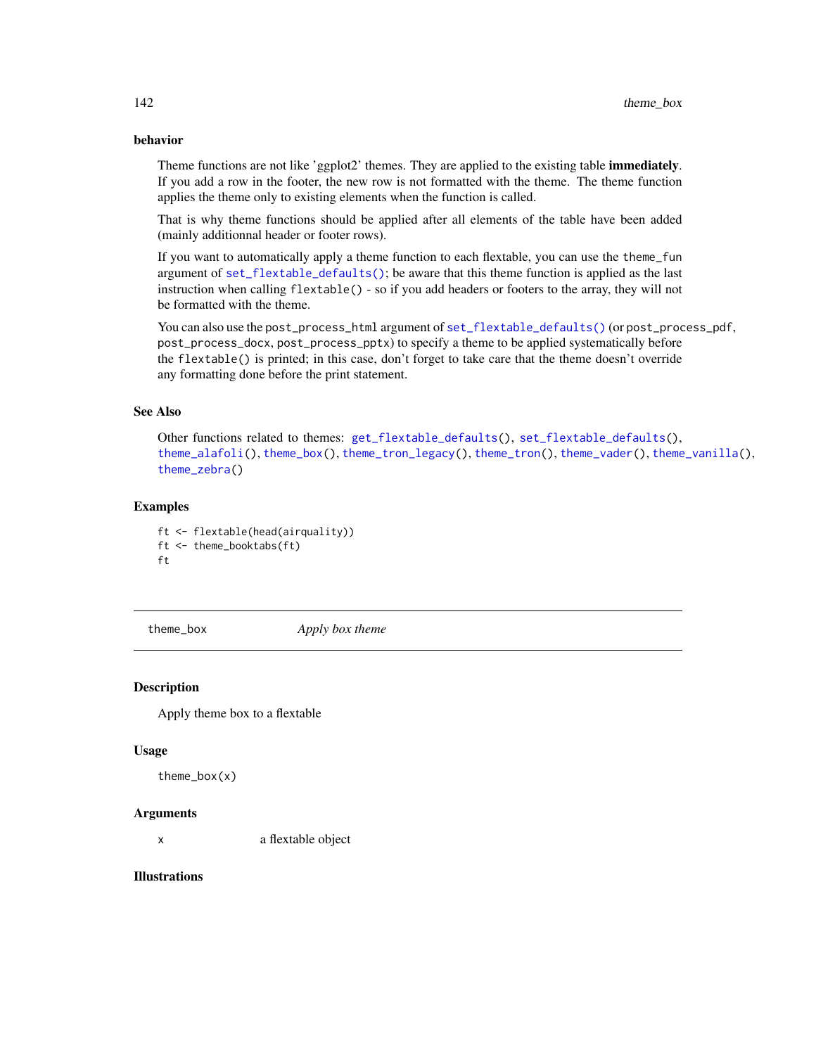### behavior

Theme functions are not like 'ggplot2' themes. They are applied to the existing table **immediately**. If you add a row in the footer, the new row is not formatted with the theme. The theme function applies the theme only to existing elements when the function is called.

That is why theme functions should be applied after all elements of the table have been added (mainly additionnal header or footer rows).

If you want to automatically apply a theme function to each flextable, you can use the `theme_fun` argument of `set_flextable_defaults()`; be aware that this theme function is applied as the last instruction when calling `flextable()` - so if you add headers or footers to the array, they will not be formatted with the theme.

You can also use the `post_process_html` argument of `set_flextable_defaults()` (or `post_process_pdf`, `post_process_docx`, `post_process_pptx`) to specify a theme to be applied systematically before the `flextable()` is printed; in this case, don't forget to take care that the theme doesn't override any formatting done before the print statement.

### See Also

Other functions related to themes: `get_flextable_defaults()`, `set_flextable_defaults()`, `theme_alafoli()`, `theme_box()`, `theme_tron_legacy()`, `theme_tron()`, `theme_vader()`, `theme_vanilla()`, `theme_zebra()`

### Examples

```
ft <- flextable(head(airquality))
ft <- theme_booktabs(ft)
ft
```

---

## theme_box — *Apply box theme*

### Description

Apply theme box to a flextable

### Usage

```
theme_box(x)
```

### Arguments

| | |
|---|---|
| x | a flextable object |

### Illustrations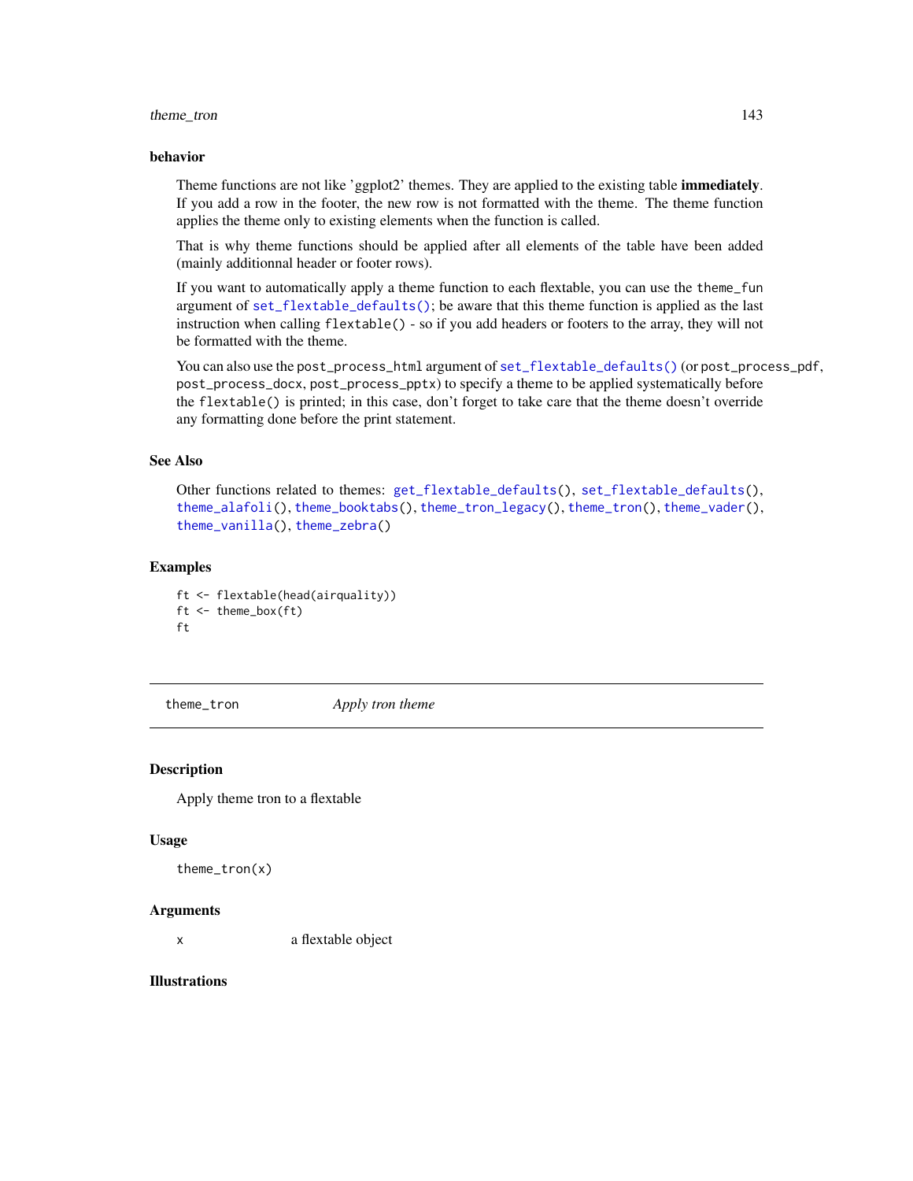### behavior

Theme functions are not like 'ggplot2' themes. They are applied to the existing table **immediately**. If you add a row in the footer, the new row is not formatted with the theme. The theme function applies the theme only to existing elements when the function is called.

That is why theme functions should be applied after all elements of the table have been added (mainly additionnal header or footer rows).

If you want to automatically apply a theme function to each flextable, you can use the `theme_fun` argument of `set_flextable_defaults()`; be aware that this theme function is applied as the last instruction when calling `flextable()` - so if you add headers or footers to the array, they will not be formatted with the theme.

You can also use the `post_process_html` argument of `set_flextable_defaults()` (or `post_process_pdf`, `post_process_docx`, `post_process_pptx`) to specify a theme to be applied systematically before the `flextable()` is printed; in this case, don't forget to take care that the theme doesn't override any formatting done before the print statement.

### See Also

Other functions related to themes: `get_flextable_defaults()`, `set_flextable_defaults()`, `theme_alafoli()`, `theme_booktabs()`, `theme_tron_legacy()`, `theme_tron()`, `theme_vader()`, `theme_vanilla()`, `theme_zebra()`

### Examples

```
ft <- flextable(head(airquality))
ft <- theme_box(ft)
ft
```

---

## theme_tron — *Apply tron theme*

### Description

Apply theme tron to a flextable

### Usage

```
theme_tron(x)
```

### Arguments

| | |
|---|---|
| x | a flextable object |

### Illustrations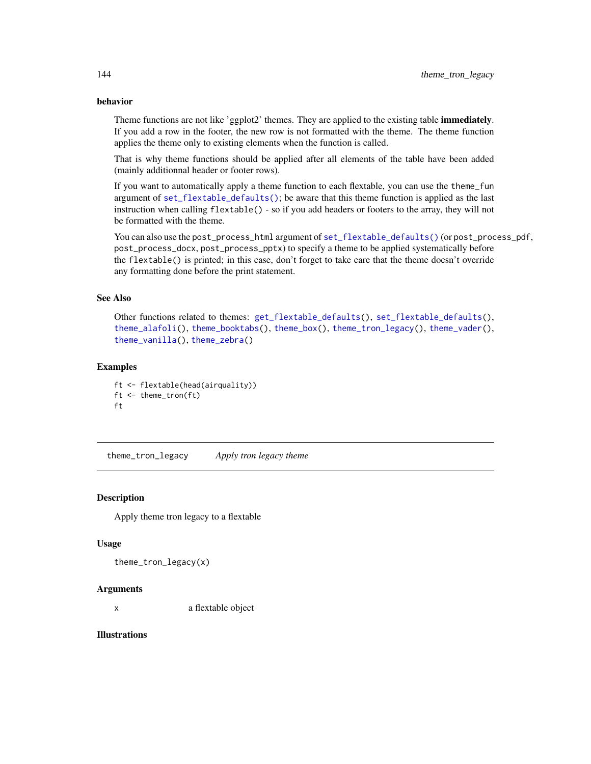**behavior**

Theme functions are not like 'ggplot2' themes. They are applied to the existing table **immediately**. If you add a row in the footer, the new row is not formatted with the theme. The theme function applies the theme only to existing elements when the function is called.

That is why theme functions should be applied after all elements of the table have been added (mainly additionnal header or footer rows).

If you want to automatically apply a theme function to each flextable, you can use the `theme_fun` argument of `set_flextable_defaults()`; be aware that this theme function is applied as the last instruction when calling `flextable()` - so if you add headers or footers to the array, they will not be formatted with the theme.

You can also use the `post_process_html` argument of `set_flextable_defaults()` (or `post_process_pdf`, `post_process_docx`, `post_process_pptx`) to specify a theme to be applied systematically before the `flextable()` is printed; in this case, don't forget to take care that the theme doesn't override any formatting done before the print statement.

## See Also

Other functions related to themes: `get_flextable_defaults()`, `set_flextable_defaults()`, `theme_alafoli()`, `theme_booktabs()`, `theme_box()`, `theme_tron_legacy()`, `theme_vader()`, `theme_vanilla()`, `theme_zebra()`

## Examples

```
ft <- flextable(head(airquality))
ft <- theme_tron(ft)
ft
```

---

# theme_tron_legacy    *Apply tron legacy theme*

## Description

Apply theme tron legacy to a flextable

## Usage

```
theme_tron_legacy(x)
```

## Arguments

| | |
|---|---|
| x | a flextable object |

## Illustrations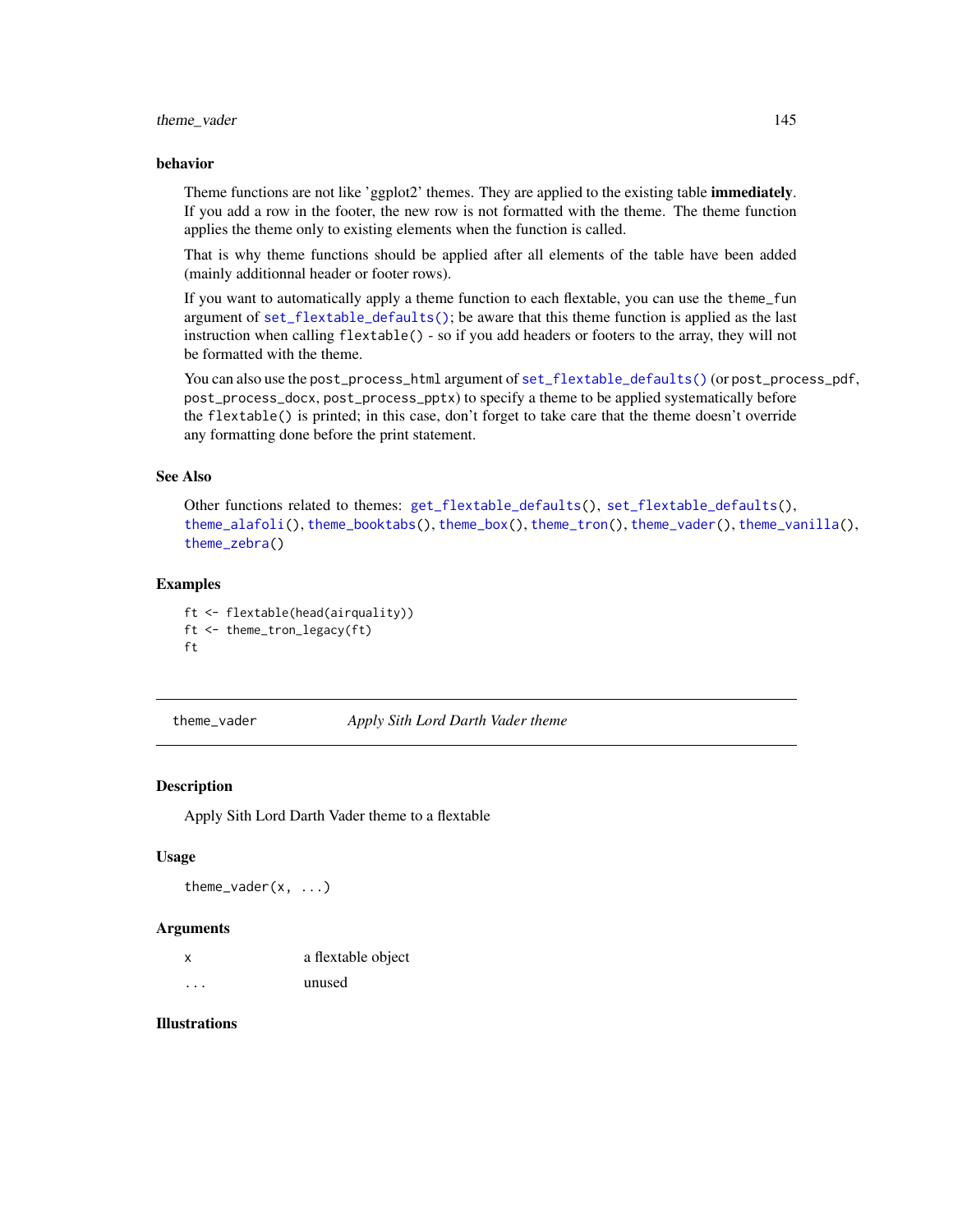### behavior

Theme functions are not like 'ggplot2' themes. They are applied to the existing table **immediately**. If you add a row in the footer, the new row is not formatted with the theme. The theme function applies the theme only to existing elements when the function is called.

That is why theme functions should be applied after all elements of the table have been added (mainly additionnal header or footer rows).

If you want to automatically apply a theme function to each flextable, you can use the `theme_fun` argument of `set_flextable_defaults()`; be aware that this theme function is applied as the last instruction when calling `flextable()` - so if you add headers or footers to the array, they will not be formatted with the theme.

You can also use the `post_process_html` argument of `set_flextable_defaults()` (or `post_process_pdf`, `post_process_docx`, `post_process_pptx`) to specify a theme to be applied systematically before the `flextable()` is printed; in this case, don't forget to take care that the theme doesn't override any formatting done before the print statement.

### See Also

Other functions related to themes: `get_flextable_defaults()`, `set_flextable_defaults()`, `theme_alafoli()`, `theme_booktabs()`, `theme_box()`, `theme_tron()`, `theme_vader()`, `theme_vanilla()`, `theme_zebra()`

### Examples

```
ft <- flextable(head(airquality))
ft <- theme_tron_legacy(ft)
ft
```

---

## theme_vader — *Apply Sith Lord Darth Vader theme*

### Description

Apply Sith Lord Darth Vader theme to a flextable

### Usage

```
theme_vader(x, ...)
```

### Arguments

| | |
|---|---|
| x | a flextable object |
| ... | unused |

### Illustrations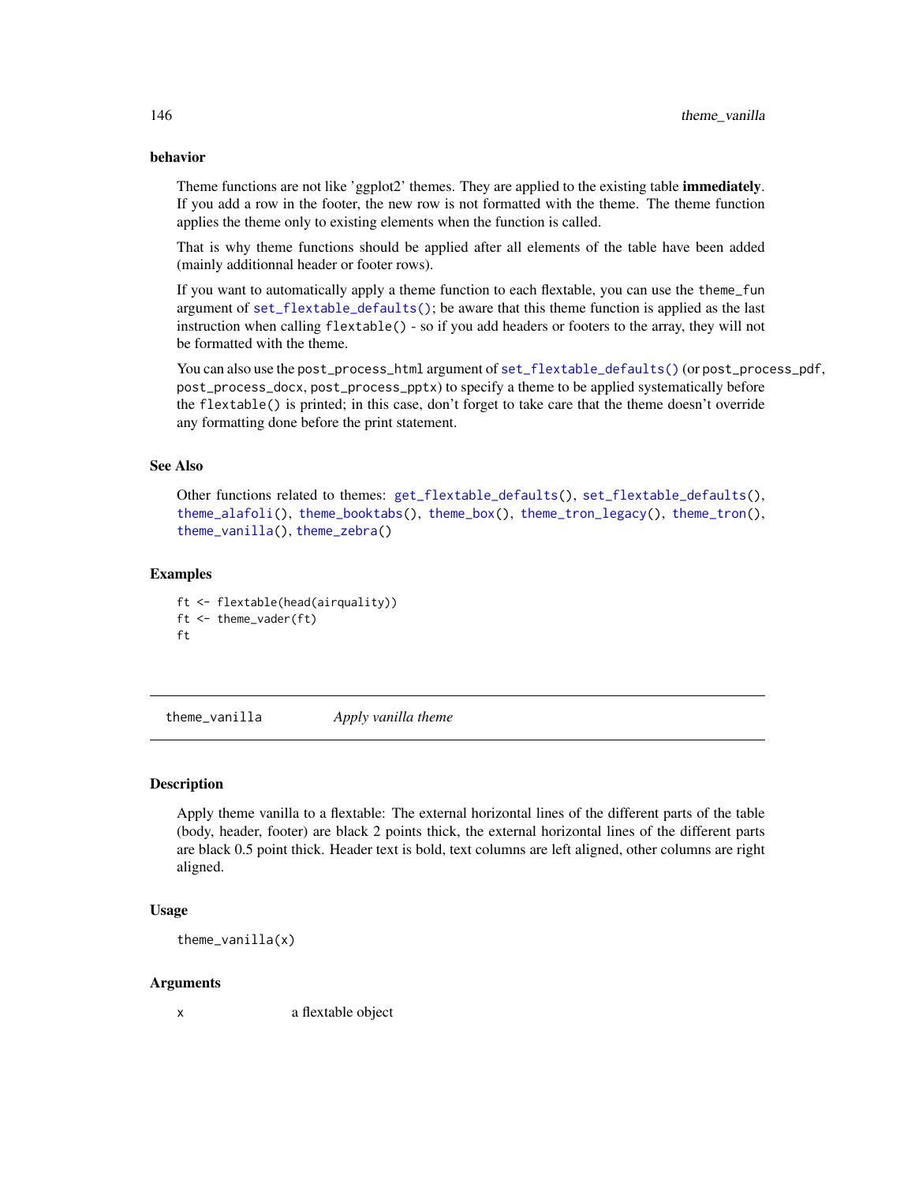### behavior

Theme functions are not like 'ggplot2' themes. They are applied to the existing table **immediately**. If you add a row in the footer, the new row is not formatted with the theme. The theme function applies the theme only to existing elements when the function is called.

That is why theme functions should be applied after all elements of the table have been added (mainly additionnal header or footer rows).

If you want to automatically apply a theme function to each flextable, you can use the `theme_fun` argument of `set_flextable_defaults()`; be aware that this theme function is applied as the last instruction when calling `flextable()` - so if you add headers or footers to the array, they will not be formatted with the theme.

You can also use the `post_process_html` argument of `set_flextable_defaults()` (or `post_process_pdf`, `post_process_docx`, `post_process_pptx`) to specify a theme to be applied systematically before the `flextable()` is printed; in this case, don't forget to take care that the theme doesn't override any formatting done before the print statement.

### See Also

Other functions related to themes: `get_flextable_defaults()`, `set_flextable_defaults()`, `theme_alafoli()`, `theme_booktabs()`, `theme_box()`, `theme_tron_legacy()`, `theme_tron()`, `theme_vanilla()`, `theme_zebra()`

### Examples

```
ft <- flextable(head(airquality))
ft <- theme_vader(ft)
ft
```

---

## theme_vanilla — *Apply vanilla theme*

### Description

Apply theme vanilla to a flextable: The external horizontal lines of the different parts of the table (body, header, footer) are black 2 points thick, the external horizontal lines of the different parts are black 0.5 point thick. Header text is bold, text columns are left aligned, other columns are right aligned.

### Usage

```
theme_vanilla(x)
```

### Arguments

| | |
|---|---|
| x | a flextable object |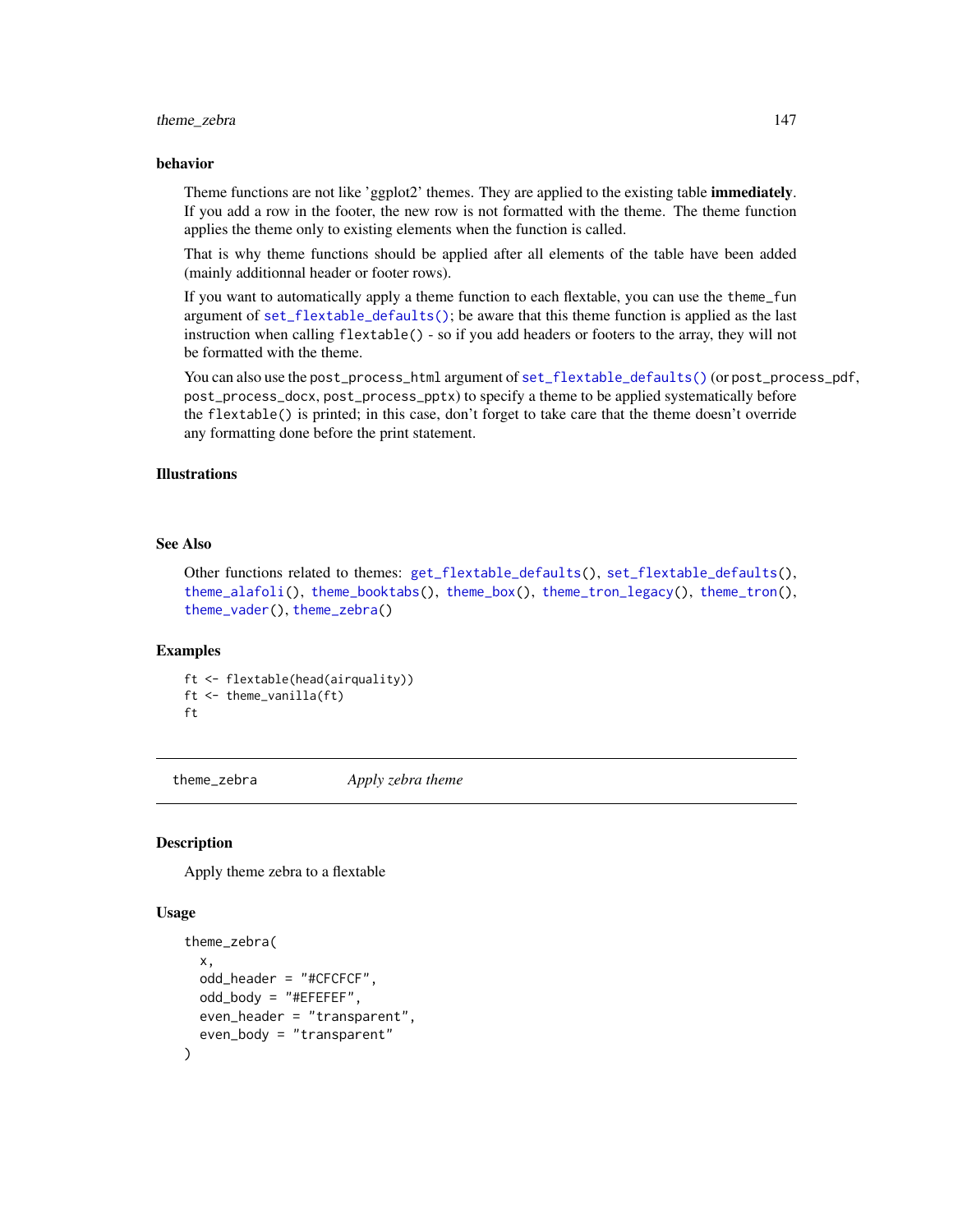### behavior

Theme functions are not like 'ggplot2' themes. They are applied to the existing table **immediately**. If you add a row in the footer, the new row is not formatted with the theme. The theme function applies the theme only to existing elements when the function is called.

That is why theme functions should be applied after all elements of the table have been added (mainly additionnal header or footer rows).

If you want to automatically apply a theme function to each flextable, you can use the `theme_fun` argument of `set_flextable_defaults()`; be aware that this theme function is applied as the last instruction when calling `flextable()` - so if you add headers or footers to the array, they will not be formatted with the theme.

You can also use the `post_process_html` argument of `set_flextable_defaults()` (or `post_process_pdf`, `post_process_docx`, `post_process_pptx`) to specify a theme to be applied systematically before the `flextable()` is printed; in this case, don't forget to take care that the theme doesn't override any formatting done before the print statement.

### Illustrations

### See Also

Other functions related to themes: `get_flextable_defaults()`, `set_flextable_defaults()`, `theme_alafoli()`, `theme_booktabs()`, `theme_box()`, `theme_tron_legacy()`, `theme_tron()`, `theme_vader()`, `theme_zebra()`

### Examples

```
ft <- flextable(head(airquality))
ft <- theme_vanilla(ft)
ft
```

---

## theme_zebra *Apply zebra theme*

### Description

Apply theme zebra to a flextable

### Usage

```
theme_zebra(
  x,
  odd_header = "#CFCFCF",
  odd_body = "#EFEFEF",
  even_header = "transparent",
  even_body = "transparent"
)
```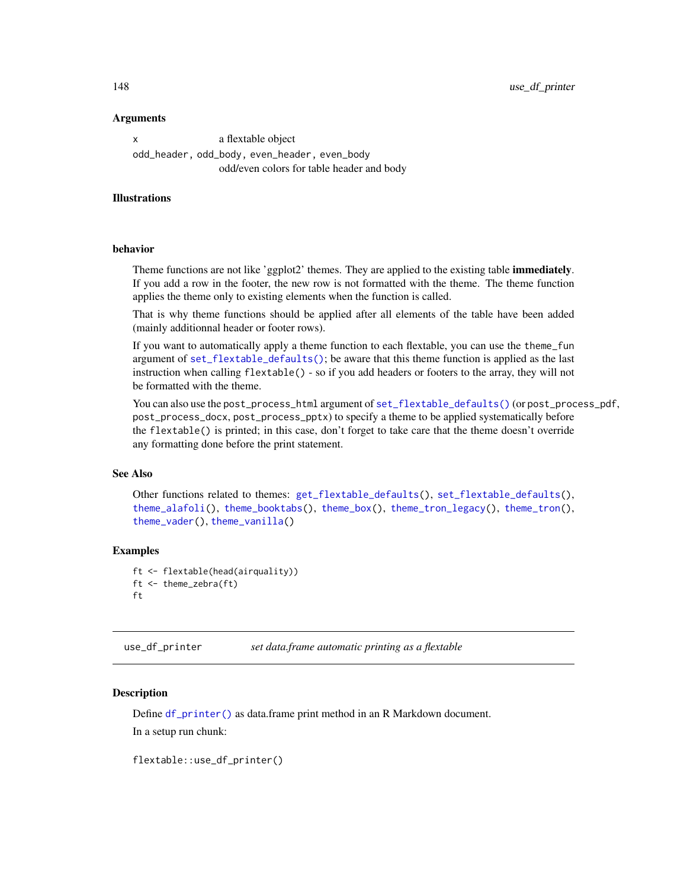### Arguments

| | |
|---|---|
| x | a flextable object |
| odd_header, odd_body, even_header, even_body | odd/even colors for table header and body |

### Illustrations

### behavior

Theme functions are not like 'ggplot2' themes. They are applied to the existing table **immediately**. If you add a row in the footer, the new row is not formatted with the theme. The theme function applies the theme only to existing elements when the function is called.

That is why theme functions should be applied after all elements of the table have been added (mainly additionnal header or footer rows).

If you want to automatically apply a theme function to each flextable, you can use the `theme_fun` argument of `set_flextable_defaults()`; be aware that this theme function is applied as the last instruction when calling `flextable()` - so if you add headers or footers to the array, they will not be formatted with the theme.

You can also use the `post_process_html` argument of `set_flextable_defaults()` (or `post_process_pdf`, `post_process_docx`, `post_process_pptx`) to specify a theme to be applied systematically before the `flextable()` is printed; in this case, don't forget to take care that the theme doesn't override any formatting done before the print statement.

### See Also

Other functions related to themes: `get_flextable_defaults()`, `set_flextable_defaults()`, `theme_alafoli()`, `theme_booktabs()`, `theme_box()`, `theme_tron_legacy()`, `theme_tron()`, `theme_vader()`, `theme_vanilla()`

### Examples

```
ft <- flextable(head(airquality))
ft <- theme_zebra(ft)
ft
```

---

## use_df_printer    *set data.frame automatic printing as a flextable*

---

### Description

Define `df_printer()` as data.frame print method in an R Markdown document.

In a setup run chunk:

```
flextable::use_df_printer()
```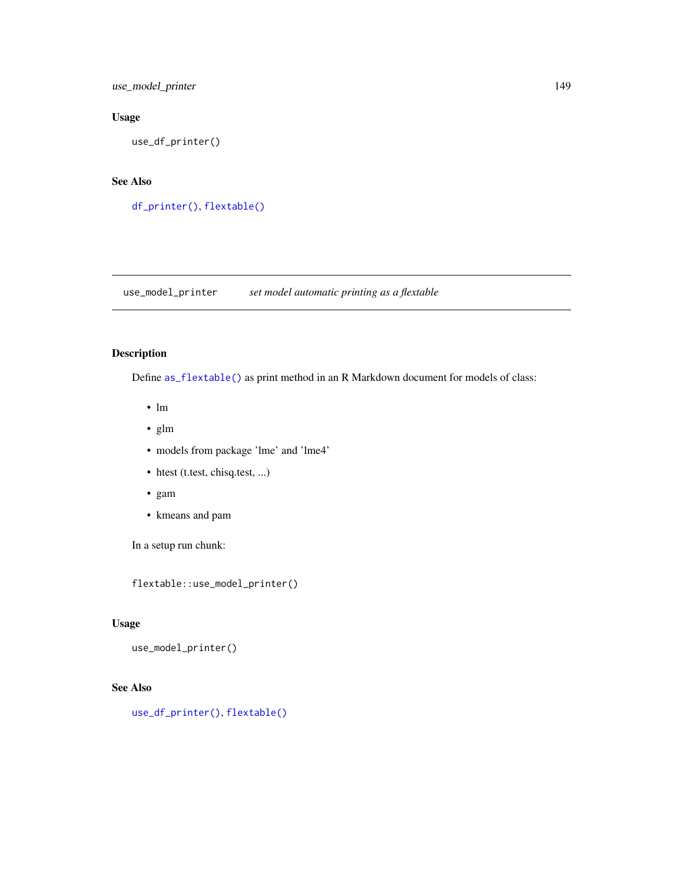## Usage

```
use_df_printer()
```

## See Also

df_printer(), flextable()

---

# use_model_printer    *set model automatic printing as a flextable*

## Description

Define as_flextable() as print method in an R Markdown document for models of class:

- lm
- glm
- models from package 'lme' and 'lme4'
- htest (t.test, chisq.test, ...)
- gam
- kmeans and pam

In a setup run chunk:

```
flextable::use_model_printer()
```

## Usage

```
use_model_printer()
```

## See Also

use_df_printer(), flextable()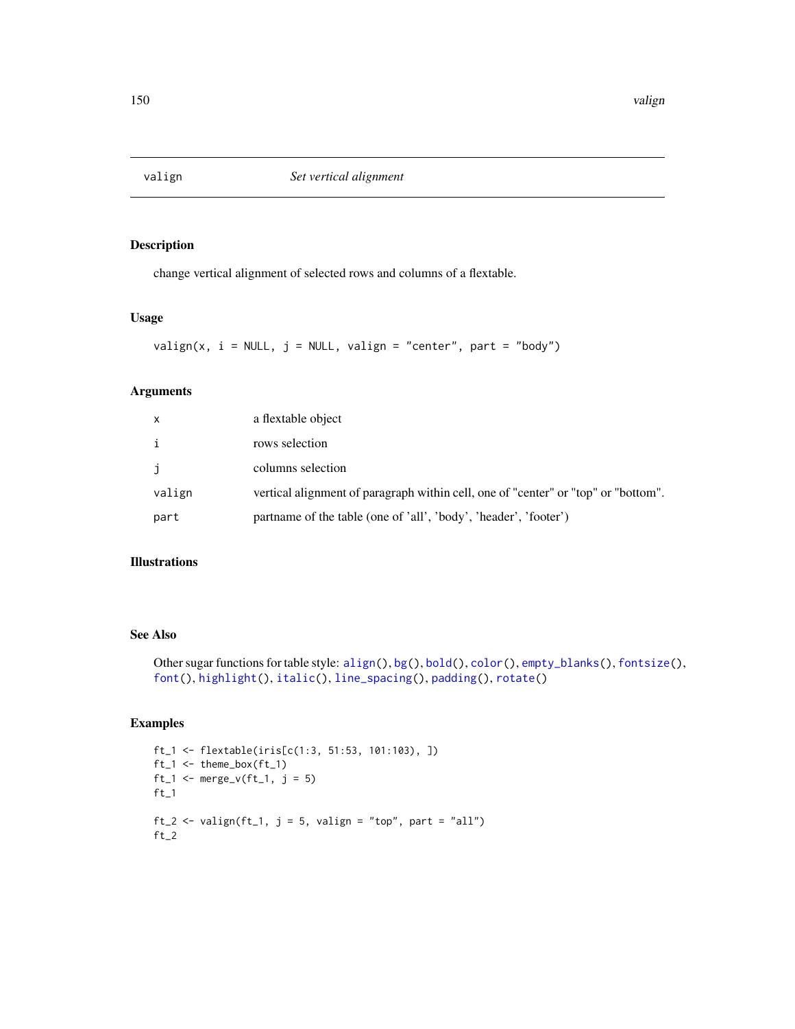## valign — *Set vertical alignment*

### Description

change vertical alignment of selected rows and columns of a flextable.

### Usage

```
valign(x, i = NULL, j = NULL, valign = "center", part = "body")
```

### Arguments

| | |
|---|---|
| x | a flextable object |
| i | rows selection |
| j | columns selection |
| valign | vertical alignment of paragraph within cell, one of "center" or "top" or "bottom". |
| part | partname of the table (one of 'all', 'body', 'header', 'footer') |

### Illustrations

### See Also

Other sugar functions for table style: align(), bg(), bold(), color(), empty_blanks(), fontsize(), font(), highlight(), italic(), line_spacing(), padding(), rotate()

### Examples

```
ft_1 <- flextable(iris[c(1:3, 51:53, 101:103), ])
ft_1 <- theme_box(ft_1)
ft_1 <- merge_v(ft_1, j = 5)
ft_1

ft_2 <- valign(ft_1, j = 5, valign = "top", part = "all")
ft_2
```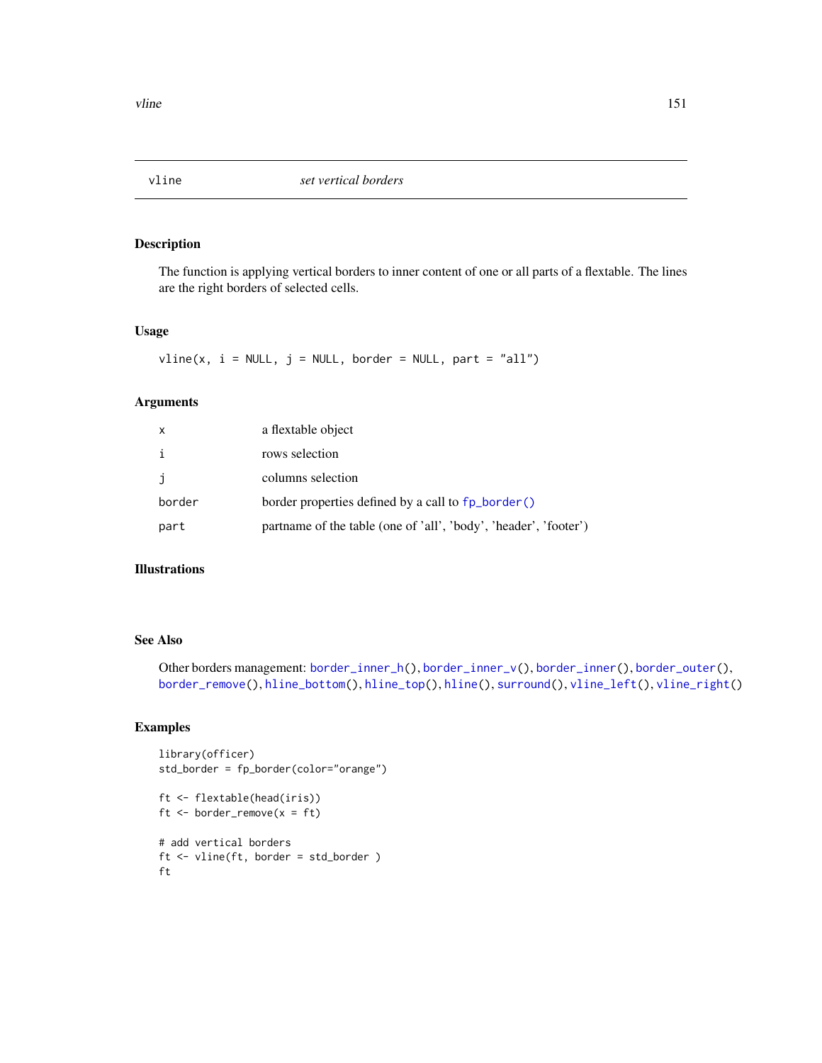vline *set vertical borders*

## Description

The function is applying vertical borders to inner content of one or all parts of a flextable. The lines are the right borders of selected cells.

## Usage

```
vline(x, i = NULL, j = NULL, border = NULL, part = "all")
```

## Arguments

| | |
|---|---|
| x | a flextable object |
| i | rows selection |
| j | columns selection |
| border | border properties defined by a call to fp_border() |
| part | partname of the table (one of 'all', 'body', 'header', 'footer') |

## Illustrations

## See Also

Other borders management: border_inner_h(), border_inner_v(), border_inner(), border_outer(), border_remove(), hline_bottom(), hline_top(), hline(), surround(), vline_left(), vline_right()

## Examples

```
library(officer)
std_border = fp_border(color="orange")

ft <- flextable(head(iris))
ft <- border_remove(x = ft)

# add vertical borders
ft <- vline(ft, border = std_border )
ft
```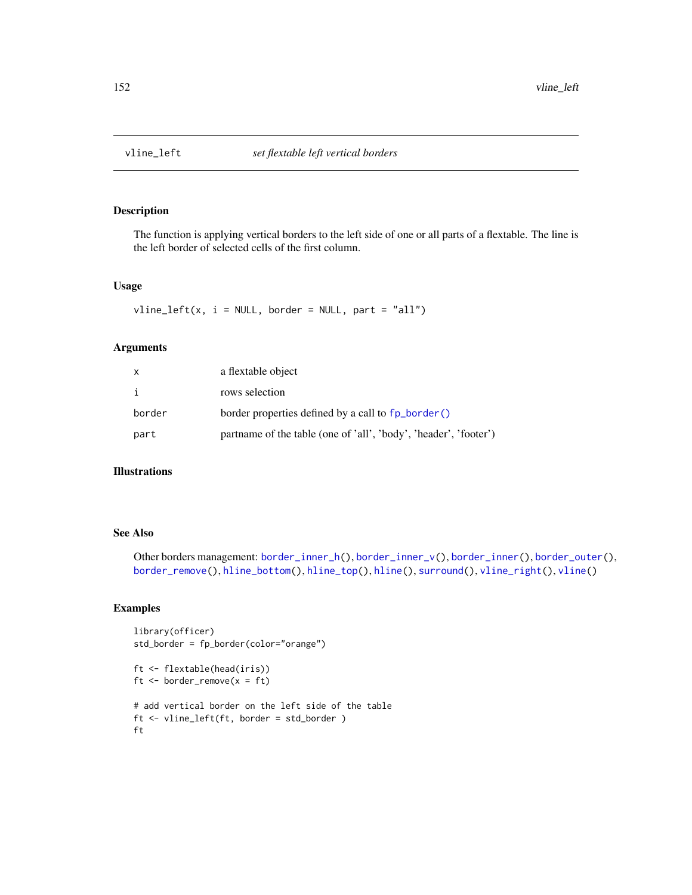# vline_left — *set flextable left vertical borders*

## Description

The function is applying vertical borders to the left side of one or all parts of a flextable. The line is the left border of selected cells of the first column.

## Usage

```
vline_left(x, i = NULL, border = NULL, part = "all")
```

## Arguments

| | |
|---|---|
| x | a flextable object |
| i | rows selection |
| border | border properties defined by a call to `fp_border()` |
| part | partname of the table (one of 'all', 'body', 'header', 'footer') |

## Illustrations

## See Also

Other borders management: `border_inner_h()`, `border_inner_v()`, `border_inner()`, `border_outer()`, `border_remove()`, `hline_bottom()`, `hline_top()`, `hline()`, `surround()`, `vline_right()`, `vline()`

## Examples

```
library(officer)
std_border = fp_border(color="orange")

ft <- flextable(head(iris))
ft <- border_remove(x = ft)

# add vertical border on the left side of the table
ft <- vline_left(ft, border = std_border )
ft
```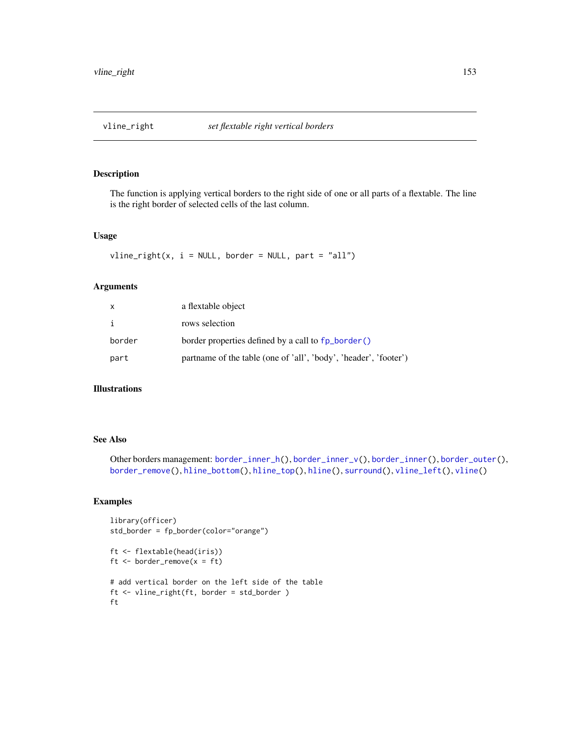## vline_right — *set flextable right vertical borders*

### Description

The function is applying vertical borders to the right side of one or all parts of a flextable. The line is the right border of selected cells of the last column.

### Usage

```
vline_right(x, i = NULL, border = NULL, part = "all")
```

### Arguments

| | |
|---|---|
| x | a flextable object |
| i | rows selection |
| border | border properties defined by a call to `fp_border()` |
| part | partname of the table (one of 'all', 'body', 'header', 'footer') |

### Illustrations

### See Also

Other borders management: `border_inner_h()`, `border_inner_v()`, `border_inner()`, `border_outer()`, `border_remove()`, `hline_bottom()`, `hline_top()`, `hline()`, `surround()`, `vline_left()`, `vline()`

### Examples

```
library(officer)
std_border = fp_border(color="orange")

ft <- flextable(head(iris))
ft <- border_remove(x = ft)

# add vertical border on the left side of the table
ft <- vline_right(ft, border = std_border )
ft
```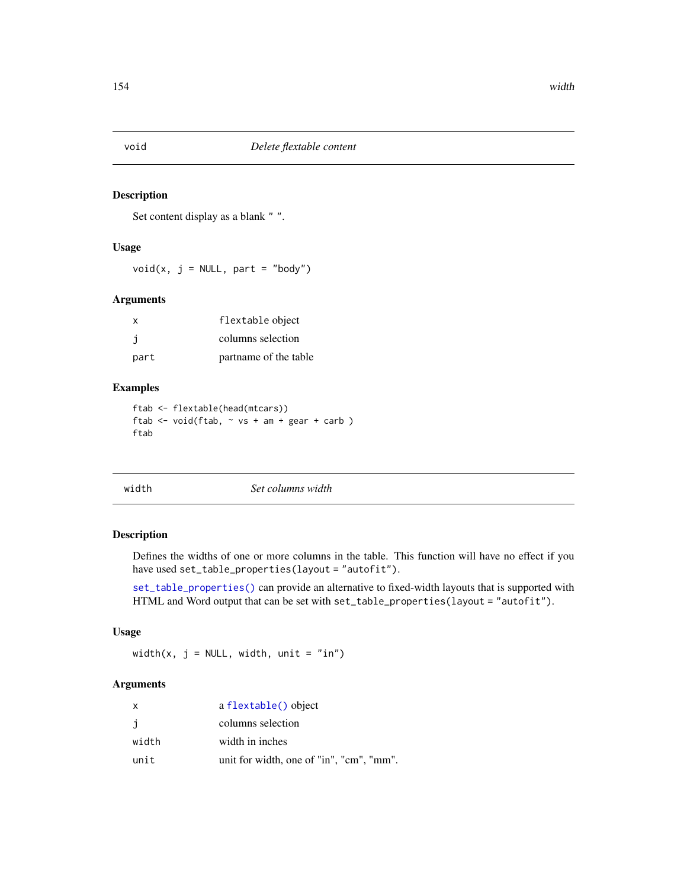## void — *Delete flextable content*

### Description

Set content display as a blank " ".

### Usage

```
void(x, j = NULL, part = "body")
```

### Arguments

| | |
|---|---|
| x | flextable object |
| j | columns selection |
| part | partname of the table |

### Examples

```
ftab <- flextable(head(mtcars))
ftab <- void(ftab, ~ vs + am + gear + carb )
ftab
```

## width — *Set columns width*

### Description

Defines the widths of one or more columns in the table. This function will have no effect if you have used `set_table_properties(layout = "autofit")`.

`set_table_properties()` can provide an alternative to fixed-width layouts that is supported with HTML and Word output that can be set with `set_table_properties(layout = "autofit")`.

### Usage

```
width(x, j = NULL, width, unit = "in")
```

### Arguments

| | |
|---|---|
| x | a `flextable()` object |
| j | columns selection |
| width | width in inches |
| unit | unit for width, one of "in", "cm", "mm". |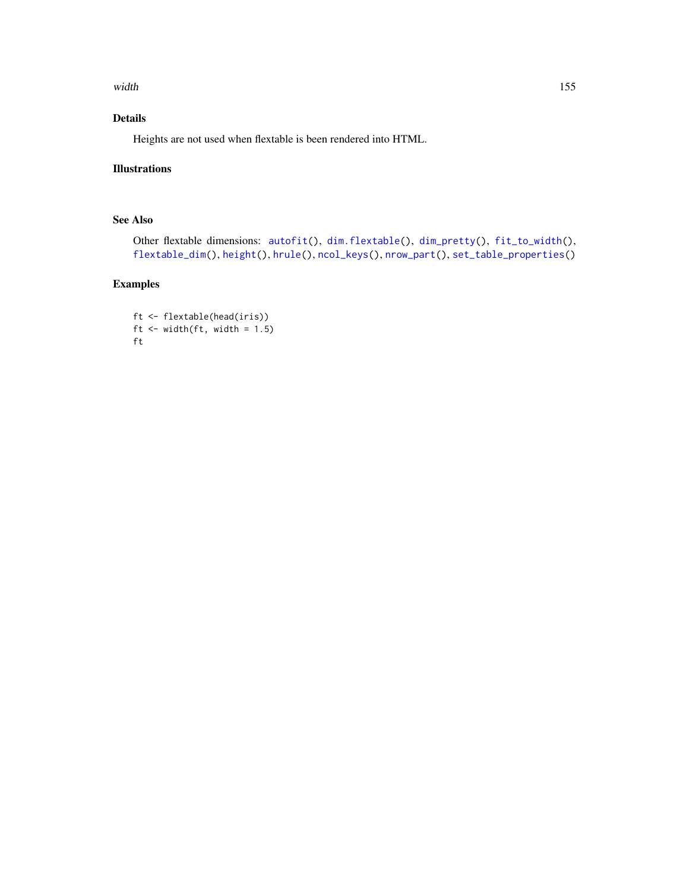## Details

Heights are not used when flextable is been rendered into HTML.

## Illustrations

## See Also

Other flextable dimensions: autofit(), dim.flextable(), dim_pretty(), fit_to_width(), flextable_dim(), height(), hrule(), ncol_keys(), nrow_part(), set_table_properties()

## Examples

```
ft <- flextable(head(iris))
ft <- width(ft, width = 1.5)
ft
```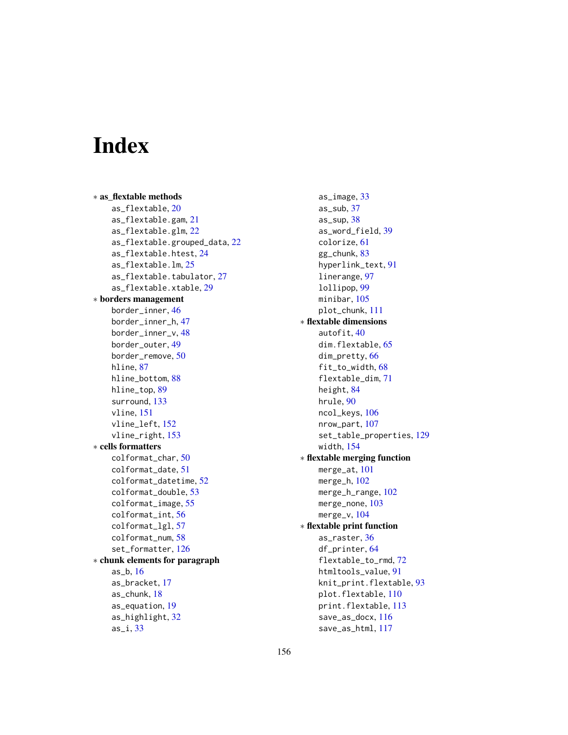# Index

* **as_flextable methods**
  - as_flextable, 20
  - as_flextable.gam, 21
  - as_flextable.glm, 22
  - as_flextable.grouped_data, 22
  - as_flextable.htest, 24
  - as_flextable.lm, 25
  - as_flextable.tabulator, 27
  - as_flextable.xtable, 29
* **borders management**
  - border_inner, 46
  - border_inner_h, 47
  - border_inner_v, 48
  - border_outer, 49
  - border_remove, 50
  - hline, 87
  - hline_bottom, 88
  - hline_top, 89
  - surround, 133
  - vline, 151
  - vline_left, 152
  - vline_right, 153
* **cells formatters**
  - colformat_char, 50
  - colformat_date, 51
  - colformat_datetime, 52
  - colformat_double, 53
  - colformat_image, 55
  - colformat_int, 56
  - colformat_lgl, 57
  - colformat_num, 58
  - set_formatter, 126
* **chunk elements for paragraph**
  - as_b, 16
  - as_bracket, 17
  - as_chunk, 18
  - as_equation, 19
  - as_highlight, 32
  - as_i, 33
  - as_image, 33
  - as_sub, 37
  - as_sup, 38
  - as_word_field, 39
  - colorize, 61
  - gg_chunk, 83
  - hyperlink_text, 91
  - linerange, 97
  - lollipop, 99
  - minibar, 105
  - plot_chunk, 111
* **flextable dimensions**
  - autofit, 40
  - dim.flextable, 65
  - dim_pretty, 66
  - fit_to_width, 68
  - flextable_dim, 71
  - height, 84
  - hrule, 90
  - ncol_keys, 106
  - nrow_part, 107
  - set_table_properties, 129
  - width, 154
* **flextable merging function**
  - merge_at, 101
  - merge_h, 102
  - merge_h_range, 102
  - merge_none, 103
  - merge_v, 104
* **flextable print function**
  - as_raster, 36
  - df_printer, 64
  - flextable_to_rmd, 72
  - htmltools_value, 91
  - knit_print.flextable, 93
  - plot.flextable, 110
  - print.flextable, 113
  - save_as_docx, 116
  - save_as_html, 117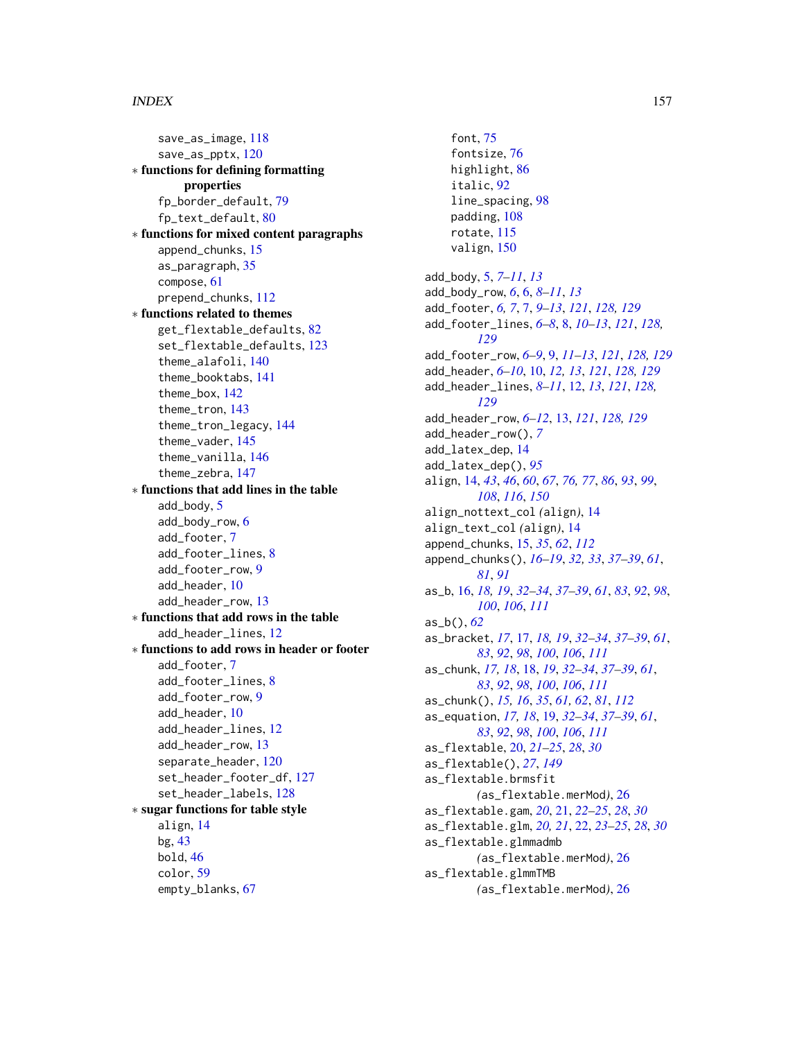save_as_image, 118
save_as_pptx, 120

* **functions for defining formatting properties**
  - fp_border_default, 79
  - fp_text_default, 80
* **functions for mixed content paragraphs**
  - append_chunks, 15
  - as_paragraph, 35
  - compose, 61
  - prepend_chunks, 112
* **functions related to themes**
  - get_flextable_defaults, 82
  - set_flextable_defaults, 123
  - theme_alafoli, 140
  - theme_booktabs, 141
  - theme_box, 142
  - theme_tron, 143
  - theme_tron_legacy, 144
  - theme_vader, 145
  - theme_vanilla, 146
  - theme_zebra, 147
* **functions that add lines in the table**
  - add_body, 5
  - add_body_row, 6
  - add_footer, 7
  - add_footer_lines, 8
  - add_footer_row, 9
  - add_header, 10
  - add_header_row, 13
* **functions that add rows in the table**
  - add_header_lines, 12
* **functions to add rows in header or footer**
  - add_footer, 7
  - add_footer_lines, 8
  - add_footer_row, 9
  - add_header, 10
  - add_header_lines, 12
  - add_header_row, 13
  - separate_header, 120
  - set_header_footer_df, 127
  - set_header_labels, 128
* **sugar functions for table style**
  - align, 14
  - bg, 43
  - bold, 46
  - color, 59
  - empty_blanks, 67
  - font, 75
  - fontsize, 76
  - highlight, 86
  - italic, 92
  - line_spacing, 98
  - padding, 108
  - rotate, 115
  - valign, 150

add_body, 5, *7–11*, *13*
add_body_row, *6*, 6, *8–11*, *13*
add_footer, *6, 7*, 7, *9–13*, *121*, *128, 129*
add_footer_lines, *6–8*, 8, *10–13*, *121*, *128, 129*
add_footer_row, *6–9*, 9, *11–13*, *121*, *128, 129*
add_header, *6–10*, 10, *12, 13*, *121*, *128, 129*
add_header_lines, *8–11*, 12, *13*, *121*, *128, 129*
add_header_row, *6–12*, 13, *121*, *128, 129*
add_header_row(), *7*
add_latex_dep, 14
add_latex_dep(), *95*
align, 14, *43*, *46*, *60*, *67*, *76, 77*, *86*, *93*, *99*, *108*, *116*, *150*
align_nottext_col *(align)*, 14
align_text_col *(align)*, 14
append_chunks, 15, *35*, *62*, *112*
append_chunks(), *16–19*, *32, 33*, *37–39*, *61*, *81*, *91*
as_b, 16, *18, 19*, *32–34*, *37–39*, *61*, *83*, *92*, *98*, *100*, *106*, *111*
as_b(), *62*
as_bracket, *17*, 17, *18, 19*, *32–34*, *37–39*, *61*, *83*, *92*, *98*, *100*, *106*, *111*
as_chunk, *17, 18*, 18, *19*, *32–34*, *37–39*, *61*, *83*, *92*, *98*, *100*, *106*, *111*
as_chunk(), *15, 16*, *35*, *61, 62*, *81*, *112*
as_equation, *17, 18*, 19, *32–34*, *37–39*, *61*, *83*, *92*, *98*, *100*, *106*, *111*
as_flextable, 20, *21–25*, *28*, *30*
as_flextable(), *27*, *149*
as_flextable.brmsfit *(as_flextable.merMod)*, 26
as_flextable.gam, *20*, 21, *22–25*, *28*, *30*
as_flextable.glm, *20, 21*, 22, *23–25*, *28*, *30*
as_flextable.glmmadmb *(as_flextable.merMod)*, 26
as_flextable.glmmTMB *(as_flextable.merMod)*, 26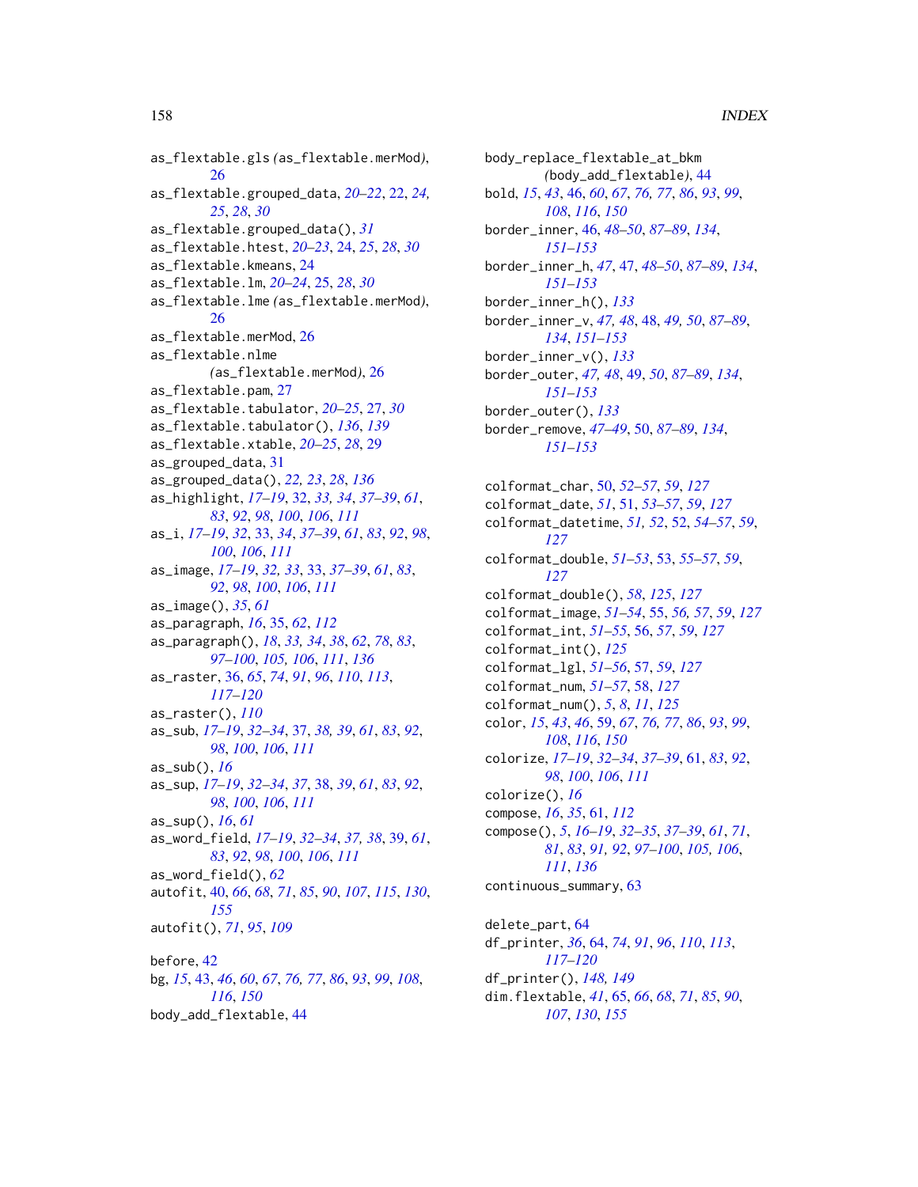as_flextable.gls *(*as_flextable.merMod*)*, 26
as_flextable.grouped_data, *20–22*, 22, *24, 25*, *28*, *30*
as_flextable.grouped_data(), *31*
as_flextable.htest, *20–23*, 24, *25*, *28*, *30*
as_flextable.kmeans, 24
as_flextable.lm, *20–24*, 25, *28*, *30*
as_flextable.lme *(*as_flextable.merMod*)*, 26
as_flextable.merMod, 26
as_flextable.nlme *(*as_flextable.merMod*)*, 26
as_flextable.pam, 27
as_flextable.tabulator, *20–25*, 27, *30*
as_flextable.tabulator(), *136*, *139*
as_flextable.xtable, *20–25*, *28*, 29
as_grouped_data, 31
as_grouped_data(), *22, 23*, *28*, *136*
as_highlight, *17–19*, 32, *33, 34*, *37–39*, *61*, *83*, *92*, *98*, *100*, *106*, *111*
as_i, *17–19*, *32*, 33, *34*, *37–39*, *61*, *83*, *92*, *98*, *100*, *106*, *111*
as_image, *17–19*, *32, 33*, 33, *37–39*, *61*, *83*, *92*, *98*, *100*, *106*, *111*
as_image(), *35*, *61*
as_paragraph, *16*, 35, *62*, *112*
as_paragraph(), *18*, *33, 34*, *38*, *62*, *78*, *83*, *97–100*, *105, 106*, *111*, *136*
as_raster, 36, *65*, *74*, *91*, *96*, *110*, *113*, *117–120*
as_raster(), *110*
as_sub, *17–19*, *32–34*, 37, *38, 39*, *61*, *83*, *92*, *98*, *100*, *106*, *111*
as_sub(), *16*
as_sup, *17–19*, *32–34*, *37*, 38, *39*, *61*, *83*, *92*, *98*, *100*, *106*, *111*
as_sup(), *16*, *61*
as_word_field, *17–19*, *32–34*, *37, 38*, 39, *61*, *83*, *92*, *98*, *100*, *106*, *111*
as_word_field(), *62*
autofit, 40, *66*, *68*, *71*, *85*, *90*, *107*, *115*, *130*, *155*
autofit(), *71*, *95*, *109*

before, 42
bg, *15*, 43, *46*, *60*, *67*, *76, 77*, *86*, *93*, *99*, *108*, *116*, *150*
body_add_flextable, 44
body_replace_flextable_at_bkm *(*body_add_flextable*)*, 44
bold, *15*, *43*, 46, *60*, *67*, *76, 77*, *86*, *93*, *99*, *108*, *116*, *150*
border_inner, 46, *48–50*, *87–89*, *134*, *151–153*
border_inner_h, *47*, 47, *48–50*, *87–89*, *134*, *151–153*
border_inner_h(), *133*
border_inner_v, *47, 48*, 48, *49, 50*, *87–89*, *134*, *151–153*
border_inner_v(), *133*
border_outer, *47, 48*, 49, *50*, *87–89*, *134*, *151–153*
border_outer(), *133*
border_remove, *47–49*, 50, *87–89*, *134*, *151–153*

colformat_char, 50, *52–57*, *59*, *127*
colformat_date, *51*, 51, *53–57*, *59*, *127*
colformat_datetime, *51, 52*, 52, *54–57*, *59*, *127*
colformat_double, *51–53*, 53, *55–57*, *59*, *127*
colformat_double(), *58*, *125*, *127*
colformat_image, *51–54*, 55, *56, 57*, *59*, *127*
colformat_int, *51–55*, 56, *57*, *59*, *127*
colformat_int(), *125*
colformat_lgl, *51–56*, 57, *59*, *127*
colformat_num, *51–57*, 58, *127*
colformat_num(), *5*, *8*, *11*, *125*
color, *15*, *43*, *46*, 59, *67*, *76, 77*, *86*, *93*, *99*, *108*, *116*, *150*
colorize, *17–19*, *32–34*, *37–39*, 61, *83*, *92*, *98*, *100*, *106*, *111*
colorize(), *16*
compose, *16*, *35*, 61, *112*
compose(), *5*, *16–19*, *32–35*, *37–39*, *61*, *71*, *81*, *83*, *91, 92*, *97–100*, *105, 106*, *111*, *136*
continuous_summary, 63

delete_part, 64
df_printer, *36*, 64, *74*, *91*, *96*, *110*, *113*, *117–120*
df_printer(), *148, 149*
dim.flextable, *41*, 65, *66*, *68*, *71*, *85*, *90*, *107*, *130*, *155*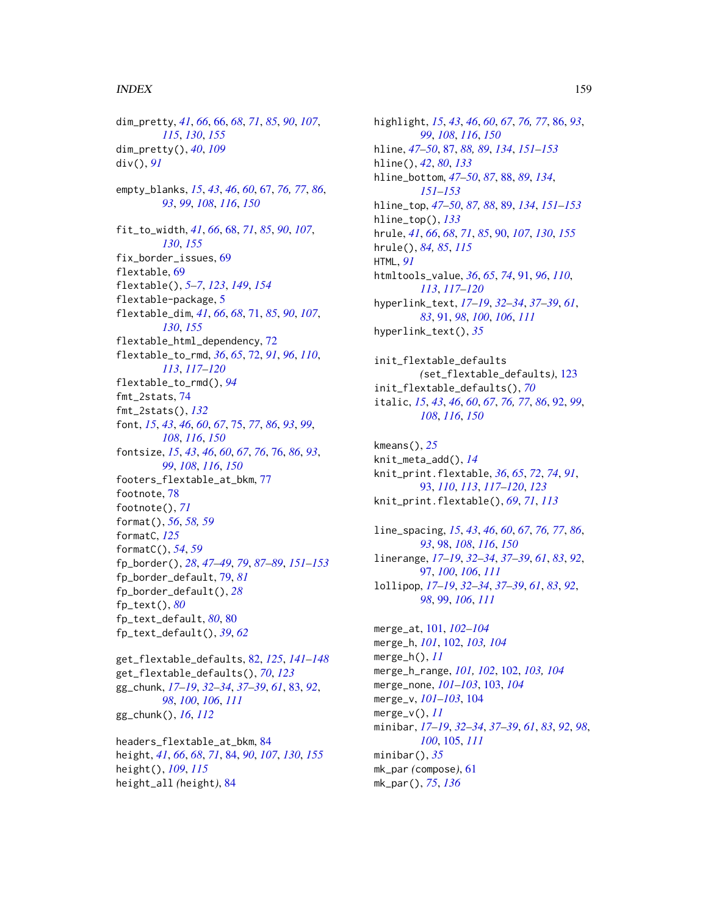dim_pretty, *41*, *66*, 66, *68*, *71*, *85*, *90*, *107*, *115*, *130*, *155*
dim_pretty(), *40*, *109*
div(), *91*

empty_blanks, *15*, *43*, *46*, *60*, 67, *76, 77*, *86*, *93*, *99*, *108*, *116*, *150*

fit_to_width, *41*, *66*, 68, *71*, *85*, *90*, *107*, *130*, *155*
fix_border_issues, 69
flextable, 69
flextable(), *5–7*, *123*, *149*, *154*
flextable-package, 5
flextable_dim, *41*, *66*, *68*, 71, *85*, *90*, *107*, *130*, *155*
flextable_html_dependency, 72
flextable_to_rmd, *36*, *65*, 72, *91*, *96*, *110*, *113*, *117–120*
flextable_to_rmd(), *94*
fmt_2stats, 74
fmt_2stats(), *132*
font, *15*, *43*, *46*, *60*, *67*, 75, *77*, *86*, *93*, *99*, *108*, *116*, *150*
fontsize, *15*, *43*, *46*, *60*, *67*, *76*, 76, *86*, *93*, *99*, *108*, *116*, *150*
footers_flextable_at_bkm, 77
footnote, 78
footnote(), *71*
format(), *56*, *58, 59*
formatC, *125*
formatC(), *54*, *59*
fp_border(), *28*, *47–49*, *79*, *87–89*, *151–153*
fp_border_default, 79, *81*
fp_border_default(), *28*
fp_text(), *80*
fp_text_default, *80*, 80
fp_text_default(), *39*, *62*

get_flextable_defaults, 82, *125*, *141–148*
get_flextable_defaults(), *70*, *123*
gg_chunk, *17–19*, *32–34*, *37–39*, *61*, 83, *92*, *98*, *100*, *106*, *111*
gg_chunk(), *16*, *112*

headers_flextable_at_bkm, 84
height, *41*, *66*, *68*, *71*, 84, *90*, *107*, *130*, *155*
height(), *109*, *115*
height_all *(height)*, 84

highlight, *15*, *43*, *46*, *60*, *67*, *76, 77*, 86, *93*, *99*, *108*, *116*, *150*
hline, *47–50*, 87, *88, 89*, *134*, *151–153*
hline(), *42*, *80*, *133*
hline_bottom, *47–50*, *87*, 88, *89*, *134*, *151–153*
hline_top, *47–50*, *87, 88*, 89, *134*, *151–153*
hline_top(), *133*
hrule, *41*, *66*, *68*, *71*, *85*, 90, *107*, *130*, *155*
hrule(), *84, 85*, *115*
HTML, *91*
htmltools_value, *36*, *65*, *74*, 91, *96*, *110*, *113*, *117–120*
hyperlink_text, *17–19*, *32–34*, *37–39*, *61*, *83*, 91, *98*, *100*, *106*, *111*
hyperlink_text(), *35*

init_flextable_defaults *(set_flextable_defaults)*, 123
init_flextable_defaults(), *70*
italic, *15*, *43*, *46*, *60*, *67*, *76, 77*, *86*, 92, *99*, *108*, *116*, *150*

kmeans(), *25*
knit_meta_add(), *14*
knit_print.flextable, *36*, *65*, *72*, *74*, *91*, *93*, *110*, *113*, *117–120*, *123*
knit_print.flextable(), *69*, *71*, *113*

line_spacing, *15*, *43*, *46*, *60*, *67*, *76, 77*, *86*, *93*, 98, *108*, *116*, *150*
linerange, *17–19*, *32–34*, *37–39*, *61*, *83*, *92*, *97*, *100*, *106*, *111*
lollipop, *17–19*, *32–34*, *37–39*, *61*, *83*, *92*, *98*, 99, *106*, *111*

merge_at, 101, *102–104*
merge_h, *101*, 102, *103, 104*
merge_h(), *11*
merge_h_range, *101, 102*, 102, *103, 104*
merge_none, *101–103*, 103, *104*
merge_v, *101–103*, 104
merge_v(), *11*
minibar, *17–19*, *32–34*, *37–39*, *61*, *83*, *92*, *98*, *100*, 105, *111*
minibar(), *35*
mk_par *(compose)*, 61
mk_par(), *75*, *136*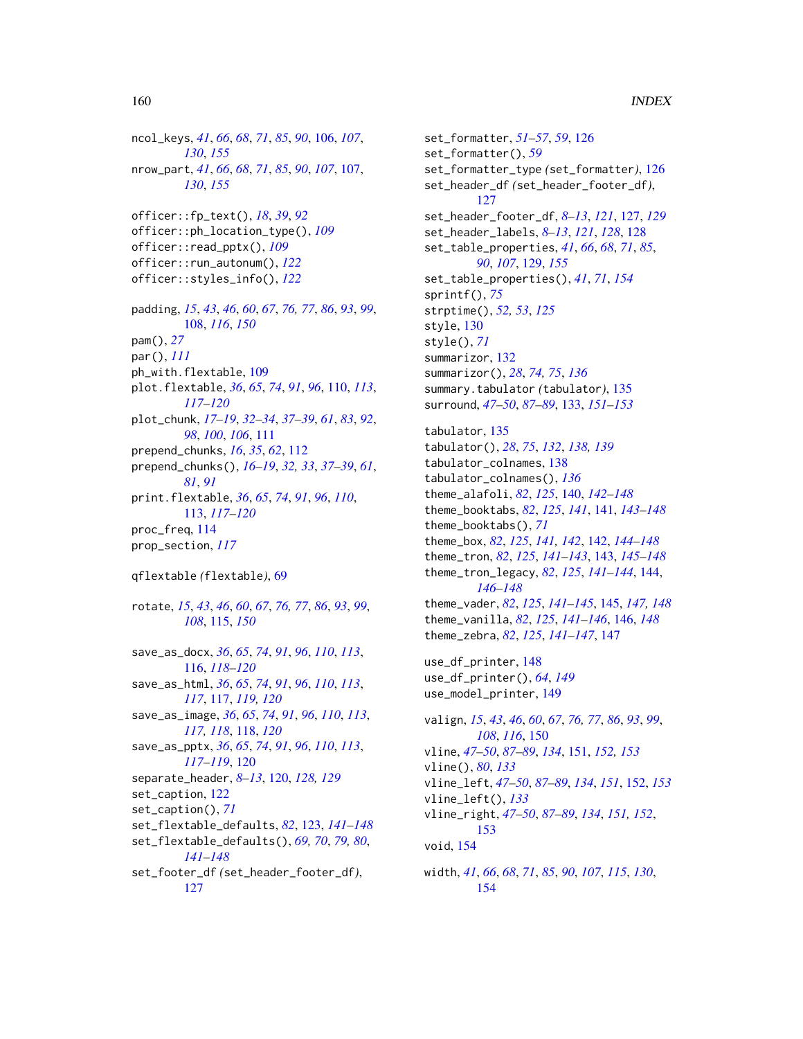ncol_keys, *41*, *66*, *68*, *71*, *85*, *90*, 106, *107*, *130*, *155*
nrow_part, *41*, *66*, *68*, *71*, *85*, *90*, *107*, 107, *130*, *155*

officer::fp_text(), *18*, *39*, *92*
officer::ph_location_type(), *109*
officer::read_pptx(), *109*
officer::run_autonum(), *122*
officer::styles_info(), *122*

padding, *15*, *43*, *46*, *60*, *67*, *76, 77*, *86*, *93*, *99*, 108, *116*, *150*
pam(), *27*
par(), *111*
ph_with.flextable, 109
plot.flextable, *36*, *65*, *74*, *91*, *96*, 110, *113*, *117–120*
plot_chunk, *17–19*, *32–34*, *37–39*, *61*, *83*, *92*, *98*, *100*, *106*, 111
prepend_chunks, *16*, *35*, *62*, 112
prepend_chunks(), *16–19*, *32, 33*, *37–39*, *61*, *81*, *91*
print.flextable, *36*, *65*, *74*, *91*, *96*, *110*, 113, *117–120*
proc_freq, 114
prop_section, *117*

qflextable *(*flextable*)*, 69

rotate, *15*, *43*, *46*, *60*, *67*, *76, 77*, *86*, *93*, *99*, *108*, 115, *150*

save_as_docx, *36*, *65*, *74*, *91*, *96*, *110*, *113*, 116, *118–120*
save_as_html, *36*, *65*, *74*, *91*, *96*, *110*, *113*, *117*, 117, *119, 120*
save_as_image, *36*, *65*, *74*, *91*, *96*, *110*, *113*, *117, 118*, 118, *120*
save_as_pptx, *36*, *65*, *74*, *91*, *96*, *110*, *113*, *117–119*, 120
separate_header, *8–13*, 120, *128, 129*
set_caption, 122
set_caption(), *71*
set_flextable_defaults, *82*, 123, *141–148*
set_flextable_defaults(), *69, 70*, *79, 80*, *141–148*
set_footer_df *(*set_header_footer_df*)*, 127
set_formatter, *51–57*, *59*, 126
set_formatter(), *59*
set_formatter_type *(*set_formatter*)*, 126
set_header_df *(*set_header_footer_df*)*, 127
set_header_footer_df, *8–13*, *121*, 127, *129*
set_header_labels, *8–13*, *121*, *128*, 128
set_table_properties, *41*, *66*, *68*, *71*, *85*, *90*, *107*, 129, *155*
set_table_properties(), *41*, *71*, *154*
sprintf(), *75*
strptime(), *52, 53*, *125*
style, 130
style(), *71*
summarizor, 132
summarizor(), *28*, *74, 75*, *136*
summary.tabulator *(*tabulator*)*, 135
surround, *47–50*, *87–89*, 133, *151–153*

tabulator, 135
tabulator(), *28*, *75*, *132*, *138, 139*
tabulator_colnames, 138
tabulator_colnames(), *136*
theme_alafoli, *82*, *125*, 140, *142–148*
theme_booktabs, *82*, *125*, *141*, 141, *143–148*
theme_booktabs(), *71*
theme_box, *82*, *125*, *141, 142*, 142, *144–148*
theme_tron, *82*, *125*, *141–143*, 143, *145–148*
theme_tron_legacy, *82*, *125*, *141–144*, 144, *146–148*
theme_vader, *82*, *125*, *141–145*, 145, *147, 148*
theme_vanilla, *82*, *125*, *141–146*, 146, *148*
theme_zebra, *82*, *125*, *141–147*, 147

use_df_printer, 148
use_df_printer(), *64*, *149*
use_model_printer, 149

valign, *15*, *43*, *46*, *60*, *67*, *76, 77*, *86*, *93*, *99*, *108*, *116*, 150
vline, *47–50*, *87–89*, *134*, 151, *152, 153*
vline(), *80*, *133*
vline_left, *47–50*, *87–89*, *134*, *151*, 152, *153*
vline_left(), *133*
vline_right, *47–50*, *87–89*, *134*, *151, 152*, 153
void, 154

width, *41*, *66*, *68*, *71*, *85*, *90*, *107*, *115*, *130*, 154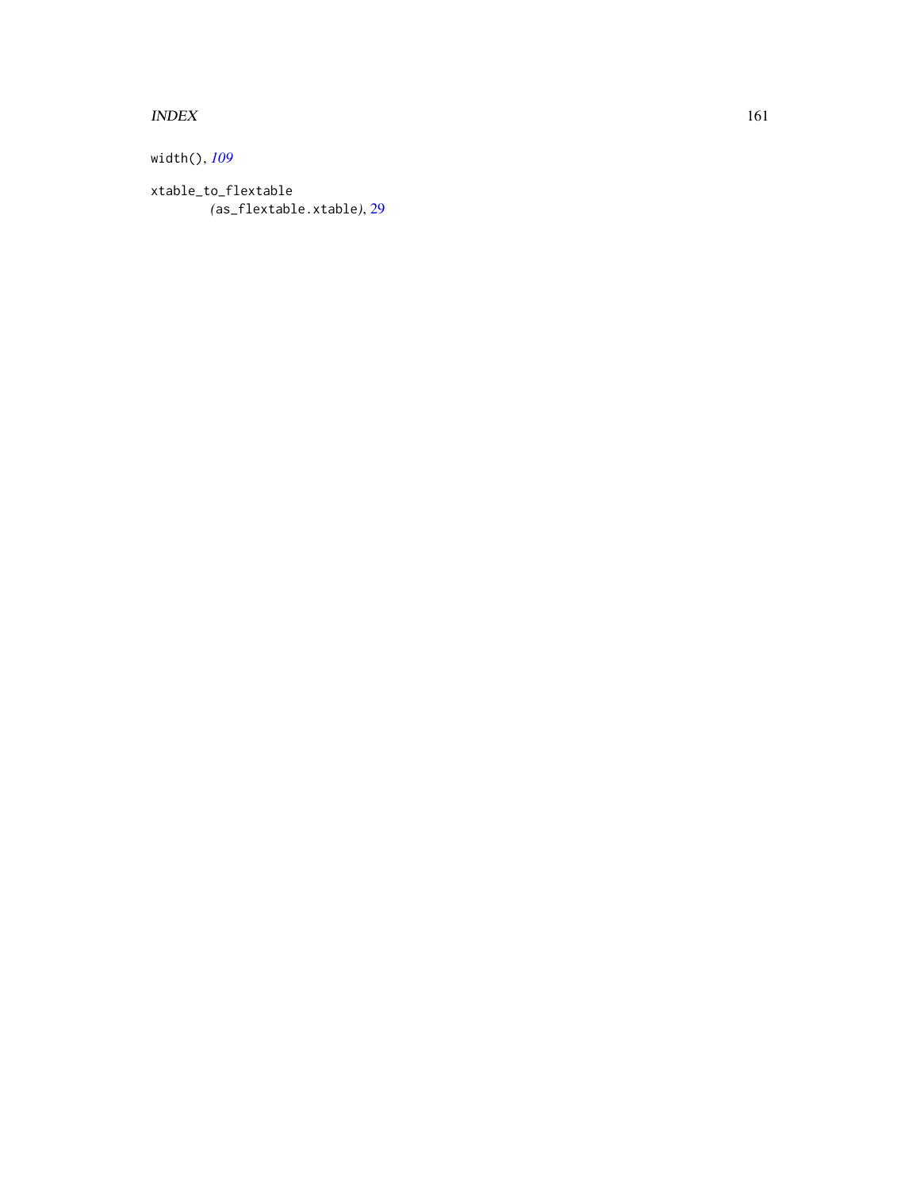width(), *109*

xtable_to_flextable
        (as_flextable.xtable), 29